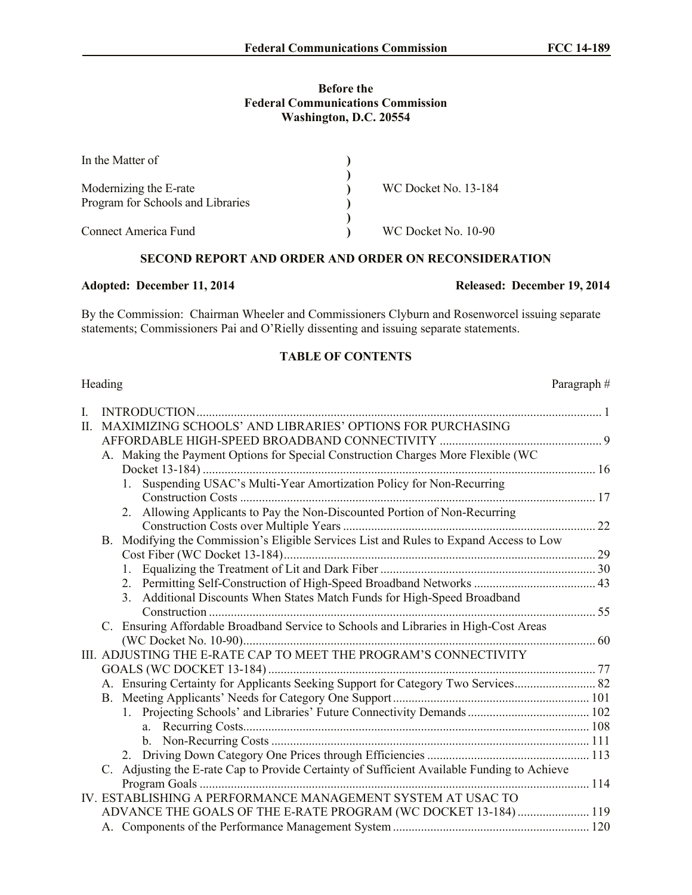**Before the**
**Federal Communications Commission**
**Washington, D.C. 20554**

| | | |
|---|---|---|
| In the Matter of | ) | |
| | ) | |
| Modernizing the E-rate Program for Schools and Libraries | ) | WC Docket No. 13-184 |
| | ) | |
| Connect America Fund | ) | WC Docket No. 10-90 |

**SECOND REPORT AND ORDER AND ORDER ON RECONSIDERATION**

**Adopted: December 11, 2014** **Released: December 19, 2014**

By the Commission: Chairman Wheeler and Commissioners Clyburn and Rosenworcel issuing separate statements; Commissioners Pai and O'Rielly dissenting and issuing separate statements.

**TABLE OF CONTENTS**

| Heading | Paragraph # |
|---|---|
| I. INTRODUCTION | 1 |
| II. MAXIMIZING SCHOOLS' AND LIBRARIES' OPTIONS FOR PURCHASING AFFORDABLE HIGH-SPEED BROADBAND CONNECTIVITY | 9 |
| A. Making the Payment Options for Special Construction Charges More Flexible (WC Docket 13-184) | 16 |
| 1. Suspending USAC's Multi-Year Amortization Policy for Non-Recurring Construction Costs | 17 |
| 2. Allowing Applicants to Pay the Non-Discounted Portion of Non-Recurring Construction Costs over Multiple Years | 22 |
| B. Modifying the Commission's Eligible Services List and Rules to Expand Access to Low Cost Fiber (WC Docket 13-184) | 29 |
| 1. Equalizing the Treatment of Lit and Dark Fiber | 30 |
| 2. Permitting Self-Construction of High-Speed Broadband Networks | 43 |
| 3. Additional Discounts When States Match Funds for High-Speed Broadband Construction | 55 |
| C. Ensuring Affordable Broadband Service to Schools and Libraries in High-Cost Areas (WC Docket No. 10-90) | 60 |
| III. ADJUSTING THE E-RATE CAP TO MEET THE PROGRAM'S CONNECTIVITY GOALS (WC DOCKET 13-184) | 77 |
| A. Ensuring Certainty for Applicants Seeking Support for Category Two Services | 82 |
| B. Meeting Applicants' Needs for Category One Support | 101 |
| 1. Projecting Schools' and Libraries' Future Connectivity Demands | 102 |
| a. Recurring Costs | 108 |
| b. Non-Recurring Costs | 111 |
| 2. Driving Down Category One Prices through Efficiencies | 113 |
| C. Adjusting the E-rate Cap to Provide Certainty of Sufficient Available Funding to Achieve Program Goals | 114 |
| IV. ESTABLISHING A PERFORMANCE MANAGEMENT SYSTEM AT USAC TO ADVANCE THE GOALS OF THE E-RATE PROGRAM (WC DOCKET 13-184) | 119 |
| A. Components of the Performance Management System | 120 |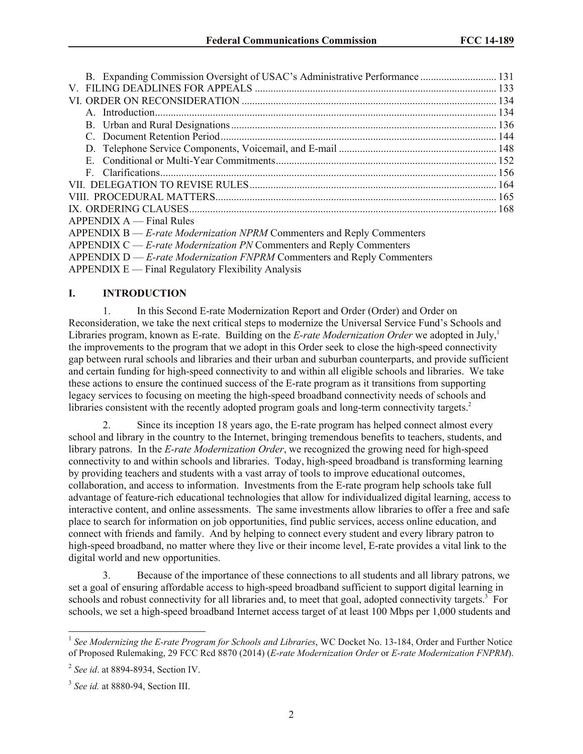B. Expanding Commission Oversight of USAC's Administrative Performance ............................ 131
V. FILING DEADLINES FOR APPEALS ............................................................................................ 133
VI. ORDER ON RECONSIDERATION ................................................................................................ 134
A. Introduction................................................................................................................................ 134
B. Urban and Rural Designations .................................................................................................... 136
C. Document Retention Period........................................................................................................ 144
D. Telephone Service Components, Voicemail, and E-mail ........................................................... 148
E. Conditional or Multi-Year Commitments................................................................................... 152
F. Clarifications............................................................................................................................... 156
VII. DELEGATION TO REVISE RULES............................................................................................. 164
VIII. PROCEDURAL MATTERS.......................................................................................................... 165
IX. ORDERING CLAUSES.................................................................................................................... 168
APPENDIX A — Final Rules
APPENDIX B — *E-rate Modernization NPRM* Commenters and Reply Commenters
APPENDIX C — *E-rate Modernization PN* Commenters and Reply Commenters
APPENDIX D — *E-rate Modernization FNPRM* Commenters and Reply Commenters
APPENDIX E — Final Regulatory Flexibility Analysis

## I. INTRODUCTION

1. In this Second E-rate Modernization Report and Order (Order) and Order on Reconsideration, we take the next critical steps to modernize the Universal Service Fund's Schools and Libraries program, known as E-rate. Building on the *E-rate Modernization Order* we adopted in July,[1] the improvements to the program that we adopt in this Order seek to close the high-speed connectivity gap between rural schools and libraries and their urban and suburban counterparts, and provide sufficient and certain funding for high-speed connectivity to and within all eligible schools and libraries. We take these actions to ensure the continued success of the E-rate program as it transitions from supporting legacy services to focusing on meeting the high-speed broadband connectivity needs of schools and libraries consistent with the recently adopted program goals and long-term connectivity targets.[2]

2. Since its inception 18 years ago, the E-rate program has helped connect almost every school and library in the country to the Internet, bringing tremendous benefits to teachers, students, and library patrons. In the *E-rate Modernization Order*, we recognized the growing need for high-speed connectivity to and within schools and libraries. Today, high-speed broadband is transforming learning by providing teachers and students with a vast array of tools to improve educational outcomes, collaboration, and access to information. Investments from the E-rate program help schools take full advantage of feature-rich educational technologies that allow for individualized digital learning, access to interactive content, and online assessments. The same investments allow libraries to offer a free and safe place to search for information on job opportunities, find public services, access online education, and connect with friends and family. And by helping to connect every student and every library patron to high-speed broadband, no matter where they live or their income level, E-rate provides a vital link to the digital world and new opportunities.

3. Because of the importance of these connections to all students and all library patrons, we set a goal of ensuring affordable access to high-speed broadband sufficient to support digital learning in schools and robust connectivity for all libraries and, to meet that goal, adopted connectivity targets.[3] For schools, we set a high-speed broadband Internet access target of at least 100 Mbps per 1,000 students and

---

[1] *See Modernizing the E-rate Program for Schools and Libraries*, WC Docket No. 13-184, Order and Further Notice of Proposed Rulemaking, 29 FCC Rcd 8870 (2014) (*E-rate Modernization Order* or *E-rate Modernization FNPRM*).

[2] *See id*. at 8894-8934, Section IV.

[3] *See id.* at 8880-94, Section III.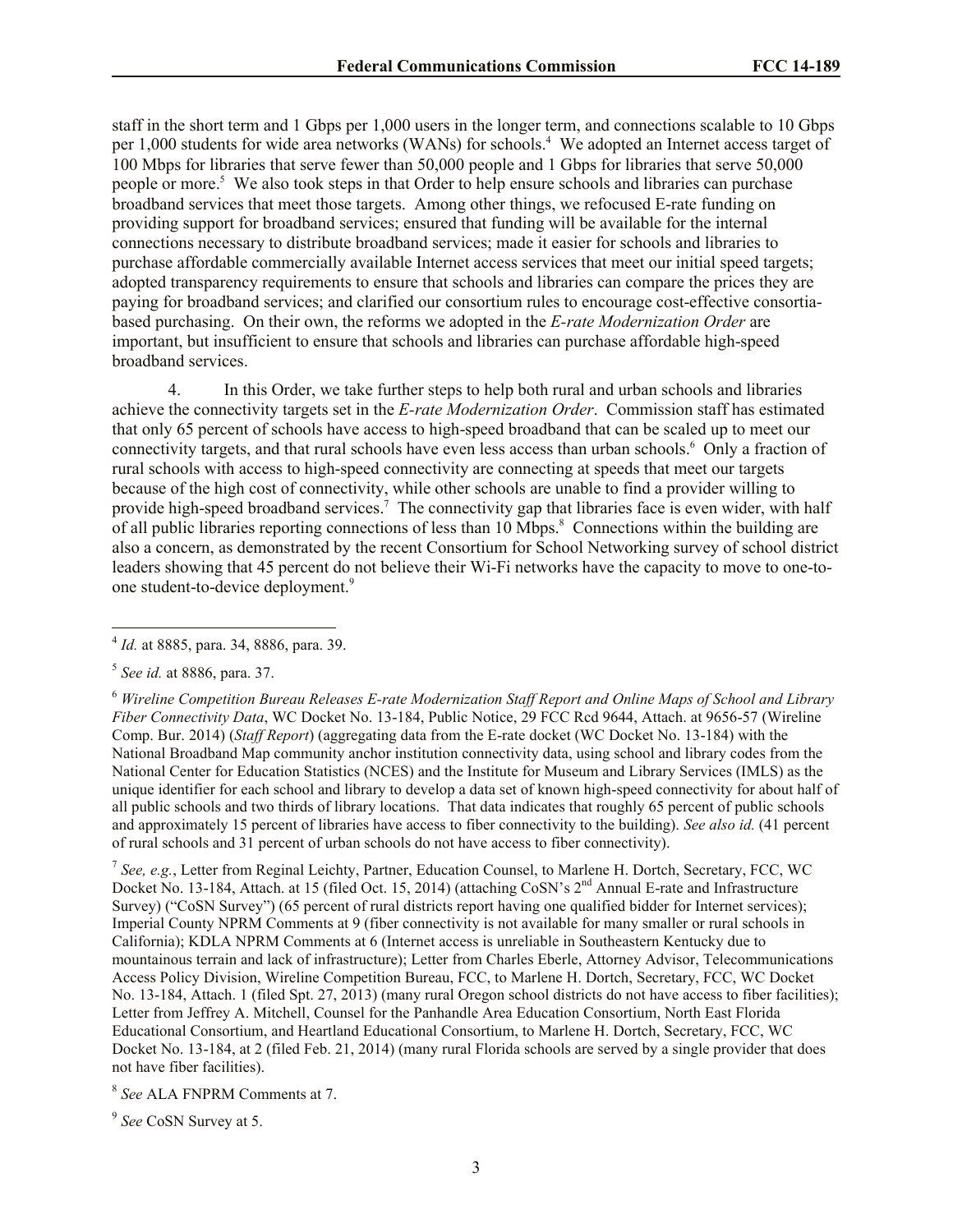staff in the short term and 1 Gbps per 1,000 users in the longer term, and connections scalable to 10 Gbps per 1,000 students for wide area networks (WANs) for schools.[4] We adopted an Internet access target of 100 Mbps for libraries that serve fewer than 50,000 people and 1 Gbps for libraries that serve 50,000 people or more.[5] We also took steps in that Order to help ensure schools and libraries can purchase broadband services that meet those targets. Among other things, we refocused E-rate funding on providing support for broadband services; ensured that funding will be available for the internal connections necessary to distribute broadband services; made it easier for schools and libraries to purchase affordable commercially available Internet access services that meet our initial speed targets; adopted transparency requirements to ensure that schools and libraries can compare the prices they are paying for broadband services; and clarified our consortium rules to encourage cost-effective consortia-based purchasing. On their own, the reforms we adopted in the *E-rate Modernization Order* are important, but insufficient to ensure that schools and libraries can purchase affordable high-speed broadband services.

4. In this Order, we take further steps to help both rural and urban schools and libraries achieve the connectivity targets set in the *E-rate Modernization Order*. Commission staff has estimated that only 65 percent of schools have access to high-speed broadband that can be scaled up to meet our connectivity targets, and that rural schools have even less access than urban schools.[6] Only a fraction of rural schools with access to high-speed connectivity are connecting at speeds that meet our targets because of the high cost of connectivity, while other schools are unable to find a provider willing to provide high-speed broadband services.[7] The connectivity gap that libraries face is even wider, with half of all public libraries reporting connections of less than 10 Mbps.[8] Connections within the building are also a concern, as demonstrated by the recent Consortium for School Networking survey of school district leaders showing that 45 percent do not believe their Wi-Fi networks have the capacity to move to one-to-one student-to-device deployment.[9]

---

[4] *Id.* at 8885, para. 34, 8886, para. 39.

[5] *See id.* at 8886, para. 37.

[6] *Wireline Competition Bureau Releases E-rate Modernization Staff Report and Online Maps of School and Library Fiber Connectivity Data*, WC Docket No. 13-184, Public Notice, 29 FCC Rcd 9644, Attach. at 9656-57 (Wireline Comp. Bur. 2014) (*Staff Report*) (aggregating data from the E-rate docket (WC Docket No. 13-184) with the National Broadband Map community anchor institution connectivity data, using school and library codes from the National Center for Education Statistics (NCES) and the Institute for Museum and Library Services (IMLS) as the unique identifier for each school and library to develop a data set of known high-speed connectivity for about half of all public schools and two thirds of library locations. That data indicates that roughly 65 percent of public schools and approximately 15 percent of libraries have access to fiber connectivity to the building). *See also id.* (41 percent of rural schools and 31 percent of urban schools do not have access to fiber connectivity).

[7] *See, e.g.*, Letter from Reginal Leichty, Partner, Education Counsel, to Marlene H. Dortch, Secretary, FCC, WC Docket No. 13-184, Attach. at 15 (filed Oct. 15, 2014) (attaching CoSN's 2nd Annual E-rate and Infrastructure Survey) ("CoSN Survey") (65 percent of rural districts report having one qualified bidder for Internet services); Imperial County NPRM Comments at 9 (fiber connectivity is not available for many smaller or rural schools in California); KDLA NPRM Comments at 6 (Internet access is unreliable in Southeastern Kentucky due to mountainous terrain and lack of infrastructure); Letter from Charles Eberle, Attorney Advisor, Telecommunications Access Policy Division, Wireline Competition Bureau, FCC, to Marlene H. Dortch, Secretary, FCC, WC Docket No. 13-184, Attach. 1 (filed Spt. 27, 2013) (many rural Oregon school districts do not have access to fiber facilities); Letter from Jeffrey A. Mitchell, Counsel for the Panhandle Area Education Consortium, North East Florida Educational Consortium, and Heartland Educational Consortium, to Marlene H. Dortch, Secretary, FCC, WC Docket No. 13-184, at 2 (filed Feb. 21, 2014) (many rural Florida schools are served by a single provider that does not have fiber facilities).

[8] *See* ALA FNPRM Comments at 7.

[9] *See* CoSN Survey at 5.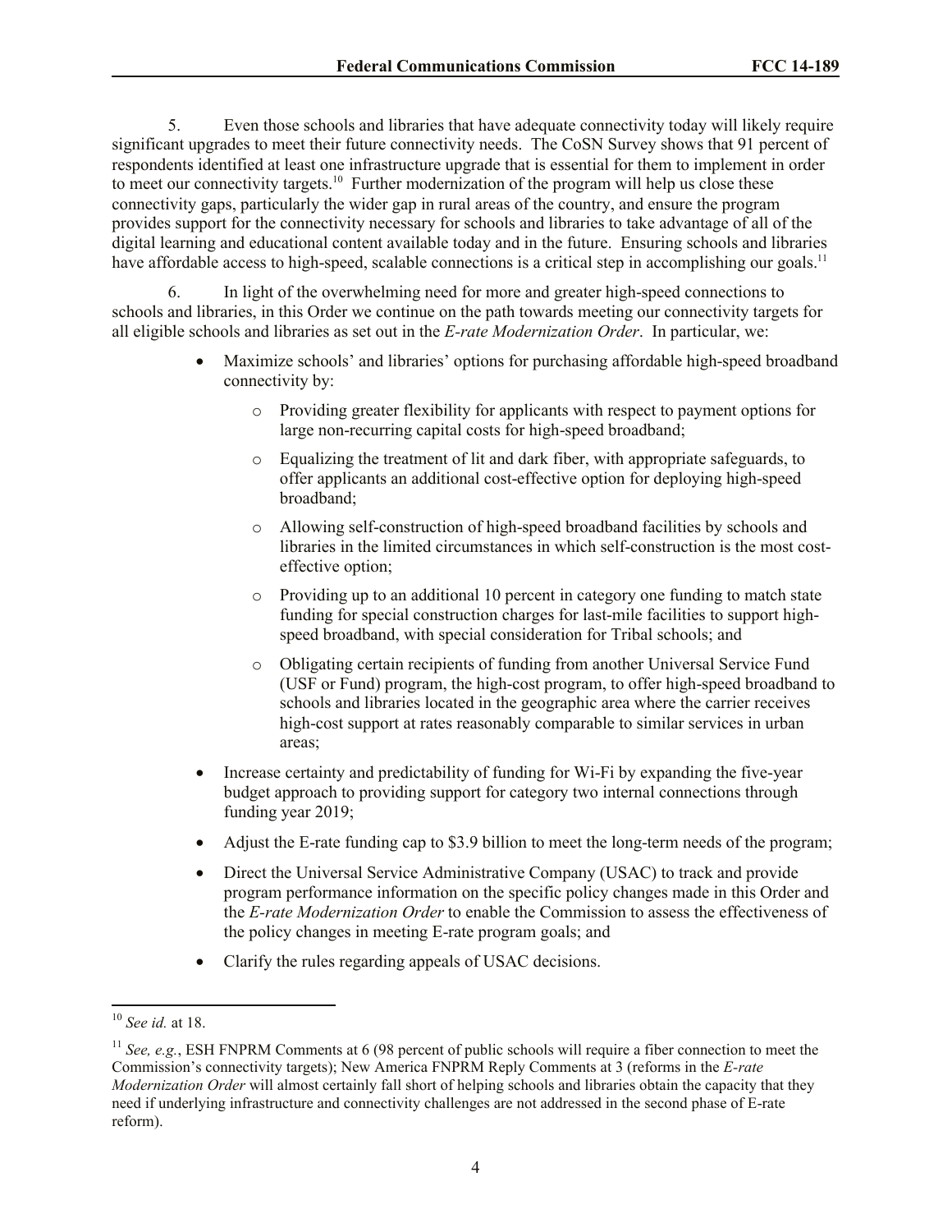5. Even those schools and libraries that have adequate connectivity today will likely require significant upgrades to meet their future connectivity needs. The CoSN Survey shows that 91 percent of respondents identified at least one infrastructure upgrade that is essential for them to implement in order to meet our connectivity targets.[10] Further modernization of the program will help us close these connectivity gaps, particularly the wider gap in rural areas of the country, and ensure the program provides support for the connectivity necessary for schools and libraries to take advantage of all of the digital learning and educational content available today and in the future. Ensuring schools and libraries have affordable access to high-speed, scalable connections is a critical step in accomplishing our goals.[11]

6. In light of the overwhelming need for more and greater high-speed connections to schools and libraries, in this Order we continue on the path towards meeting our connectivity targets for all eligible schools and libraries as set out in the *E-rate Modernization Order*. In particular, we:

- Maximize schools' and libraries' options for purchasing affordable high-speed broadband connectivity by:
  - Providing greater flexibility for applicants with respect to payment options for large non-recurring capital costs for high-speed broadband;
  - Equalizing the treatment of lit and dark fiber, with appropriate safeguards, to offer applicants an additional cost-effective option for deploying high-speed broadband;
  - Allowing self-construction of high-speed broadband facilities by schools and libraries in the limited circumstances in which self-construction is the most cost-effective option;
  - Providing up to an additional 10 percent in category one funding to match state funding for special construction charges for last-mile facilities to support high-speed broadband, with special consideration for Tribal schools; and
  - Obligating certain recipients of funding from another Universal Service Fund (USF or Fund) program, the high-cost program, to offer high-speed broadband to schools and libraries located in the geographic area where the carrier receives high-cost support at rates reasonably comparable to similar services in urban areas;
- Increase certainty and predictability of funding for Wi-Fi by expanding the five-year budget approach to providing support for category two internal connections through funding year 2019;
- Adjust the E-rate funding cap to $3.9 billion to meet the long-term needs of the program;
- Direct the Universal Service Administrative Company (USAC) to track and provide program performance information on the specific policy changes made in this Order and the *E-rate Modernization Order* to enable the Commission to assess the effectiveness of the policy changes in meeting E-rate program goals; and
- Clarify the rules regarding appeals of USAC decisions.

---

[10] *See id.* at 18.

[11] *See, e.g.*, ESH FNPRM Comments at 6 (98 percent of public schools will require a fiber connection to meet the Commission's connectivity targets); New America FNPRM Reply Comments at 3 (reforms in the *E-rate Modernization Order* will almost certainly fall short of helping schools and libraries obtain the capacity that they need if underlying infrastructure and connectivity challenges are not addressed in the second phase of E-rate reform).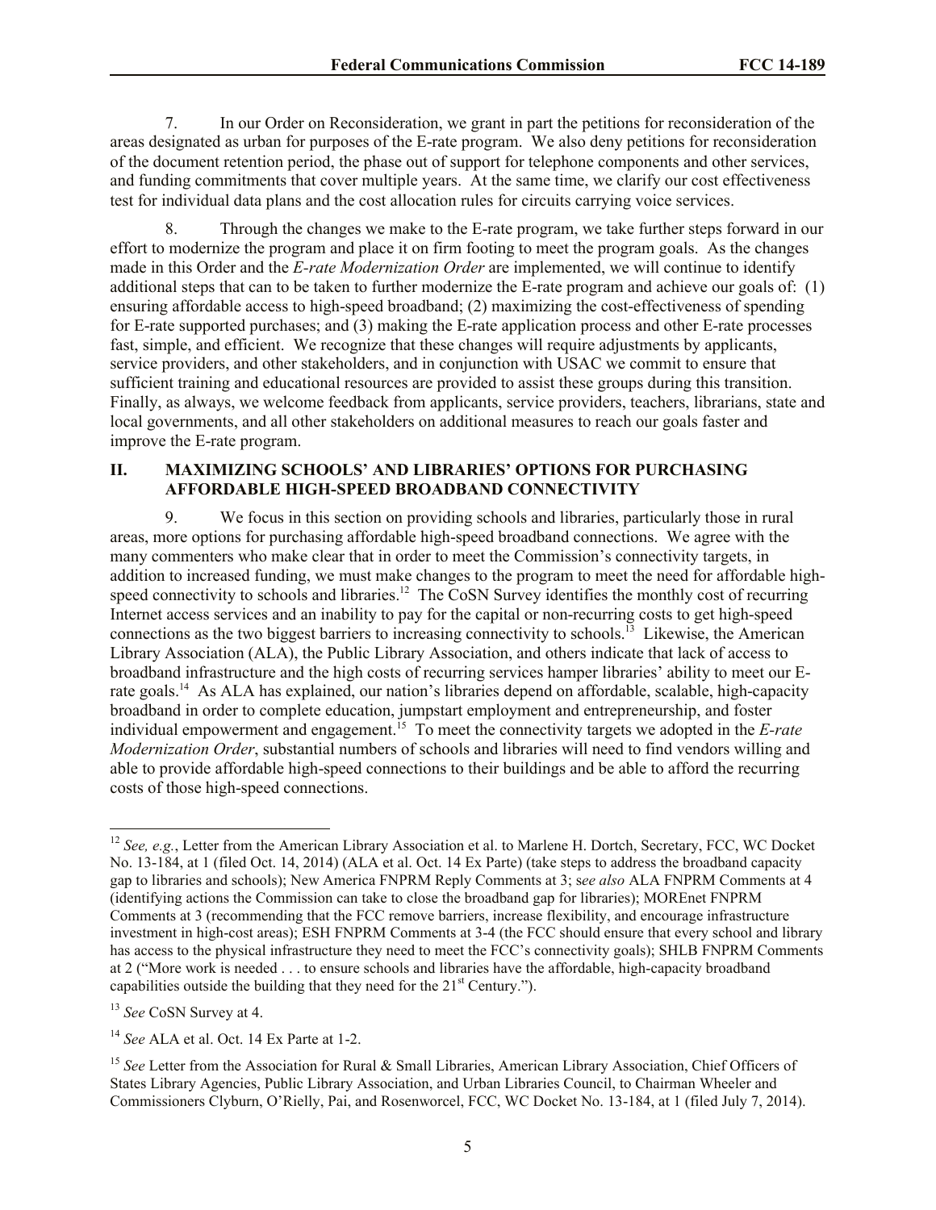7. In our Order on Reconsideration, we grant in part the petitions for reconsideration of the areas designated as urban for purposes of the E-rate program. We also deny petitions for reconsideration of the document retention period, the phase out of support for telephone components and other services, and funding commitments that cover multiple years. At the same time, we clarify our cost effectiveness test for individual data plans and the cost allocation rules for circuits carrying voice services.

8. Through the changes we make to the E-rate program, we take further steps forward in our effort to modernize the program and place it on firm footing to meet the program goals. As the changes made in this Order and the *E-rate Modernization Order* are implemented, we will continue to identify additional steps that can to be taken to further modernize the E-rate program and achieve our goals of: (1) ensuring affordable access to high-speed broadband; (2) maximizing the cost-effectiveness of spending for E-rate supported purchases; and (3) making the E-rate application process and other E-rate processes fast, simple, and efficient. We recognize that these changes will require adjustments by applicants, service providers, and other stakeholders, and in conjunction with USAC we commit to ensure that sufficient training and educational resources are provided to assist these groups during this transition. Finally, as always, we welcome feedback from applicants, service providers, teachers, librarians, state and local governments, and all other stakeholders on additional measures to reach our goals faster and improve the E-rate program.

## II. MAXIMIZING SCHOOLS' AND LIBRARIES' OPTIONS FOR PURCHASING AFFORDABLE HIGH-SPEED BROADBAND CONNECTIVITY

9. We focus in this section on providing schools and libraries, particularly those in rural areas, more options for purchasing affordable high-speed broadband connections. We agree with the many commenters who make clear that in order to meet the Commission's connectivity targets, in addition to increased funding, we must make changes to the program to meet the need for affordable high-speed connectivity to schools and libraries.[12] The CoSN Survey identifies the monthly cost of recurring Internet access services and an inability to pay for the capital or non-recurring costs to get high-speed connections as the two biggest barriers to increasing connectivity to schools.[13] Likewise, the American Library Association (ALA), the Public Library Association, and others indicate that lack of access to broadband infrastructure and the high costs of recurring services hamper libraries' ability to meet our E-rate goals.[14] As ALA has explained, our nation's libraries depend on affordable, scalable, high-capacity broadband in order to complete education, jumpstart employment and entrepreneurship, and foster individual empowerment and engagement.[15] To meet the connectivity targets we adopted in the *E-rate Modernization Order*, substantial numbers of schools and libraries will need to find vendors willing and able to provide affordable high-speed connections to their buildings and be able to afford the recurring costs of those high-speed connections.

---

[12] *See, e.g.*, Letter from the American Library Association et al. to Marlene H. Dortch, Secretary, FCC, WC Docket No. 13-184, at 1 (filed Oct. 14, 2014) (ALA et al. Oct. 14 Ex Parte) (take steps to address the broadband capacity gap to libraries and schools); New America FNPRM Reply Comments at 3; s*ee also* ALA FNPRM Comments at 4 (identifying actions the Commission can take to close the broadband gap for libraries); MOREnet FNPRM Comments at 3 (recommending that the FCC remove barriers, increase flexibility, and encourage infrastructure investment in high-cost areas); ESH FNPRM Comments at 3-4 (the FCC should ensure that every school and library has access to the physical infrastructure they need to meet the FCC's connectivity goals); SHLB FNPRM Comments at 2 ("More work is needed . . . to ensure schools and libraries have the affordable, high-capacity broadband capabilities outside the building that they need for the 21st Century.").

[13] *See* CoSN Survey at 4.

[14] *See* ALA et al. Oct. 14 Ex Parte at 1-2.

[15] *See* Letter from the Association for Rural & Small Libraries, American Library Association, Chief Officers of States Library Agencies, Public Library Association, and Urban Libraries Council, to Chairman Wheeler and Commissioners Clyburn, O'Rielly, Pai, and Rosenworcel, FCC, WC Docket No. 13-184, at 1 (filed July 7, 2014).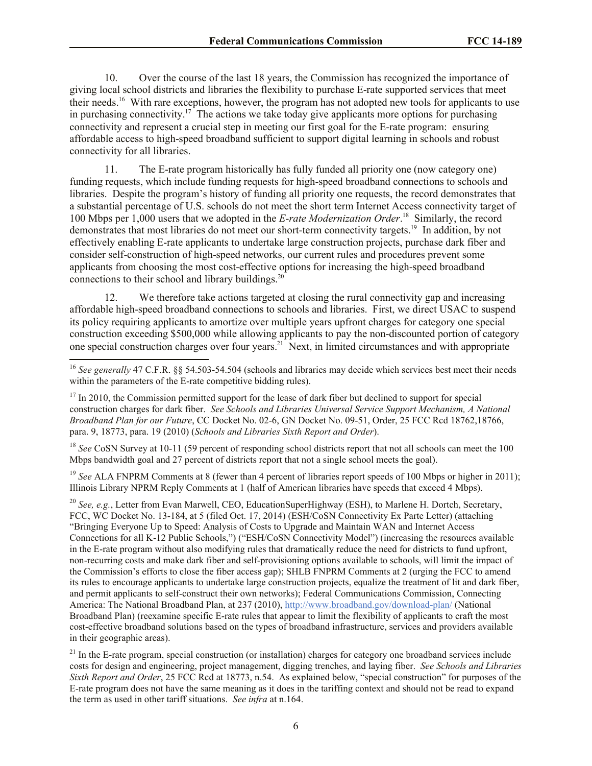10. Over the course of the last 18 years, the Commission has recognized the importance of giving local school districts and libraries the flexibility to purchase E-rate supported services that meet their needs.[16] With rare exceptions, however, the program has not adopted new tools for applicants to use in purchasing connectivity.[17] The actions we take today give applicants more options for purchasing connectivity and represent a crucial step in meeting our first goal for the E-rate program: ensuring affordable access to high-speed broadband sufficient to support digital learning in schools and robust connectivity for all libraries.

11. The E-rate program historically has fully funded all priority one (now category one) funding requests, which include funding requests for high-speed broadband connections to schools and libraries. Despite the program's history of funding all priority one requests, the record demonstrates that a substantial percentage of U.S. schools do not meet the short term Internet Access connectivity target of 100 Mbps per 1,000 users that we adopted in the *E-rate Modernization Order*.[18] Similarly, the record demonstrates that most libraries do not meet our short-term connectivity targets.[19] In addition, by not effectively enabling E-rate applicants to undertake large construction projects, purchase dark fiber and consider self-construction of high-speed networks, our current rules and procedures prevent some applicants from choosing the most cost-effective options for increasing the high-speed broadband connections to their school and library buildings.[20]

12. We therefore take actions targeted at closing the rural connectivity gap and increasing affordable high-speed broadband connections to schools and libraries. First, we direct USAC to suspend its policy requiring applicants to amortize over multiple years upfront charges for category one special construction exceeding $500,000 while allowing applicants to pay the non-discounted portion of category one special construction charges over four years.[21] Next, in limited circumstances and with appropriate

---

[16] *See generally* 47 C.F.R. §§ 54.503-54.504 (schools and libraries may decide which services best meet their needs within the parameters of the E-rate competitive bidding rules).

[17] In 2010, the Commission permitted support for the lease of dark fiber but declined to support for special construction charges for dark fiber. *See Schools and Libraries Universal Service Support Mechanism, A National Broadband Plan for our Future*, CC Docket No. 02-6, GN Docket No. 09-51, Order, 25 FCC Rcd 18762,18766, para. 9, 18773, para. 19 (2010) (*Schools and Libraries Sixth Report and Order*).

[18] *See* CoSN Survey at 10-11 (59 percent of responding school districts report that not all schools can meet the 100 Mbps bandwidth goal and 27 percent of districts report that not a single school meets the goal).

[19] *See* ALA FNPRM Comments at 8 (fewer than 4 percent of libraries report speeds of 100 Mbps or higher in 2011); Illinois Library NPRM Reply Comments at 1 (half of American libraries have speeds that exceed 4 Mbps).

[20] *See, e.g.*, Letter from Evan Marwell, CEO, EducationSuperHighway (ESH), to Marlene H. Dortch, Secretary, FCC, WC Docket No. 13-184, at 5 (filed Oct. 17, 2014) (ESH/CoSN Connectivity Ex Parte Letter) (attaching "Bringing Everyone Up to Speed: Analysis of Costs to Upgrade and Maintain WAN and Internet Access Connections for all K-12 Public Schools,") ("ESH/CoSN Connectivity Model") (increasing the resources available in the E-rate program without also modifying rules that dramatically reduce the need for districts to fund upfront, non-recurring costs and make dark fiber and self-provisioning options available to schools, will limit the impact of the Commission's efforts to close the fiber access gap); SHLB FNPRM Comments at 2 (urging the FCC to amend its rules to encourage applicants to undertake large construction projects, equalize the treatment of lit and dark fiber, and permit applicants to self-construct their own networks); Federal Communications Commission, Connecting America: The National Broadband Plan, at 237 (2010), http://www.broadband.gov/download-plan/ (National Broadband Plan) (reexamine specific E-rate rules that appear to limit the flexibility of applicants to craft the most cost-effective broadband solutions based on the types of broadband infrastructure, services and providers available in their geographic areas).

[21] In the E-rate program, special construction (or installation) charges for category one broadband services include costs for design and engineering, project management, digging trenches, and laying fiber. *See Schools and Libraries Sixth Report and Order*, 25 FCC Rcd at 18773, n.54. As explained below, "special construction" for purposes of the E-rate program does not have the same meaning as it does in the tariffing context and should not be read to expand the term as used in other tariff situations. *See infra* at n.164.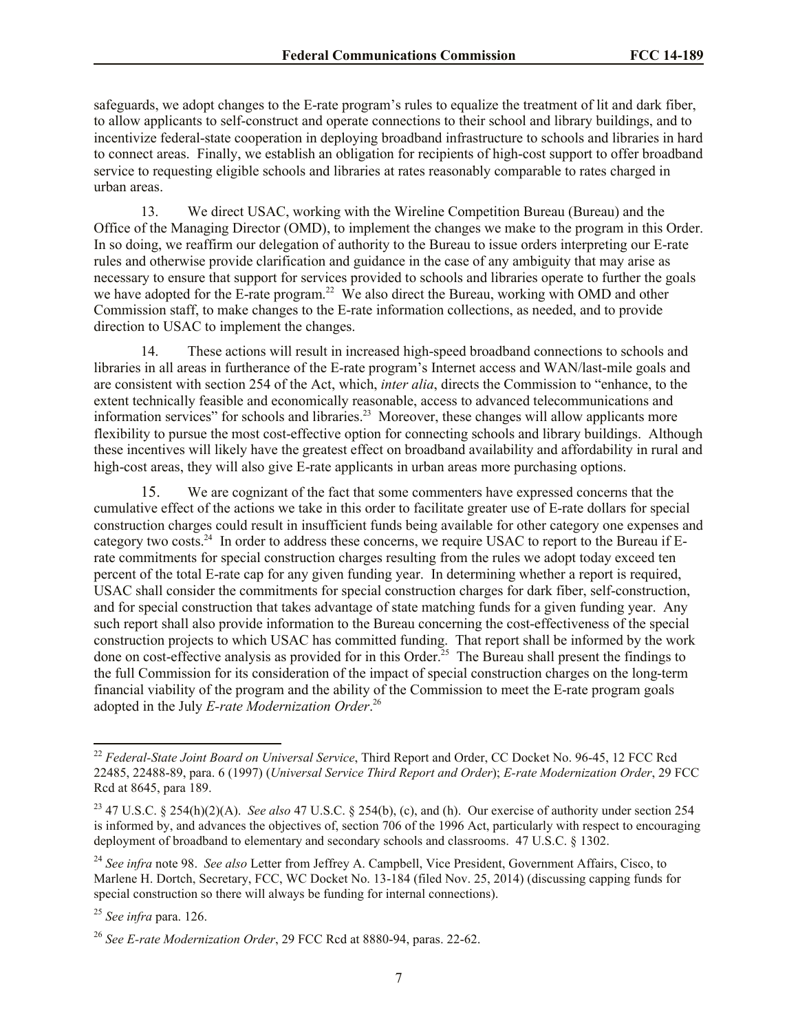safeguards, we adopt changes to the E-rate program's rules to equalize the treatment of lit and dark fiber, to allow applicants to self-construct and operate connections to their school and library buildings, and to incentivize federal-state cooperation in deploying broadband infrastructure to schools and libraries in hard to connect areas. Finally, we establish an obligation for recipients of high-cost support to offer broadband service to requesting eligible schools and libraries at rates reasonably comparable to rates charged in urban areas.

13. We direct USAC, working with the Wireline Competition Bureau (Bureau) and the Office of the Managing Director (OMD), to implement the changes we make to the program in this Order. In so doing, we reaffirm our delegation of authority to the Bureau to issue orders interpreting our E-rate rules and otherwise provide clarification and guidance in the case of any ambiguity that may arise as necessary to ensure that support for services provided to schools and libraries operate to further the goals we have adopted for the E-rate program.[22] We also direct the Bureau, working with OMD and other Commission staff, to make changes to the E-rate information collections, as needed, and to provide direction to USAC to implement the changes.

14. These actions will result in increased high-speed broadband connections to schools and libraries in all areas in furtherance of the E-rate program's Internet access and WAN/last-mile goals and are consistent with section 254 of the Act, which, *inter alia*, directs the Commission to "enhance, to the extent technically feasible and economically reasonable, access to advanced telecommunications and information services" for schools and libraries.[23] Moreover, these changes will allow applicants more flexibility to pursue the most cost-effective option for connecting schools and library buildings. Although these incentives will likely have the greatest effect on broadband availability and affordability in rural and high-cost areas, they will also give E-rate applicants in urban areas more purchasing options.

15. We are cognizant of the fact that some commenters have expressed concerns that the cumulative effect of the actions we take in this order to facilitate greater use of E-rate dollars for special construction charges could result in insufficient funds being available for other category one expenses and category two costs.[24] In order to address these concerns, we require USAC to report to the Bureau if E-rate commitments for special construction charges resulting from the rules we adopt today exceed ten percent of the total E-rate cap for any given funding year. In determining whether a report is required, USAC shall consider the commitments for special construction charges for dark fiber, self-construction, and for special construction that takes advantage of state matching funds for a given funding year. Any such report shall also provide information to the Bureau concerning the cost-effectiveness of the special construction projects to which USAC has committed funding. That report shall be informed by the work done on cost-effective analysis as provided for in this Order.[25] The Bureau shall present the findings to the full Commission for its consideration of the impact of special construction charges on the long-term financial viability of the program and the ability of the Commission to meet the E-rate program goals adopted in the July *E-rate Modernization Order*.[26]

---

[22] *Federal-State Joint Board on Universal Service*, Third Report and Order, CC Docket No. 96-45, 12 FCC Rcd 22485, 22488-89, para. 6 (1997) (*Universal Service Third Report and Order*); *E-rate Modernization Order*, 29 FCC Rcd at 8645, para 189.

[23] 47 U.S.C. § 254(h)(2)(A). *See also* 47 U.S.C. § 254(b), (c), and (h). Our exercise of authority under section 254 is informed by, and advances the objectives of, section 706 of the 1996 Act, particularly with respect to encouraging deployment of broadband to elementary and secondary schools and classrooms. 47 U.S.C. § 1302.

[24] *See infra* note 98. *See also* Letter from Jeffrey A. Campbell, Vice President, Government Affairs, Cisco, to Marlene H. Dortch, Secretary, FCC, WC Docket No. 13-184 (filed Nov. 25, 2014) (discussing capping funds for special construction so there will always be funding for internal connections).

[25] *See infra* para. 126.

[26] *See E-rate Modernization Order*, 29 FCC Rcd at 8880-94, paras. 22-62.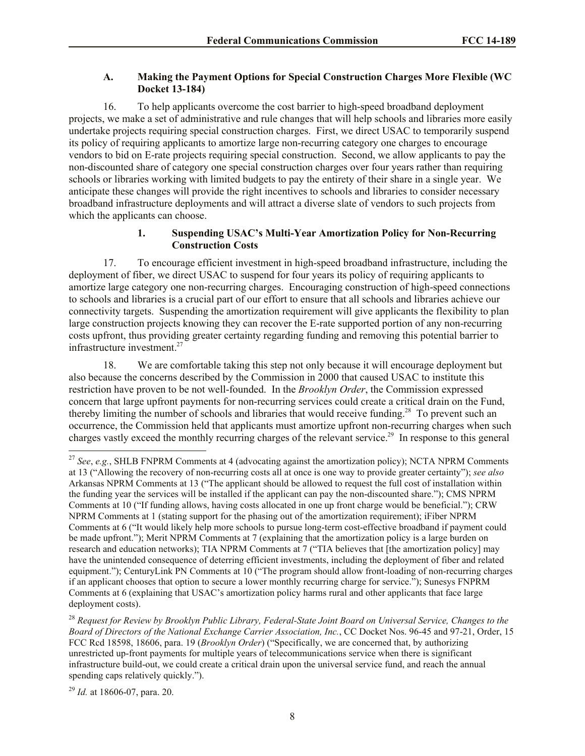### A. Making the Payment Options for Special Construction Charges More Flexible (WC Docket 13-184)

16. To help applicants overcome the cost barrier to high-speed broadband deployment projects, we make a set of administrative and rule changes that will help schools and libraries more easily undertake projects requiring special construction charges. First, we direct USAC to temporarily suspend its policy of requiring applicants to amortize large non-recurring category one charges to encourage vendors to bid on E-rate projects requiring special construction. Second, we allow applicants to pay the non-discounted share of category one special construction charges over four years rather than requiring schools or libraries working with limited budgets to pay the entirety of their share in a single year. We anticipate these changes will provide the right incentives to schools and libraries to consider necessary broadband infrastructure deployments and will attract a diverse slate of vendors to such projects from which the applicants can choose.

#### 1. Suspending USAC's Multi-Year Amortization Policy for Non-Recurring Construction Costs

17. To encourage efficient investment in high-speed broadband infrastructure, including the deployment of fiber, we direct USAC to suspend for four years its policy of requiring applicants to amortize large category one non-recurring charges. Encouraging construction of high-speed connections to schools and libraries is a crucial part of our effort to ensure that all schools and libraries achieve our connectivity targets. Suspending the amortization requirement will give applicants the flexibility to plan large construction projects knowing they can recover the E-rate supported portion of any non-recurring costs upfront, thus providing greater certainty regarding funding and removing this potential barrier to infrastructure investment.[27]

18. We are comfortable taking this step not only because it will encourage deployment but also because the concerns described by the Commission in 2000 that caused USAC to institute this restriction have proven to be not well-founded. In the *Brooklyn Order*, the Commission expressed concern that large upfront payments for non-recurring services could create a critical drain on the Fund, thereby limiting the number of schools and libraries that would receive funding.[28] To prevent such an occurrence, the Commission held that applicants must amortize upfront non-recurring charges when such charges vastly exceed the monthly recurring charges of the relevant service.[29] In response to this general

---

[27] *See*, *e.g.*, SHLB FNPRM Comments at 4 (advocating against the amortization policy); NCTA NPRM Comments at 13 ("Allowing the recovery of non-recurring costs all at once is one way to provide greater certainty"); *see also* Arkansas NPRM Comments at 13 ("The applicant should be allowed to request the full cost of installation within the funding year the services will be installed if the applicant can pay the non-discounted share."); CMS NPRM Comments at 10 ("If funding allows, having costs allocated in one up front charge would be beneficial."); CRW NPRM Comments at 1 (stating support for the phasing out of the amortization requirement); iFiber NPRM Comments at 6 ("It would likely help more schools to pursue long-term cost-effective broadband if payment could be made upfront."); Merit NPRM Comments at 7 (explaining that the amortization policy is a large burden on research and education networks); TIA NPRM Comments at 7 ("TIA believes that [the amortization policy] may have the unintended consequence of deterring efficient investments, including the deployment of fiber and related equipment."); CenturyLink PN Comments at 10 ("The program should allow front-loading of non-recurring charges if an applicant chooses that option to secure a lower monthly recurring charge for service."); Sunesys FNPRM Comments at 6 (explaining that USAC's amortization policy harms rural and other applicants that face large deployment costs).

[28] *Request for Review by Brooklyn Public Library, Federal-State Joint Board on Universal Service, Changes to the Board of Directors of the National Exchange Carrier Association, Inc.*, CC Docket Nos. 96-45 and 97-21, Order, 15 FCC Rcd 18598, 18606, para. 19 (*Brooklyn Order*) ("Specifically, we are concerned that, by authorizing unrestricted up-front payments for multiple years of telecommunications service when there is significant infrastructure build-out, we could create a critical drain upon the universal service fund, and reach the annual spending caps relatively quickly.").

[29] *Id.* at 18606-07, para. 20.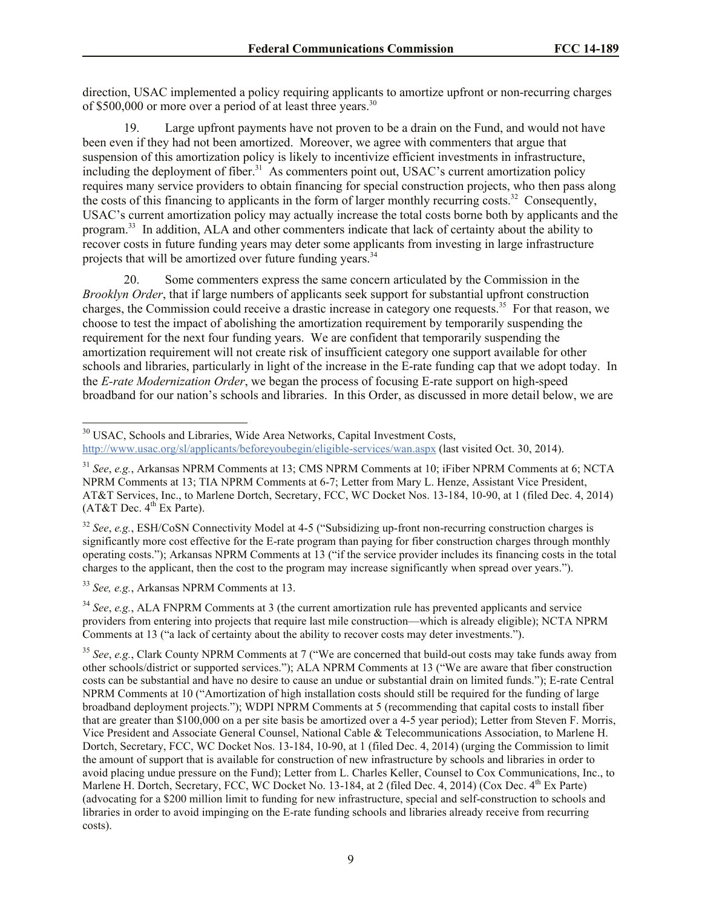direction, USAC implemented a policy requiring applicants to amortize upfront or non-recurring charges of $500,000 or more over a period of at least three years.[30]

19. Large upfront payments have not proven to be a drain on the Fund, and would not have been even if they had not been amortized. Moreover, we agree with commenters that argue that suspension of this amortization policy is likely to incentivize efficient investments in infrastructure, including the deployment of fiber.[31] As commenters point out, USAC's current amortization policy requires many service providers to obtain financing for special construction projects, who then pass along the costs of this financing to applicants in the form of larger monthly recurring costs.[32] Consequently, USAC's current amortization policy may actually increase the total costs borne both by applicants and the program.[33] In addition, ALA and other commenters indicate that lack of certainty about the ability to recover costs in future funding years may deter some applicants from investing in large infrastructure projects that will be amortized over future funding years.[34]

20. Some commenters express the same concern articulated by the Commission in the *Brooklyn Order*, that if large numbers of applicants seek support for substantial upfront construction charges, the Commission could receive a drastic increase in category one requests.[35] For that reason, we choose to test the impact of abolishing the amortization requirement by temporarily suspending the requirement for the next four funding years. We are confident that temporarily suspending the amortization requirement will not create risk of insufficient category one support available for other schools and libraries, particularly in light of the increase in the E-rate funding cap that we adopt today. In the *E-rate Modernization Order*, we began the process of focusing E-rate support on high-speed broadband for our nation's schools and libraries. In this Order, as discussed in more detail below, we are

---

[30] USAC, Schools and Libraries, Wide Area Networks, Capital Investment Costs, http://www.usac.org/sl/applicants/beforeyoubegin/eligible-services/wan.aspx (last visited Oct. 30, 2014).

[31] *See*, *e.g.*, Arkansas NPRM Comments at 13; CMS NPRM Comments at 10; iFiber NPRM Comments at 6; NCTA NPRM Comments at 13; TIA NPRM Comments at 6-7; Letter from Mary L. Henze, Assistant Vice President, AT&T Services, Inc., to Marlene Dortch, Secretary, FCC, WC Docket Nos. 13-184, 10-90, at 1 (filed Dec. 4, 2014) (AT&T Dec. 4th Ex Parte).

[32] *See*, *e.g.*, ESH/CoSN Connectivity Model at 4-5 ("Subsidizing up-front non-recurring construction charges is significantly more cost effective for the E-rate program than paying for fiber construction charges through monthly operating costs."); Arkansas NPRM Comments at 13 ("if the service provider includes its financing costs in the total charges to the applicant, then the cost to the program may increase significantly when spread over years.").

[33] *See, e.g.*, Arkansas NPRM Comments at 13.

[34] *See*, *e.g.*, ALA FNPRM Comments at 3 (the current amortization rule has prevented applicants and service providers from entering into projects that require last mile construction—which is already eligible); NCTA NPRM Comments at 13 ("a lack of certainty about the ability to recover costs may deter investments.").

[35] *See*, *e.g.*, Clark County NPRM Comments at 7 ("We are concerned that build-out costs may take funds away from other schools/district or supported services."); ALA NPRM Comments at 13 ("We are aware that fiber construction costs can be substantial and have no desire to cause an undue or substantial drain on limited funds."); E-rate Central NPRM Comments at 10 ("Amortization of high installation costs should still be required for the funding of large broadband deployment projects."); WDPI NPRM Comments at 5 (recommending that capital costs to install fiber that are greater than $100,000 on a per site basis be amortized over a 4-5 year period); Letter from Steven F. Morris, Vice President and Associate General Counsel, National Cable & Telecommunications Association, to Marlene H. Dortch, Secretary, FCC, WC Docket Nos. 13-184, 10-90, at 1 (filed Dec. 4, 2014) (urging the Commission to limit the amount of support that is available for construction of new infrastructure by schools and libraries in order to avoid placing undue pressure on the Fund); Letter from L. Charles Keller, Counsel to Cox Communications, Inc., to Marlene H. Dortch, Secretary, FCC, WC Docket No. 13-184, at 2 (filed Dec. 4, 2014) (Cox Dec. 4th Ex Parte) (advocating for a $200 million limit to funding for new infrastructure, special and self-construction to schools and libraries in order to avoid impinging on the E-rate funding schools and libraries already receive from recurring costs).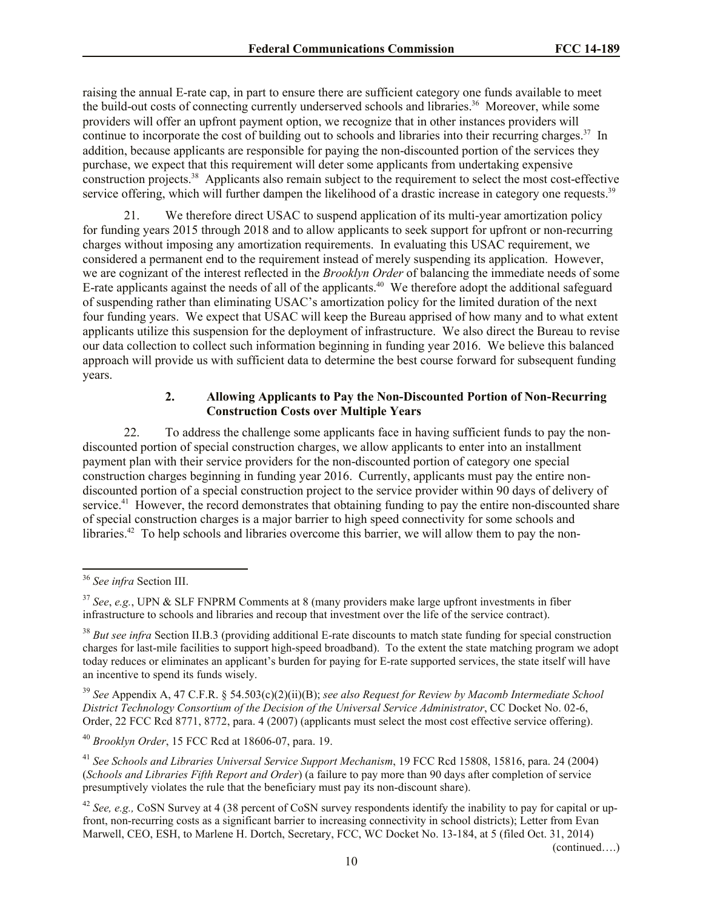raising the annual E-rate cap, in part to ensure there are sufficient category one funds available to meet the build-out costs of connecting currently underserved schools and libraries.[36] Moreover, while some providers will offer an upfront payment option, we recognize that in other instances providers will continue to incorporate the cost of building out to schools and libraries into their recurring charges.[37] In addition, because applicants are responsible for paying the non-discounted portion of the services they purchase, we expect that this requirement will deter some applicants from undertaking expensive construction projects.[38] Applicants also remain subject to the requirement to select the most cost-effective service offering, which will further dampen the likelihood of a drastic increase in category one requests.[39]

21. We therefore direct USAC to suspend application of its multi-year amortization policy for funding years 2015 through 2018 and to allow applicants to seek support for upfront or non-recurring charges without imposing any amortization requirements. In evaluating this USAC requirement, we considered a permanent end to the requirement instead of merely suspending its application. However, we are cognizant of the interest reflected in the *Brooklyn Order* of balancing the immediate needs of some E-rate applicants against the needs of all of the applicants.[40] We therefore adopt the additional safeguard of suspending rather than eliminating USAC's amortization policy for the limited duration of the next four funding years. We expect that USAC will keep the Bureau apprised of how many and to what extent applicants utilize this suspension for the deployment of infrastructure. We also direct the Bureau to revise our data collection to collect such information beginning in funding year 2016. We believe this balanced approach will provide us with sufficient data to determine the best course forward for subsequent funding years.

#### 2. Allowing Applicants to Pay the Non-Discounted Portion of Non-Recurring Construction Costs over Multiple Years

22. To address the challenge some applicants face in having sufficient funds to pay the non-discounted portion of special construction charges, we allow applicants to enter into an installment payment plan with their service providers for the non-discounted portion of category one special construction charges beginning in funding year 2016. Currently, applicants must pay the entire non-discounted portion of a special construction project to the service provider within 90 days of delivery of service.[41] However, the record demonstrates that obtaining funding to pay the entire non-discounted share of special construction charges is a major barrier to high speed connectivity for some schools and libraries.[42] To help schools and libraries overcome this barrier, we will allow them to pay the non-

---

[36] *See infra* Section III.

[37] *See*, *e.g.*, UPN & SLF FNPRM Comments at 8 (many providers make large upfront investments in fiber infrastructure to schools and libraries and recoup that investment over the life of the service contract).

[38] *But see infra* Section II.B.3 (providing additional E-rate discounts to match state funding for special construction charges for last-mile facilities to support high-speed broadband). To the extent the state matching program we adopt today reduces or eliminates an applicant's burden for paying for E-rate supported services, the state itself will have an incentive to spend its funds wisely.

[39] *See* Appendix A, 47 C.F.R. § 54.503(c)(2)(ii)(B); *see also Request for Review by Macomb Intermediate School District Technology Consortium of the Decision of the Universal Service Administrator*, CC Docket No. 02-6, Order, 22 FCC Rcd 8771, 8772, para. 4 (2007) (applicants must select the most cost effective service offering).

[40] *Brooklyn Order*, 15 FCC Rcd at 18606-07, para. 19.

[41] *See Schools and Libraries Universal Service Support Mechanism*, 19 FCC Rcd 15808, 15816, para. 24 (2004) (*Schools and Libraries Fifth Report and Order*) (a failure to pay more than 90 days after completion of service presumptively violates the rule that the beneficiary must pay its non-discount share).

[42] *See, e.g.,* CoSN Survey at 4 (38 percent of CoSN survey respondents identify the inability to pay for capital or up-front, non-recurring costs as a significant barrier to increasing connectivity in school districts); Letter from Evan Marwell, CEO, ESH, to Marlene H. Dortch, Secretary, FCC, WC Docket No. 13-184, at 5 (filed Oct. 31, 2014)

(continued….)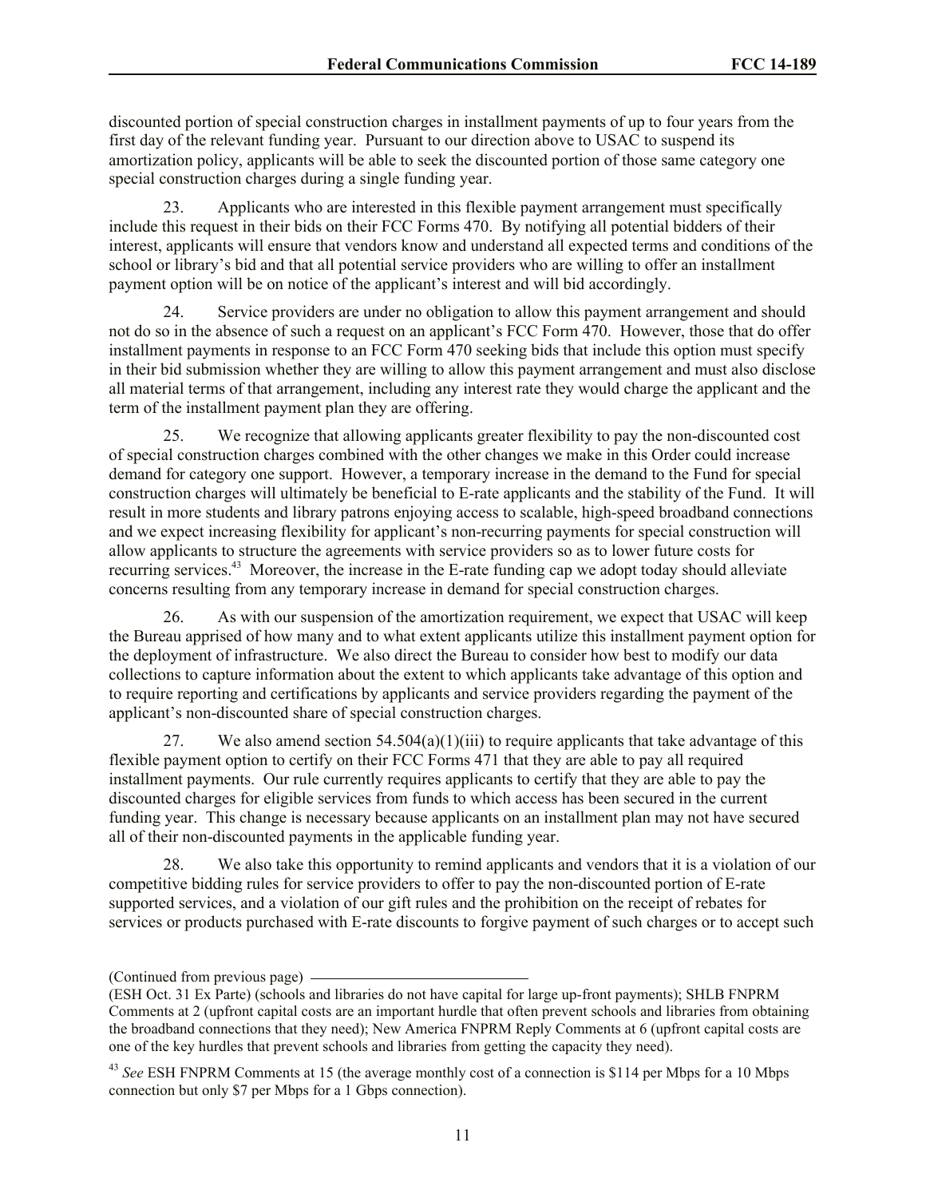discounted portion of special construction charges in installment payments of up to four years from the first day of the relevant funding year. Pursuant to our direction above to USAC to suspend its amortization policy, applicants will be able to seek the discounted portion of those same category one special construction charges during a single funding year.

23. Applicants who are interested in this flexible payment arrangement must specifically include this request in their bids on their FCC Forms 470. By notifying all potential bidders of their interest, applicants will ensure that vendors know and understand all expected terms and conditions of the school or library's bid and that all potential service providers who are willing to offer an installment payment option will be on notice of the applicant's interest and will bid accordingly.

24. Service providers are under no obligation to allow this payment arrangement and should not do so in the absence of such a request on an applicant's FCC Form 470. However, those that do offer installment payments in response to an FCC Form 470 seeking bids that include this option must specify in their bid submission whether they are willing to allow this payment arrangement and must also disclose all material terms of that arrangement, including any interest rate they would charge the applicant and the term of the installment payment plan they are offering.

25. We recognize that allowing applicants greater flexibility to pay the non-discounted cost of special construction charges combined with the other changes we make in this Order could increase demand for category one support. However, a temporary increase in the demand to the Fund for special construction charges will ultimately be beneficial to E-rate applicants and the stability of the Fund. It will result in more students and library patrons enjoying access to scalable, high-speed broadband connections and we expect increasing flexibility for applicant's non-recurring payments for special construction will allow applicants to structure the agreements with service providers so as to lower future costs for recurring services.[43] Moreover, the increase in the E-rate funding cap we adopt today should alleviate concerns resulting from any temporary increase in demand for special construction charges.

26. As with our suspension of the amortization requirement, we expect that USAC will keep the Bureau apprised of how many and to what extent applicants utilize this installment payment option for the deployment of infrastructure. We also direct the Bureau to consider how best to modify our data collections to capture information about the extent to which applicants take advantage of this option and to require reporting and certifications by applicants and service providers regarding the payment of the applicant's non-discounted share of special construction charges.

27. We also amend section 54.504(a)(1)(iii) to require applicants that take advantage of this flexible payment option to certify on their FCC Forms 471 that they are able to pay all required installment payments. Our rule currently requires applicants to certify that they are able to pay the discounted charges for eligible services from funds to which access has been secured in the current funding year. This change is necessary because applicants on an installment plan may not have secured all of their non-discounted payments in the applicable funding year.

28. We also take this opportunity to remind applicants and vendors that it is a violation of our competitive bidding rules for service providers to offer to pay the non-discounted portion of E-rate supported services, and a violation of our gift rules and the prohibition on the receipt of rebates for services or products purchased with E-rate discounts to forgive payment of such charges or to accept such

---

(Continued from previous page)
(ESH Oct. 31 Ex Parte) (schools and libraries do not have capital for large up-front payments); SHLB FNPRM Comments at 2 (upfront capital costs are an important hurdle that often prevent schools and libraries from obtaining the broadband connections that they need); New America FNPRM Reply Comments at 6 (upfront capital costs are one of the key hurdles that prevent schools and libraries from getting the capacity they need).

[43] *See* ESH FNPRM Comments at 15 (the average monthly cost of a connection is $114 per Mbps for a 10 Mbps connection but only $7 per Mbps for a 1 Gbps connection).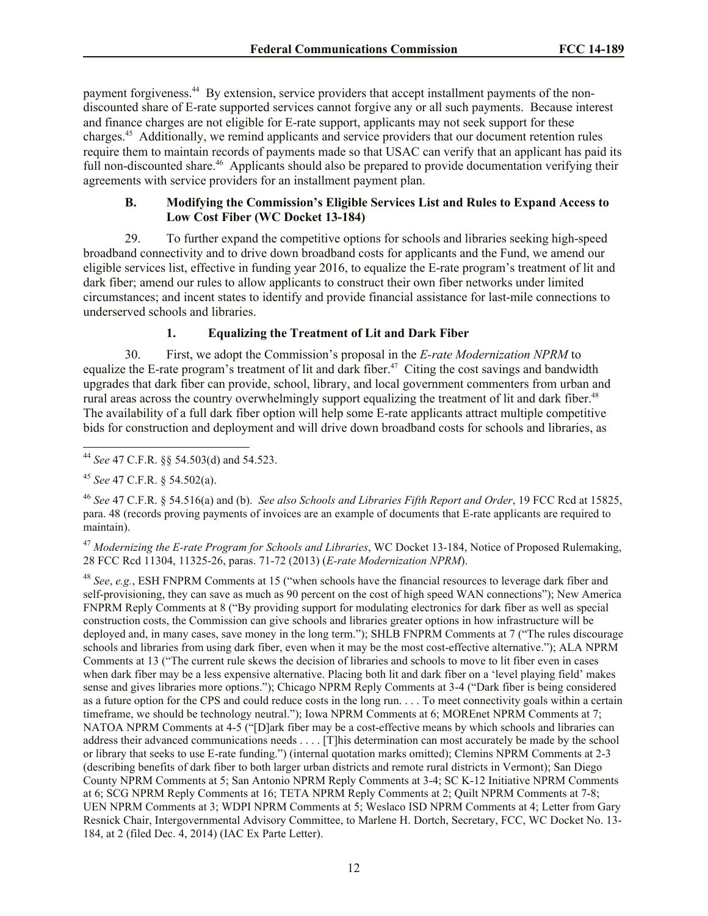payment forgiveness.[44] By extension, service providers that accept installment payments of the non-discounted share of E-rate supported services cannot forgive any or all such payments. Because interest and finance charges are not eligible for E-rate support, applicants may not seek support for these charges.[45] Additionally, we remind applicants and service providers that our document retention rules require them to maintain records of payments made so that USAC can verify that an applicant has paid its full non-discounted share.[46] Applicants should also be prepared to provide documentation verifying their agreements with service providers for an installment payment plan.

### B. Modifying the Commission's Eligible Services List and Rules to Expand Access to Low Cost Fiber (WC Docket 13-184)

29. To further expand the competitive options for schools and libraries seeking high-speed broadband connectivity and to drive down broadband costs for applicants and the Fund, we amend our eligible services list, effective in funding year 2016, to equalize the E-rate program's treatment of lit and dark fiber; amend our rules to allow applicants to construct their own fiber networks under limited circumstances; and incent states to identify and provide financial assistance for last-mile connections to underserved schools and libraries.

#### 1. Equalizing the Treatment of Lit and Dark Fiber

30. First, we adopt the Commission's proposal in the *E-rate Modernization NPRM* to equalize the E-rate program's treatment of lit and dark fiber.[47] Citing the cost savings and bandwidth upgrades that dark fiber can provide, school, library, and local government commenters from urban and rural areas across the country overwhelmingly support equalizing the treatment of lit and dark fiber.[48] The availability of a full dark fiber option will help some E-rate applicants attract multiple competitive bids for construction and deployment and will drive down broadband costs for schools and libraries, as

---

[44] *See* 47 C.F.R. §§ 54.503(d) and 54.523.

[45] *See* 47 C.F.R. § 54.502(a).

[46] *See* 47 C.F.R. § 54.516(a) and (b). *See also Schools and Libraries Fifth Report and Order*, 19 FCC Rcd at 15825, para. 48 (records proving payments of invoices are an example of documents that E-rate applicants are required to maintain).

[47] *Modernizing the E-rate Program for Schools and Libraries*, WC Docket 13-184, Notice of Proposed Rulemaking, 28 FCC Rcd 11304, 11325-26, paras. 71-72 (2013) (*E-rate Modernization NPRM*).

[48] *See*, *e.g.*, ESH FNPRM Comments at 15 ("when schools have the financial resources to leverage dark fiber and self-provisioning, they can save as much as 90 percent on the cost of high speed WAN connections"); New America FNPRM Reply Comments at 8 ("By providing support for modulating electronics for dark fiber as well as special construction costs, the Commission can give schools and libraries greater options in how infrastructure will be deployed and, in many cases, save money in the long term."); SHLB FNPRM Comments at 7 ("The rules discourage schools and libraries from using dark fiber, even when it may be the most cost-effective alternative."); ALA NPRM Comments at 13 ("The current rule skews the decision of libraries and schools to move to lit fiber even in cases when dark fiber may be a less expensive alternative. Placing both lit and dark fiber on a 'level playing field' makes sense and gives libraries more options."); Chicago NPRM Reply Comments at 3-4 ("Dark fiber is being considered as a future option for the CPS and could reduce costs in the long run. . . . To meet connectivity goals within a certain timeframe, we should be technology neutral."); Iowa NPRM Comments at 6; MOREnet NPRM Comments at 7; NATOA NPRM Comments at 4-5 ("[D]ark fiber may be a cost-effective means by which schools and libraries can address their advanced communications needs . . . . [T]his determination can most accurately be made by the school or library that seeks to use E-rate funding.") (internal quotation marks omitted); Clemins NPRM Comments at 2-3 (describing benefits of dark fiber to both larger urban districts and remote rural districts in Vermont); San Diego County NPRM Comments at 5; San Antonio NPRM Reply Comments at 3-4; SC K-12 Initiative NPRM Comments at 6; SCG NPRM Reply Comments at 16; TETA NPRM Reply Comments at 2; Quilt NPRM Comments at 7-8; UEN NPRM Comments at 3; WDPI NPRM Comments at 5; Weslaco ISD NPRM Comments at 4; Letter from Gary Resnick Chair, Intergovernmental Advisory Committee, to Marlene H. Dortch, Secretary, FCC, WC Docket No. 13-184, at 2 (filed Dec. 4, 2014) (IAC Ex Parte Letter).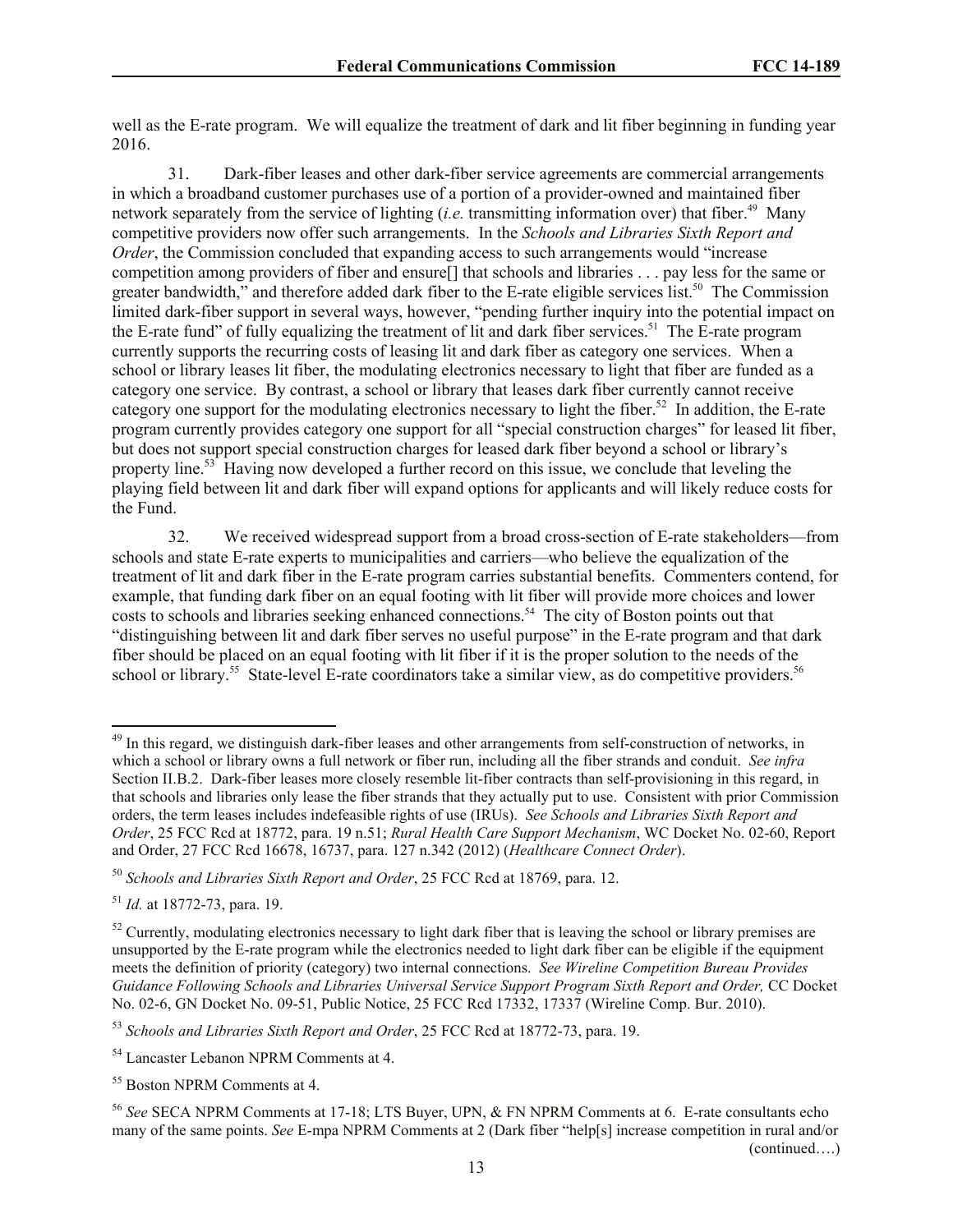well as the E-rate program. We will equalize the treatment of dark and lit fiber beginning in funding year 2016.

31. Dark-fiber leases and other dark-fiber service agreements are commercial arrangements in which a broadband customer purchases use of a portion of a provider-owned and maintained fiber network separately from the service of lighting (*i.e.* transmitting information over) that fiber.[49] Many competitive providers now offer such arrangements. In the *Schools and Libraries Sixth Report and Order*, the Commission concluded that expanding access to such arrangements would "increase competition among providers of fiber and ensure[] that schools and libraries . . . pay less for the same or greater bandwidth," and therefore added dark fiber to the E-rate eligible services list.[50] The Commission limited dark-fiber support in several ways, however, "pending further inquiry into the potential impact on the E-rate fund" of fully equalizing the treatment of lit and dark fiber services.[51] The E-rate program currently supports the recurring costs of leasing lit and dark fiber as category one services. When a school or library leases lit fiber, the modulating electronics necessary to light that fiber are funded as a category one service. By contrast, a school or library that leases dark fiber currently cannot receive category one support for the modulating electronics necessary to light the fiber.[52] In addition, the E-rate program currently provides category one support for all "special construction charges" for leased lit fiber, but does not support special construction charges for leased dark fiber beyond a school or library's property line.[53] Having now developed a further record on this issue, we conclude that leveling the playing field between lit and dark fiber will expand options for applicants and will likely reduce costs for the Fund.

32. We received widespread support from a broad cross-section of E-rate stakeholders—from schools and state E-rate experts to municipalities and carriers—who believe the equalization of the treatment of lit and dark fiber in the E-rate program carries substantial benefits. Commenters contend, for example, that funding dark fiber on an equal footing with lit fiber will provide more choices and lower costs to schools and libraries seeking enhanced connections.[54] The city of Boston points out that "distinguishing between lit and dark fiber serves no useful purpose" in the E-rate program and that dark fiber should be placed on an equal footing with lit fiber if it is the proper solution to the needs of the school or library.[55] State-level E-rate coordinators take a similar view, as do competitive providers.[56]

---

[49] In this regard, we distinguish dark-fiber leases and other arrangements from self-construction of networks, in which a school or library owns a full network or fiber run, including all the fiber strands and conduit. *See infra* Section II.B.2. Dark-fiber leases more closely resemble lit-fiber contracts than self-provisioning in this regard, in that schools and libraries only lease the fiber strands that they actually put to use. Consistent with prior Commission orders, the term leases includes indefeasible rights of use (IRUs). *See Schools and Libraries Sixth Report and Order*, 25 FCC Rcd at 18772, para. 19 n.51; *Rural Health Care Support Mechanism*, WC Docket No. 02-60, Report and Order, 27 FCC Rcd 16678, 16737, para. 127 n.342 (2012) (*Healthcare Connect Order*).

[50] *Schools and Libraries Sixth Report and Order*, 25 FCC Rcd at 18769, para. 12.

[51] *Id.* at 18772-73, para. 19.

[52] Currently, modulating electronics necessary to light dark fiber that is leaving the school or library premises are unsupported by the E-rate program while the electronics needed to light dark fiber can be eligible if the equipment meets the definition of priority (category) two internal connections. *See Wireline Competition Bureau Provides Guidance Following Schools and Libraries Universal Service Support Program Sixth Report and Order,* CC Docket No. 02-6, GN Docket No. 09-51, Public Notice, 25 FCC Rcd 17332, 17337 (Wireline Comp. Bur. 2010).

[53] *Schools and Libraries Sixth Report and Order*, 25 FCC Rcd at 18772-73, para. 19.

[54] Lancaster Lebanon NPRM Comments at 4.

[55] Boston NPRM Comments at 4.

[56] *See* SECA NPRM Comments at 17-18; LTS Buyer, UPN, & FN NPRM Comments at 6. E-rate consultants echo many of the same points. *See* E-mpa NPRM Comments at 2 (Dark fiber "help[s] increase competition in rural and/or

(continued….)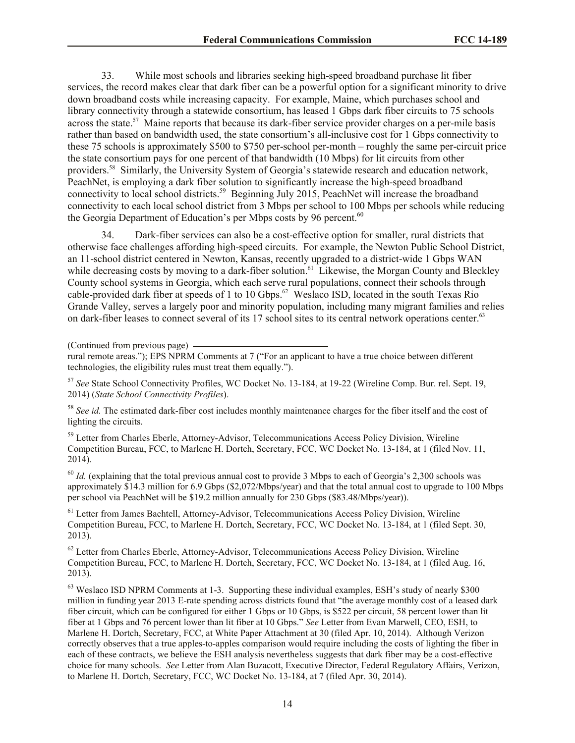33. While most schools and libraries seeking high-speed broadband purchase lit fiber services, the record makes clear that dark fiber can be a powerful option for a significant minority to drive down broadband costs while increasing capacity. For example, Maine, which purchases school and library connectivity through a statewide consortium, has leased 1 Gbps dark fiber circuits to 75 schools across the state.[57] Maine reports that because its dark-fiber service provider charges on a per-mile basis rather than based on bandwidth used, the state consortium's all-inclusive cost for 1 Gbps connectivity to these 75 schools is approximately $500 to $750 per-school per-month – roughly the same per-circuit price the state consortium pays for one percent of that bandwidth (10 Mbps) for lit circuits from other providers.[58] Similarly, the University System of Georgia's statewide research and education network, PeachNet, is employing a dark fiber solution to significantly increase the high-speed broadband connectivity to local school districts.[59] Beginning July 2015, PeachNet will increase the broadband connectivity to each local school district from 3 Mbps per school to 100 Mbps per schools while reducing the Georgia Department of Education's per Mbps costs by 96 percent.[60]

34. Dark-fiber services can also be a cost-effective option for smaller, rural districts that otherwise face challenges affording high-speed circuits. For example, the Newton Public School District, an 11-school district centered in Newton, Kansas, recently upgraded to a district-wide 1 Gbps WAN while decreasing costs by moving to a dark-fiber solution.[61] Likewise, the Morgan County and Bleckley County school systems in Georgia, which each serve rural populations, connect their schools through cable-provided dark fiber at speeds of 1 to 10 Gbps.[62] Weslaco ISD, located in the south Texas Rio Grande Valley, serves a largely poor and minority population, including many migrant families and relies on dark-fiber leases to connect several of its 17 school sites to its central network operations center.[63]

(Continued from previous page)

rural remote areas."); EPS NPRM Comments at 7 ("For an applicant to have a true choice between different technologies, the eligibility rules must treat them equally.").

[57] *See* State School Connectivity Profiles, WC Docket No. 13-184, at 19-22 (Wireline Comp. Bur. rel. Sept. 19, 2014) (*State School Connectivity Profiles*).

[58] *See id.* The estimated dark-fiber cost includes monthly maintenance charges for the fiber itself and the cost of lighting the circuits.

[59] Letter from Charles Eberle, Attorney-Advisor, Telecommunications Access Policy Division, Wireline Competition Bureau, FCC, to Marlene H. Dortch, Secretary, FCC, WC Docket No. 13-184, at 1 (filed Nov. 11, 2014).

[60] *Id.* (explaining that the total previous annual cost to provide 3 Mbps to each of Georgia's 2,300 schools was approximately $14.3 million for 6.9 Gbps ($2,072/Mbps/year) and that the total annual cost to upgrade to 100 Mbps per school via PeachNet will be $19.2 million annually for 230 Gbps ($83.48/Mbps/year)).

[61] Letter from James Bachtell, Attorney-Advisor, Telecommunications Access Policy Division, Wireline Competition Bureau, FCC, to Marlene H. Dortch, Secretary, FCC, WC Docket No. 13-184, at 1 (filed Sept. 30, 2013).

[62] Letter from Charles Eberle, Attorney-Advisor, Telecommunications Access Policy Division, Wireline Competition Bureau, FCC, to Marlene H. Dortch, Secretary, FCC, WC Docket No. 13-184, at 1 (filed Aug. 16, 2013).

[63] Weslaco ISD NPRM Comments at 1-3. Supporting these individual examples, ESH's study of nearly $300 million in funding year 2013 E-rate spending across districts found that "the average monthly cost of a leased dark fiber circuit, which can be configured for either 1 Gbps or 10 Gbps, is $522 per circuit, 58 percent lower than lit fiber at 1 Gbps and 76 percent lower than lit fiber at 10 Gbps." *See* Letter from Evan Marwell, CEO, ESH, to Marlene H. Dortch, Secretary, FCC, at White Paper Attachment at 30 (filed Apr. 10, 2014). Although Verizon correctly observes that a true apples-to-apples comparison would require including the costs of lighting the fiber in each of these contracts, we believe the ESH analysis nevertheless suggests that dark fiber may be a cost-effective choice for many schools. *See* Letter from Alan Buzacott, Executive Director, Federal Regulatory Affairs, Verizon, to Marlene H. Dortch, Secretary, FCC, WC Docket No. 13-184, at 7 (filed Apr. 30, 2014).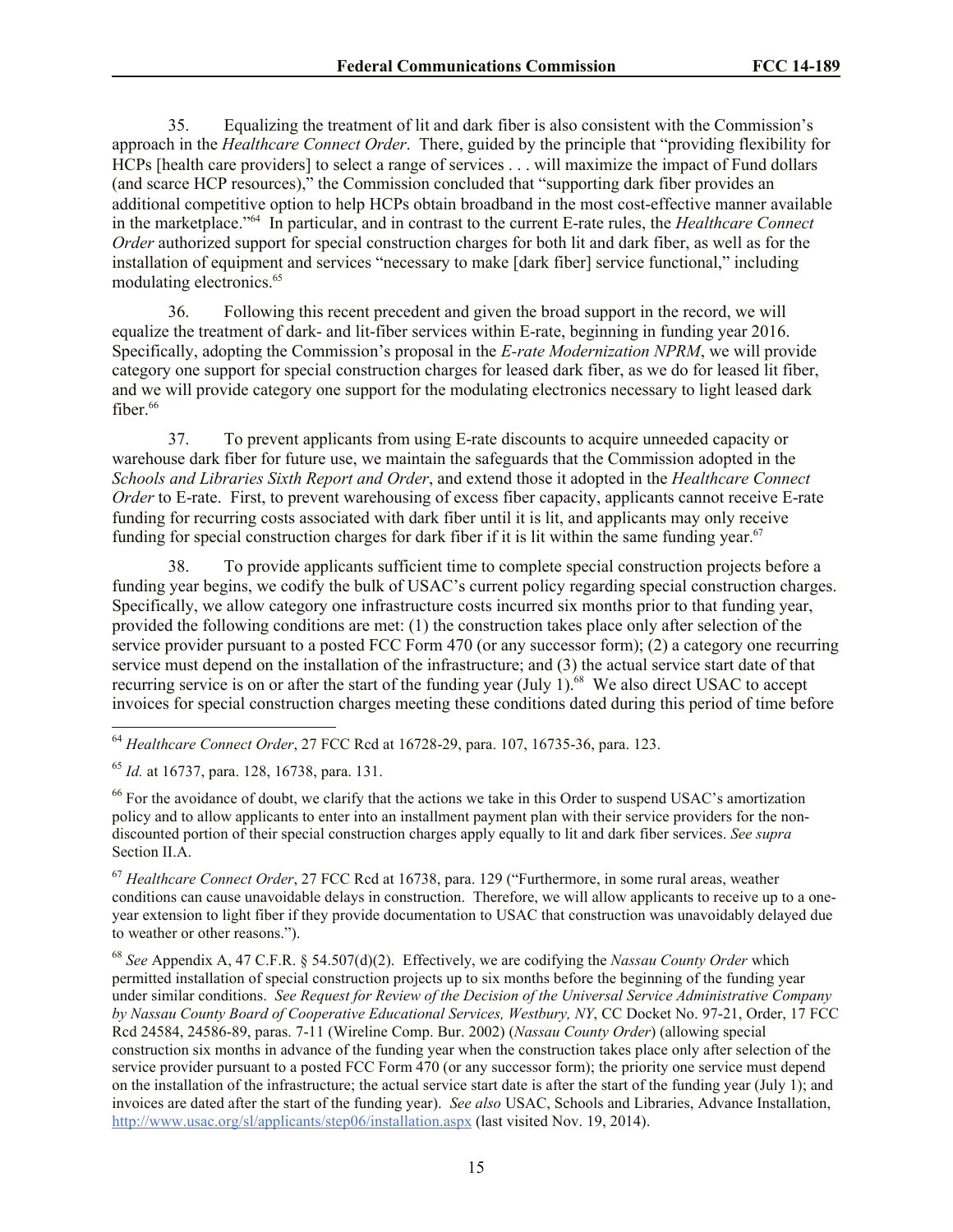35. Equalizing the treatment of lit and dark fiber is also consistent with the Commission's approach in the *Healthcare Connect Order*. There, guided by the principle that "providing flexibility for HCPs [health care providers] to select a range of services . . . will maximize the impact of Fund dollars (and scarce HCP resources)," the Commission concluded that "supporting dark fiber provides an additional competitive option to help HCPs obtain broadband in the most cost-effective manner available in the marketplace."[64] In particular, and in contrast to the current E-rate rules, the *Healthcare Connect Order* authorized support for special construction charges for both lit and dark fiber, as well as for the installation of equipment and services "necessary to make [dark fiber] service functional," including modulating electronics.[65]

36. Following this recent precedent and given the broad support in the record, we will equalize the treatment of dark- and lit-fiber services within E-rate, beginning in funding year 2016. Specifically, adopting the Commission's proposal in the *E-rate Modernization NPRM*, we will provide category one support for special construction charges for leased dark fiber, as we do for leased lit fiber, and we will provide category one support for the modulating electronics necessary to light leased dark fiber.[66]

37. To prevent applicants from using E-rate discounts to acquire unneeded capacity or warehouse dark fiber for future use, we maintain the safeguards that the Commission adopted in the *Schools and Libraries Sixth Report and Order*, and extend those it adopted in the *Healthcare Connect Order* to E-rate. First, to prevent warehousing of excess fiber capacity, applicants cannot receive E-rate funding for recurring costs associated with dark fiber until it is lit, and applicants may only receive funding for special construction charges for dark fiber if it is lit within the same funding year.[67]

38. To provide applicants sufficient time to complete special construction projects before a funding year begins, we codify the bulk of USAC's current policy regarding special construction charges. Specifically, we allow category one infrastructure costs incurred six months prior to that funding year, provided the following conditions are met: (1) the construction takes place only after selection of the service provider pursuant to a posted FCC Form 470 (or any successor form); (2) a category one recurring service must depend on the installation of the infrastructure; and (3) the actual service start date of that recurring service is on or after the start of the funding year (July 1).[68] We also direct USAC to accept invoices for special construction charges meeting these conditions dated during this period of time before

---

[64] *Healthcare Connect Order*, 27 FCC Rcd at 16728-29, para. 107, 16735-36, para. 123.

[65] *Id.* at 16737, para. 128, 16738, para. 131.

[66] For the avoidance of doubt, we clarify that the actions we take in this Order to suspend USAC's amortization policy and to allow applicants to enter into an installment payment plan with their service providers for the non-discounted portion of their special construction charges apply equally to lit and dark fiber services. *See supra* Section II.A.

[67] *Healthcare Connect Order*, 27 FCC Rcd at 16738, para. 129 ("Furthermore, in some rural areas, weather conditions can cause unavoidable delays in construction. Therefore, we will allow applicants to receive up to a one-year extension to light fiber if they provide documentation to USAC that construction was unavoidably delayed due to weather or other reasons.").

[68] *See* Appendix A, 47 C.F.R. § 54.507(d)(2). Effectively, we are codifying the *Nassau County Order* which permitted installation of special construction projects up to six months before the beginning of the funding year under similar conditions. *See Request for Review of the Decision of the Universal Service Administrative Company by Nassau County Board of Cooperative Educational Services, Westbury, NY*, CC Docket No. 97-21, Order, 17 FCC Rcd 24584, 24586-89, paras. 7-11 (Wireline Comp. Bur. 2002) (*Nassau County Order*) (allowing special construction six months in advance of the funding year when the construction takes place only after selection of the service provider pursuant to a posted FCC Form 470 (or any successor form); the priority one service must depend on the installation of the infrastructure; the actual service start date is after the start of the funding year (July 1); and invoices are dated after the start of the funding year). *See also* USAC, Schools and Libraries, Advance Installation, http://www.usac.org/sl/applicants/step06/installation.aspx (last visited Nov. 19, 2014).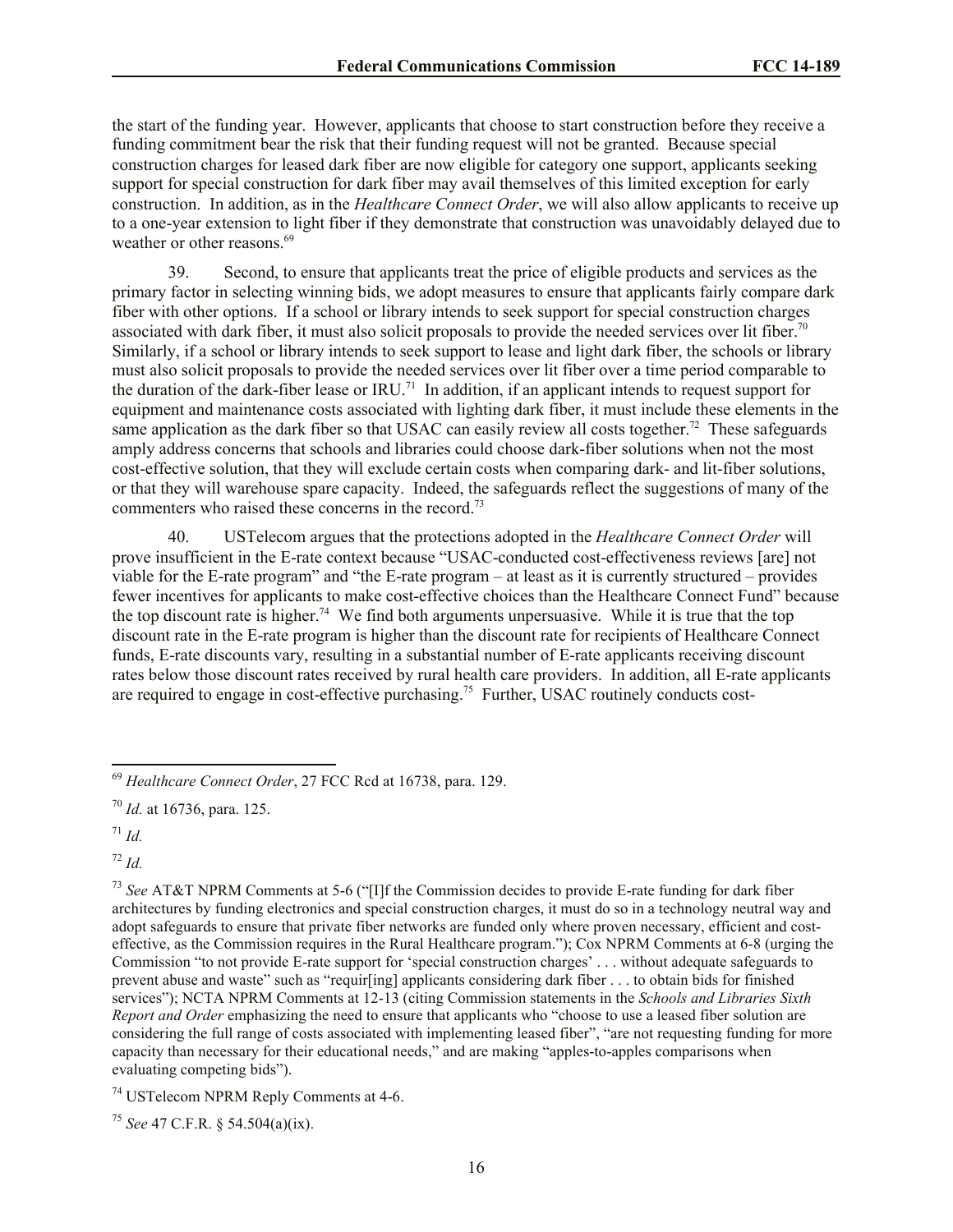the start of the funding year. However, applicants that choose to start construction before they receive a funding commitment bear the risk that their funding request will not be granted. Because special construction charges for leased dark fiber are now eligible for category one support, applicants seeking support for special construction for dark fiber may avail themselves of this limited exception for early construction. In addition, as in the *Healthcare Connect Order*, we will also allow applicants to receive up to a one-year extension to light fiber if they demonstrate that construction was unavoidably delayed due to weather or other reasons.[69]

39. Second, to ensure that applicants treat the price of eligible products and services as the primary factor in selecting winning bids, we adopt measures to ensure that applicants fairly compare dark fiber with other options. If a school or library intends to seek support for special construction charges associated with dark fiber, it must also solicit proposals to provide the needed services over lit fiber.[70] Similarly, if a school or library intends to seek support to lease and light dark fiber, the schools or library must also solicit proposals to provide the needed services over lit fiber over a time period comparable to the duration of the dark-fiber lease or IRU.[71] In addition, if an applicant intends to request support for equipment and maintenance costs associated with lighting dark fiber, it must include these elements in the same application as the dark fiber so that USAC can easily review all costs together.[72] These safeguards amply address concerns that schools and libraries could choose dark-fiber solutions when not the most cost-effective solution, that they will exclude certain costs when comparing dark- and lit-fiber solutions, or that they will warehouse spare capacity. Indeed, the safeguards reflect the suggestions of many of the commenters who raised these concerns in the record.[73]

40. USTelecom argues that the protections adopted in the *Healthcare Connect Order* will prove insufficient in the E-rate context because "USAC-conducted cost-effectiveness reviews [are] not viable for the E-rate program" and "the E-rate program – at least as it is currently structured – provides fewer incentives for applicants to make cost-effective choices than the Healthcare Connect Fund" because the top discount rate is higher.[74] We find both arguments unpersuasive. While it is true that the top discount rate in the E-rate program is higher than the discount rate for recipients of Healthcare Connect funds, E-rate discounts vary, resulting in a substantial number of E-rate applicants receiving discount rates below those discount rates received by rural health care providers. In addition, all E-rate applicants are required to engage in cost-effective purchasing.[75] Further, USAC routinely conducts cost-

---

[69] *Healthcare Connect Order*, 27 FCC Rcd at 16738, para. 129.

[70] *Id.* at 16736, para. 125.

[71] *Id.*

[72] *Id.*

[73] *See* AT&T NPRM Comments at 5-6 ("[I]f the Commission decides to provide E-rate funding for dark fiber architectures by funding electronics and special construction charges, it must do so in a technology neutral way and adopt safeguards to ensure that private fiber networks are funded only where proven necessary, efficient and cost-effective, as the Commission requires in the Rural Healthcare program."); Cox NPRM Comments at 6-8 (urging the Commission "to not provide E-rate support for 'special construction charges' . . . without adequate safeguards to prevent abuse and waste" such as "requir[ing] applicants considering dark fiber . . . to obtain bids for finished services"); NCTA NPRM Comments at 12-13 (citing Commission statements in the *Schools and Libraries Sixth Report and Order* emphasizing the need to ensure that applicants who "choose to use a leased fiber solution are considering the full range of costs associated with implementing leased fiber", "are not requesting funding for more capacity than necessary for their educational needs," and are making "apples-to-apples comparisons when evaluating competing bids").

[74] USTelecom NPRM Reply Comments at 4-6.

[75] *See* 47 C.F.R. § 54.504(a)(ix).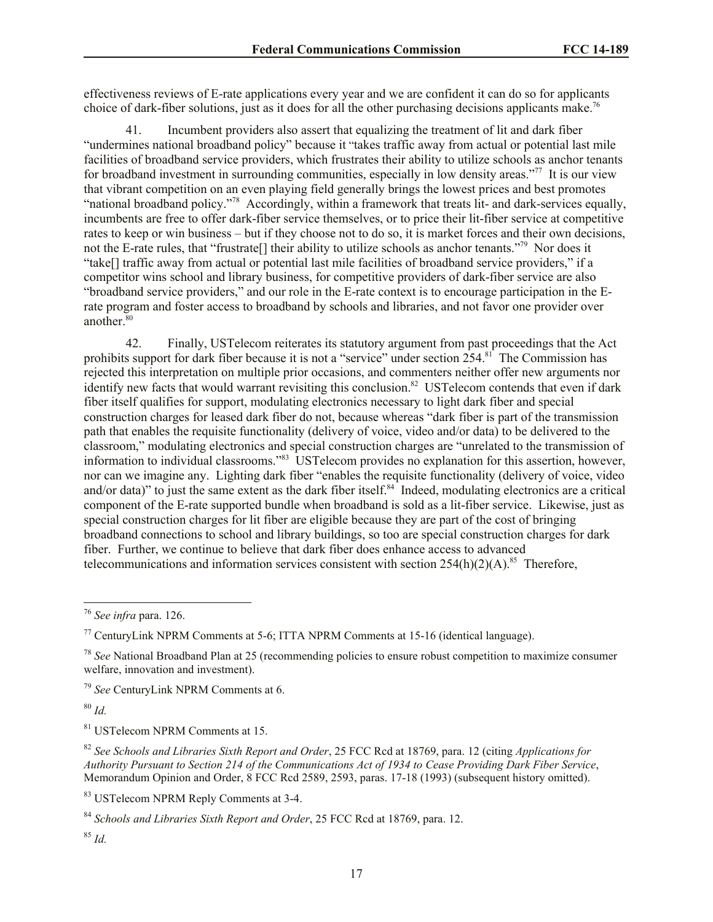effectiveness reviews of E-rate applications every year and we are confident it can do so for applicants choice of dark-fiber solutions, just as it does for all the other purchasing decisions applicants make.[76]

41. Incumbent providers also assert that equalizing the treatment of lit and dark fiber "undermines national broadband policy" because it "takes traffic away from actual or potential last mile facilities of broadband service providers, which frustrates their ability to utilize schools as anchor tenants for broadband investment in surrounding communities, especially in low density areas."[77] It is our view that vibrant competition on an even playing field generally brings the lowest prices and best promotes "national broadband policy."[78] Accordingly, within a framework that treats lit- and dark-services equally, incumbents are free to offer dark-fiber service themselves, or to price their lit-fiber service at competitive rates to keep or win business – but if they choose not to do so, it is market forces and their own decisions, not the E-rate rules, that "frustrate[] their ability to utilize schools as anchor tenants."[79] Nor does it "take[] traffic away from actual or potential last mile facilities of broadband service providers," if a competitor wins school and library business, for competitive providers of dark-fiber service are also "broadband service providers," and our role in the E-rate context is to encourage participation in the E-rate program and foster access to broadband by schools and libraries, and not favor one provider over another.[80]

42. Finally, USTelecom reiterates its statutory argument from past proceedings that the Act prohibits support for dark fiber because it is not a "service" under section 254.[81] The Commission has rejected this interpretation on multiple prior occasions, and commenters neither offer new arguments nor identify new facts that would warrant revisiting this conclusion.[82] USTelecom contends that even if dark fiber itself qualifies for support, modulating electronics necessary to light dark fiber and special construction charges for leased dark fiber do not, because whereas "dark fiber is part of the transmission path that enables the requisite functionality (delivery of voice, video and/or data) to be delivered to the classroom," modulating electronics and special construction charges are "unrelated to the transmission of information to individual classrooms."[83] USTelecom provides no explanation for this assertion, however, nor can we imagine any. Lighting dark fiber "enables the requisite functionality (delivery of voice, video and/or data)" to just the same extent as the dark fiber itself.[84] Indeed, modulating electronics are a critical component of the E-rate supported bundle when broadband is sold as a lit-fiber service. Likewise, just as special construction charges for lit fiber are eligible because they are part of the cost of bringing broadband connections to school and library buildings, so too are special construction charges for dark fiber. Further, we continue to believe that dark fiber does enhance access to advanced telecommunications and information services consistent with section 254(h)(2)(A).[85] Therefore,

---

[76] *See infra* para. 126.

[77] CenturyLink NPRM Comments at 5-6; ITTA NPRM Comments at 15-16 (identical language).

[78] *See* National Broadband Plan at 25 (recommending policies to ensure robust competition to maximize consumer welfare, innovation and investment).

[79] *See* CenturyLink NPRM Comments at 6.

[80] *Id.*

[81] USTelecom NPRM Comments at 15.

[82] *See Schools and Libraries Sixth Report and Order*, 25 FCC Rcd at 18769, para. 12 (citing *Applications for Authority Pursuant to Section 214 of the Communications Act of 1934 to Cease Providing Dark Fiber Service*, Memorandum Opinion and Order, 8 FCC Rcd 2589, 2593, paras. 17-18 (1993) (subsequent history omitted).

[83] USTelecom NPRM Reply Comments at 3-4.

[84] *Schools and Libraries Sixth Report and Order*, 25 FCC Rcd at 18769, para. 12.

[85] *Id.*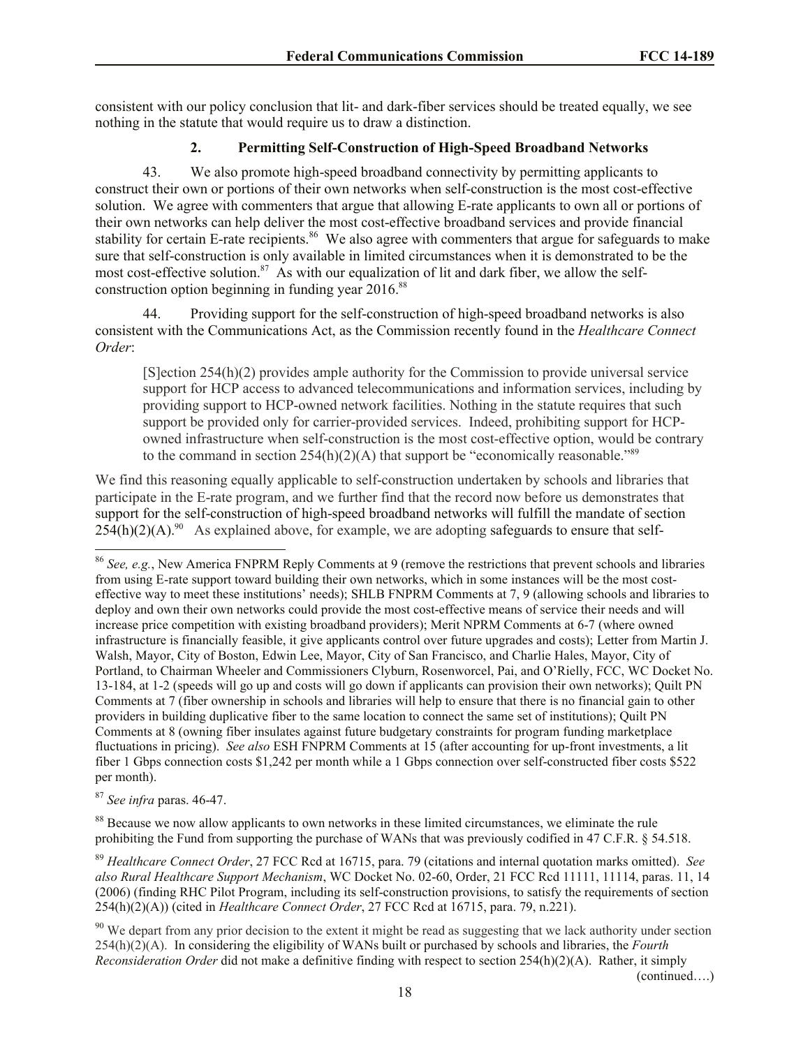consistent with our policy conclusion that lit- and dark-fiber services should be treated equally, we see nothing in the statute that would require us to draw a distinction.

### 2. Permitting Self-Construction of High-Speed Broadband Networks

43. We also promote high-speed broadband connectivity by permitting applicants to construct their own or portions of their own networks when self-construction is the most cost-effective solution. We agree with commenters that argue that allowing E-rate applicants to own all or portions of their own networks can help deliver the most cost-effective broadband services and provide financial stability for certain E-rate recipients.[86] We also agree with commenters that argue for safeguards to make sure that self-construction is only available in limited circumstances when it is demonstrated to be the most cost-effective solution.[87] As with our equalization of lit and dark fiber, we allow the self-construction option beginning in funding year 2016.[88]

44. Providing support for the self-construction of high-speed broadband networks is also consistent with the Communications Act, as the Commission recently found in the *Healthcare Connect Order*:

> [S]ection 254(h)(2) provides ample authority for the Commission to provide universal service support for HCP access to advanced telecommunications and information services, including by providing support to HCP-owned network facilities. Nothing in the statute requires that such support be provided only for carrier-provided services. Indeed, prohibiting support for HCP-owned infrastructure when self-construction is the most cost-effective option, would be contrary to the command in section 254(h)(2)(A) that support be "economically reasonable."[89]

We find this reasoning equally applicable to self-construction undertaken by schools and libraries that participate in the E-rate program, and we further find that the record now before us demonstrates that support for the self-construction of high-speed broadband networks will fulfill the mandate of section 254(h)(2)(A).[90] As explained above, for example, we are adopting safeguards to ensure that self-

---

[86] *See, e.g.*, New America FNPRM Reply Comments at 9 (remove the restrictions that prevent schools and libraries from using E-rate support toward building their own networks, which in some instances will be the most cost-effective way to meet these institutions' needs); SHLB FNPRM Comments at 7, 9 (allowing schools and libraries to deploy and own their own networks could provide the most cost-effective means of service their needs and will increase price competition with existing broadband providers); Merit NPRM Comments at 6-7 (where owned infrastructure is financially feasible, it give applicants control over future upgrades and costs); Letter from Martin J. Walsh, Mayor, City of Boston, Edwin Lee, Mayor, City of San Francisco, and Charlie Hales, Mayor, City of Portland, to Chairman Wheeler and Commissioners Clyburn, Rosenworcel, Pai, and O'Rielly, FCC, WC Docket No. 13-184, at 1-2 (speeds will go up and costs will go down if applicants can provision their own networks); Quilt PN Comments at 7 (fiber ownership in schools and libraries will help to ensure that there is no financial gain to other providers in building duplicative fiber to the same location to connect the same set of institutions); Quilt PN Comments at 8 (owning fiber insulates against future budgetary constraints for program funding marketplace fluctuations in pricing). *See also* ESH FNPRM Comments at 15 (after accounting for up-front investments, a lit fiber 1 Gbps connection costs $1,242 per month while a 1 Gbps connection over self-constructed fiber costs $522 per month).

[87] *See infra* paras. 46-47.

[88] Because we now allow applicants to own networks in these limited circumstances, we eliminate the rule prohibiting the Fund from supporting the purchase of WANs that was previously codified in 47 C.F.R. § 54.518.

[89] *Healthcare Connect Order*, 27 FCC Rcd at 16715, para. 79 (citations and internal quotation marks omitted). *See also Rural Healthcare Support Mechanism*, WC Docket No. 02-60, Order, 21 FCC Rcd 11111, 11114, paras. 11, 14 (2006) (finding RHC Pilot Program, including its self-construction provisions, to satisfy the requirements of section 254(h)(2)(A)) (cited in *Healthcare Connect Order*, 27 FCC Rcd at 16715, para. 79, n.221).

[90] We depart from any prior decision to the extent it might be read as suggesting that we lack authority under section 254(h)(2)(A). In considering the eligibility of WANs built or purchased by schools and libraries, the *Fourth Reconsideration Order* did not make a definitive finding with respect to section 254(h)(2)(A). Rather, it simply

(continued….)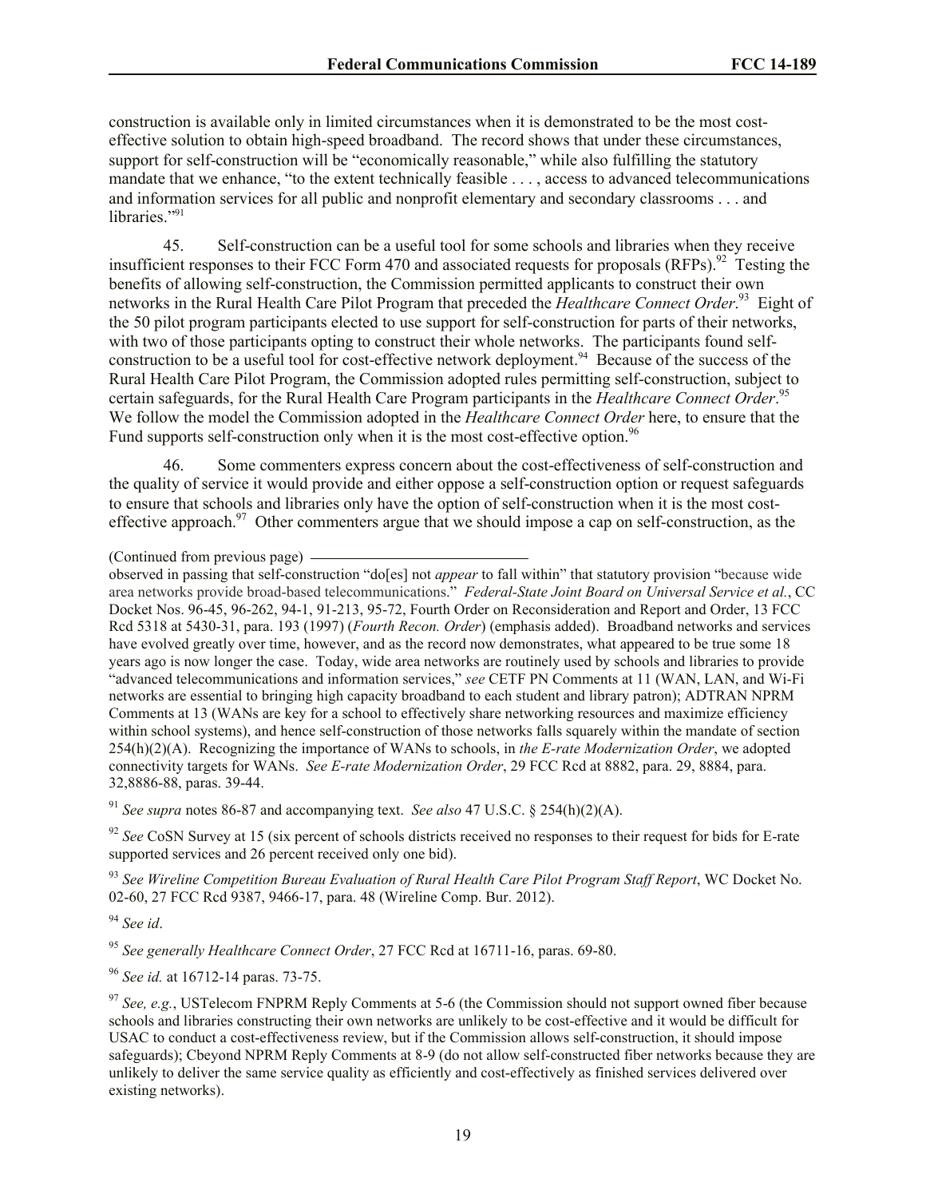construction is available only in limited circumstances when it is demonstrated to be the most cost-effective solution to obtain high-speed broadband. The record shows that under these circumstances, support for self-construction will be "economically reasonable," while also fulfilling the statutory mandate that we enhance, "to the extent technically feasible . . . , access to advanced telecommunications and information services for all public and nonprofit elementary and secondary classrooms . . . and libraries."[91]

45. Self-construction can be a useful tool for some schools and libraries when they receive insufficient responses to their FCC Form 470 and associated requests for proposals (RFPs).[92] Testing the benefits of allowing self-construction, the Commission permitted applicants to construct their own networks in the Rural Health Care Pilot Program that preceded the *Healthcare Connect Order*.[93] Eight of the 50 pilot program participants elected to use support for self-construction for parts of their networks, with two of those participants opting to construct their whole networks. The participants found self-construction to be a useful tool for cost-effective network deployment.[94] Because of the success of the Rural Health Care Pilot Program, the Commission adopted rules permitting self-construction, subject to certain safeguards, for the Rural Health Care Program participants in the *Healthcare Connect Order*.[95] We follow the model the Commission adopted in the *Healthcare Connect Order* here, to ensure that the Fund supports self-construction only when it is the most cost-effective option.[96]

46. Some commenters express concern about the cost-effectiveness of self-construction and the quality of service it would provide and either oppose a self-construction option or request safeguards to ensure that schools and libraries only have the option of self-construction when it is the most cost-effective approach.[97] Other commenters argue that we should impose a cap on self-construction, as the

(Continued from previous page)

observed in passing that self-construction "do[es] not *appear* to fall within" that statutory provision "because wide area networks provide broad-based telecommunications." *Federal-State Joint Board on Universal Service et al.*, CC Docket Nos. 96-45, 96-262, 94-1, 91-213, 95-72, Fourth Order on Reconsideration and Report and Order, 13 FCC Rcd 5318 at 5430-31, para. 193 (1997) (*Fourth Recon. Order*) (emphasis added). Broadband networks and services have evolved greatly over time, however, and as the record now demonstrates, what appeared to be true some 18 years ago is now longer the case. Today, wide area networks are routinely used by schools and libraries to provide "advanced telecommunications and information services," *see* CETF PN Comments at 11 (WAN, LAN, and Wi-Fi networks are essential to bringing high capacity broadband to each student and library patron); ADTRAN NPRM Comments at 13 (WANs are key for a school to effectively share networking resources and maximize efficiency within school systems), and hence self-construction of those networks falls squarely within the mandate of section 254(h)(2)(A). Recognizing the importance of WANs to schools, in *the E-rate Modernization Order*, we adopted connectivity targets for WANs. *See E-rate Modernization Order*, 29 FCC Rcd at 8882, para. 29, 8884, para. 32,8886-88, paras. 39-44.

[91] *See supra* notes 86-87 and accompanying text. *See also* 47 U.S.C. § 254(h)(2)(A).

[92] *See* CoSN Survey at 15 (six percent of schools districts received no responses to their request for bids for E-rate supported services and 26 percent received only one bid).

[93] *See Wireline Competition Bureau Evaluation of Rural Health Care Pilot Program Staff Report*, WC Docket No. 02-60, 27 FCC Rcd 9387, 9466-17, para. 48 (Wireline Comp. Bur. 2012).

[94] *See id*.

[95] *See generally Healthcare Connect Order*, 27 FCC Rcd at 16711-16, paras. 69-80.

[96] *See id.* at 16712-14 paras. 73-75.

[97] *See, e.g.*, USTelecom FNPRM Reply Comments at 5-6 (the Commission should not support owned fiber because schools and libraries constructing their own networks are unlikely to be cost-effective and it would be difficult for USAC to conduct a cost-effectiveness review, but if the Commission allows self-construction, it should impose safeguards); Cbeyond NPRM Reply Comments at 8-9 (do not allow self-constructed fiber networks because they are unlikely to deliver the same service quality as efficiently and cost-effectively as finished services delivered over existing networks).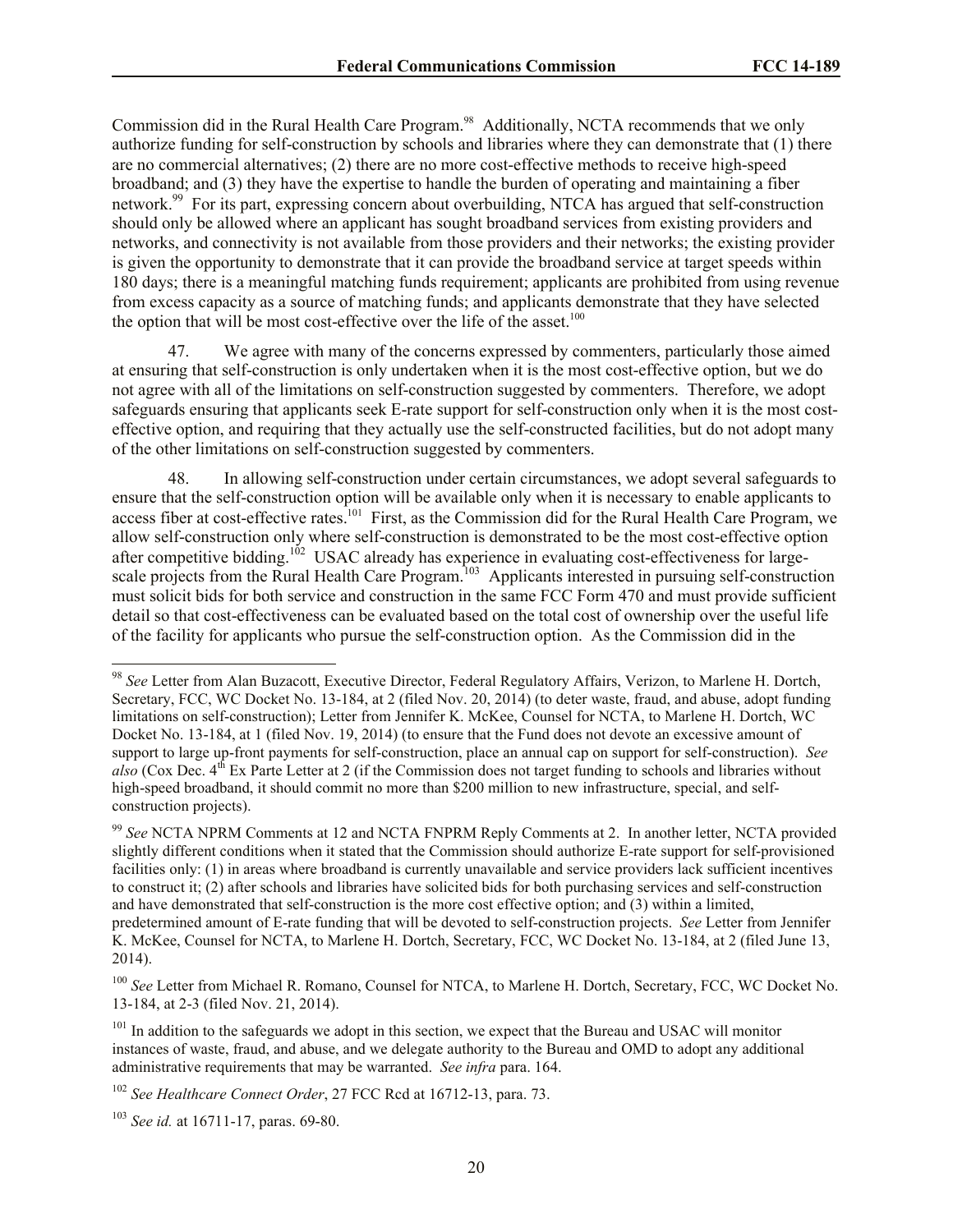Commission did in the Rural Health Care Program.[98] Additionally, NCTA recommends that we only authorize funding for self-construction by schools and libraries where they can demonstrate that (1) there are no commercial alternatives; (2) there are no more cost-effective methods to receive high-speed broadband; and (3) they have the expertise to handle the burden of operating and maintaining a fiber network.[99] For its part, expressing concern about overbuilding, NTCA has argued that self-construction should only be allowed where an applicant has sought broadband services from existing providers and networks, and connectivity is not available from those providers and their networks; the existing provider is given the opportunity to demonstrate that it can provide the broadband service at target speeds within 180 days; there is a meaningful matching funds requirement; applicants are prohibited from using revenue from excess capacity as a source of matching funds; and applicants demonstrate that they have selected the option that will be most cost-effective over the life of the asset.[100]

47. We agree with many of the concerns expressed by commenters, particularly those aimed at ensuring that self-construction is only undertaken when it is the most cost-effective option, but we do not agree with all of the limitations on self-construction suggested by commenters. Therefore, we adopt safeguards ensuring that applicants seek E-rate support for self-construction only when it is the most cost-effective option, and requiring that they actually use the self-constructed facilities, but do not adopt many of the other limitations on self-construction suggested by commenters.

48. In allowing self-construction under certain circumstances, we adopt several safeguards to ensure that the self-construction option will be available only when it is necessary to enable applicants to access fiber at cost-effective rates.[101] First, as the Commission did for the Rural Health Care Program, we allow self-construction only where self-construction is demonstrated to be the most cost-effective option after competitive bidding.[102] USAC already has experience in evaluating cost-effectiveness for large-scale projects from the Rural Health Care Program.[103] Applicants interested in pursuing self-construction must solicit bids for both service and construction in the same FCC Form 470 and must provide sufficient detail so that cost-effectiveness can be evaluated based on the total cost of ownership over the useful life of the facility for applicants who pursue the self-construction option. As the Commission did in the

---

[98] *See* Letter from Alan Buzacott, Executive Director, Federal Regulatory Affairs, Verizon, to Marlene H. Dortch, Secretary, FCC, WC Docket No. 13-184, at 2 (filed Nov. 20, 2014) (to deter waste, fraud, and abuse, adopt funding limitations on self-construction); Letter from Jennifer K. McKee, Counsel for NCTA, to Marlene H. Dortch, WC Docket No. 13-184, at 1 (filed Nov. 19, 2014) (to ensure that the Fund does not devote an excessive amount of support to large up-front payments for self-construction, place an annual cap on support for self-construction). *See also* (Cox Dec. 4th Ex Parte Letter at 2 (if the Commission does not target funding to schools and libraries without high-speed broadband, it should commit no more than $200 million to new infrastructure, special, and self-construction projects).

[99] *See* NCTA NPRM Comments at 12 and NCTA FNPRM Reply Comments at 2. In another letter, NCTA provided slightly different conditions when it stated that the Commission should authorize E-rate support for self-provisioned facilities only: (1) in areas where broadband is currently unavailable and service providers lack sufficient incentives to construct it; (2) after schools and libraries have solicited bids for both purchasing services and self-construction and have demonstrated that self-construction is the more cost effective option; and (3) within a limited, predetermined amount of E-rate funding that will be devoted to self-construction projects. *See* Letter from Jennifer K. McKee, Counsel for NCTA, to Marlene H. Dortch, Secretary, FCC, WC Docket No. 13-184, at 2 (filed June 13, 2014).

[100] *See* Letter from Michael R. Romano, Counsel for NTCA, to Marlene H. Dortch, Secretary, FCC, WC Docket No. 13-184, at 2-3 (filed Nov. 21, 2014).

[101] In addition to the safeguards we adopt in this section, we expect that the Bureau and USAC will monitor instances of waste, fraud, and abuse, and we delegate authority to the Bureau and OMD to adopt any additional administrative requirements that may be warranted. *See infra* para. 164.

[102] *See Healthcare Connect Order*, 27 FCC Rcd at 16712-13, para. 73.

[103] *See id.* at 16711-17, paras. 69-80.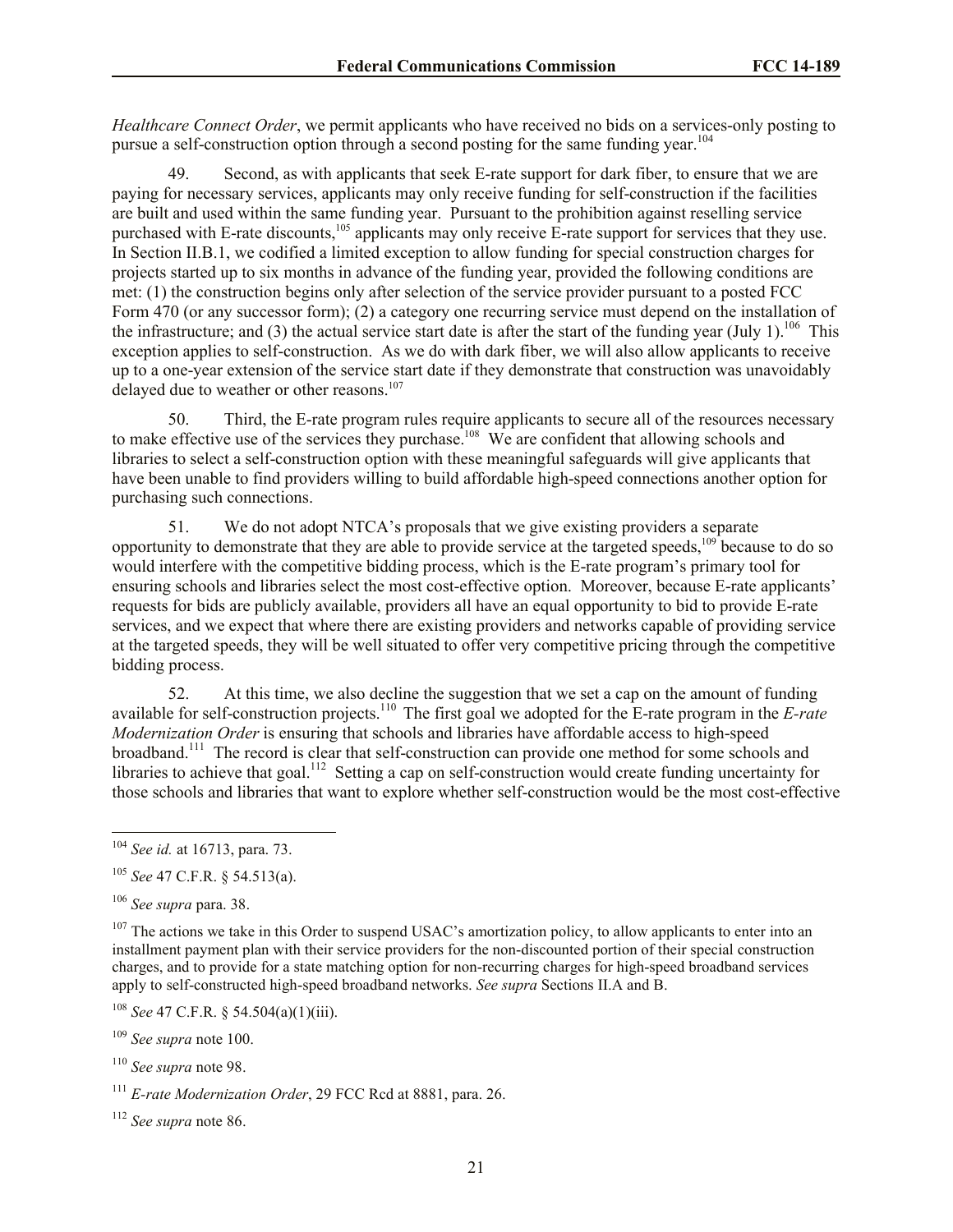*Healthcare Connect Order*, we permit applicants who have received no bids on a services-only posting to pursue a self-construction option through a second posting for the same funding year.[104]

49. Second, as with applicants that seek E-rate support for dark fiber, to ensure that we are paying for necessary services, applicants may only receive funding for self-construction if the facilities are built and used within the same funding year. Pursuant to the prohibition against reselling service purchased with E-rate discounts,[105] applicants may only receive E-rate support for services that they use. In Section II.B.1, we codified a limited exception to allow funding for special construction charges for projects started up to six months in advance of the funding year, provided the following conditions are met: (1) the construction begins only after selection of the service provider pursuant to a posted FCC Form 470 (or any successor form); (2) a category one recurring service must depend on the installation of the infrastructure; and (3) the actual service start date is after the start of the funding year (July 1).[106] This exception applies to self-construction. As we do with dark fiber, we will also allow applicants to receive up to a one-year extension of the service start date if they demonstrate that construction was unavoidably delayed due to weather or other reasons.[107]

50. Third, the E-rate program rules require applicants to secure all of the resources necessary to make effective use of the services they purchase.[108] We are confident that allowing schools and libraries to select a self-construction option with these meaningful safeguards will give applicants that have been unable to find providers willing to build affordable high-speed connections another option for purchasing such connections.

51. We do not adopt NTCA's proposals that we give existing providers a separate opportunity to demonstrate that they are able to provide service at the targeted speeds,[109] because to do so would interfere with the competitive bidding process, which is the E-rate program's primary tool for ensuring schools and libraries select the most cost-effective option. Moreover, because E-rate applicants' requests for bids are publicly available, providers all have an equal opportunity to bid to provide E-rate services, and we expect that where there are existing providers and networks capable of providing service at the targeted speeds, they will be well situated to offer very competitive pricing through the competitive bidding process.

52. At this time, we also decline the suggestion that we set a cap on the amount of funding available for self-construction projects.[110] The first goal we adopted for the E-rate program in the *E-rate Modernization Order* is ensuring that schools and libraries have affordable access to high-speed broadband.[111] The record is clear that self-construction can provide one method for some schools and libraries to achieve that goal.[112] Setting a cap on self-construction would create funding uncertainty for those schools and libraries that want to explore whether self-construction would be the most cost-effective

---

[104] *See id.* at 16713, para. 73.

[105] *See* 47 C.F.R. § 54.513(a).

[106] *See supra* para. 38.

[107] The actions we take in this Order to suspend USAC's amortization policy, to allow applicants to enter into an installment payment plan with their service providers for the non-discounted portion of their special construction charges, and to provide for a state matching option for non-recurring charges for high-speed broadband services apply to self-constructed high-speed broadband networks. *See supra* Sections II.A and B.

[108] *See* 47 C.F.R. § 54.504(a)(1)(iii).

[109] *See supra* note 100.

[110] *See supra* note 98.

[111] *E-rate Modernization Order*, 29 FCC Rcd at 8881, para. 26.

[112] *See supra* note 86.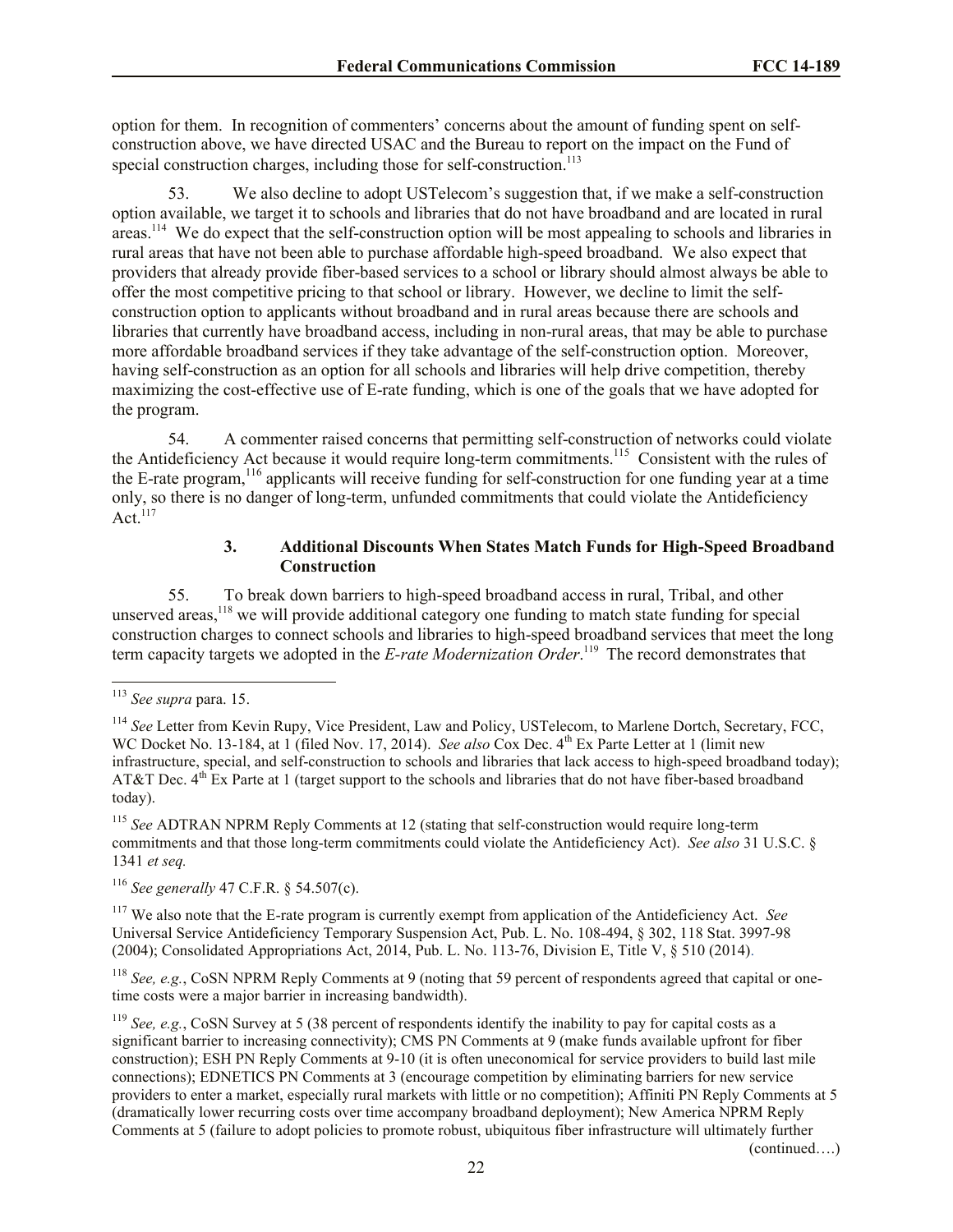option for them. In recognition of commenters' concerns about the amount of funding spent on self-construction above, we have directed USAC and the Bureau to report on the impact on the Fund of special construction charges, including those for self-construction.[113]

53. We also decline to adopt USTelecom's suggestion that, if we make a self-construction option available, we target it to schools and libraries that do not have broadband and are located in rural areas.[114] We do expect that the self-construction option will be most appealing to schools and libraries in rural areas that have not been able to purchase affordable high-speed broadband. We also expect that providers that already provide fiber-based services to a school or library should almost always be able to offer the most competitive pricing to that school or library. However, we decline to limit the self-construction option to applicants without broadband and in rural areas because there are schools and libraries that currently have broadband access, including in non-rural areas, that may be able to purchase more affordable broadband services if they take advantage of the self-construction option. Moreover, having self-construction as an option for all schools and libraries will help drive competition, thereby maximizing the cost-effective use of E-rate funding, which is one of the goals that we have adopted for the program.

54. A commenter raised concerns that permitting self-construction of networks could violate the Antideficiency Act because it would require long-term commitments.[115] Consistent with the rules of the E-rate program,[116] applicants will receive funding for self-construction for one funding year at a time only, so there is no danger of long-term, unfunded commitments that could violate the Antideficiency Act.[117]

### 3. Additional Discounts When States Match Funds for High-Speed Broadband Construction

55. To break down barriers to high-speed broadband access in rural, Tribal, and other unserved areas,[118] we will provide additional category one funding to match state funding for special construction charges to connect schools and libraries to high-speed broadband services that meet the long term capacity targets we adopted in the *E-rate Modernization Order*.[119] The record demonstrates that

---

[113] *See supra* para. 15.

[114] *See* Letter from Kevin Rupy, Vice President, Law and Policy, USTelecom, to Marlene Dortch, Secretary, FCC, WC Docket No. 13-184, at 1 (filed Nov. 17, 2014). *See also* Cox Dec. 4th Ex Parte Letter at 1 (limit new infrastructure, special, and self-construction to schools and libraries that lack access to high-speed broadband today); AT&T Dec. 4th Ex Parte at 1 (target support to the schools and libraries that do not have fiber-based broadband today).

[115] *See* ADTRAN NPRM Reply Comments at 12 (stating that self-construction would require long-term commitments and that those long-term commitments could violate the Antideficiency Act). *See also* 31 U.S.C. § 1341 *et seq.*

[116] *See generally* 47 C.F.R. § 54.507(c).

[117] We also note that the E-rate program is currently exempt from application of the Antideficiency Act. *See* Universal Service Antideficiency Temporary Suspension Act, Pub. L. No. 108-494, § 302, 118 Stat. 3997-98 (2004); Consolidated Appropriations Act, 2014, Pub. L. No. 113-76, Division E, Title V, § 510 (2014).

[118] *See, e.g.*, CoSN NPRM Reply Comments at 9 (noting that 59 percent of respondents agreed that capital or one-time costs were a major barrier in increasing bandwidth).

[119] *See, e.g.*, CoSN Survey at 5 (38 percent of respondents identify the inability to pay for capital costs as a significant barrier to increasing connectivity); CMS PN Comments at 9 (make funds available upfront for fiber construction); ESH PN Reply Comments at 9-10 (it is often uneconomical for service providers to build last mile connections); EDNETICS PN Comments at 3 (encourage competition by eliminating barriers for new service providers to enter a market, especially rural markets with little or no competition); Affiniti PN Reply Comments at 5 (dramatically lower recurring costs over time accompany broadband deployment); New America NPRM Reply Comments at 5 (failure to adopt policies to promote robust, ubiquitous fiber infrastructure will ultimately further

(continued….)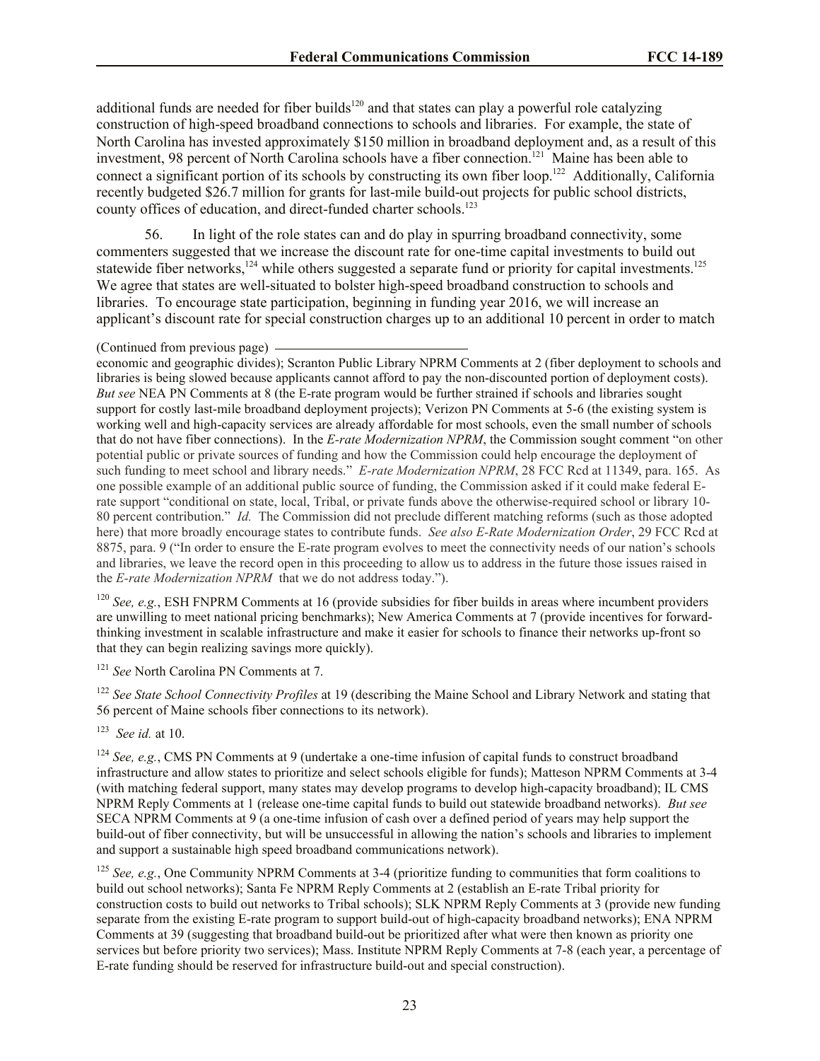additional funds are needed for fiber builds[120] and that states can play a powerful role catalyzing construction of high-speed broadband connections to schools and libraries. For example, the state of North Carolina has invested approximately $150 million in broadband deployment and, as a result of this investment, 98 percent of North Carolina schools have a fiber connection.[121] Maine has been able to connect a significant portion of its schools by constructing its own fiber loop.[122] Additionally, California recently budgeted $26.7 million for grants for last-mile build-out projects for public school districts, county offices of education, and direct-funded charter schools.[123]

56. In light of the role states can and do play in spurring broadband connectivity, some commenters suggested that we increase the discount rate for one-time capital investments to build out statewide fiber networks,[124] while others suggested a separate fund or priority for capital investments.[125] We agree that states are well-situated to bolster high-speed broadband construction to schools and libraries. To encourage state participation, beginning in funding year 2016, we will increase an applicant's discount rate for special construction charges up to an additional 10 percent in order to match

(Continued from previous page)

economic and geographic divides); Scranton Public Library NPRM Comments at 2 (fiber deployment to schools and libraries is being slowed because applicants cannot afford to pay the non-discounted portion of deployment costs). *But see* NEA PN Comments at 8 (the E-rate program would be further strained if schools and libraries sought support for costly last-mile broadband deployment projects); Verizon PN Comments at 5-6 (the existing system is working well and high-capacity services are already affordable for most schools, even the small number of schools that do not have fiber connections). In the *E-rate Modernization NPRM*, the Commission sought comment "on other potential public or private sources of funding and how the Commission could help encourage the deployment of such funding to meet school and library needs." *E-rate Modernization NPRM*, 28 FCC Rcd at 11349, para. 165. As one possible example of an additional public source of funding, the Commission asked if it could make federal E-rate support "conditional on state, local, Tribal, or private funds above the otherwise-required school or library 10-80 percent contribution." *Id.* The Commission did not preclude different matching reforms (such as those adopted here) that more broadly encourage states to contribute funds. *See also E-Rate Modernization Order*, 29 FCC Rcd at 8875, para. 9 ("In order to ensure the E-rate program evolves to meet the connectivity needs of our nation's schools and libraries, we leave the record open in this proceeding to allow us to address in the future those issues raised in the *E-rate Modernization NPRM* that we do not address today.").

[120] *See, e.g.*, ESH FNPRM Comments at 16 (provide subsidies for fiber builds in areas where incumbent providers are unwilling to meet national pricing benchmarks); New America Comments at 7 (provide incentives for forward-thinking investment in scalable infrastructure and make it easier for schools to finance their networks up-front so that they can begin realizing savings more quickly).

[121] *See* North Carolina PN Comments at 7.

[122] *See State School Connectivity Profiles* at 19 (describing the Maine School and Library Network and stating that 56 percent of Maine schools fiber connections to its network).

[123] *See id.* at 10.

[124] *See, e.g.*, CMS PN Comments at 9 (undertake a one-time infusion of capital funds to construct broadband infrastructure and allow states to prioritize and select schools eligible for funds); Matteson NPRM Comments at 3-4 (with matching federal support, many states may develop programs to develop high-capacity broadband); IL CMS NPRM Reply Comments at 1 (release one-time capital funds to build out statewide broadband networks). *But see* SECA NPRM Comments at 9 (a one-time infusion of cash over a defined period of years may help support the build-out of fiber connectivity, but will be unsuccessful in allowing the nation's schools and libraries to implement and support a sustainable high speed broadband communications network).

[125] *See, e.g.*, One Community NPRM Comments at 3-4 (prioritize funding to communities that form coalitions to build out school networks); Santa Fe NPRM Reply Comments at 2 (establish an E-rate Tribal priority for construction costs to build out networks to Tribal schools); SLK NPRM Reply Comments at 3 (provide new funding separate from the existing E-rate program to support build-out of high-capacity broadband networks); ENA NPRM Comments at 39 (suggesting that broadband build-out be prioritized after what were then known as priority one services but before priority two services); Mass. Institute NPRM Reply Comments at 7-8 (each year, a percentage of E-rate funding should be reserved for infrastructure build-out and special construction).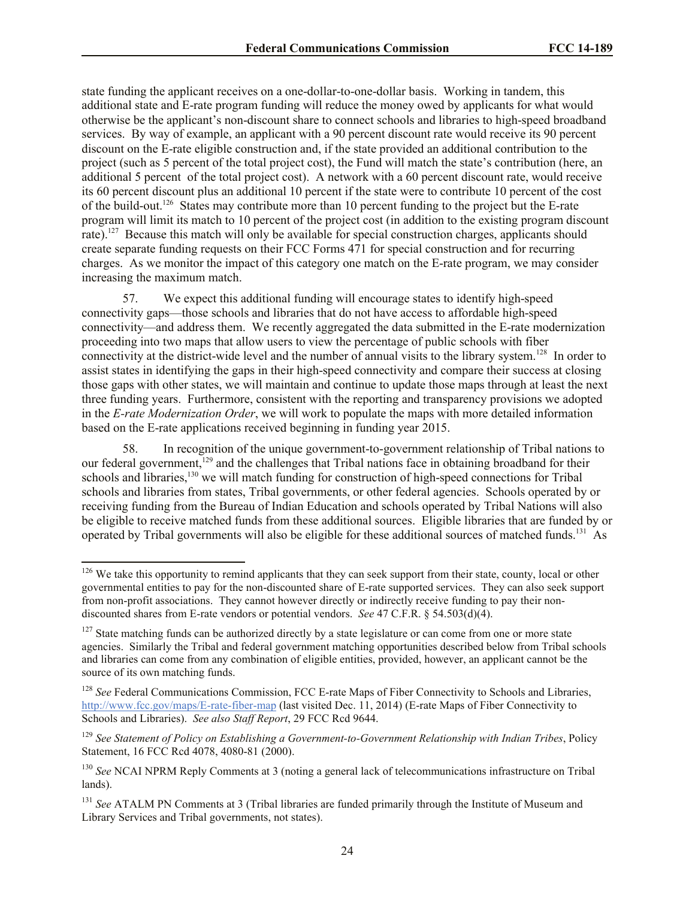state funding the applicant receives on a one-dollar-to-one-dollar basis. Working in tandem, this additional state and E-rate program funding will reduce the money owed by applicants for what would otherwise be the applicant's non-discount share to connect schools and libraries to high-speed broadband services. By way of example, an applicant with a 90 percent discount rate would receive its 90 percent discount on the E-rate eligible construction and, if the state provided an additional contribution to the project (such as 5 percent of the total project cost), the Fund will match the state's contribution (here, an additional 5 percent of the total project cost). A network with a 60 percent discount rate, would receive its 60 percent discount plus an additional 10 percent if the state were to contribute 10 percent of the cost of the build-out.[126] States may contribute more than 10 percent funding to the project but the E-rate program will limit its match to 10 percent of the project cost (in addition to the existing program discount rate).[127] Because this match will only be available for special construction charges, applicants should create separate funding requests on their FCC Forms 471 for special construction and for recurring charges. As we monitor the impact of this category one match on the E-rate program, we may consider increasing the maximum match.

57. We expect this additional funding will encourage states to identify high-speed connectivity gaps—those schools and libraries that do not have access to affordable high-speed connectivity—and address them. We recently aggregated the data submitted in the E-rate modernization proceeding into two maps that allow users to view the percentage of public schools with fiber connectivity at the district-wide level and the number of annual visits to the library system.[128] In order to assist states in identifying the gaps in their high-speed connectivity and compare their success at closing those gaps with other states, we will maintain and continue to update those maps through at least the next three funding years. Furthermore, consistent with the reporting and transparency provisions we adopted in the *E-rate Modernization Order*, we will work to populate the maps with more detailed information based on the E-rate applications received beginning in funding year 2015.

58. In recognition of the unique government-to-government relationship of Tribal nations to our federal government,[129] and the challenges that Tribal nations face in obtaining broadband for their schools and libraries,[130] we will match funding for construction of high-speed connections for Tribal schools and libraries from states, Tribal governments, or other federal agencies. Schools operated by or receiving funding from the Bureau of Indian Education and schools operated by Tribal Nations will also be eligible to receive matched funds from these additional sources. Eligible libraries that are funded by or operated by Tribal governments will also be eligible for these additional sources of matched funds.[131] As

---

[126] We take this opportunity to remind applicants that they can seek support from their state, county, local or other governmental entities to pay for the non-discounted share of E-rate supported services. They can also seek support from non-profit associations. They cannot however directly or indirectly receive funding to pay their non-discounted shares from E-rate vendors or potential vendors. *See* 47 C.F.R. § 54.503(d)(4).

[127] State matching funds can be authorized directly by a state legislature or can come from one or more state agencies. Similarly the Tribal and federal government matching opportunities described below from Tribal schools and libraries can come from any combination of eligible entities, provided, however, an applicant cannot be the source of its own matching funds.

[128] *See* Federal Communications Commission, FCC E-rate Maps of Fiber Connectivity to Schools and Libraries, http://www.fcc.gov/maps/E-rate-fiber-map (last visited Dec. 11, 2014) (E-rate Maps of Fiber Connectivity to Schools and Libraries). *See also Staff Report*, 29 FCC Rcd 9644.

[129] *See Statement of Policy on Establishing a Government-to-Government Relationship with Indian Tribes*, Policy Statement, 16 FCC Rcd 4078, 4080-81 (2000).

[130] *See* NCAI NPRM Reply Comments at 3 (noting a general lack of telecommunications infrastructure on Tribal lands).

[131] *See* ATALM PN Comments at 3 (Tribal libraries are funded primarily through the Institute of Museum and Library Services and Tribal governments, not states).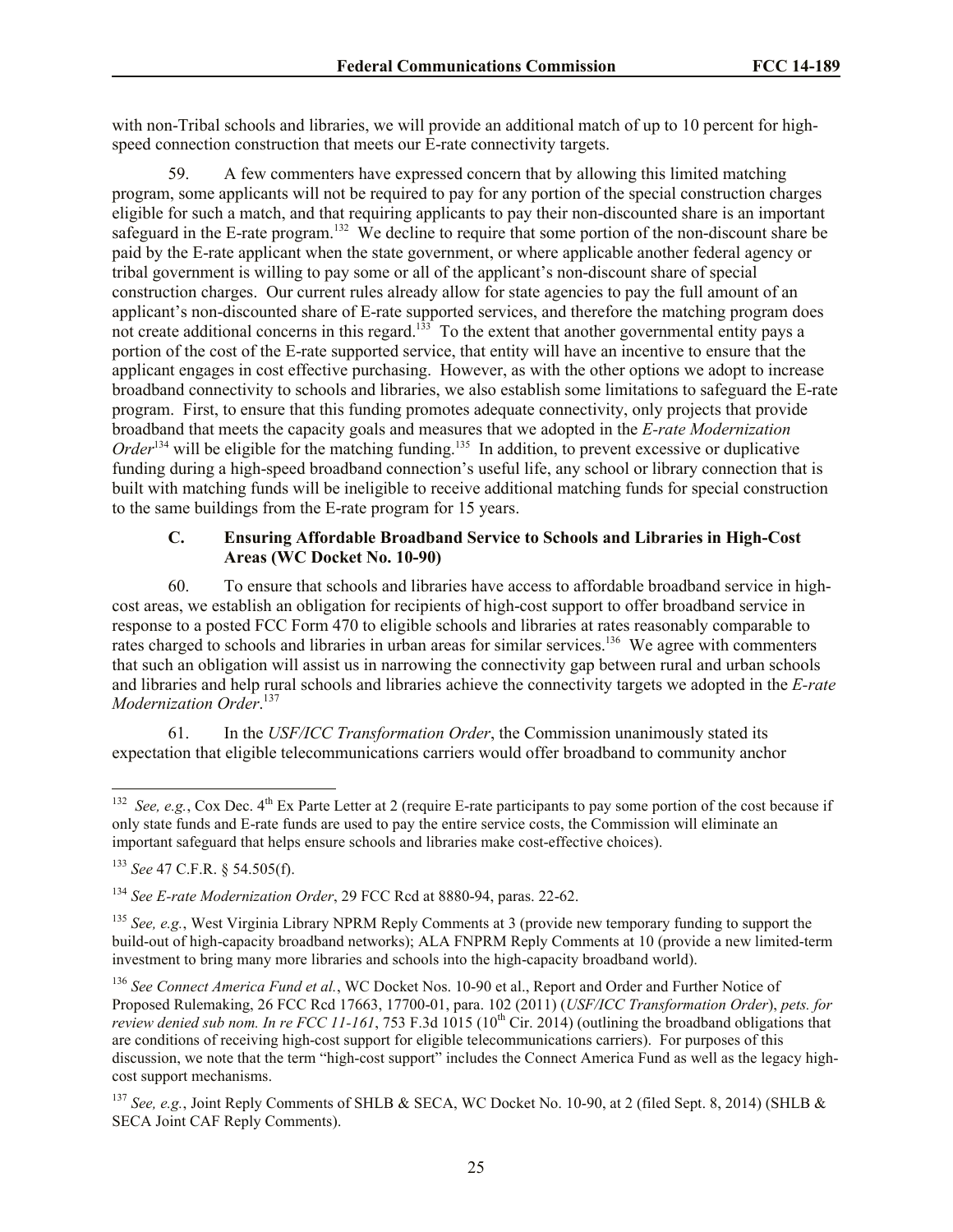with non-Tribal schools and libraries, we will provide an additional match of up to 10 percent for high-speed connection construction that meets our E-rate connectivity targets.

59. A few commenters have expressed concern that by allowing this limited matching program, some applicants will not be required to pay for any portion of the special construction charges eligible for such a match, and that requiring applicants to pay their non-discounted share is an important safeguard in the E-rate program.[132] We decline to require that some portion of the non-discount share be paid by the E-rate applicant when the state government, or where applicable another federal agency or tribal government is willing to pay some or all of the applicant's non-discount share of special construction charges. Our current rules already allow for state agencies to pay the full amount of an applicant's non-discounted share of E-rate supported services, and therefore the matching program does not create additional concerns in this regard.[133] To the extent that another governmental entity pays a portion of the cost of the E-rate supported service, that entity will have an incentive to ensure that the applicant engages in cost effective purchasing. However, as with the other options we adopt to increase broadband connectivity to schools and libraries, we also establish some limitations to safeguard the E-rate program. First, to ensure that this funding promotes adequate connectivity, only projects that provide broadband that meets the capacity goals and measures that we adopted in the *E-rate Modernization Order*[134] will be eligible for the matching funding.[135] In addition, to prevent excessive or duplicative funding during a high-speed broadband connection's useful life, any school or library connection that is built with matching funds will be ineligible to receive additional matching funds for special construction to the same buildings from the E-rate program for 15 years.

### C. Ensuring Affordable Broadband Service to Schools and Libraries in High-Cost Areas (WC Docket No. 10-90)

60. To ensure that schools and libraries have access to affordable broadband service in high-cost areas, we establish an obligation for recipients of high-cost support to offer broadband service in response to a posted FCC Form 470 to eligible schools and libraries at rates reasonably comparable to rates charged to schools and libraries in urban areas for similar services.[136] We agree with commenters that such an obligation will assist us in narrowing the connectivity gap between rural and urban schools and libraries and help rural schools and libraries achieve the connectivity targets we adopted in the *E-rate Modernization Order*.[137]

61. In the *USF/ICC Transformation Order*, the Commission unanimously stated its expectation that eligible telecommunications carriers would offer broadband to community anchor

---

[132] *See, e.g.*, Cox Dec. 4th Ex Parte Letter at 2 (require E-rate participants to pay some portion of the cost because if only state funds and E-rate funds are used to pay the entire service costs, the Commission will eliminate an important safeguard that helps ensure schools and libraries make cost-effective choices).

[133] *See* 47 C.F.R. § 54.505(f).

[134] *See E-rate Modernization Order*, 29 FCC Rcd at 8880-94, paras. 22-62.

[135] *See, e.g.*, West Virginia Library NPRM Reply Comments at 3 (provide new temporary funding to support the build-out of high-capacity broadband networks); ALA FNPRM Reply Comments at 10 (provide a new limited-term investment to bring many more libraries and schools into the high-capacity broadband world).

[136] *See Connect America Fund et al.*, WC Docket Nos. 10-90 et al., Report and Order and Further Notice of Proposed Rulemaking, 26 FCC Rcd 17663, 17700-01, para. 102 (2011) (*USF/ICC Transformation Order*), *pets. for review denied sub nom. In re FCC 11-161*, 753 F.3d 1015 (10th Cir. 2014) (outlining the broadband obligations that are conditions of receiving high-cost support for eligible telecommunications carriers). For purposes of this discussion, we note that the term "high-cost support" includes the Connect America Fund as well as the legacy high-cost support mechanisms.

[137] *See, e.g.*, Joint Reply Comments of SHLB & SECA, WC Docket No. 10-90, at 2 (filed Sept. 8, 2014) (SHLB & SECA Joint CAF Reply Comments).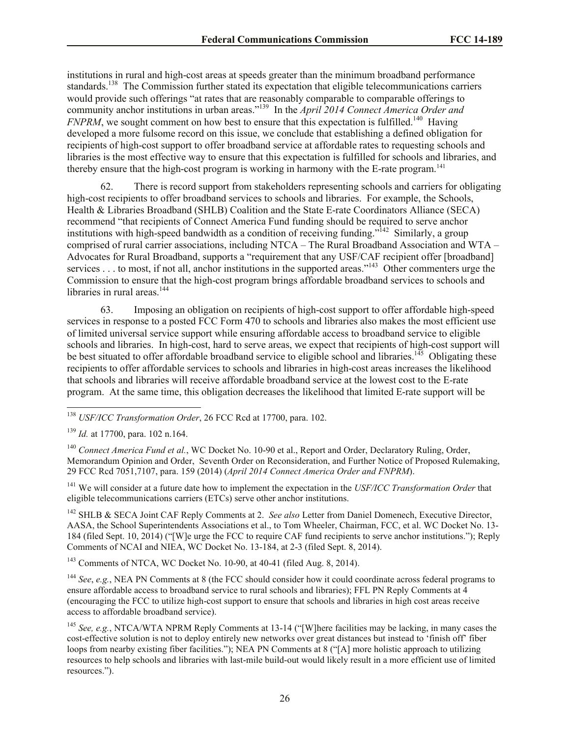institutions in rural and high-cost areas at speeds greater than the minimum broadband performance standards.[138] The Commission further stated its expectation that eligible telecommunications carriers would provide such offerings "at rates that are reasonably comparable to comparable offerings to community anchor institutions in urban areas."[139] In the *April 2014 Connect America Order and FNPRM*, we sought comment on how best to ensure that this expectation is fulfilled.[140] Having developed a more fulsome record on this issue, we conclude that establishing a defined obligation for recipients of high-cost support to offer broadband service at affordable rates to requesting schools and libraries is the most effective way to ensure that this expectation is fulfilled for schools and libraries, and thereby ensure that the high-cost program is working in harmony with the E-rate program.[141]

62. There is record support from stakeholders representing schools and carriers for obligating high-cost recipients to offer broadband services to schools and libraries. For example, the Schools, Health & Libraries Broadband (SHLB) Coalition and the State E-rate Coordinators Alliance (SECA) recommend "that recipients of Connect America Fund funding should be required to serve anchor institutions with high-speed bandwidth as a condition of receiving funding."[142] Similarly, a group comprised of rural carrier associations, including NTCA – The Rural Broadband Association and WTA – Advocates for Rural Broadband, supports a "requirement that any USF/CAF recipient offer [broadband] services . . . to most, if not all, anchor institutions in the supported areas."[143] Other commenters urge the Commission to ensure that the high-cost program brings affordable broadband services to schools and libraries in rural areas.[144]

63. Imposing an obligation on recipients of high-cost support to offer affordable high-speed services in response to a posted FCC Form 470 to schools and libraries also makes the most efficient use of limited universal service support while ensuring affordable access to broadband service to eligible schools and libraries. In high-cost, hard to serve areas, we expect that recipients of high-cost support will be best situated to offer affordable broadband service to eligible school and libraries.[145] Obligating these recipients to offer affordable services to schools and libraries in high-cost areas increases the likelihood that schools and libraries will receive affordable broadband service at the lowest cost to the E-rate program. At the same time, this obligation decreases the likelihood that limited E-rate support will be

---

[138] *USF/ICC Transformation Order*, 26 FCC Rcd at 17700, para. 102.

[139] *Id.* at 17700, para. 102 n.164.

[140] *Connect America Fund et al.*, WC Docket No. 10-90 et al., Report and Order, Declaratory Ruling, Order, Memorandum Opinion and Order, Seventh Order on Reconsideration, and Further Notice of Proposed Rulemaking, 29 FCC Rcd 7051,7107, para. 159 (2014) (*April 2014 Connect America Order and FNPRM*).

[141] We will consider at a future date how to implement the expectation in the *USF/ICC Transformation Order* that eligible telecommunications carriers (ETCs) serve other anchor institutions.

[142] SHLB & SECA Joint CAF Reply Comments at 2. *See also* Letter from Daniel Domenech, Executive Director, AASA, the School Superintendents Associations et al., to Tom Wheeler, Chairman, FCC, et al. WC Docket No. 13-184 (filed Sept. 10, 2014) ("[W]e urge the FCC to require CAF fund recipients to serve anchor institutions."); Reply Comments of NCAI and NIEA, WC Docket No. 13-184, at 2-3 (filed Sept. 8, 2014).

[143] Comments of NTCA, WC Docket No. 10-90, at 40-41 (filed Aug. 8, 2014).

[144] *See*, *e.g.*, NEA PN Comments at 8 (the FCC should consider how it could coordinate across federal programs to ensure affordable access to broadband service to rural schools and libraries); FFL PN Reply Comments at 4 (encouraging the FCC to utilize high-cost support to ensure that schools and libraries in high cost areas receive access to affordable broadband service).

[145] *See, e.g.*, NTCA/WTA NPRM Reply Comments at 13-14 ("[W]here facilities may be lacking, in many cases the cost-effective solution is not to deploy entirely new networks over great distances but instead to 'finish off' fiber loops from nearby existing fiber facilities."); NEA PN Comments at 8 ("[A] more holistic approach to utilizing resources to help schools and libraries with last-mile build-out would likely result in a more efficient use of limited resources.").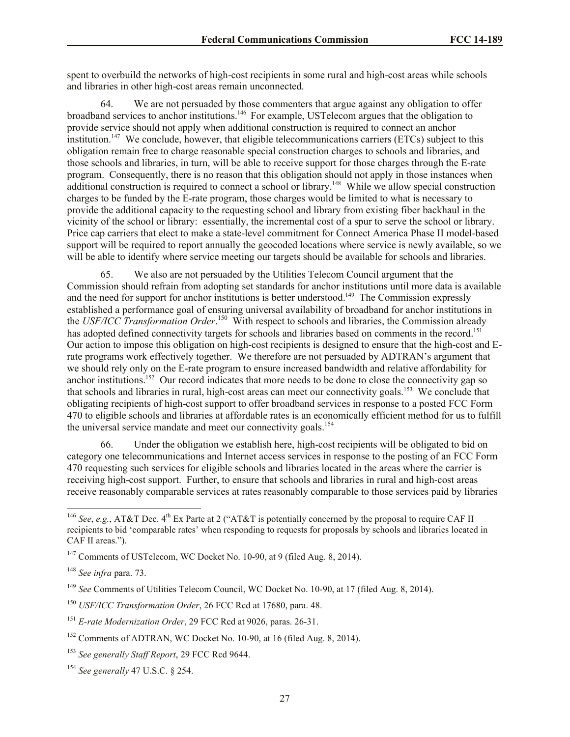spent to overbuild the networks of high-cost recipients in some rural and high-cost areas while schools and libraries in other high-cost areas remain unconnected.

64. We are not persuaded by those commenters that argue against any obligation to offer broadband services to anchor institutions.[146] For example, USTelecom argues that the obligation to provide service should not apply when additional construction is required to connect an anchor institution.[147] We conclude, however, that eligible telecommunications carriers (ETCs) subject to this obligation remain free to charge reasonable special construction charges to schools and libraries, and those schools and libraries, in turn, will be able to receive support for those charges through the E-rate program. Consequently, there is no reason that this obligation should not apply in those instances when additional construction is required to connect a school or library.[148] While we allow special construction charges to be funded by the E-rate program, those charges would be limited to what is necessary to provide the additional capacity to the requesting school and library from existing fiber backhaul in the vicinity of the school or library: essentially, the incremental cost of a spur to serve the school or library. Price cap carriers that elect to make a state-level commitment for Connect America Phase II model-based support will be required to report annually the geocoded locations where service is newly available, so we will be able to identify where service meeting our targets should be available for schools and libraries.

65. We also are not persuaded by the Utilities Telecom Council argument that the Commission should refrain from adopting set standards for anchor institutions until more data is available and the need for support for anchor institutions is better understood.[149] The Commission expressly established a performance goal of ensuring universal availability of broadband for anchor institutions in the *USF/ICC Transformation Order*.[150] With respect to schools and libraries, the Commission already has adopted defined connectivity targets for schools and libraries based on comments in the record.[151] Our action to impose this obligation on high-cost recipients is designed to ensure that the high-cost and E-rate programs work effectively together. We therefore are not persuaded by ADTRAN's argument that we should rely only on the E-rate program to ensure increased bandwidth and relative affordability for anchor institutions.[152] Our record indicates that more needs to be done to close the connectivity gap so that schools and libraries in rural, high-cost areas can meet our connectivity goals.[153] We conclude that obligating recipients of high-cost support to offer broadband services in response to a posted FCC Form 470 to eligible schools and libraries at affordable rates is an economically efficient method for us to fulfill the universal service mandate and meet our connectivity goals.[154]

66. Under the obligation we establish here, high-cost recipients will be obligated to bid on category one telecommunications and Internet access services in response to the posting of an FCC Form 470 requesting such services for eligible schools and libraries located in the areas where the carrier is receiving high-cost support. Further, to ensure that schools and libraries in rural and high-cost areas receive reasonably comparable services at rates reasonably comparable to those services paid by libraries

---

[146] *See*, *e.g.*, AT&T Dec. 4th Ex Parte at 2 ("AT&T is potentially concerned by the proposal to require CAF II recipients to bid 'comparable rates' when responding to requests for proposals by schools and libraries located in CAF II areas.").

[147] Comments of USTelecom, WC Docket No. 10-90, at 9 (filed Aug. 8, 2014).

[148] *See infra* para. 73.

[149] *See* Comments of Utilities Telecom Council, WC Docket No. 10-90, at 17 (filed Aug. 8, 2014).

[150] *USF/ICC Transformation Order*, 26 FCC Rcd at 17680, para. 48.

[151] *E-rate Modernization Order*, 29 FCC Rcd at 9026, paras. 26-31.

[152] Comments of ADTRAN, WC Docket No. 10-90, at 16 (filed Aug. 8, 2014).

[153] *See generally Staff Report*, 29 FCC Rcd 9644.

[154] *See generally* 47 U.S.C. § 254.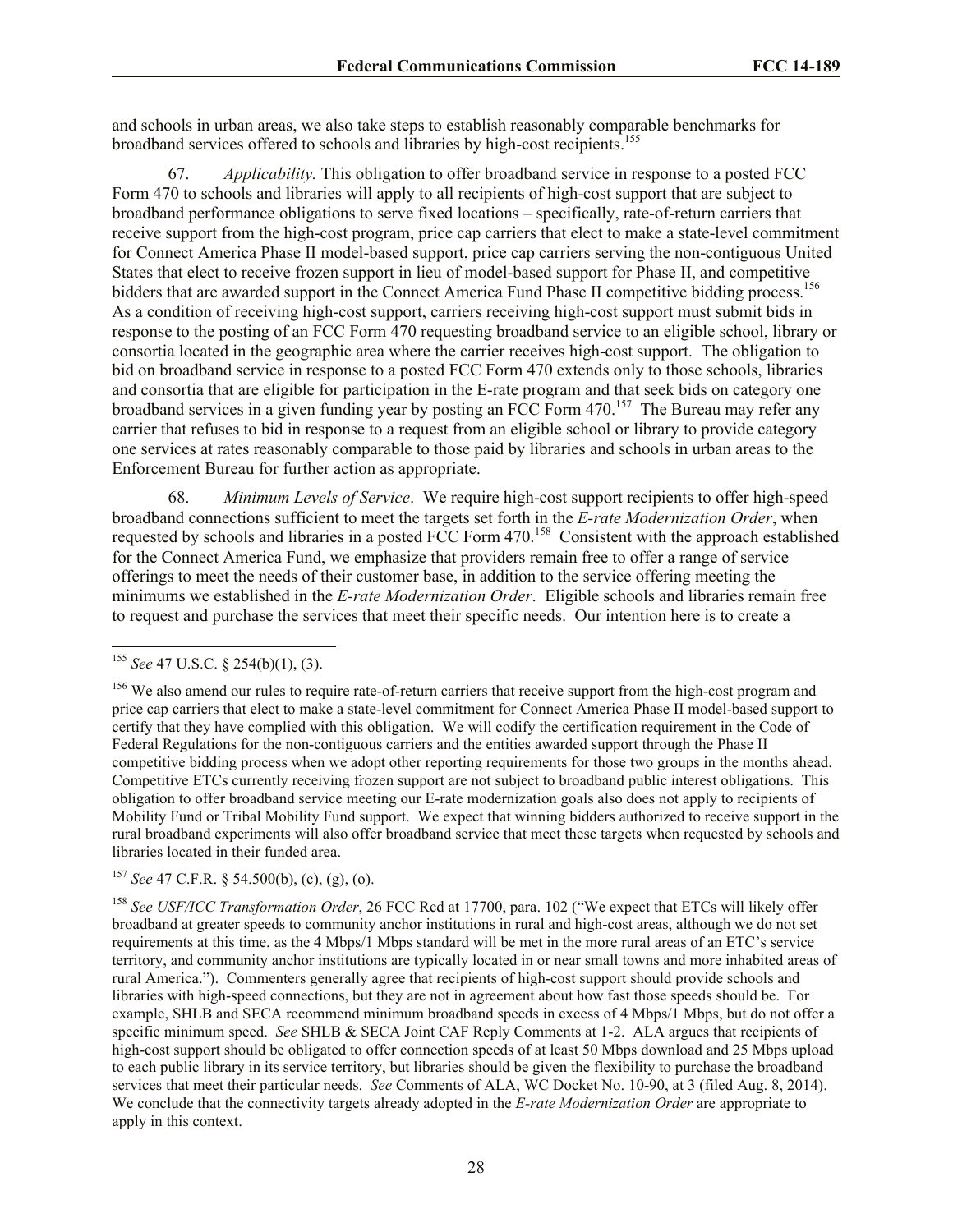and schools in urban areas, we also take steps to establish reasonably comparable benchmarks for broadband services offered to schools and libraries by high-cost recipients.[155]

67. *Applicability.* This obligation to offer broadband service in response to a posted FCC Form 470 to schools and libraries will apply to all recipients of high-cost support that are subject to broadband performance obligations to serve fixed locations – specifically, rate-of-return carriers that receive support from the high-cost program, price cap carriers that elect to make a state-level commitment for Connect America Phase II model-based support, price cap carriers serving the non-contiguous United States that elect to receive frozen support in lieu of model-based support for Phase II, and competitive bidders that are awarded support in the Connect America Fund Phase II competitive bidding process.[156] As a condition of receiving high-cost support, carriers receiving high-cost support must submit bids in response to the posting of an FCC Form 470 requesting broadband service to an eligible school, library or consortia located in the geographic area where the carrier receives high-cost support. The obligation to bid on broadband service in response to a posted FCC Form 470 extends only to those schools, libraries and consortia that are eligible for participation in the E-rate program and that seek bids on category one broadband services in a given funding year by posting an FCC Form 470.[157] The Bureau may refer any carrier that refuses to bid in response to a request from an eligible school or library to provide category one services at rates reasonably comparable to those paid by libraries and schools in urban areas to the Enforcement Bureau for further action as appropriate.

68. *Minimum Levels of Service*. We require high-cost support recipients to offer high-speed broadband connections sufficient to meet the targets set forth in the *E-rate Modernization Order*, when requested by schools and libraries in a posted FCC Form 470.[158] Consistent with the approach established for the Connect America Fund, we emphasize that providers remain free to offer a range of service offerings to meet the needs of their customer base, in addition to the service offering meeting the minimums we established in the *E-rate Modernization Order*. Eligible schools and libraries remain free to request and purchase the services that meet their specific needs. Our intention here is to create a

---

[155] *See* 47 U.S.C. § 254(b)(1), (3).

[156] We also amend our rules to require rate-of-return carriers that receive support from the high-cost program and price cap carriers that elect to make a state-level commitment for Connect America Phase II model-based support to certify that they have complied with this obligation. We will codify the certification requirement in the Code of Federal Regulations for the non-contiguous carriers and the entities awarded support through the Phase II competitive bidding process when we adopt other reporting requirements for those two groups in the months ahead. Competitive ETCs currently receiving frozen support are not subject to broadband public interest obligations. This obligation to offer broadband service meeting our E-rate modernization goals also does not apply to recipients of Mobility Fund or Tribal Mobility Fund support. We expect that winning bidders authorized to receive support in the rural broadband experiments will also offer broadband service that meet these targets when requested by schools and libraries located in their funded area.

[157] *See* 47 C.F.R. § 54.500(b), (c), (g), (o).

[158] *See USF/ICC Transformation Order*, 26 FCC Rcd at 17700, para. 102 ("We expect that ETCs will likely offer broadband at greater speeds to community anchor institutions in rural and high-cost areas, although we do not set requirements at this time, as the 4 Mbps/1 Mbps standard will be met in the more rural areas of an ETC's service territory, and community anchor institutions are typically located in or near small towns and more inhabited areas of rural America."). Commenters generally agree that recipients of high-cost support should provide schools and libraries with high-speed connections, but they are not in agreement about how fast those speeds should be. For example, SHLB and SECA recommend minimum broadband speeds in excess of 4 Mbps/1 Mbps, but do not offer a specific minimum speed. *See* SHLB & SECA Joint CAF Reply Comments at 1-2. ALA argues that recipients of high-cost support should be obligated to offer connection speeds of at least 50 Mbps download and 25 Mbps upload to each public library in its service territory, but libraries should be given the flexibility to purchase the broadband services that meet their particular needs. *See* Comments of ALA, WC Docket No. 10-90, at 3 (filed Aug. 8, 2014). We conclude that the connectivity targets already adopted in the *E-rate Modernization Order* are appropriate to apply in this context.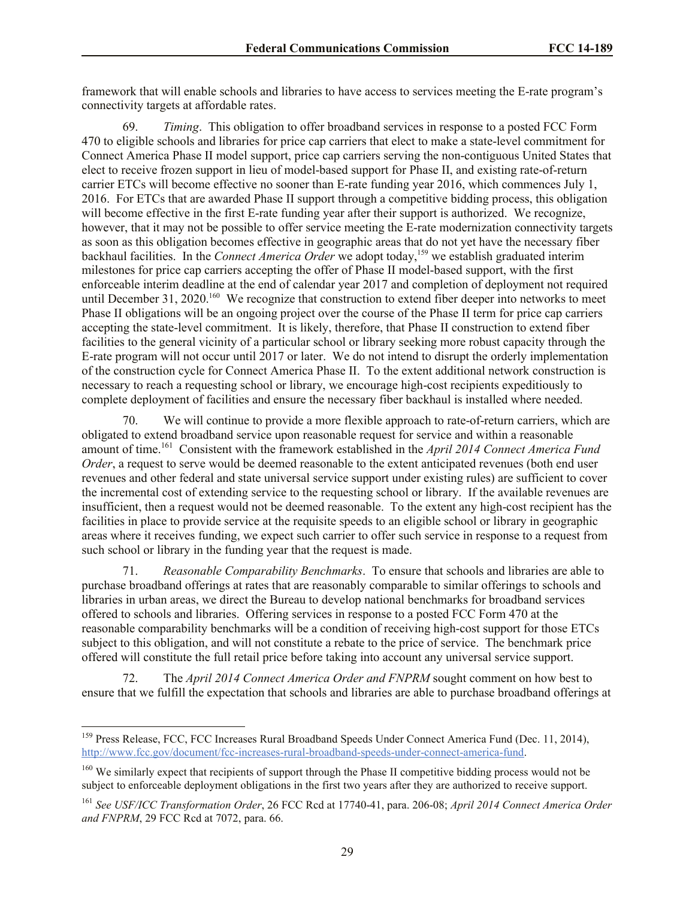framework that will enable schools and libraries to have access to services meeting the E-rate program's connectivity targets at affordable rates.

69. *Timing*. This obligation to offer broadband services in response to a posted FCC Form 470 to eligible schools and libraries for price cap carriers that elect to make a state-level commitment for Connect America Phase II model support, price cap carriers serving the non-contiguous United States that elect to receive frozen support in lieu of model-based support for Phase II, and existing rate-of-return carrier ETCs will become effective no sooner than E-rate funding year 2016, which commences July 1, 2016. For ETCs that are awarded Phase II support through a competitive bidding process, this obligation will become effective in the first E-rate funding year after their support is authorized. We recognize, however, that it may not be possible to offer service meeting the E-rate modernization connectivity targets as soon as this obligation becomes effective in geographic areas that do not yet have the necessary fiber backhaul facilities. In the *Connect America Order* we adopt today,[159] we establish graduated interim milestones for price cap carriers accepting the offer of Phase II model-based support, with the first enforceable interim deadline at the end of calendar year 2017 and completion of deployment not required until December 31, 2020.[160] We recognize that construction to extend fiber deeper into networks to meet Phase II obligations will be an ongoing project over the course of the Phase II term for price cap carriers accepting the state-level commitment. It is likely, therefore, that Phase II construction to extend fiber facilities to the general vicinity of a particular school or library seeking more robust capacity through the E-rate program will not occur until 2017 or later. We do not intend to disrupt the orderly implementation of the construction cycle for Connect America Phase II. To the extent additional network construction is necessary to reach a requesting school or library, we encourage high-cost recipients expeditiously to complete deployment of facilities and ensure the necessary fiber backhaul is installed where needed.

70. We will continue to provide a more flexible approach to rate-of-return carriers, which are obligated to extend broadband service upon reasonable request for service and within a reasonable amount of time.[161] Consistent with the framework established in the *April 2014 Connect America Fund Order*, a request to serve would be deemed reasonable to the extent anticipated revenues (both end user revenues and other federal and state universal service support under existing rules) are sufficient to cover the incremental cost of extending service to the requesting school or library. If the available revenues are insufficient, then a request would not be deemed reasonable. To the extent any high-cost recipient has the facilities in place to provide service at the requisite speeds to an eligible school or library in geographic areas where it receives funding, we expect such carrier to offer such service in response to a request from such school or library in the funding year that the request is made.

71. *Reasonable Comparability Benchmarks*. To ensure that schools and libraries are able to purchase broadband offerings at rates that are reasonably comparable to similar offerings to schools and libraries in urban areas, we direct the Bureau to develop national benchmarks for broadband services offered to schools and libraries. Offering services in response to a posted FCC Form 470 at the reasonable comparability benchmarks will be a condition of receiving high-cost support for those ETCs subject to this obligation, and will not constitute a rebate to the price of service. The benchmark price offered will constitute the full retail price before taking into account any universal service support.

72. The *April 2014 Connect America Order and FNPRM* sought comment on how best to ensure that we fulfill the expectation that schools and libraries are able to purchase broadband offerings at

---

[159] Press Release, FCC, FCC Increases Rural Broadband Speeds Under Connect America Fund (Dec. 11, 2014), http://www.fcc.gov/document/fcc-increases-rural-broadband-speeds-under-connect-america-fund.

[160] We similarly expect that recipients of support through the Phase II competitive bidding process would not be subject to enforceable deployment obligations in the first two years after they are authorized to receive support.

[161] *See USF/ICC Transformation Order*, 26 FCC Rcd at 17740-41, para. 206-08; *April 2014 Connect America Order and FNPRM*, 29 FCC Rcd at 7072, para. 66.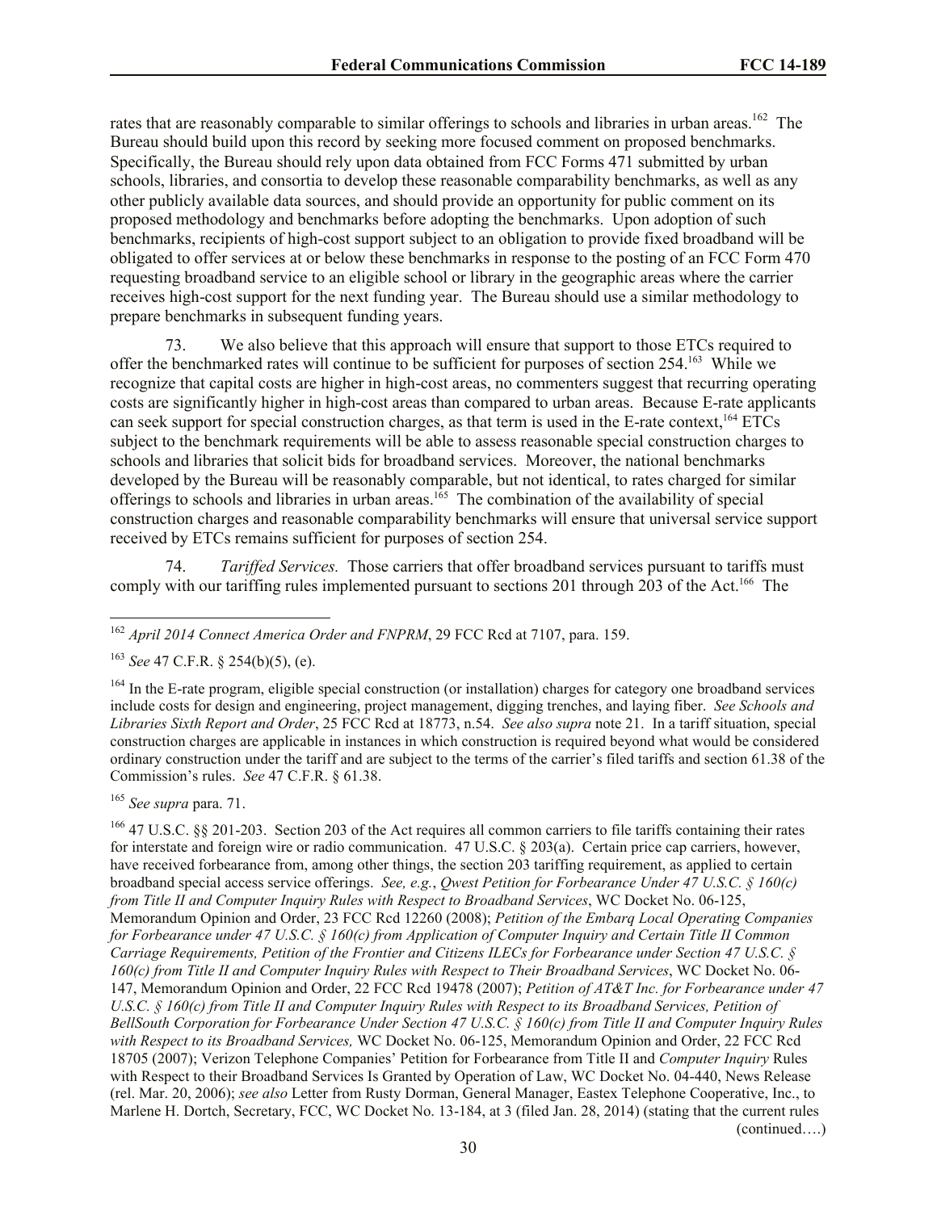rates that are reasonably comparable to similar offerings to schools and libraries in urban areas.[162] The Bureau should build upon this record by seeking more focused comment on proposed benchmarks. Specifically, the Bureau should rely upon data obtained from FCC Forms 471 submitted by urban schools, libraries, and consortia to develop these reasonable comparability benchmarks, as well as any other publicly available data sources, and should provide an opportunity for public comment on its proposed methodology and benchmarks before adopting the benchmarks. Upon adoption of such benchmarks, recipients of high-cost support subject to an obligation to provide fixed broadband will be obligated to offer services at or below these benchmarks in response to the posting of an FCC Form 470 requesting broadband service to an eligible school or library in the geographic areas where the carrier receives high-cost support for the next funding year. The Bureau should use a similar methodology to prepare benchmarks in subsequent funding years.

73. We also believe that this approach will ensure that support to those ETCs required to offer the benchmarked rates will continue to be sufficient for purposes of section 254.[163] While we recognize that capital costs are higher in high-cost areas, no commenters suggest that recurring operating costs are significantly higher in high-cost areas than compared to urban areas. Because E-rate applicants can seek support for special construction charges, as that term is used in the E-rate context,[164] ETCs subject to the benchmark requirements will be able to assess reasonable special construction charges to schools and libraries that solicit bids for broadband services. Moreover, the national benchmarks developed by the Bureau will be reasonably comparable, but not identical, to rates charged for similar offerings to schools and libraries in urban areas.[165] The combination of the availability of special construction charges and reasonable comparability benchmarks will ensure that universal service support received by ETCs remains sufficient for purposes of section 254.

74. *Tariffed Services.* Those carriers that offer broadband services pursuant to tariffs must comply with our tariffing rules implemented pursuant to sections 201 through 203 of the Act.[166] The

---

[162] *April 2014 Connect America Order and FNPRM*, 29 FCC Rcd at 7107, para. 159.

[163] *See* 47 C.F.R. § 254(b)(5), (e).

[164] In the E-rate program, eligible special construction (or installation) charges for category one broadband services include costs for design and engineering, project management, digging trenches, and laying fiber. *See Schools and Libraries Sixth Report and Order*, 25 FCC Rcd at 18773, n.54. *See also supra* note 21. In a tariff situation, special construction charges are applicable in instances in which construction is required beyond what would be considered ordinary construction under the tariff and are subject to the terms of the carrier's filed tariffs and section 61.38 of the Commission's rules. *See* 47 C.F.R. § 61.38.

[165] *See supra* para. 71.

[166] 47 U.S.C. §§ 201-203. Section 203 of the Act requires all common carriers to file tariffs containing their rates for interstate and foreign wire or radio communication. 47 U.S.C. § 203(a). Certain price cap carriers, however, have received forbearance from, among other things, the section 203 tariffing requirement, as applied to certain broadband special access service offerings. *See, e.g.*, *Qwest Petition for Forbearance Under 47 U.S.C. § 160(c) from Title II and Computer Inquiry Rules with Respect to Broadband Services*, WC Docket No. 06-125, Memorandum Opinion and Order, 23 FCC Rcd 12260 (2008); *Petition of the Embarq Local Operating Companies for Forbearance under 47 U.S.C. § 160(c) from Application of Computer Inquiry and Certain Title II Common Carriage Requirements, Petition of the Frontier and Citizens ILECs for Forbearance under Section 47 U.S.C. § 160(c) from Title II and Computer Inquiry Rules with Respect to Their Broadband Services*, WC Docket No. 06-147, Memorandum Opinion and Order, 22 FCC Rcd 19478 (2007); *Petition of AT&T Inc. for Forbearance under 47 U.S.C. § 160(c) from Title II and Computer Inquiry Rules with Respect to its Broadband Services, Petition of BellSouth Corporation for Forbearance Under Section 47 U.S.C. § 160(c) from Title II and Computer Inquiry Rules with Respect to its Broadband Services,* WC Docket No. 06-125, Memorandum Opinion and Order, 22 FCC Rcd 18705 (2007); Verizon Telephone Companies' Petition for Forbearance from Title II and *Computer Inquiry* Rules with Respect to their Broadband Services Is Granted by Operation of Law, WC Docket No. 04-440, News Release (rel. Mar. 20, 2006); *see also* Letter from Rusty Dorman, General Manager, Eastex Telephone Cooperative, Inc., to Marlene H. Dortch, Secretary, FCC, WC Docket No. 13-184, at 3 (filed Jan. 28, 2014) (stating that the current rules (continued….)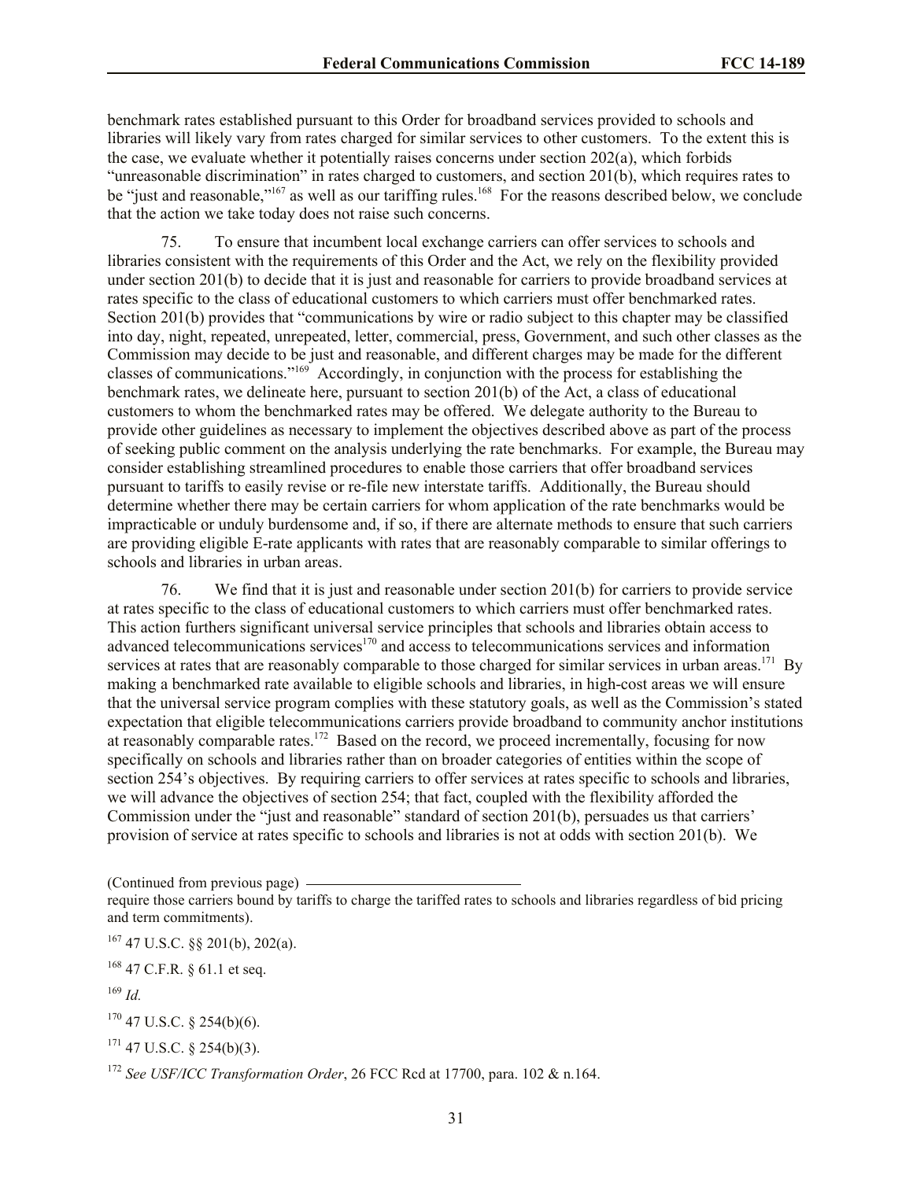benchmark rates established pursuant to this Order for broadband services provided to schools and libraries will likely vary from rates charged for similar services to other customers. To the extent this is the case, we evaluate whether it potentially raises concerns under section 202(a), which forbids "unreasonable discrimination" in rates charged to customers, and section 201(b), which requires rates to be "just and reasonable,"[167] as well as our tariffing rules.[168] For the reasons described below, we conclude that the action we take today does not raise such concerns.

75. To ensure that incumbent local exchange carriers can offer services to schools and libraries consistent with the requirements of this Order and the Act, we rely on the flexibility provided under section 201(b) to decide that it is just and reasonable for carriers to provide broadband services at rates specific to the class of educational customers to which carriers must offer benchmarked rates. Section 201(b) provides that "communications by wire or radio subject to this chapter may be classified into day, night, repeated, unrepeated, letter, commercial, press, Government, and such other classes as the Commission may decide to be just and reasonable, and different charges may be made for the different classes of communications."[169] Accordingly, in conjunction with the process for establishing the benchmark rates, we delineate here, pursuant to section 201(b) of the Act, a class of educational customers to whom the benchmarked rates may be offered. We delegate authority to the Bureau to provide other guidelines as necessary to implement the objectives described above as part of the process of seeking public comment on the analysis underlying the rate benchmarks. For example, the Bureau may consider establishing streamlined procedures to enable those carriers that offer broadband services pursuant to tariffs to easily revise or re-file new interstate tariffs. Additionally, the Bureau should determine whether there may be certain carriers for whom application of the rate benchmarks would be impracticable or unduly burdensome and, if so, if there are alternate methods to ensure that such carriers are providing eligible E-rate applicants with rates that are reasonably comparable to similar offerings to schools and libraries in urban areas.

76. We find that it is just and reasonable under section 201(b) for carriers to provide service at rates specific to the class of educational customers to which carriers must offer benchmarked rates. This action furthers significant universal service principles that schools and libraries obtain access to advanced telecommunications services[170] and access to telecommunications services and information services at rates that are reasonably comparable to those charged for similar services in urban areas.[171] By making a benchmarked rate available to eligible schools and libraries, in high-cost areas we will ensure that the universal service program complies with these statutory goals, as well as the Commission's stated expectation that eligible telecommunications carriers provide broadband to community anchor institutions at reasonably comparable rates.[172] Based on the record, we proceed incrementally, focusing for now specifically on schools and libraries rather than on broader categories of entities within the scope of section 254's objectives. By requiring carriers to offer services at rates specific to schools and libraries, we will advance the objectives of section 254; that fact, coupled with the flexibility afforded the Commission under the "just and reasonable" standard of section 201(b), persuades us that carriers' provision of service at rates specific to schools and libraries is not at odds with section 201(b). We

(Continued from previous page)
require those carriers bound by tariffs to charge the tariffed rates to schools and libraries regardless of bid pricing and term commitments).

[167] 47 U.S.C. §§ 201(b), 202(a).

[168] 47 C.F.R. § 61.1 et seq.

[169] *Id.*

[170] 47 U.S.C. § 254(b)(6).

[171] 47 U.S.C. § 254(b)(3).

[172] *See USF/ICC Transformation Order*, 26 FCC Rcd at 17700, para. 102 & n.164.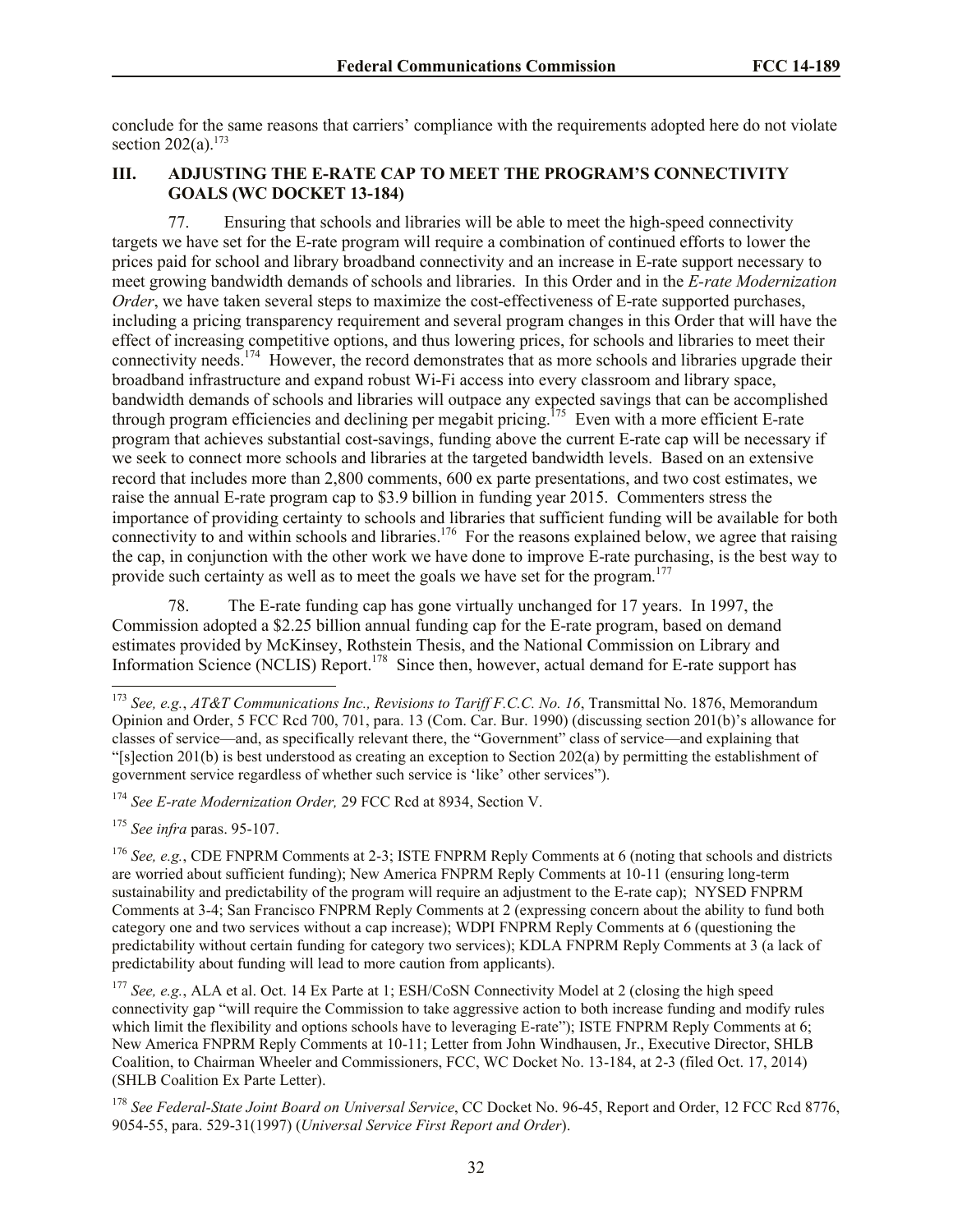conclude for the same reasons that carriers' compliance with the requirements adopted here do not violate section 202(a).[173]

## III. ADJUSTING THE E-RATE CAP TO MEET THE PROGRAM'S CONNECTIVITY GOALS (WC DOCKET 13-184)

77. Ensuring that schools and libraries will be able to meet the high-speed connectivity targets we have set for the E-rate program will require a combination of continued efforts to lower the prices paid for school and library broadband connectivity and an increase in E-rate support necessary to meet growing bandwidth demands of schools and libraries. In this Order and in the *E-rate Modernization Order*, we have taken several steps to maximize the cost-effectiveness of E-rate supported purchases, including a pricing transparency requirement and several program changes in this Order that will have the effect of increasing competitive options, and thus lowering prices, for schools and libraries to meet their connectivity needs.[174] However, the record demonstrates that as more schools and libraries upgrade their broadband infrastructure and expand robust Wi-Fi access into every classroom and library space, bandwidth demands of schools and libraries will outpace any expected savings that can be accomplished through program efficiencies and declining per megabit pricing.[175] Even with a more efficient E-rate program that achieves substantial cost-savings, funding above the current E-rate cap will be necessary if we seek to connect more schools and libraries at the targeted bandwidth levels. Based on an extensive record that includes more than 2,800 comments, 600 ex parte presentations, and two cost estimates, we raise the annual E-rate program cap to $3.9 billion in funding year 2015. Commenters stress the importance of providing certainty to schools and libraries that sufficient funding will be available for both connectivity to and within schools and libraries.[176] For the reasons explained below, we agree that raising the cap, in conjunction with the other work we have done to improve E-rate purchasing, is the best way to provide such certainty as well as to meet the goals we have set for the program.[177]

78. The E-rate funding cap has gone virtually unchanged for 17 years. In 1997, the Commission adopted a $2.25 billion annual funding cap for the E-rate program, based on demand estimates provided by McKinsey, Rothstein Thesis, and the National Commission on Library and Information Science (NCLIS) Report.[178] Since then, however, actual demand for E-rate support has

---

[173] *See, e.g.*, *AT&T Communications Inc., Revisions to Tariff F.C.C. No. 16*, Transmittal No. 1876, Memorandum Opinion and Order, 5 FCC Rcd 700, 701, para. 13 (Com. Car. Bur. 1990) (discussing section 201(b)'s allowance for classes of service—and, as specifically relevant there, the "Government" class of service—and explaining that "[s]ection 201(b) is best understood as creating an exception to Section 202(a) by permitting the establishment of government service regardless of whether such service is 'like' other services").

[174] *See E-rate Modernization Order,* 29 FCC Rcd at 8934, Section V.

[175] *See infra* paras. 95-107.

[176] *See, e.g.*, CDE FNPRM Comments at 2-3; ISTE FNPRM Reply Comments at 6 (noting that schools and districts are worried about sufficient funding); New America FNPRM Reply Comments at 10-11 (ensuring long-term sustainability and predictability of the program will require an adjustment to the E-rate cap); NYSED FNPRM Comments at 3-4; San Francisco FNPRM Reply Comments at 2 (expressing concern about the ability to fund both category one and two services without a cap increase); WDPI FNPRM Reply Comments at 6 (questioning the predictability without certain funding for category two services); KDLA FNPRM Reply Comments at 3 (a lack of predictability about funding will lead to more caution from applicants).

[177] *See, e.g.*, ALA et al. Oct. 14 Ex Parte at 1; ESH/CoSN Connectivity Model at 2 (closing the high speed connectivity gap "will require the Commission to take aggressive action to both increase funding and modify rules which limit the flexibility and options schools have to leveraging E-rate"); ISTE FNPRM Reply Comments at 6; New America FNPRM Reply Comments at 10-11; Letter from John Windhausen, Jr., Executive Director, SHLB Coalition, to Chairman Wheeler and Commissioners, FCC, WC Docket No. 13-184, at 2-3 (filed Oct. 17, 2014) (SHLB Coalition Ex Parte Letter).

[178] *See Federal-State Joint Board on Universal Service*, CC Docket No. 96-45, Report and Order, 12 FCC Rcd 8776, 9054-55, para. 529-31(1997) (*Universal Service First Report and Order*).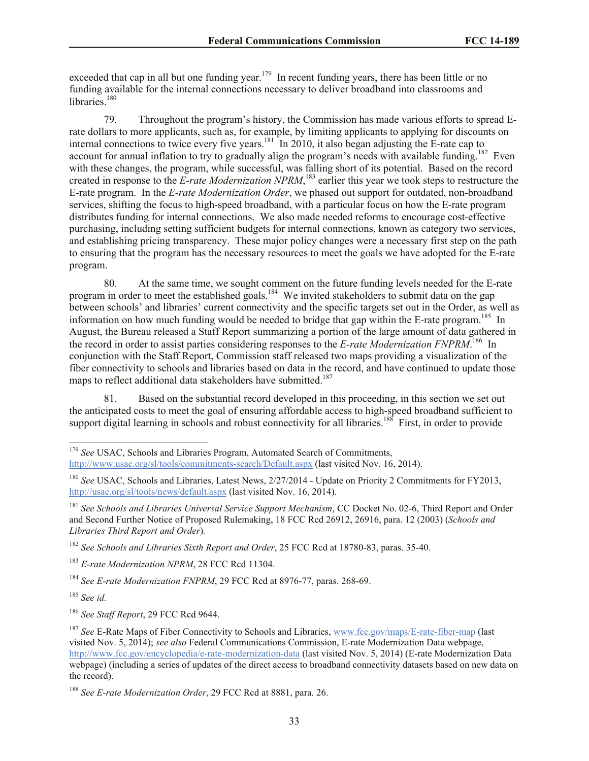exceeded that cap in all but one funding year.[179] In recent funding years, there has been little or no funding available for the internal connections necessary to deliver broadband into classrooms and libraries.[180]

79. Throughout the program's history, the Commission has made various efforts to spread E-rate dollars to more applicants, such as, for example, by limiting applicants to applying for discounts on internal connections to twice every five years.[181] In 2010, it also began adjusting the E-rate cap to account for annual inflation to try to gradually align the program's needs with available funding.[182] Even with these changes, the program, while successful, was falling short of its potential. Based on the record created in response to the *E-rate Modernization NPRM*,[183] earlier this year we took steps to restructure the E-rate program. In the *E-rate Modernization Order*, we phased out support for outdated, non-broadband services, shifting the focus to high-speed broadband, with a particular focus on how the E-rate program distributes funding for internal connections. We also made needed reforms to encourage cost-effective purchasing, including setting sufficient budgets for internal connections, known as category two services, and establishing pricing transparency. These major policy changes were a necessary first step on the path to ensuring that the program has the necessary resources to meet the goals we have adopted for the E-rate program.

80. At the same time, we sought comment on the future funding levels needed for the E-rate program in order to meet the established goals.[184] We invited stakeholders to submit data on the gap between schools' and libraries' current connectivity and the specific targets set out in the Order, as well as information on how much funding would be needed to bridge that gap within the E-rate program.[185] In August, the Bureau released a Staff Report summarizing a portion of the large amount of data gathered in the record in order to assist parties considering responses to the *E-rate Modernization FNPRM*.[186] In conjunction with the Staff Report, Commission staff released two maps providing a visualization of the fiber connectivity to schools and libraries based on data in the record, and have continued to update those maps to reflect additional data stakeholders have submitted.[187]

81. Based on the substantial record developed in this proceeding, in this section we set out the anticipated costs to meet the goal of ensuring affordable access to high-speed broadband sufficient to support digital learning in schools and robust connectivity for all libraries.[188] First, in order to provide

---

[179] *See* USAC, Schools and Libraries Program, Automated Search of Commitments, http://www.usac.org/sl/tools/commitments-search/Default.aspx (last visited Nov. 16, 2014).

[180] *See* USAC, Schools and Libraries, Latest News, 2/27/2014 - Update on Priority 2 Commitments for FY2013, http://usac.org/sl/tools/news/default.aspx (last visited Nov. 16, 2014).

[181] *See Schools and Libraries Universal Service Support Mechanism*, CC Docket No. 02-6, Third Report and Order and Second Further Notice of Proposed Rulemaking, 18 FCC Rcd 26912, 26916, para. 12 (2003) (*Schools and Libraries Third Report and Order*).

[182] *See Schools and Libraries Sixth Report and Order*, 25 FCC Rcd at 18780-83, paras. 35-40.

[183] *E-rate Modernization NPRM*, 28 FCC Rcd 11304.

[184] *See E-rate Modernization FNPRM*, 29 FCC Rcd at 8976-77, paras. 268-69.

[185] *See id.*

[186] *See Staff Report*, 29 FCC Rcd 9644.

[187] *See* E-Rate Maps of Fiber Connectivity to Schools and Libraries, www.fcc.gov/maps/E-rate-fiber-map (last visited Nov. 5, 2014); *see also* Federal Communications Commission, E-rate Modernization Data webpage, http://www.fcc.gov/encyclopedia/e-rate-modernization-data (last visited Nov. 5, 2014) (E-rate Modernization Data webpage) (including a series of updates of the direct access to broadband connectivity datasets based on new data on the record).

[188] *See E-rate Modernization Order*, 29 FCC Rcd at 8881, para. 26.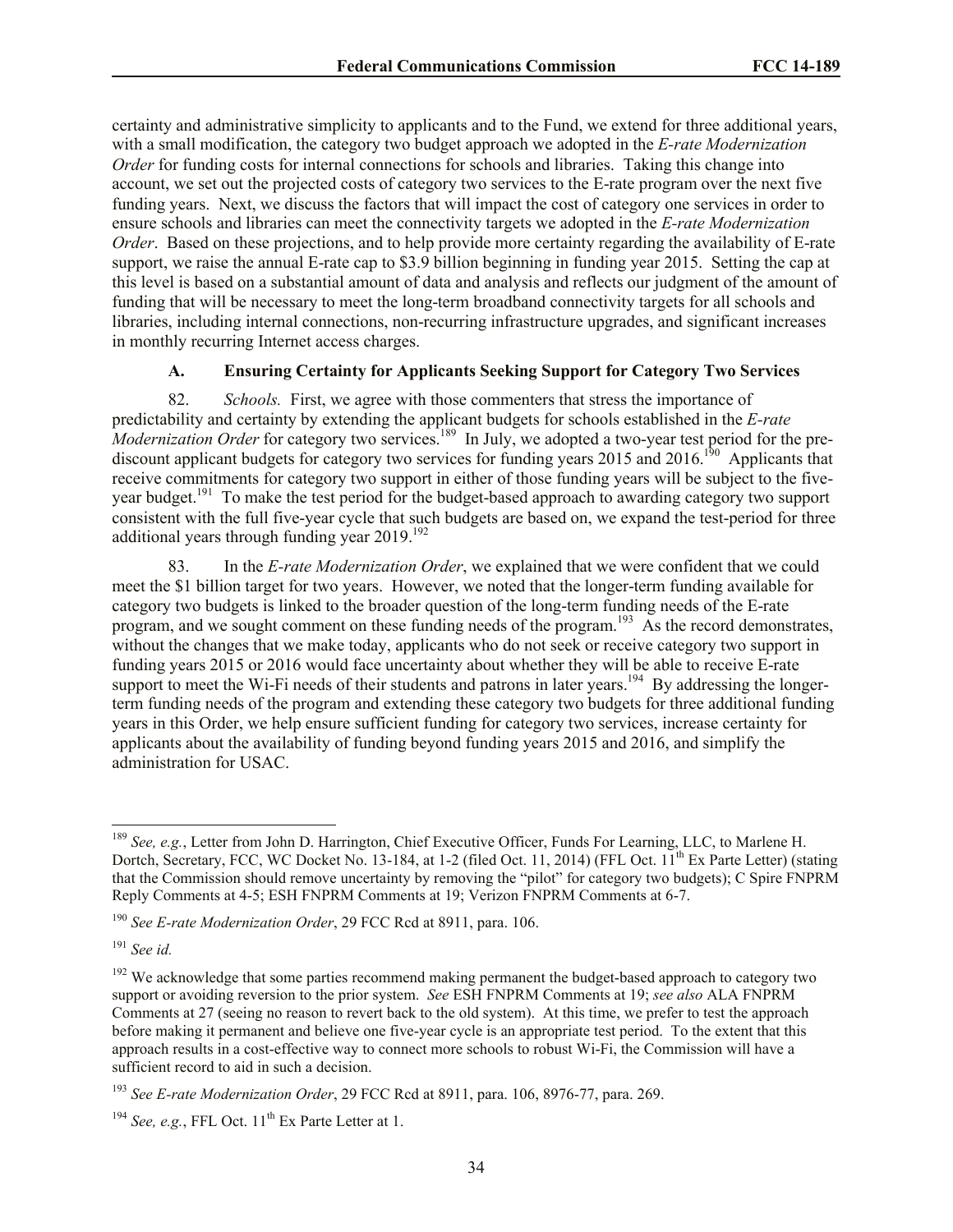certainty and administrative simplicity to applicants and to the Fund, we extend for three additional years, with a small modification, the category two budget approach we adopted in the *E-rate Modernization Order* for funding costs for internal connections for schools and libraries. Taking this change into account, we set out the projected costs of category two services to the E-rate program over the next five funding years. Next, we discuss the factors that will impact the cost of category one services in order to ensure schools and libraries can meet the connectivity targets we adopted in the *E-rate Modernization Order*. Based on these projections, and to help provide more certainty regarding the availability of E-rate support, we raise the annual E-rate cap to $3.9 billion beginning in funding year 2015. Setting the cap at this level is based on a substantial amount of data and analysis and reflects our judgment of the amount of funding that will be necessary to meet the long-term broadband connectivity targets for all schools and libraries, including internal connections, non-recurring infrastructure upgrades, and significant increases in monthly recurring Internet access charges.

### A. Ensuring Certainty for Applicants Seeking Support for Category Two Services

82. *Schools.* First, we agree with those commenters that stress the importance of predictability and certainty by extending the applicant budgets for schools established in the *E-rate Modernization Order* for category two services.[189] In July, we adopted a two-year test period for the pre-discount applicant budgets for category two services for funding years 2015 and 2016.[190] Applicants that receive commitments for category two support in either of those funding years will be subject to the five-year budget.[191] To make the test period for the budget-based approach to awarding category two support consistent with the full five-year cycle that such budgets are based on, we expand the test-period for three additional years through funding year 2019.[192]

83. In the *E-rate Modernization Order*, we explained that we were confident that we could meet the $1 billion target for two years. However, we noted that the longer-term funding available for category two budgets is linked to the broader question of the long-term funding needs of the E-rate program, and we sought comment on these funding needs of the program.[193] As the record demonstrates, without the changes that we make today, applicants who do not seek or receive category two support in funding years 2015 or 2016 would face uncertainty about whether they will be able to receive E-rate support to meet the Wi-Fi needs of their students and patrons in later years.[194] By addressing the longer-term funding needs of the program and extending these category two budgets for three additional funding years in this Order, we help ensure sufficient funding for category two services, increase certainty for applicants about the availability of funding beyond funding years 2015 and 2016, and simplify the administration for USAC.

---

[189] *See, e.g.*, Letter from John D. Harrington, Chief Executive Officer, Funds For Learning, LLC, to Marlene H. Dortch, Secretary, FCC, WC Docket No. 13-184, at 1-2 (filed Oct. 11, 2014) (FFL Oct. 11th Ex Parte Letter) (stating that the Commission should remove uncertainty by removing the "pilot" for category two budgets); C Spire FNPRM Reply Comments at 4-5; ESH FNPRM Comments at 19; Verizon FNPRM Comments at 6-7.

[190] *See E-rate Modernization Order*, 29 FCC Rcd at 8911, para. 106.

[191] *See id.*

[192] We acknowledge that some parties recommend making permanent the budget-based approach to category two support or avoiding reversion to the prior system. *See* ESH FNPRM Comments at 19; *see also* ALA FNPRM Comments at 27 (seeing no reason to revert back to the old system). At this time, we prefer to test the approach before making it permanent and believe one five-year cycle is an appropriate test period. To the extent that this approach results in a cost-effective way to connect more schools to robust Wi-Fi, the Commission will have a sufficient record to aid in such a decision.

[193] *See E-rate Modernization Order*, 29 FCC Rcd at 8911, para. 106, 8976-77, para. 269.

[194] *See, e.g.*, FFL Oct. 11th Ex Parte Letter at 1.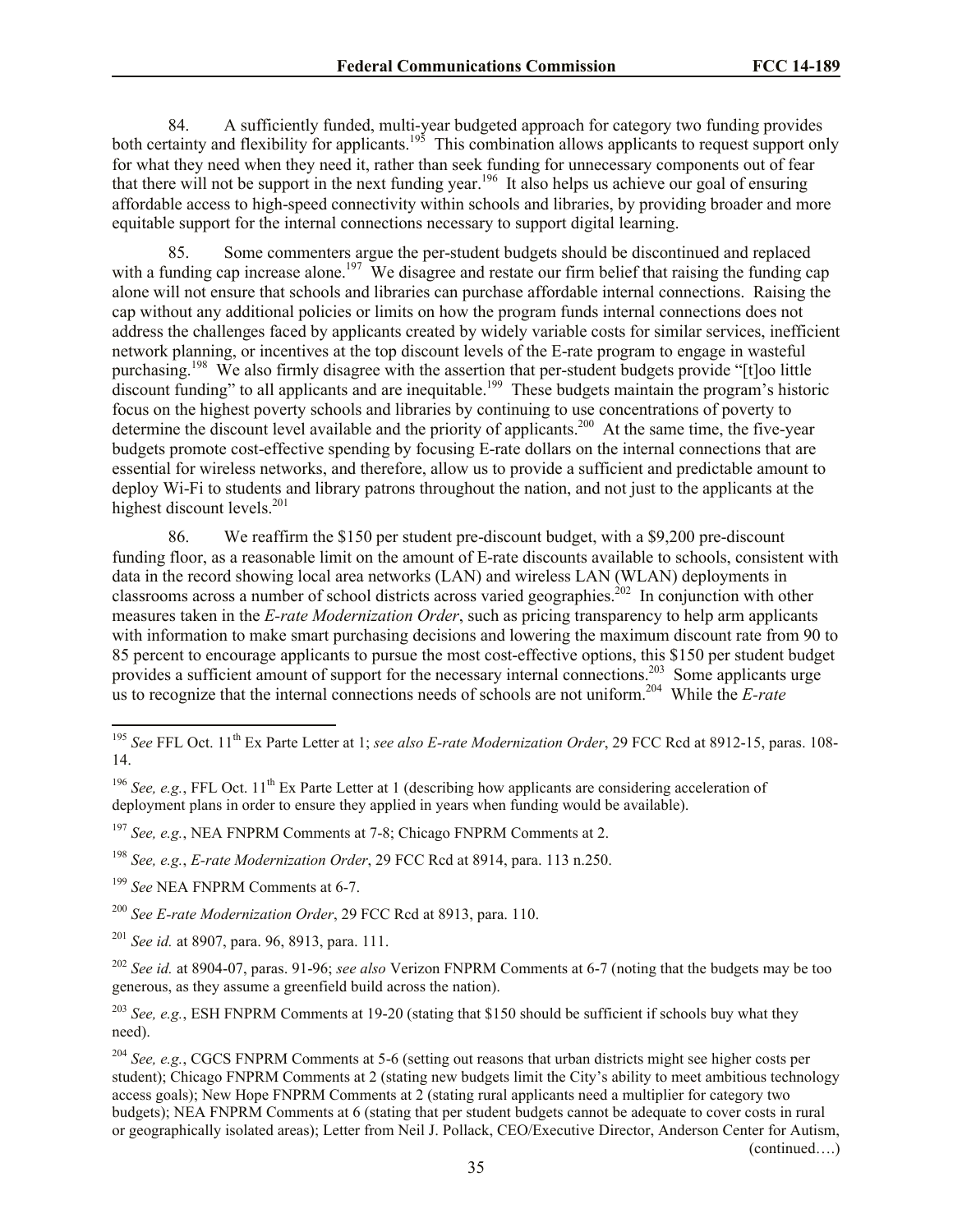84. A sufficiently funded, multi-year budgeted approach for category two funding provides both certainty and flexibility for applicants.[195] This combination allows applicants to request support only for what they need when they need it, rather than seek funding for unnecessary components out of fear that there will not be support in the next funding year.[196] It also helps us achieve our goal of ensuring affordable access to high-speed connectivity within schools and libraries, by providing broader and more equitable support for the internal connections necessary to support digital learning.

85. Some commenters argue the per-student budgets should be discontinued and replaced with a funding cap increase alone.[197] We disagree and restate our firm belief that raising the funding cap alone will not ensure that schools and libraries can purchase affordable internal connections. Raising the cap without any additional policies or limits on how the program funds internal connections does not address the challenges faced by applicants created by widely variable costs for similar services, inefficient network planning, or incentives at the top discount levels of the E-rate program to engage in wasteful purchasing.[198] We also firmly disagree with the assertion that per-student budgets provide "[t]oo little discount funding" to all applicants and are inequitable.[199] These budgets maintain the program's historic focus on the highest poverty schools and libraries by continuing to use concentrations of poverty to determine the discount level available and the priority of applicants.[200] At the same time, the five-year budgets promote cost-effective spending by focusing E-rate dollars on the internal connections that are essential for wireless networks, and therefore, allow us to provide a sufficient and predictable amount to deploy Wi-Fi to students and library patrons throughout the nation, and not just to the applicants at the highest discount levels.[201]

86. We reaffirm the $150 per student pre-discount budget, with a $9,200 pre-discount funding floor, as a reasonable limit on the amount of E-rate discounts available to schools, consistent with data in the record showing local area networks (LAN) and wireless LAN (WLAN) deployments in classrooms across a number of school districts across varied geographies.[202] In conjunction with other measures taken in the *E-rate Modernization Order*, such as pricing transparency to help arm applicants with information to make smart purchasing decisions and lowering the maximum discount rate from 90 to 85 percent to encourage applicants to pursue the most cost-effective options, this $150 per student budget provides a sufficient amount of support for the necessary internal connections.[203] Some applicants urge us to recognize that the internal connections needs of schools are not uniform.[204] While the *E-rate*

---

[195] *See* FFL Oct. 11th Ex Parte Letter at 1; *see also E-rate Modernization Order*, 29 FCC Rcd at 8912-15, paras. 108-14.

[196] *See, e.g.*, FFL Oct. 11th Ex Parte Letter at 1 (describing how applicants are considering acceleration of deployment plans in order to ensure they applied in years when funding would be available).

[197] *See, e.g.*, NEA FNPRM Comments at 7-8; Chicago FNPRM Comments at 2.

[198] *See, e.g.*, *E-rate Modernization Order*, 29 FCC Rcd at 8914, para. 113 n.250.

[199] *See* NEA FNPRM Comments at 6-7.

[200] *See E-rate Modernization Order*, 29 FCC Rcd at 8913, para. 110.

[201] *See id.* at 8907, para. 96, 8913, para. 111.

[202] *See id.* at 8904-07, paras. 91-96; *see also* Verizon FNPRM Comments at 6-7 (noting that the budgets may be too generous, as they assume a greenfield build across the nation).

[203] *See, e.g.*, ESH FNPRM Comments at 19-20 (stating that $150 should be sufficient if schools buy what they need).

[204] *See, e.g.*, CGCS FNPRM Comments at 5-6 (setting out reasons that urban districts might see higher costs per student); Chicago FNPRM Comments at 2 (stating new budgets limit the City's ability to meet ambitious technology access goals); New Hope FNPRM Comments at 2 (stating rural applicants need a multiplier for category two budgets); NEA FNPRM Comments at 6 (stating that per student budgets cannot be adequate to cover costs in rural or geographically isolated areas); Letter from Neil J. Pollack, CEO/Executive Director, Anderson Center for Autism, (continued….)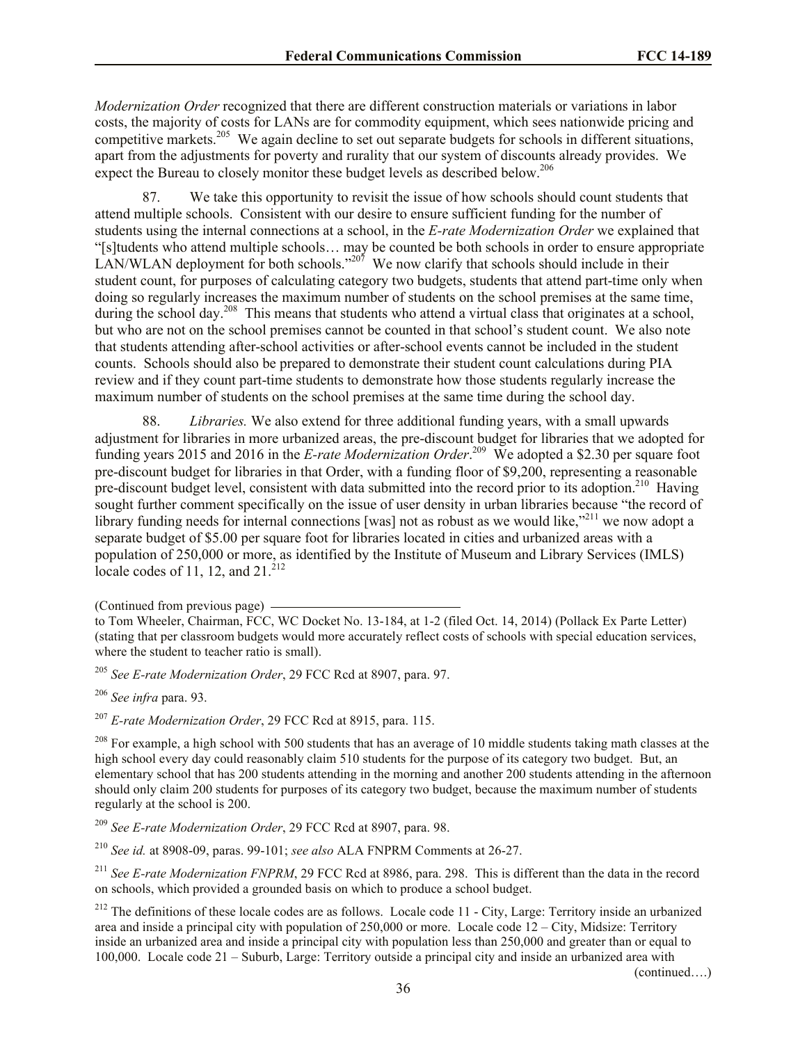*Modernization Order* recognized that there are different construction materials or variations in labor costs, the majority of costs for LANs are for commodity equipment, which sees nationwide pricing and competitive markets.[205] We again decline to set out separate budgets for schools in different situations, apart from the adjustments for poverty and rurality that our system of discounts already provides. We expect the Bureau to closely monitor these budget levels as described below.[206]

87. We take this opportunity to revisit the issue of how schools should count students that attend multiple schools. Consistent with our desire to ensure sufficient funding for the number of students using the internal connections at a school, in the *E-rate Modernization Order* we explained that "[s]tudents who attend multiple schools… may be counted be both schools in order to ensure appropriate LAN/WLAN deployment for both schools."[207] We now clarify that schools should include in their student count, for purposes of calculating category two budgets, students that attend part-time only when doing so regularly increases the maximum number of students on the school premises at the same time, during the school day.[208] This means that students who attend a virtual class that originates at a school, but who are not on the school premises cannot be counted in that school's student count. We also note that students attending after-school activities or after-school events cannot be included in the student counts. Schools should also be prepared to demonstrate their student count calculations during PIA review and if they count part-time students to demonstrate how those students regularly increase the maximum number of students on the school premises at the same time during the school day.

88. *Libraries.* We also extend for three additional funding years, with a small upwards adjustment for libraries in more urbanized areas, the pre-discount budget for libraries that we adopted for funding years 2015 and 2016 in the *E-rate Modernization Order*.[209] We adopted a \$2.30 per square foot pre-discount budget for libraries in that Order, with a funding floor of \$9,200, representing a reasonable pre-discount budget level, consistent with data submitted into the record prior to its adoption.[210] Having sought further comment specifically on the issue of user density in urban libraries because "the record of library funding needs for internal connections [was] not as robust as we would like,"[211] we now adopt a separate budget of \$5.00 per square foot for libraries located in cities and urbanized areas with a population of 250,000 or more, as identified by the Institute of Museum and Library Services (IMLS) locale codes of 11, 12, and 21.[212]

(Continued from previous page)

to Tom Wheeler, Chairman, FCC, WC Docket No. 13-184, at 1-2 (filed Oct. 14, 2014) (Pollack Ex Parte Letter) (stating that per classroom budgets would more accurately reflect costs of schools with special education services, where the student to teacher ratio is small).

[205] *See E-rate Modernization Order*, 29 FCC Rcd at 8907, para. 97.

[206] *See infra* para. 93.

[207] *E-rate Modernization Order*, 29 FCC Rcd at 8915, para. 115.

[208] For example, a high school with 500 students that has an average of 10 middle students taking math classes at the high school every day could reasonably claim 510 students for the purpose of its category two budget. But, an elementary school that has 200 students attending in the morning and another 200 students attending in the afternoon should only claim 200 students for purposes of its category two budget, because the maximum number of students regularly at the school is 200.

[209] *See E-rate Modernization Order*, 29 FCC Rcd at 8907, para. 98.

[210] *See id.* at 8908-09, paras. 99-101; *see also* ALA FNPRM Comments at 26-27.

[211] *See E-rate Modernization FNPRM*, 29 FCC Rcd at 8986, para. 298. This is different than the data in the record on schools, which provided a grounded basis on which to produce a school budget.

[212] The definitions of these locale codes are as follows. Locale code 11 - City, Large: Territory inside an urbanized area and inside a principal city with population of 250,000 or more. Locale code 12 – City, Midsize: Territory inside an urbanized area and inside a principal city with population less than 250,000 and greater than or equal to 100,000. Locale code 21 – Suburb, Large: Territory outside a principal city and inside an urbanized area with

(continued….)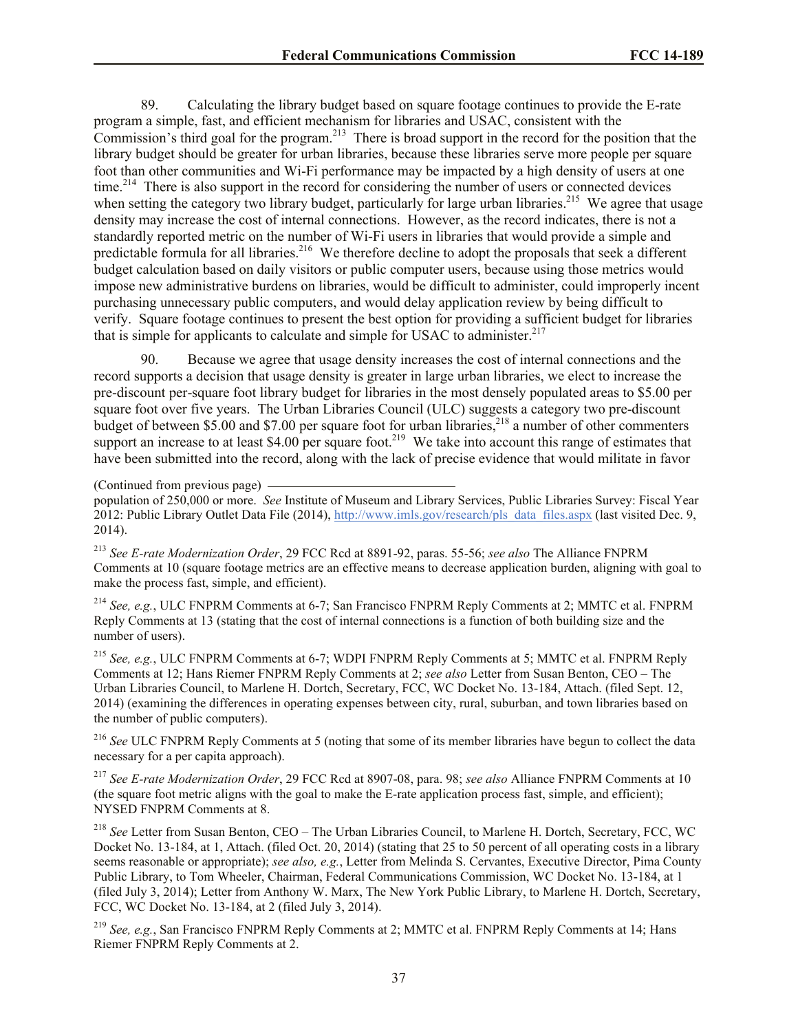89. Calculating the library budget based on square footage continues to provide the E-rate program a simple, fast, and efficient mechanism for libraries and USAC, consistent with the Commission's third goal for the program.[213] There is broad support in the record for the position that the library budget should be greater for urban libraries, because these libraries serve more people per square foot than other communities and Wi-Fi performance may be impacted by a high density of users at one time.[214] There is also support in the record for considering the number of users or connected devices when setting the category two library budget, particularly for large urban libraries.[215] We agree that usage density may increase the cost of internal connections. However, as the record indicates, there is not a standardly reported metric on the number of Wi-Fi users in libraries that would provide a simple and predictable formula for all libraries.[216] We therefore decline to adopt the proposals that seek a different budget calculation based on daily visitors or public computer users, because using those metrics would impose new administrative burdens on libraries, would be difficult to administer, could improperly incent purchasing unnecessary public computers, and would delay application review by being difficult to verify. Square footage continues to present the best option for providing a sufficient budget for libraries that is simple for applicants to calculate and simple for USAC to administer.[217]

90. Because we agree that usage density increases the cost of internal connections and the record supports a decision that usage density is greater in large urban libraries, we elect to increase the pre-discount per-square foot library budget for libraries in the most densely populated areas to $5.00 per square foot over five years. The Urban Libraries Council (ULC) suggests a category two pre-discount budget of between $5.00 and $7.00 per square foot for urban libraries,[218] a number of other commenters support an increase to at least $4.00 per square foot.[219] We take into account this range of estimates that have been submitted into the record, along with the lack of precise evidence that would militate in favor

---

(Continued from previous page)

population of 250,000 or more. *See* Institute of Museum and Library Services, Public Libraries Survey: Fiscal Year 2012: Public Library Outlet Data File (2014), http://www.imls.gov/research/pls_data_files.aspx (last visited Dec. 9, 2014).

[213] *See E-rate Modernization Order*, 29 FCC Rcd at 8891-92, paras. 55-56; *see also* The Alliance FNPRM Comments at 10 (square footage metrics are an effective means to decrease application burden, aligning with goal to make the process fast, simple, and efficient).

[214] *See, e.g.*, ULC FNPRM Comments at 6-7; San Francisco FNPRM Reply Comments at 2; MMTC et al. FNPRM Reply Comments at 13 (stating that the cost of internal connections is a function of both building size and the number of users).

[215] *See, e.g.*, ULC FNPRM Comments at 6-7; WDPI FNPRM Reply Comments at 5; MMTC et al. FNPRM Reply Comments at 12; Hans Riemer FNPRM Reply Comments at 2; *see also* Letter from Susan Benton, CEO – The Urban Libraries Council, to Marlene H. Dortch, Secretary, FCC, WC Docket No. 13-184, Attach. (filed Sept. 12, 2014) (examining the differences in operating expenses between city, rural, suburban, and town libraries based on the number of public computers).

[216] *See* ULC FNPRM Reply Comments at 5 (noting that some of its member libraries have begun to collect the data necessary for a per capita approach).

[217] *See E-rate Modernization Order*, 29 FCC Rcd at 8907-08, para. 98; *see also* Alliance FNPRM Comments at 10 (the square foot metric aligns with the goal to make the E-rate application process fast, simple, and efficient); NYSED FNPRM Comments at 8.

[218] *See* Letter from Susan Benton, CEO – The Urban Libraries Council, to Marlene H. Dortch, Secretary, FCC, WC Docket No. 13-184, at 1, Attach. (filed Oct. 20, 2014) (stating that 25 to 50 percent of all operating costs in a library seems reasonable or appropriate); *see also, e.g.*, Letter from Melinda S. Cervantes, Executive Director, Pima County Public Library, to Tom Wheeler, Chairman, Federal Communications Commission, WC Docket No. 13-184, at 1 (filed July 3, 2014); Letter from Anthony W. Marx, The New York Public Library, to Marlene H. Dortch, Secretary, FCC, WC Docket No. 13-184, at 2 (filed July 3, 2014).

[219] *See, e.g.*, San Francisco FNPRM Reply Comments at 2; MMTC et al. FNPRM Reply Comments at 14; Hans Riemer FNPRM Reply Comments at 2.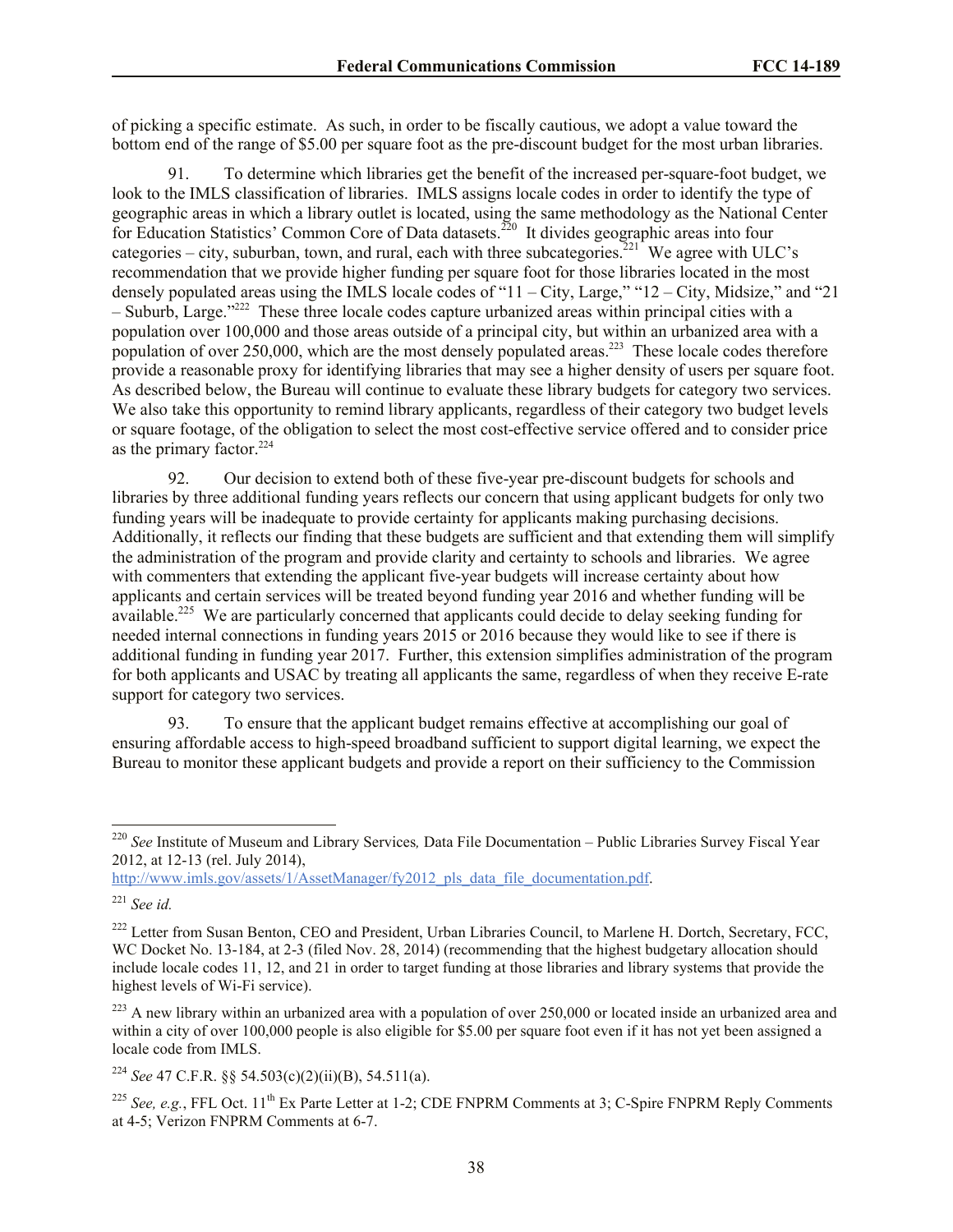of picking a specific estimate. As such, in order to be fiscally cautious, we adopt a value toward the bottom end of the range of $5.00 per square foot as the pre-discount budget for the most urban libraries.

91. To determine which libraries get the benefit of the increased per-square-foot budget, we look to the IMLS classification of libraries. IMLS assigns locale codes in order to identify the type of geographic areas in which a library outlet is located, using the same methodology as the National Center for Education Statistics' Common Core of Data datasets.[220] It divides geographic areas into four categories – city, suburban, town, and rural, each with three subcategories.[221] We agree with ULC's recommendation that we provide higher funding per square foot for those libraries located in the most densely populated areas using the IMLS locale codes of "11 – City, Large," "12 – City, Midsize," and "21 – Suburb, Large."[222] These three locale codes capture urbanized areas within principal cities with a population over 100,000 and those areas outside of a principal city, but within an urbanized area with a population of over 250,000, which are the most densely populated areas.[223] These locale codes therefore provide a reasonable proxy for identifying libraries that may see a higher density of users per square foot. As described below, the Bureau will continue to evaluate these library budgets for category two services. We also take this opportunity to remind library applicants, regardless of their category two budget levels or square footage, of the obligation to select the most cost-effective service offered and to consider price as the primary factor.[224]

92. Our decision to extend both of these five-year pre-discount budgets for schools and libraries by three additional funding years reflects our concern that using applicant budgets for only two funding years will be inadequate to provide certainty for applicants making purchasing decisions. Additionally, it reflects our finding that these budgets are sufficient and that extending them will simplify the administration of the program and provide clarity and certainty to schools and libraries. We agree with commenters that extending the applicant five-year budgets will increase certainty about how applicants and certain services will be treated beyond funding year 2016 and whether funding will be available.[225] We are particularly concerned that applicants could decide to delay seeking funding for needed internal connections in funding years 2015 or 2016 because they would like to see if there is additional funding in funding year 2017. Further, this extension simplifies administration of the program for both applicants and USAC by treating all applicants the same, regardless of when they receive E-rate support for category two services.

93. To ensure that the applicant budget remains effective at accomplishing our goal of ensuring affordable access to high-speed broadband sufficient to support digital learning, we expect the Bureau to monitor these applicant budgets and provide a report on their sufficiency to the Commission

---

[220] *See* Institute of Museum and Library Services*,* Data File Documentation – Public Libraries Survey Fiscal Year 2012, at 12-13 (rel. July 2014), http://www.imls.gov/assets/1/AssetManager/fy2012_pls_data_file_documentation.pdf.

[221] *See id.*

[222] Letter from Susan Benton, CEO and President, Urban Libraries Council, to Marlene H. Dortch, Secretary, FCC, WC Docket No. 13-184, at 2-3 (filed Nov. 28, 2014) (recommending that the highest budgetary allocation should include locale codes 11, 12, and 21 in order to target funding at those libraries and library systems that provide the highest levels of Wi-Fi service).

[223] A new library within an urbanized area with a population of over 250,000 or located inside an urbanized area and within a city of over 100,000 people is also eligible for $5.00 per square foot even if it has not yet been assigned a locale code from IMLS.

[224] *See* 47 C.F.R. §§ 54.503(c)(2)(ii)(B), 54.511(a).

[225] *See, e.g.*, FFL Oct. 11th Ex Parte Letter at 1-2; CDE FNPRM Comments at 3; C-Spire FNPRM Reply Comments at 4-5; Verizon FNPRM Comments at 6-7.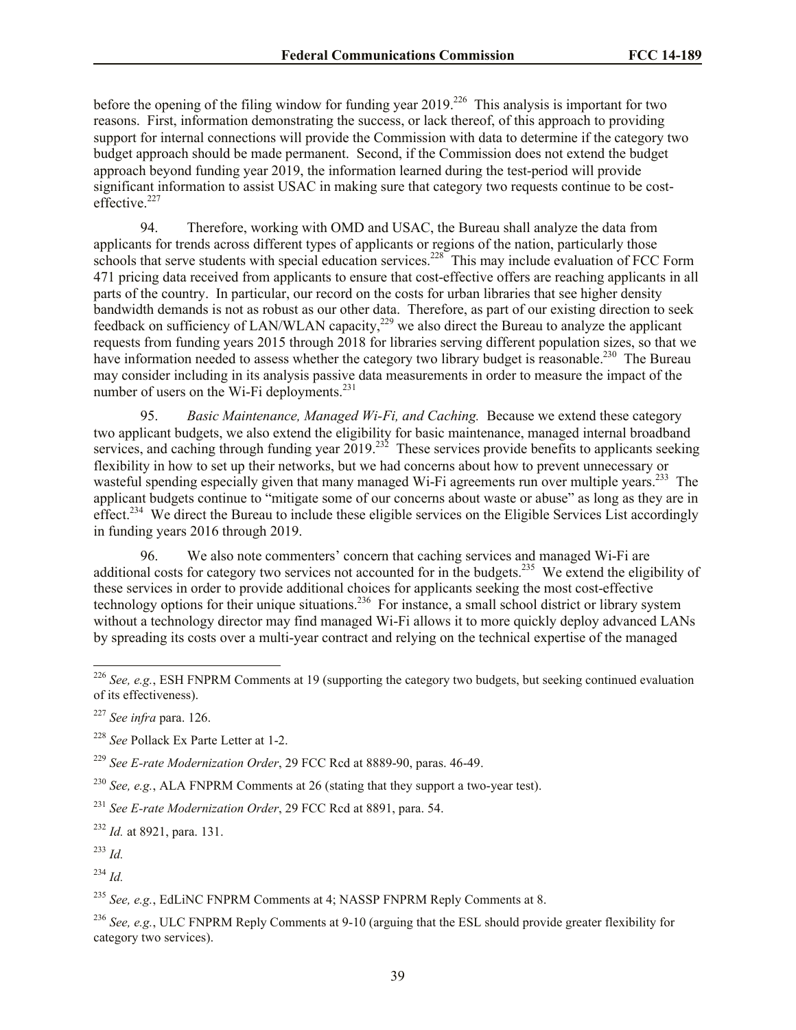before the opening of the filing window for funding year 2019.[226] This analysis is important for two reasons. First, information demonstrating the success, or lack thereof, of this approach to providing support for internal connections will provide the Commission with data to determine if the category two budget approach should be made permanent. Second, if the Commission does not extend the budget approach beyond funding year 2019, the information learned during the test-period will provide significant information to assist USAC in making sure that category two requests continue to be cost-effective.[227]

94. Therefore, working with OMD and USAC, the Bureau shall analyze the data from applicants for trends across different types of applicants or regions of the nation, particularly those schools that serve students with special education services.[228] This may include evaluation of FCC Form 471 pricing data received from applicants to ensure that cost-effective offers are reaching applicants in all parts of the country. In particular, our record on the costs for urban libraries that see higher density bandwidth demands is not as robust as our other data. Therefore, as part of our existing direction to seek feedback on sufficiency of LAN/WLAN capacity,[229] we also direct the Bureau to analyze the applicant requests from funding years 2015 through 2018 for libraries serving different population sizes, so that we have information needed to assess whether the category two library budget is reasonable.[230] The Bureau may consider including in its analysis passive data measurements in order to measure the impact of the number of users on the Wi-Fi deployments.[231]

95. *Basic Maintenance, Managed Wi-Fi, and Caching.* Because we extend these category two applicant budgets, we also extend the eligibility for basic maintenance, managed internal broadband services, and caching through funding year 2019.[232] These services provide benefits to applicants seeking flexibility in how to set up their networks, but we had concerns about how to prevent unnecessary or wasteful spending especially given that many managed Wi-Fi agreements run over multiple years.[233] The applicant budgets continue to "mitigate some of our concerns about waste or abuse" as long as they are in effect.[234] We direct the Bureau to include these eligible services on the Eligible Services List accordingly in funding years 2016 through 2019.

96. We also note commenters' concern that caching services and managed Wi-Fi are additional costs for category two services not accounted for in the budgets.[235] We extend the eligibility of these services in order to provide additional choices for applicants seeking the most cost-effective technology options for their unique situations.[236] For instance, a small school district or library system without a technology director may find managed Wi-Fi allows it to more quickly deploy advanced LANs by spreading its costs over a multi-year contract and relying on the technical expertise of the managed

---

[226] *See, e.g.*, ESH FNPRM Comments at 19 (supporting the category two budgets, but seeking continued evaluation of its effectiveness).

[227] *See infra* para. 126.

[228] *See* Pollack Ex Parte Letter at 1-2.

[229] *See E-rate Modernization Order*, 29 FCC Rcd at 8889-90, paras. 46-49.

[230] *See, e.g.*, ALA FNPRM Comments at 26 (stating that they support a two-year test).

[231] *See E-rate Modernization Order*, 29 FCC Rcd at 8891, para. 54.

[232] *Id.* at 8921, para. 131.

[233] *Id.*

[234] *Id.*

[235] *See, e.g.*, EdLiNC FNPRM Comments at 4; NASSP FNPRM Reply Comments at 8.

[236] *See, e.g.*, ULC FNPRM Reply Comments at 9-10 (arguing that the ESL should provide greater flexibility for category two services).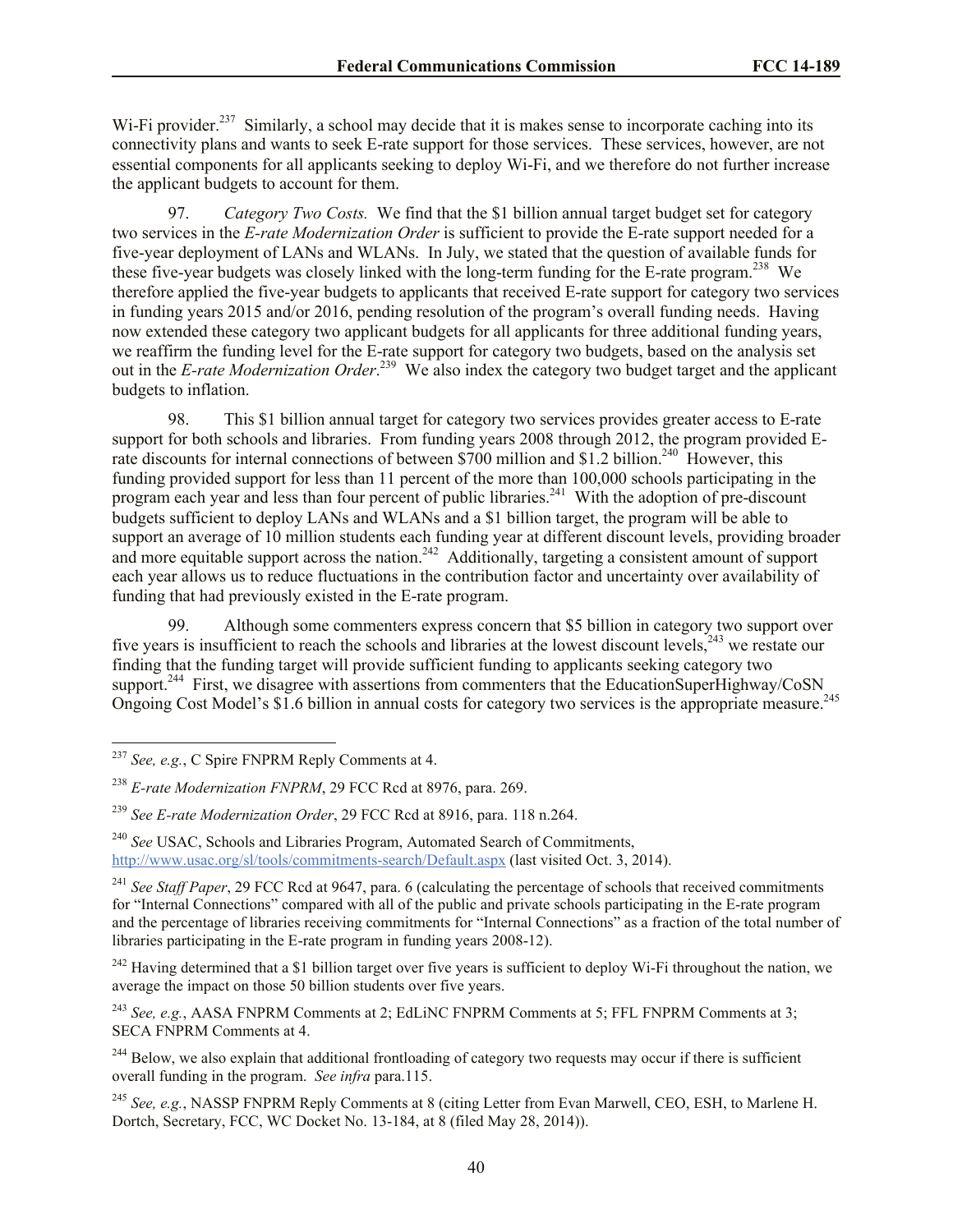Wi-Fi provider.[237] Similarly, a school may decide that it is makes sense to incorporate caching into its connectivity plans and wants to seek E-rate support for those services. These services, however, are not essential components for all applicants seeking to deploy Wi-Fi, and we therefore do not further increase the applicant budgets to account for them.

97. *Category Two Costs.* We find that the $1 billion annual target budget set for category two services in the *E-rate Modernization Order* is sufficient to provide the E-rate support needed for a five-year deployment of LANs and WLANs. In July, we stated that the question of available funds for these five-year budgets was closely linked with the long-term funding for the E-rate program.[238] We therefore applied the five-year budgets to applicants that received E-rate support for category two services in funding years 2015 and/or 2016, pending resolution of the program's overall funding needs. Having now extended these category two applicant budgets for all applicants for three additional funding years, we reaffirm the funding level for the E-rate support for category two budgets, based on the analysis set out in the *E-rate Modernization Order*.[239] We also index the category two budget target and the applicant budgets to inflation.

98. This $1 billion annual target for category two services provides greater access to E-rate support for both schools and libraries. From funding years 2008 through 2012, the program provided E-rate discounts for internal connections of between $700 million and $1.2 billion.[240] However, this funding provided support for less than 11 percent of the more than 100,000 schools participating in the program each year and less than four percent of public libraries.[241] With the adoption of pre-discount budgets sufficient to deploy LANs and WLANs and a $1 billion target, the program will be able to support an average of 10 million students each funding year at different discount levels, providing broader and more equitable support across the nation.[242] Additionally, targeting a consistent amount of support each year allows us to reduce fluctuations in the contribution factor and uncertainty over availability of funding that had previously existed in the E-rate program.

99. Although some commenters express concern that $5 billion in category two support over five years is insufficient to reach the schools and libraries at the lowest discount levels,[243] we restate our finding that the funding target will provide sufficient funding to applicants seeking category two support.[244] First, we disagree with assertions from commenters that the EducationSuperHighway/CoSN Ongoing Cost Model's $1.6 billion in annual costs for category two services is the appropriate measure.[245]

---

[237] *See, e.g.*, C Spire FNPRM Reply Comments at 4.

[238] *E-rate Modernization FNPRM*, 29 FCC Rcd at 8976, para. 269.

[239] *See E-rate Modernization Order*, 29 FCC Rcd at 8916, para. 118 n.264.

[240] *See* USAC, Schools and Libraries Program, Automated Search of Commitments, http://www.usac.org/sl/tools/commitments-search/Default.aspx (last visited Oct. 3, 2014).

[241] *See Staff Paper*, 29 FCC Rcd at 9647, para. 6 (calculating the percentage of schools that received commitments for "Internal Connections" compared with all of the public and private schools participating in the E-rate program and the percentage of libraries receiving commitments for "Internal Connections" as a fraction of the total number of libraries participating in the E-rate program in funding years 2008-12).

[242] Having determined that a $1 billion target over five years is sufficient to deploy Wi-Fi throughout the nation, we average the impact on those 50 billion students over five years.

[243] *See, e.g.*, AASA FNPRM Comments at 2; EdLiNC FNPRM Comments at 5; FFL FNPRM Comments at 3; SECA FNPRM Comments at 4.

[244] Below, we also explain that additional frontloading of category two requests may occur if there is sufficient overall funding in the program. *See infra* para.115.

[245] *See, e.g.*, NASSP FNPRM Reply Comments at 8 (citing Letter from Evan Marwell, CEO, ESH, to Marlene H. Dortch, Secretary, FCC, WC Docket No. 13-184, at 8 (filed May 28, 2014)).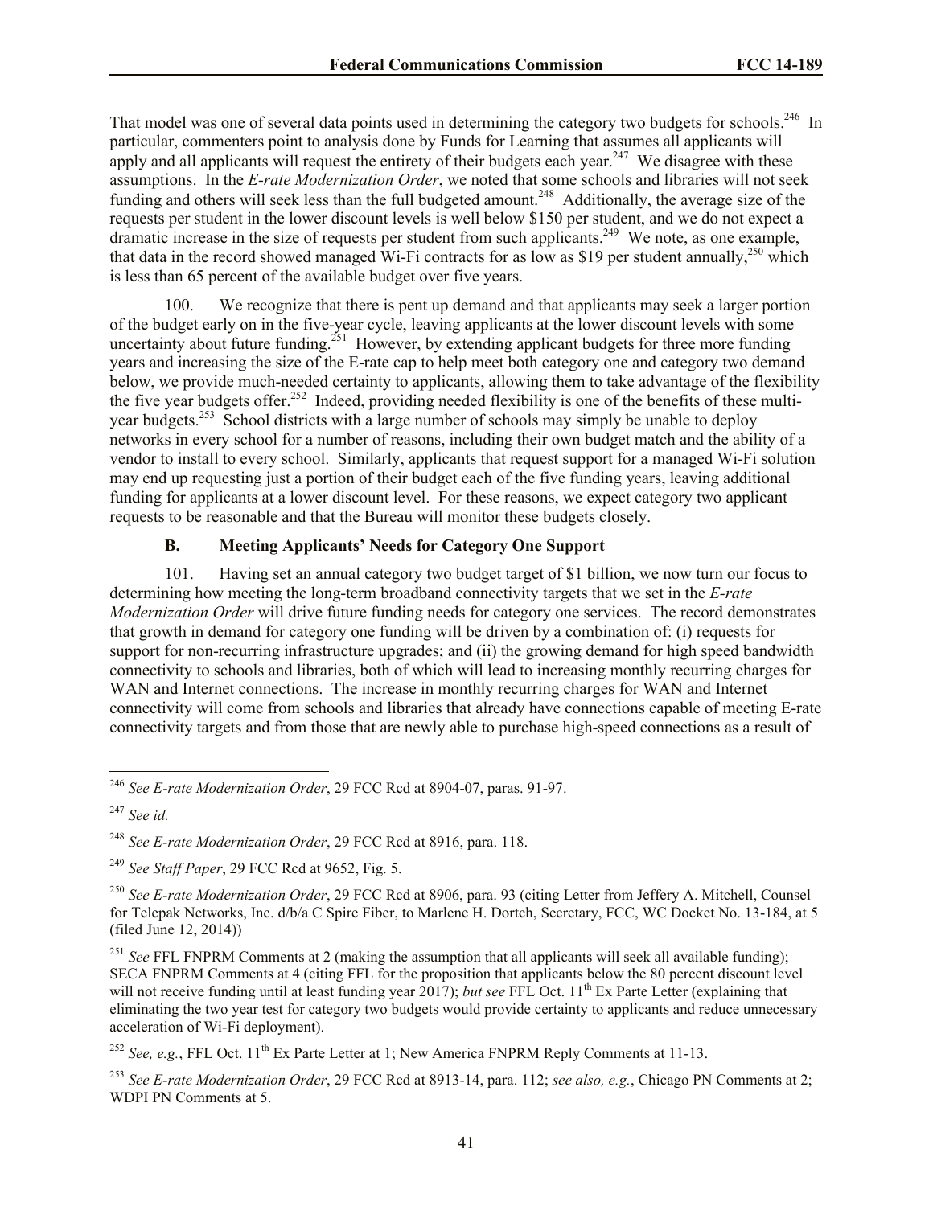That model was one of several data points used in determining the category two budgets for schools.[246] In particular, commenters point to analysis done by Funds for Learning that assumes all applicants will apply and all applicants will request the entirety of their budgets each year.[247] We disagree with these assumptions. In the *E-rate Modernization Order*, we noted that some schools and libraries will not seek funding and others will seek less than the full budgeted amount.[248] Additionally, the average size of the requests per student in the lower discount levels is well below $150 per student, and we do not expect a dramatic increase in the size of requests per student from such applicants.[249] We note, as one example, that data in the record showed managed Wi-Fi contracts for as low as $19 per student annually,[250] which is less than 65 percent of the available budget over five years.

100. We recognize that there is pent up demand and that applicants may seek a larger portion of the budget early on in the five-year cycle, leaving applicants at the lower discount levels with some uncertainty about future funding.[251] However, by extending applicant budgets for three more funding years and increasing the size of the E-rate cap to help meet both category one and category two demand below, we provide much-needed certainty to applicants, allowing them to take advantage of the flexibility the five year budgets offer.[252] Indeed, providing needed flexibility is one of the benefits of these multi-year budgets.[253] School districts with a large number of schools may simply be unable to deploy networks in every school for a number of reasons, including their own budget match and the ability of a vendor to install to every school. Similarly, applicants that request support for a managed Wi-Fi solution may end up requesting just a portion of their budget each of the five funding years, leaving additional funding for applicants at a lower discount level. For these reasons, we expect category two applicant requests to be reasonable and that the Bureau will monitor these budgets closely.

### B. Meeting Applicants' Needs for Category One Support

101. Having set an annual category two budget target of $1 billion, we now turn our focus to determining how meeting the long-term broadband connectivity targets that we set in the *E-rate Modernization Order* will drive future funding needs for category one services. The record demonstrates that growth in demand for category one funding will be driven by a combination of: (i) requests for support for non-recurring infrastructure upgrades; and (ii) the growing demand for high speed bandwidth connectivity to schools and libraries, both of which will lead to increasing monthly recurring charges for WAN and Internet connections. The increase in monthly recurring charges for WAN and Internet connectivity will come from schools and libraries that already have connections capable of meeting E-rate connectivity targets and from those that are newly able to purchase high-speed connections as a result of

---

[246] *See E-rate Modernization Order*, 29 FCC Rcd at 8904-07, paras. 91-97.

[247] *See id.*

[248] *See E-rate Modernization Order*, 29 FCC Rcd at 8916, para. 118.

[249] *See Staff Paper*, 29 FCC Rcd at 9652, Fig. 5.

[250] *See E-rate Modernization Order*, 29 FCC Rcd at 8906, para. 93 (citing Letter from Jeffery A. Mitchell, Counsel for Telepak Networks, Inc. d/b/a C Spire Fiber, to Marlene H. Dortch, Secretary, FCC, WC Docket No. 13-184, at 5 (filed June 12, 2014))

[251] *See* FFL FNPRM Comments at 2 (making the assumption that all applicants will seek all available funding); SECA FNPRM Comments at 4 (citing FFL for the proposition that applicants below the 80 percent discount level will not receive funding until at least funding year 2017); *but see* FFL Oct. 11th Ex Parte Letter (explaining that eliminating the two year test for category two budgets would provide certainty to applicants and reduce unnecessary acceleration of Wi-Fi deployment).

[252] *See, e.g.*, FFL Oct. 11th Ex Parte Letter at 1; New America FNPRM Reply Comments at 11-13.

[253] *See E-rate Modernization Order*, 29 FCC Rcd at 8913-14, para. 112; *see also, e.g.*, Chicago PN Comments at 2; WDPI PN Comments at 5.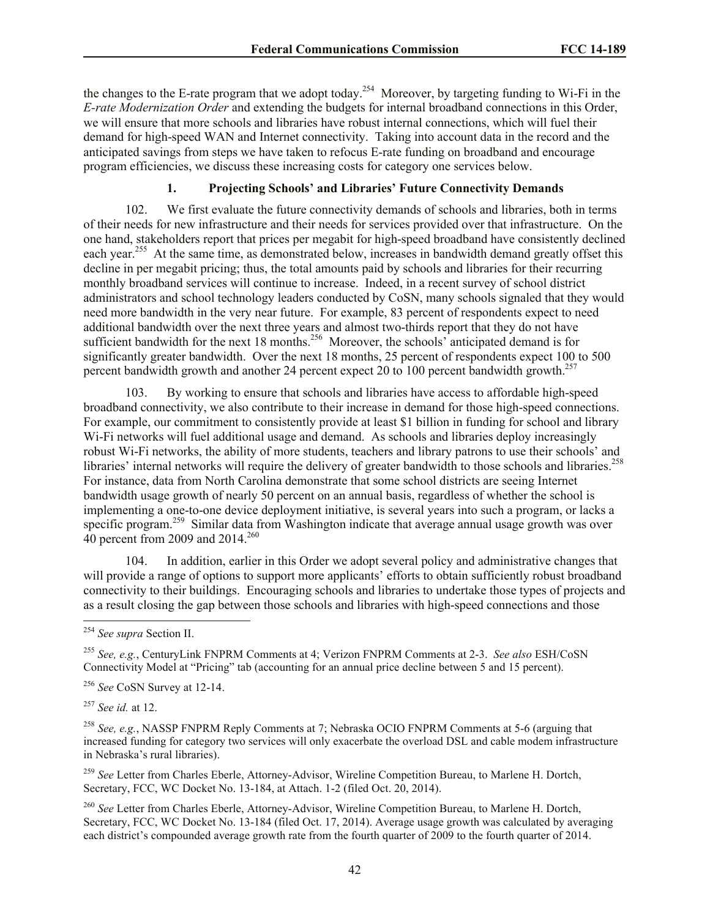the changes to the E-rate program that we adopt today.[254] Moreover, by targeting funding to Wi-Fi in the *E-rate Modernization Order* and extending the budgets for internal broadband connections in this Order, we will ensure that more schools and libraries have robust internal connections, which will fuel their demand for high-speed WAN and Internet connectivity. Taking into account data in the record and the anticipated savings from steps we have taken to refocus E-rate funding on broadband and encourage program efficiencies, we discuss these increasing costs for category one services below.

### 1. Projecting Schools' and Libraries' Future Connectivity Demands

102. We first evaluate the future connectivity demands of schools and libraries, both in terms of their needs for new infrastructure and their needs for services provided over that infrastructure. On the one hand, stakeholders report that prices per megabit for high-speed broadband have consistently declined each year.[255] At the same time, as demonstrated below, increases in bandwidth demand greatly offset this decline in per megabit pricing; thus, the total amounts paid by schools and libraries for their recurring monthly broadband services will continue to increase. Indeed, in a recent survey of school district administrators and school technology leaders conducted by CoSN, many schools signaled that they would need more bandwidth in the very near future. For example, 83 percent of respondents expect to need additional bandwidth over the next three years and almost two-thirds report that they do not have sufficient bandwidth for the next 18 months.[256] Moreover, the schools' anticipated demand is for significantly greater bandwidth. Over the next 18 months, 25 percent of respondents expect 100 to 500 percent bandwidth growth and another 24 percent expect 20 to 100 percent bandwidth growth.[257]

103. By working to ensure that schools and libraries have access to affordable high-speed broadband connectivity, we also contribute to their increase in demand for those high-speed connections. For example, our commitment to consistently provide at least $1 billion in funding for school and library Wi-Fi networks will fuel additional usage and demand. As schools and libraries deploy increasingly robust Wi-Fi networks, the ability of more students, teachers and library patrons to use their schools' and libraries' internal networks will require the delivery of greater bandwidth to those schools and libraries.[258] For instance, data from North Carolina demonstrate that some school districts are seeing Internet bandwidth usage growth of nearly 50 percent on an annual basis, regardless of whether the school is implementing a one-to-one device deployment initiative, is several years into such a program, or lacks a specific program.[259] Similar data from Washington indicate that average annual usage growth was over 40 percent from 2009 and 2014.[260]

104. In addition, earlier in this Order we adopt several policy and administrative changes that will provide a range of options to support more applicants' efforts to obtain sufficiently robust broadband connectivity to their buildings. Encouraging schools and libraries to undertake those types of projects and as a result closing the gap between those schools and libraries with high-speed connections and those

---

[254] *See supra* Section II.

[255] *See, e.g.*, CenturyLink FNPRM Comments at 4; Verizon FNPRM Comments at 2-3. *See also* ESH/CoSN Connectivity Model at "Pricing" tab (accounting for an annual price decline between 5 and 15 percent).

[256] *See* CoSN Survey at 12-14.

[257] *See id.* at 12.

[258] *See, e.g.*, NASSP FNPRM Reply Comments at 7; Nebraska OCIO FNPRM Comments at 5-6 (arguing that increased funding for category two services will only exacerbate the overload DSL and cable modem infrastructure in Nebraska's rural libraries).

[259] *See* Letter from Charles Eberle, Attorney-Advisor, Wireline Competition Bureau, to Marlene H. Dortch, Secretary, FCC, WC Docket No. 13-184, at Attach. 1-2 (filed Oct. 20, 2014).

[260] *See* Letter from Charles Eberle, Attorney-Advisor, Wireline Competition Bureau, to Marlene H. Dortch, Secretary, FCC, WC Docket No. 13-184 (filed Oct. 17, 2014). Average usage growth was calculated by averaging each district's compounded average growth rate from the fourth quarter of 2009 to the fourth quarter of 2014.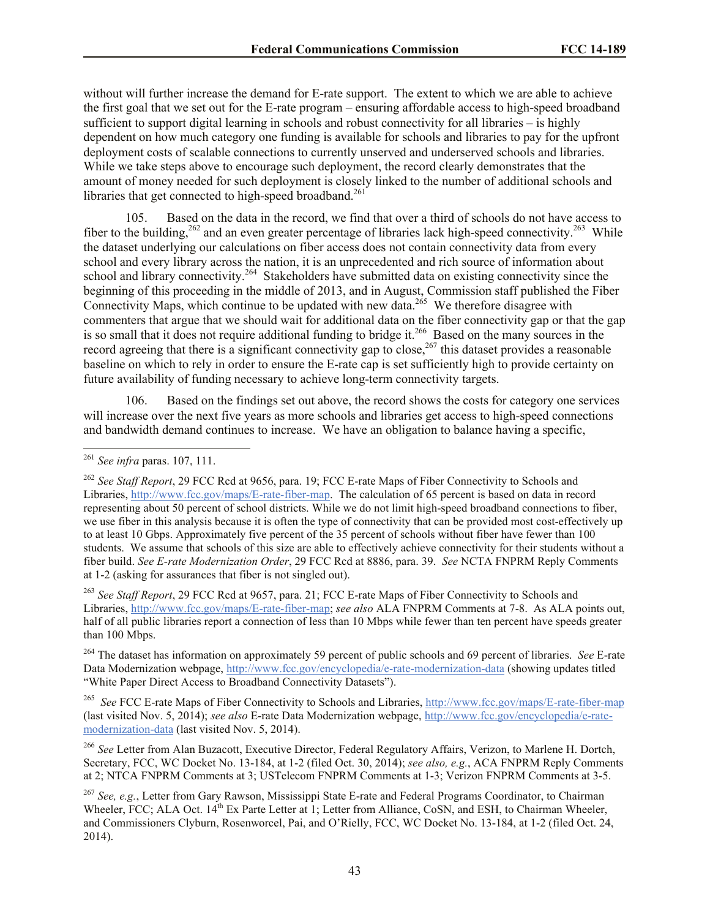without will further increase the demand for E-rate support. The extent to which we are able to achieve the first goal that we set out for the E-rate program – ensuring affordable access to high-speed broadband sufficient to support digital learning in schools and robust connectivity for all libraries – is highly dependent on how much category one funding is available for schools and libraries to pay for the upfront deployment costs of scalable connections to currently unserved and underserved schools and libraries. While we take steps above to encourage such deployment, the record clearly demonstrates that the amount of money needed for such deployment is closely linked to the number of additional schools and libraries that get connected to high-speed broadband.[261]

105. Based on the data in the record, we find that over a third of schools do not have access to fiber to the building,[262] and an even greater percentage of libraries lack high-speed connectivity.[263] While the dataset underlying our calculations on fiber access does not contain connectivity data from every school and every library across the nation, it is an unprecedented and rich source of information about school and library connectivity.[264] Stakeholders have submitted data on existing connectivity since the beginning of this proceeding in the middle of 2013, and in August, Commission staff published the Fiber Connectivity Maps, which continue to be updated with new data.[265] We therefore disagree with commenters that argue that we should wait for additional data on the fiber connectivity gap or that the gap is so small that it does not require additional funding to bridge it.[266] Based on the many sources in the record agreeing that there is a significant connectivity gap to close,[267] this dataset provides a reasonable baseline on which to rely in order to ensure the E-rate cap is set sufficiently high to provide certainty on future availability of funding necessary to achieve long-term connectivity targets.

106. Based on the findings set out above, the record shows the costs for category one services will increase over the next five years as more schools and libraries get access to high-speed connections and bandwidth demand continues to increase. We have an obligation to balance having a specific,

---

[261] *See infra* paras. 107, 111.

[262] *See Staff Report*, 29 FCC Rcd at 9656, para. 19; FCC E-rate Maps of Fiber Connectivity to Schools and Libraries, http://www.fcc.gov/maps/E-rate-fiber-map. The calculation of 65 percent is based on data in record representing about 50 percent of school districts. While we do not limit high-speed broadband connections to fiber, we use fiber in this analysis because it is often the type of connectivity that can be provided most cost-effectively up to at least 10 Gbps. Approximately five percent of the 35 percent of schools without fiber have fewer than 100 students. We assume that schools of this size are able to effectively achieve connectivity for their students without a fiber build. *See E-rate Modernization Order*, 29 FCC Rcd at 8886, para. 39. *See* NCTA FNPRM Reply Comments at 1-2 (asking for assurances that fiber is not singled out).

[263] *See Staff Report*, 29 FCC Rcd at 9657, para. 21; FCC E-rate Maps of Fiber Connectivity to Schools and Libraries, http://www.fcc.gov/maps/E-rate-fiber-map; *see also* ALA FNPRM Comments at 7-8. As ALA points out, half of all public libraries report a connection of less than 10 Mbps while fewer than ten percent have speeds greater than 100 Mbps.

[264] The dataset has information on approximately 59 percent of public schools and 69 percent of libraries. *See* E-rate Data Modernization webpage, http://www.fcc.gov/encyclopedia/e-rate-modernization-data (showing updates titled "White Paper Direct Access to Broadband Connectivity Datasets").

[265] *See* FCC E-rate Maps of Fiber Connectivity to Schools and Libraries, http://www.fcc.gov/maps/E-rate-fiber-map (last visited Nov. 5, 2014); *see also* E-rate Data Modernization webpage, http://www.fcc.gov/encyclopedia/e-rate-modernization-data (last visited Nov. 5, 2014).

[266] *See* Letter from Alan Buzacott, Executive Director, Federal Regulatory Affairs, Verizon, to Marlene H. Dortch, Secretary, FCC, WC Docket No. 13-184, at 1-2 (filed Oct. 30, 2014); *see also, e.g.*, ACA FNPRM Reply Comments at 2; NTCA FNPRM Comments at 3; USTelecom FNPRM Comments at 1-3; Verizon FNPRM Comments at 3-5.

[267] *See, e.g.*, Letter from Gary Rawson, Mississippi State E-rate and Federal Programs Coordinator, to Chairman Wheeler, FCC; ALA Oct. 14th Ex Parte Letter at 1; Letter from Alliance, CoSN, and ESH, to Chairman Wheeler, and Commissioners Clyburn, Rosenworcel, Pai, and O'Rielly, FCC, WC Docket No. 13-184, at 1-2 (filed Oct. 24, 2014).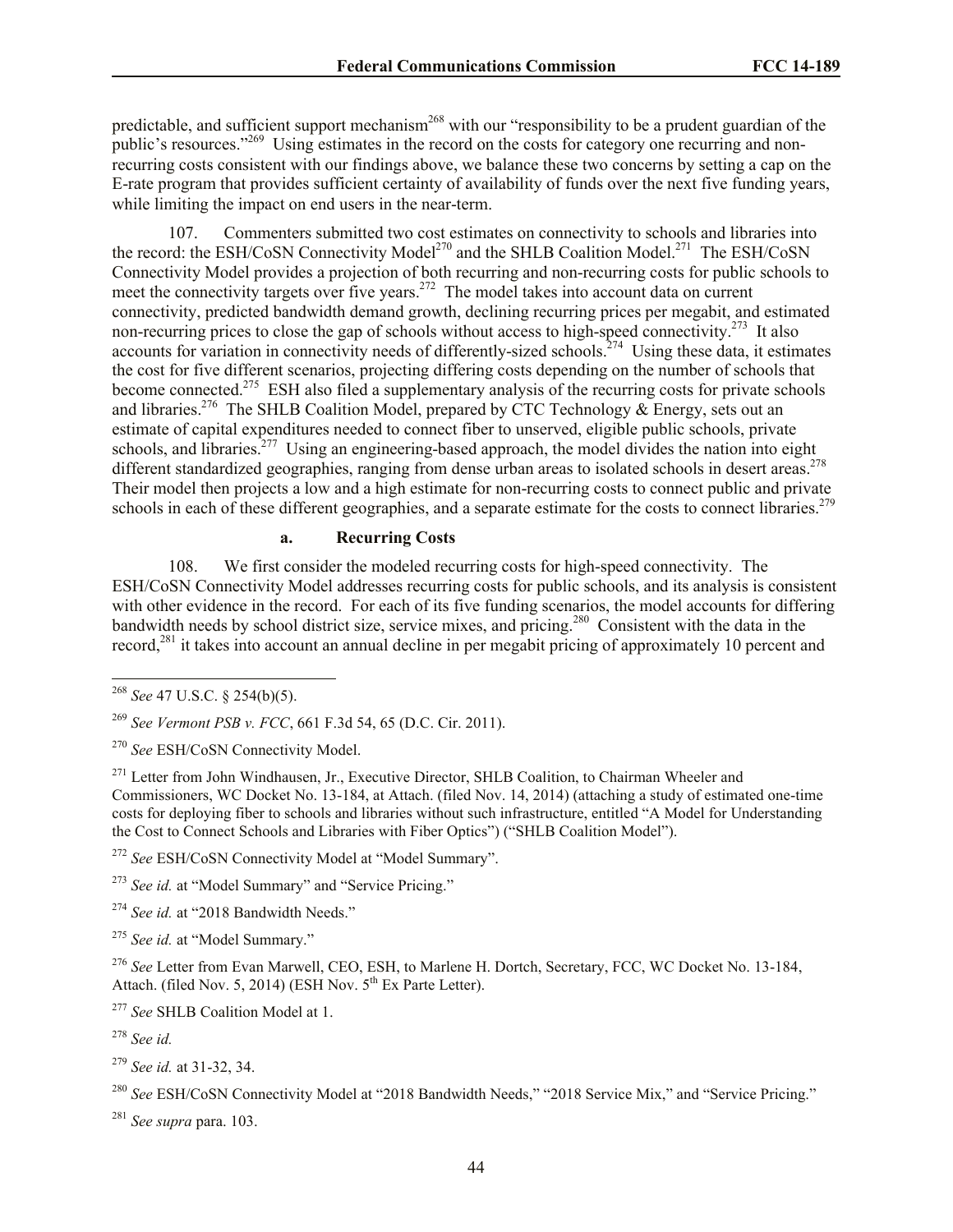predictable, and sufficient support mechanism[268] with our "responsibility to be a prudent guardian of the public's resources."[269] Using estimates in the record on the costs for category one recurring and non-recurring costs consistent with our findings above, we balance these two concerns by setting a cap on the E-rate program that provides sufficient certainty of availability of funds over the next five funding years, while limiting the impact on end users in the near-term.

107. Commenters submitted two cost estimates on connectivity to schools and libraries into the record: the ESH/CoSN Connectivity Model[270] and the SHLB Coalition Model.[271] The ESH/CoSN Connectivity Model provides a projection of both recurring and non-recurring costs for public schools to meet the connectivity targets over five years.[272] The model takes into account data on current connectivity, predicted bandwidth demand growth, declining recurring prices per megabit, and estimated non-recurring prices to close the gap of schools without access to high-speed connectivity.[273] It also accounts for variation in connectivity needs of differently-sized schools.[274] Using these data, it estimates the cost for five different scenarios, projecting differing costs depending on the number of schools that become connected.[275] ESH also filed a supplementary analysis of the recurring costs for private schools and libraries.[276] The SHLB Coalition Model, prepared by CTC Technology & Energy, sets out an estimate of capital expenditures needed to connect fiber to unserved, eligible public schools, private schools, and libraries.[277] Using an engineering-based approach, the model divides the nation into eight different standardized geographies, ranging from dense urban areas to isolated schools in desert areas.[278] Their model then projects a low and a high estimate for non-recurring costs to connect public and private schools in each of these different geographies, and a separate estimate for the costs to connect libraries.[279]

#### a. Recurring Costs

108. We first consider the modeled recurring costs for high-speed connectivity. The ESH/CoSN Connectivity Model addresses recurring costs for public schools, and its analysis is consistent with other evidence in the record. For each of its five funding scenarios, the model accounts for differing bandwidth needs by school district size, service mixes, and pricing.[280] Consistent with the data in the record,[281] it takes into account an annual decline in per megabit pricing of approximately 10 percent and

---

[268] *See* 47 U.S.C. § 254(b)(5).

[269] *See Vermont PSB v. FCC*, 661 F.3d 54, 65 (D.C. Cir. 2011).

[270] *See* ESH/CoSN Connectivity Model.

[271] Letter from John Windhausen, Jr., Executive Director, SHLB Coalition, to Chairman Wheeler and Commissioners, WC Docket No. 13-184, at Attach. (filed Nov. 14, 2014) (attaching a study of estimated one-time costs for deploying fiber to schools and libraries without such infrastructure, entitled "A Model for Understanding the Cost to Connect Schools and Libraries with Fiber Optics") ("SHLB Coalition Model").

[272] *See* ESH/CoSN Connectivity Model at "Model Summary".

[273] *See id.* at "Model Summary" and "Service Pricing."

[274] *See id.* at "2018 Bandwidth Needs."

[275] *See id.* at "Model Summary."

[276] *See* Letter from Evan Marwell, CEO, ESH, to Marlene H. Dortch, Secretary, FCC, WC Docket No. 13-184, Attach. (filed Nov. 5, 2014) (ESH Nov. 5th Ex Parte Letter).

[277] *See* SHLB Coalition Model at 1.

[278] *See id.*

[279] *See id.* at 31-32, 34.

[280] *See* ESH/CoSN Connectivity Model at "2018 Bandwidth Needs," "2018 Service Mix," and "Service Pricing."

[281] *See supra* para. 103.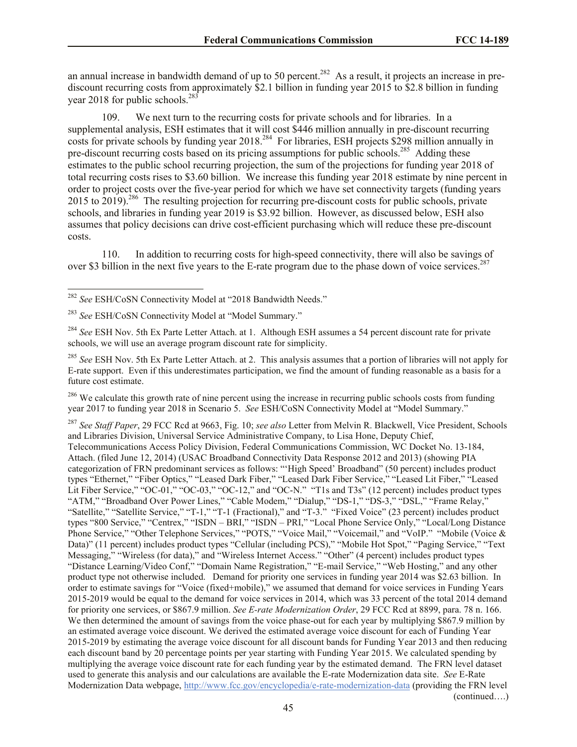an annual increase in bandwidth demand of up to 50 percent.[282] As a result, it projects an increase in pre-discount recurring costs from approximately $2.1 billion in funding year 2015 to $2.8 billion in funding year 2018 for public schools.[283]

109. We next turn to the recurring costs for private schools and for libraries. In a supplemental analysis, ESH estimates that it will cost $446 million annually in pre-discount recurring costs for private schools by funding year 2018.[284] For libraries, ESH projects $298 million annually in pre-discount recurring costs based on its pricing assumptions for public schools.[285] Adding these estimates to the public school recurring projection, the sum of the projections for funding year 2018 of total recurring costs rises to $3.60 billion. We increase this funding year 2018 estimate by nine percent in order to project costs over the five-year period for which we have set connectivity targets (funding years 2015 to 2019).[286] The resulting projection for recurring pre-discount costs for public schools, private schools, and libraries in funding year 2019 is $3.92 billion. However, as discussed below, ESH also assumes that policy decisions can drive cost-efficient purchasing which will reduce these pre-discount costs.

110. In addition to recurring costs for high-speed connectivity, there will also be savings of over $3 billion in the next five years to the E-rate program due to the phase down of voice services.[287]

---

[282] *See* ESH/CoSN Connectivity Model at "2018 Bandwidth Needs."

[283] *See* ESH/CoSN Connectivity Model at "Model Summary."

[284] *See* ESH Nov. 5th Ex Parte Letter Attach. at 1. Although ESH assumes a 54 percent discount rate for private schools, we will use an average program discount rate for simplicity.

[285] *See* ESH Nov. 5th Ex Parte Letter Attach. at 2. This analysis assumes that a portion of libraries will not apply for E-rate support. Even if this underestimates participation, we find the amount of funding reasonable as a basis for a future cost estimate.

[286] We calculate this growth rate of nine percent using the increase in recurring public schools costs from funding year 2017 to funding year 2018 in Scenario 5. *See* ESH/CoSN Connectivity Model at "Model Summary."

[287] *See Staff Paper*, 29 FCC Rcd at 9663, Fig. 10; *see also* Letter from Melvin R. Blackwell, Vice President, Schools and Libraries Division, Universal Service Administrative Company, to Lisa Hone, Deputy Chief, Telecommunications Access Policy Division, Federal Communications Commission, WC Docket No. 13-184, Attach. (filed June 12, 2014) (USAC Broadband Connectivity Data Response 2012 and 2013) (showing PIA categorization of FRN predominant services as follows: "'High Speed' Broadband" (50 percent) includes product types "Ethernet," "Fiber Optics," "Leased Dark Fiber," "Leased Dark Fiber Service," "Leased Lit Fiber," "Leased Lit Fiber Service," "OC-01," "OC-03," "OC-12," and "OC-N." "T1s and T3s" (12 percent) includes product types "ATM," "Broadband Over Power Lines," "Cable Modem," "Dialup," "DS-1," "DS-3," "DSL," "Frame Relay," "Satellite," "Satellite Service," "T-1," "T-1 (Fractional)," and "T-3." "Fixed Voice" (23 percent) includes product types "800 Service," "Centrex," "ISDN – BRI," "ISDN – PRI," "Local Phone Service Only," "Local/Long Distance Phone Service," "Other Telephone Services," "POTS," "Voice Mail," "Voicemail," and "VoIP." "Mobile (Voice & Data)" (11 percent) includes product types "Cellular (including PCS)," "Mobile Hot Spot," "Paging Service," "Text Messaging," "Wireless (for data)," and "Wireless Internet Access." "Other" (4 percent) includes product types "Distance Learning/Video Conf," "Domain Name Registration," "E-mail Service," "Web Hosting," and any other product type not otherwise included. Demand for priority one services in funding year 2014 was $2.63 billion. In order to estimate savings for "Voice (fixed+mobile)," we assumed that demand for voice services in Funding Years 2015-2019 would be equal to the demand for voice services in 2014, which was 33 percent of the total 2014 demand for priority one services, or $867.9 million. *See E-rate Modernization Order*, 29 FCC Rcd at 8899, para. 78 n. 166. We then determined the amount of savings from the voice phase-out for each year by multiplying $867.9 million by an estimated average voice discount. We derived the estimated average voice discount for each of Funding Year 2015-2019 by estimating the average voice discount for all discount bands for Funding Year 2013 and then reducing each discount band by 20 percentage points per year starting with Funding Year 2015. We calculated spending by multiplying the average voice discount rate for each funding year by the estimated demand. The FRN level dataset used to generate this analysis and our calculations are available the E-rate Modernization data site. *See* E-Rate Modernization Data webpage, http://www.fcc.gov/encyclopedia/e-rate-modernization-data (providing the FRN level (continued….)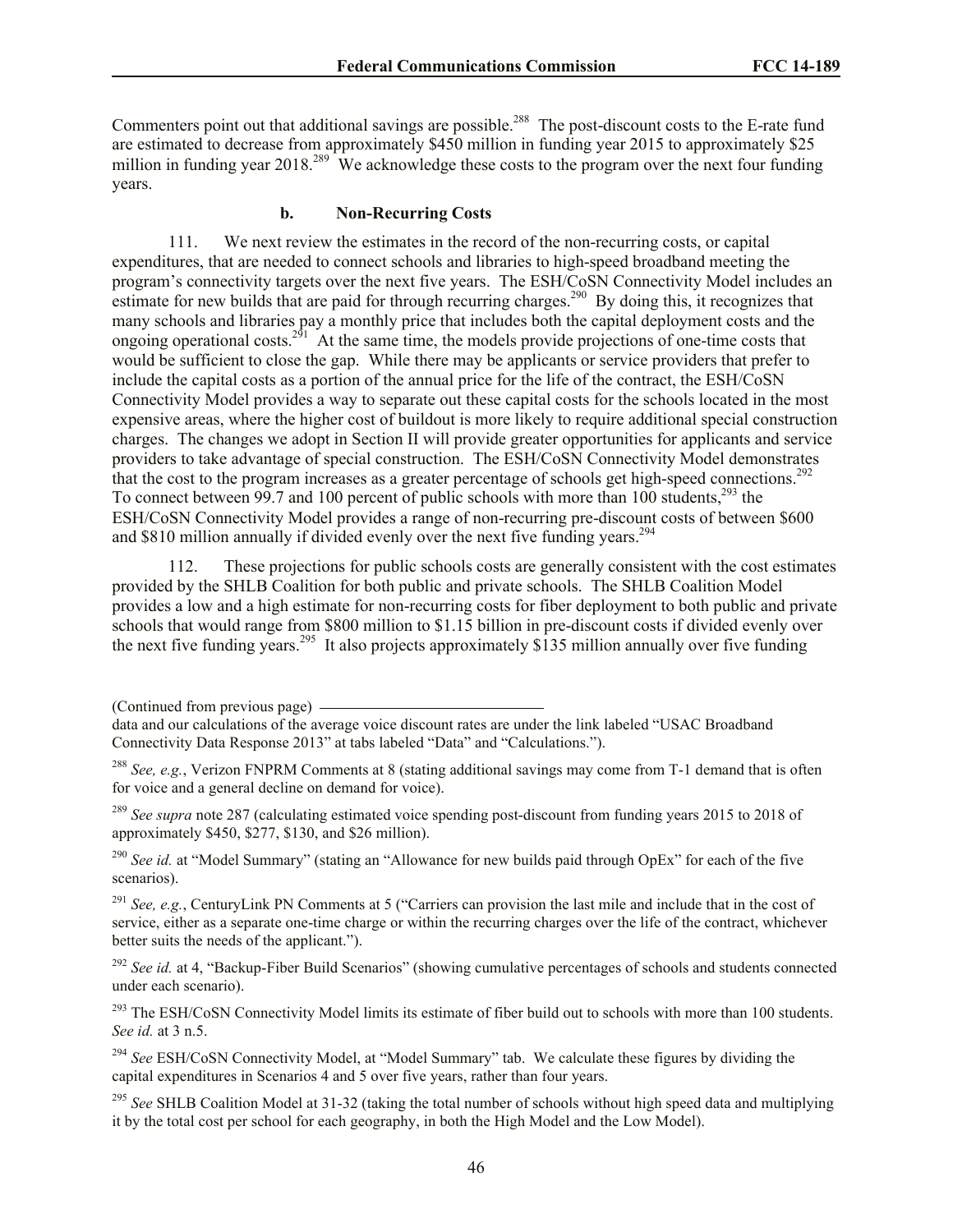Commenters point out that additional savings are possible.[288] The post-discount costs to the E-rate fund are estimated to decrease from approximately $450 million in funding year 2015 to approximately $25 million in funding year 2018.[289] We acknowledge these costs to the program over the next four funding years.

#### b. Non-Recurring Costs

111. We next review the estimates in the record of the non-recurring costs, or capital expenditures, that are needed to connect schools and libraries to high-speed broadband meeting the program's connectivity targets over the next five years. The ESH/CoSN Connectivity Model includes an estimate for new builds that are paid for through recurring charges.[290] By doing this, it recognizes that many schools and libraries pay a monthly price that includes both the capital deployment costs and the ongoing operational costs.[291] At the same time, the models provide projections of one-time costs that would be sufficient to close the gap. While there may be applicants or service providers that prefer to include the capital costs as a portion of the annual price for the life of the contract, the ESH/CoSN Connectivity Model provides a way to separate out these capital costs for the schools located in the most expensive areas, where the higher cost of buildout is more likely to require additional special construction charges. The changes we adopt in Section II will provide greater opportunities for applicants and service providers to take advantage of special construction. The ESH/CoSN Connectivity Model demonstrates that the cost to the program increases as a greater percentage of schools get high-speed connections.[292] To connect between 99.7 and 100 percent of public schools with more than 100 students,[293] the ESH/CoSN Connectivity Model provides a range of non-recurring pre-discount costs of between $600 and $810 million annually if divided evenly over the next five funding years.[294]

112. These projections for public schools costs are generally consistent with the cost estimates provided by the SHLB Coalition for both public and private schools. The SHLB Coalition Model provides a low and a high estimate for non-recurring costs for fiber deployment to both public and private schools that would range from $800 million to $1.15 billion in pre-discount costs if divided evenly over the next five funding years.[295] It also projects approximately $135 million annually over five funding

(Continued from previous page)

data and our calculations of the average voice discount rates are under the link labeled "USAC Broadband Connectivity Data Response 2013" at tabs labeled "Data" and "Calculations.").

[288] *See, e.g.*, Verizon FNPRM Comments at 8 (stating additional savings may come from T-1 demand that is often for voice and a general decline on demand for voice).

[289] *See supra* note 287 (calculating estimated voice spending post-discount from funding years 2015 to 2018 of approximately $450, $277, $130, and $26 million).

[290] *See id.* at "Model Summary" (stating an "Allowance for new builds paid through OpEx" for each of the five scenarios).

[291] *See, e.g.*, CenturyLink PN Comments at 5 ("Carriers can provision the last mile and include that in the cost of service, either as a separate one-time charge or within the recurring charges over the life of the contract, whichever better suits the needs of the applicant.").

[292] *See id.* at 4, "Backup-Fiber Build Scenarios" (showing cumulative percentages of schools and students connected under each scenario).

[293] The ESH/CoSN Connectivity Model limits its estimate of fiber build out to schools with more than 100 students. *See id.* at 3 n.5.

[294] *See* ESH/CoSN Connectivity Model, at "Model Summary" tab. We calculate these figures by dividing the capital expenditures in Scenarios 4 and 5 over five years, rather than four years.

[295] *See* SHLB Coalition Model at 31-32 (taking the total number of schools without high speed data and multiplying it by the total cost per school for each geography, in both the High Model and the Low Model).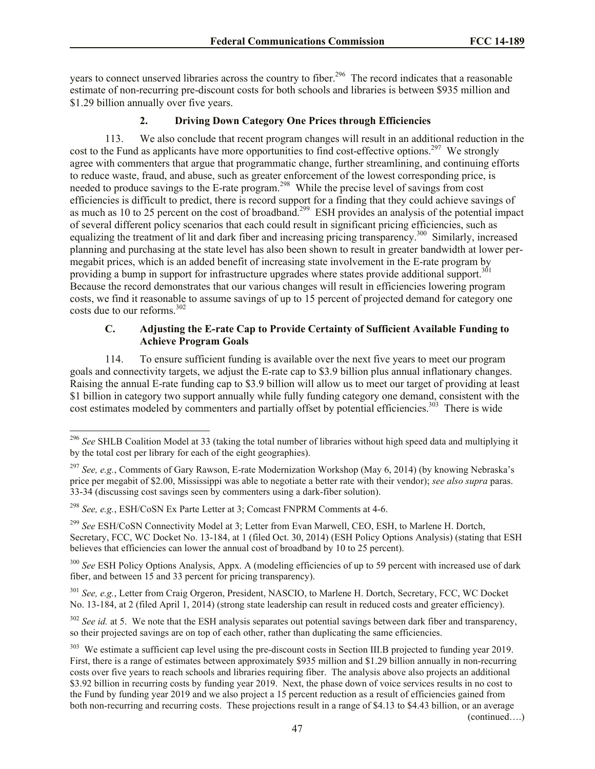years to connect unserved libraries across the country to fiber.[296] The record indicates that a reasonable estimate of non-recurring pre-discount costs for both schools and libraries is between $935 million and $1.29 billion annually over five years.

### 2. Driving Down Category One Prices through Efficiencies

113. We also conclude that recent program changes will result in an additional reduction in the cost to the Fund as applicants have more opportunities to find cost-effective options.[297] We strongly agree with commenters that argue that programmatic change, further streamlining, and continuing efforts to reduce waste, fraud, and abuse, such as greater enforcement of the lowest corresponding price, is needed to produce savings to the E-rate program.[298] While the precise level of savings from cost efficiencies is difficult to predict, there is record support for a finding that they could achieve savings of as much as 10 to 25 percent on the cost of broadband.[299] ESH provides an analysis of the potential impact of several different policy scenarios that each could result in significant pricing efficiencies, such as equalizing the treatment of lit and dark fiber and increasing pricing transparency.[300] Similarly, increased planning and purchasing at the state level has also been shown to result in greater bandwidth at lower per-megabit prices, which is an added benefit of increasing state involvement in the E-rate program by providing a bump in support for infrastructure upgrades where states provide additional support.[301] Because the record demonstrates that our various changes will result in efficiencies lowering program costs, we find it reasonable to assume savings of up to 15 percent of projected demand for category one costs due to our reforms.[302]

## C. Adjusting the E-rate Cap to Provide Certainty of Sufficient Available Funding to Achieve Program Goals

114. To ensure sufficient funding is available over the next five years to meet our program goals and connectivity targets, we adjust the E-rate cap to $3.9 billion plus annual inflationary changes. Raising the annual E-rate funding cap to $3.9 billion will allow us to meet our target of providing at least $1 billion in category two support annually while fully funding category one demand, consistent with the cost estimates modeled by commenters and partially offset by potential efficiencies.[303] There is wide

---

[296] *See* SHLB Coalition Model at 33 (taking the total number of libraries without high speed data and multiplying it by the total cost per library for each of the eight geographies).

[297] *See, e.g.*, Comments of Gary Rawson, E-rate Modernization Workshop (May 6, 2014) (by knowing Nebraska's price per megabit of $2.00, Mississippi was able to negotiate a better rate with their vendor); *see also supra* paras. 33-34 (discussing cost savings seen by commenters using a dark-fiber solution).

[298] *See, e.g.*, ESH/CoSN Ex Parte Letter at 3; Comcast FNPRM Comments at 4-6.

[299] *See* ESH/CoSN Connectivity Model at 3; Letter from Evan Marwell, CEO, ESH, to Marlene H. Dortch, Secretary, FCC, WC Docket No. 13-184, at 1 (filed Oct. 30, 2014) (ESH Policy Options Analysis) (stating that ESH believes that efficiencies can lower the annual cost of broadband by 10 to 25 percent).

[300] *See* ESH Policy Options Analysis, Appx. A (modeling efficiencies of up to 59 percent with increased use of dark fiber, and between 15 and 33 percent for pricing transparency).

[301] *See, e.g.*, Letter from Craig Orgeron, President, NASCIO, to Marlene H. Dortch, Secretary, FCC, WC Docket No. 13-184, at 2 (filed April 1, 2014) (strong state leadership can result in reduced costs and greater efficiency).

[302] *See id.* at 5. We note that the ESH analysis separates out potential savings between dark fiber and transparency, so their projected savings are on top of each other, rather than duplicating the same efficiencies.

[303] We estimate a sufficient cap level using the pre-discount costs in Section III.B projected to funding year 2019. First, there is a range of estimates between approximately $935 million and $1.29 billion annually in non-recurring costs over five years to reach schools and libraries requiring fiber. The analysis above also projects an additional $3.92 billion in recurring costs by funding year 2019. Next, the phase down of voice services results in no cost to the Fund by funding year 2019 and we also project a 15 percent reduction as a result of efficiencies gained from both non-recurring and recurring costs. These projections result in a range of $4.13 to $4.43 billion, or an average

(continued….)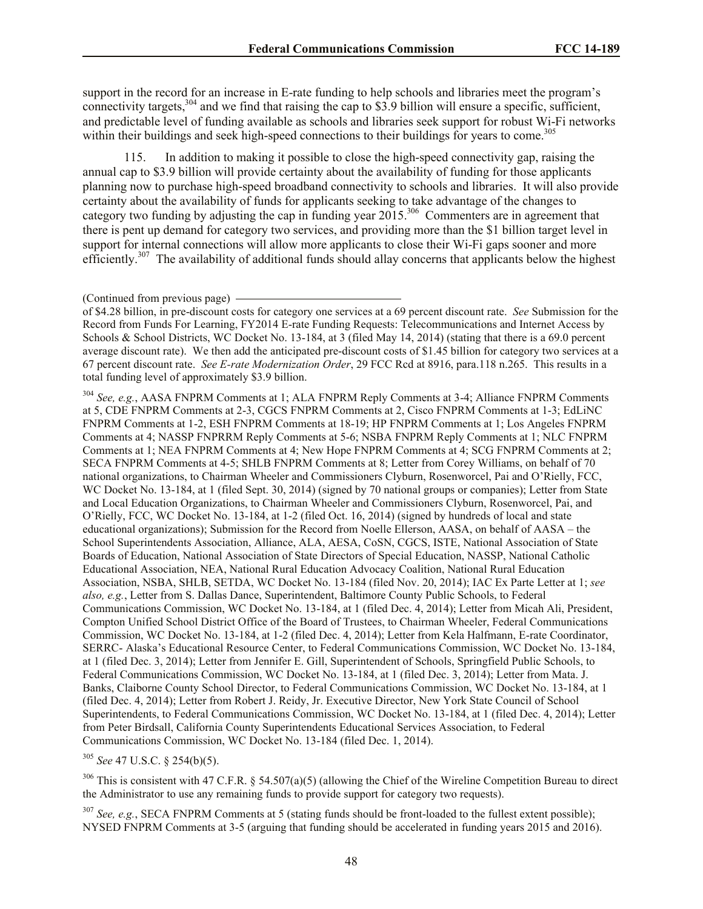support in the record for an increase in E-rate funding to help schools and libraries meet the program's connectivity targets,[304] and we find that raising the cap to $3.9 billion will ensure a specific, sufficient, and predictable level of funding available as schools and libraries seek support for robust Wi-Fi networks within their buildings and seek high-speed connections to their buildings for years to come.[305]

115. In addition to making it possible to close the high-speed connectivity gap, raising the annual cap to $3.9 billion will provide certainty about the availability of funding for those applicants planning now to purchase high-speed broadband connectivity to schools and libraries. It will also provide certainty about the availability of funds for applicants seeking to take advantage of the changes to category two funding by adjusting the cap in funding year 2015.[306] Commenters are in agreement that there is pent up demand for category two services, and providing more than the $1 billion target level in support for internal connections will allow more applicants to close their Wi-Fi gaps sooner and more efficiently.[307] The availability of additional funds should allay concerns that applicants below the highest

(Continued from previous page)

of $4.28 billion, in pre-discount costs for category one services at a 69 percent discount rate. *See* Submission for the Record from Funds For Learning, FY2014 E-rate Funding Requests: Telecommunications and Internet Access by Schools & School Districts, WC Docket No. 13-184, at 3 (filed May 14, 2014) (stating that there is a 69.0 percent average discount rate). We then add the anticipated pre-discount costs of $1.45 billion for category two services at a 67 percent discount rate. *See E-rate Modernization Order*, 29 FCC Rcd at 8916, para.118 n.265. This results in a total funding level of approximately $3.9 billion.

[304] *See, e.g.*, AASA FNPRM Comments at 1; ALA FNPRM Reply Comments at 3-4; Alliance FNPRM Comments at 5, CDE FNPRM Comments at 2-3, CGCS FNPRM Comments at 2, Cisco FNPRM Comments at 1-3; EdLiNC FNPRM Comments at 1-2, ESH FNPRM Comments at 18-19; HP FNPRM Comments at 1; Los Angeles FNPRM Comments at 4; NASSP FNPRRM Reply Comments at 5-6; NSBA FNPRM Reply Comments at 1; NLC FNPRM Comments at 1; NEA FNPRM Comments at 4; New Hope FNPRM Comments at 4; SCG FNPRM Comments at 2; SECA FNPRM Comments at 4-5; SHLB FNPRM Comments at 8; Letter from Corey Williams, on behalf of 70 national organizations, to Chairman Wheeler and Commissioners Clyburn, Rosenworcel, Pai and O'Rielly, FCC, WC Docket No. 13-184, at 1 (filed Sept. 30, 2014) (signed by 70 national groups or companies); Letter from State and Local Education Organizations, to Chairman Wheeler and Commissioners Clyburn, Rosenworcel, Pai, and O'Rielly, FCC, WC Docket No. 13-184, at 1-2 (filed Oct. 16, 2014) (signed by hundreds of local and state educational organizations); Submission for the Record from Noelle Ellerson, AASA, on behalf of AASA – the School Superintendents Association, Alliance, ALA, AESA, CoSN, CGCS, ISTE, National Association of State Boards of Education, National Association of State Directors of Special Education, NASSP, National Catholic Educational Association, NEA, National Rural Education Advocacy Coalition, National Rural Education Association, NSBA, SHLB, SETDA, WC Docket No. 13-184 (filed Nov. 20, 2014); IAC Ex Parte Letter at 1; *see also, e.g.*, Letter from S. Dallas Dance, Superintendent, Baltimore County Public Schools, to Federal Communications Commission, WC Docket No. 13-184, at 1 (filed Dec. 4, 2014); Letter from Micah Ali, President, Compton Unified School District Office of the Board of Trustees, to Chairman Wheeler, Federal Communications Commission, WC Docket No. 13-184, at 1-2 (filed Dec. 4, 2014); Letter from Kela Halfmann, E-rate Coordinator, SERRC- Alaska's Educational Resource Center, to Federal Communications Commission, WC Docket No. 13-184, at 1 (filed Dec. 3, 2014); Letter from Jennifer E. Gill, Superintendent of Schools, Springfield Public Schools, to Federal Communications Commission, WC Docket No. 13-184, at 1 (filed Dec. 3, 2014); Letter from Mata. J. Banks, Claiborne County School Director, to Federal Communications Commission, WC Docket No. 13-184, at 1 (filed Dec. 4, 2014); Letter from Robert J. Reidy, Jr. Executive Director, New York State Council of School Superintendents, to Federal Communications Commission, WC Docket No. 13-184, at 1 (filed Dec. 4, 2014); Letter from Peter Birdsall, California County Superintendents Educational Services Association, to Federal Communications Commission, WC Docket No. 13-184 (filed Dec. 1, 2014).

[305] *See* 47 U.S.C. § 254(b)(5).

[306] This is consistent with 47 C.F.R. § 54.507(a)(5) (allowing the Chief of the Wireline Competition Bureau to direct the Administrator to use any remaining funds to provide support for category two requests).

[307] *See, e.g.*, SECA FNPRM Comments at 5 (stating funds should be front-loaded to the fullest extent possible); NYSED FNPRM Comments at 3-5 (arguing that funding should be accelerated in funding years 2015 and 2016).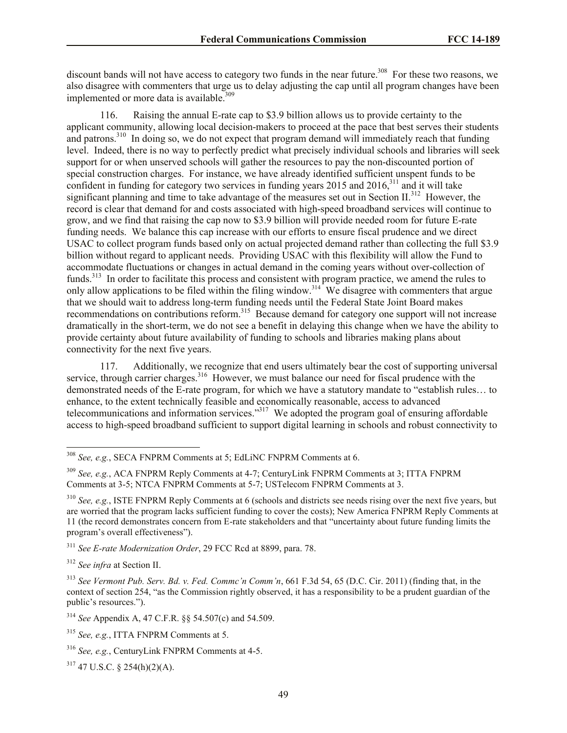discount bands will not have access to category two funds in the near future.[308] For these two reasons, we also disagree with commenters that urge us to delay adjusting the cap until all program changes have been implemented or more data is available.[309]

116. Raising the annual E-rate cap to $3.9 billion allows us to provide certainty to the applicant community, allowing local decision-makers to proceed at the pace that best serves their students and patrons.[310] In doing so, we do not expect that program demand will immediately reach that funding level. Indeed, there is no way to perfectly predict what precisely individual schools and libraries will seek support for or when unserved schools will gather the resources to pay the non-discounted portion of special construction charges. For instance, we have already identified sufficient unspent funds to be confident in funding for category two services in funding years 2015 and 2016,[311] and it will take significant planning and time to take advantage of the measures set out in Section II.[312] However, the record is clear that demand for and costs associated with high-speed broadband services will continue to grow, and we find that raising the cap now to $3.9 billion will provide needed room for future E-rate funding needs. We balance this cap increase with our efforts to ensure fiscal prudence and we direct USAC to collect program funds based only on actual projected demand rather than collecting the full $3.9 billion without regard to applicant needs. Providing USAC with this flexibility will allow the Fund to accommodate fluctuations or changes in actual demand in the coming years without over-collection of funds.[313] In order to facilitate this process and consistent with program practice, we amend the rules to only allow applications to be filed within the filing window.[314] We disagree with commenters that argue that we should wait to address long-term funding needs until the Federal State Joint Board makes recommendations on contributions reform.[315] Because demand for category one support will not increase dramatically in the short-term, we do not see a benefit in delaying this change when we have the ability to provide certainty about future availability of funding to schools and libraries making plans about connectivity for the next five years.

117. Additionally, we recognize that end users ultimately bear the cost of supporting universal service, through carrier charges.[316] However, we must balance our need for fiscal prudence with the demonstrated needs of the E-rate program, for which we have a statutory mandate to "establish rules… to enhance, to the extent technically feasible and economically reasonable, access to advanced telecommunications and information services."[317] We adopted the program goal of ensuring affordable access to high-speed broadband sufficient to support digital learning in schools and robust connectivity to

---

[308] *See, e.g.*, SECA FNPRM Comments at 5; EdLiNC FNPRM Comments at 6.

[309] *See, e.g.*, ACA FNPRM Reply Comments at 4-7; CenturyLink FNPRM Comments at 3; ITTA FNPRM Comments at 3-5; NTCA FNPRM Comments at 5-7; USTelecom FNPRM Comments at 3.

[310] *See, e.g.*, ISTE FNPRM Reply Comments at 6 (schools and districts see needs rising over the next five years, but are worried that the program lacks sufficient funding to cover the costs); New America FNPRM Reply Comments at 11 (the record demonstrates concern from E-rate stakeholders and that "uncertainty about future funding limits the program's overall effectiveness").

[311] *See E-rate Modernization Order*, 29 FCC Rcd at 8899, para. 78.

[312] *See infra* at Section II.

[313] *See Vermont Pub. Serv. Bd. v. Fed. Commc'n Comm'n*, 661 F.3d 54, 65 (D.C. Cir. 2011) (finding that, in the context of section 254, "as the Commission rightly observed, it has a responsibility to be a prudent guardian of the public's resources.").

[314] *See* Appendix A, 47 C.F.R. §§ 54.507(c) and 54.509.

[315] *See, e.g.*, ITTA FNPRM Comments at 5.

[316] *See, e.g.*, CenturyLink FNPRM Comments at 4-5.

[317] 47 U.S.C. § 254(h)(2)(A).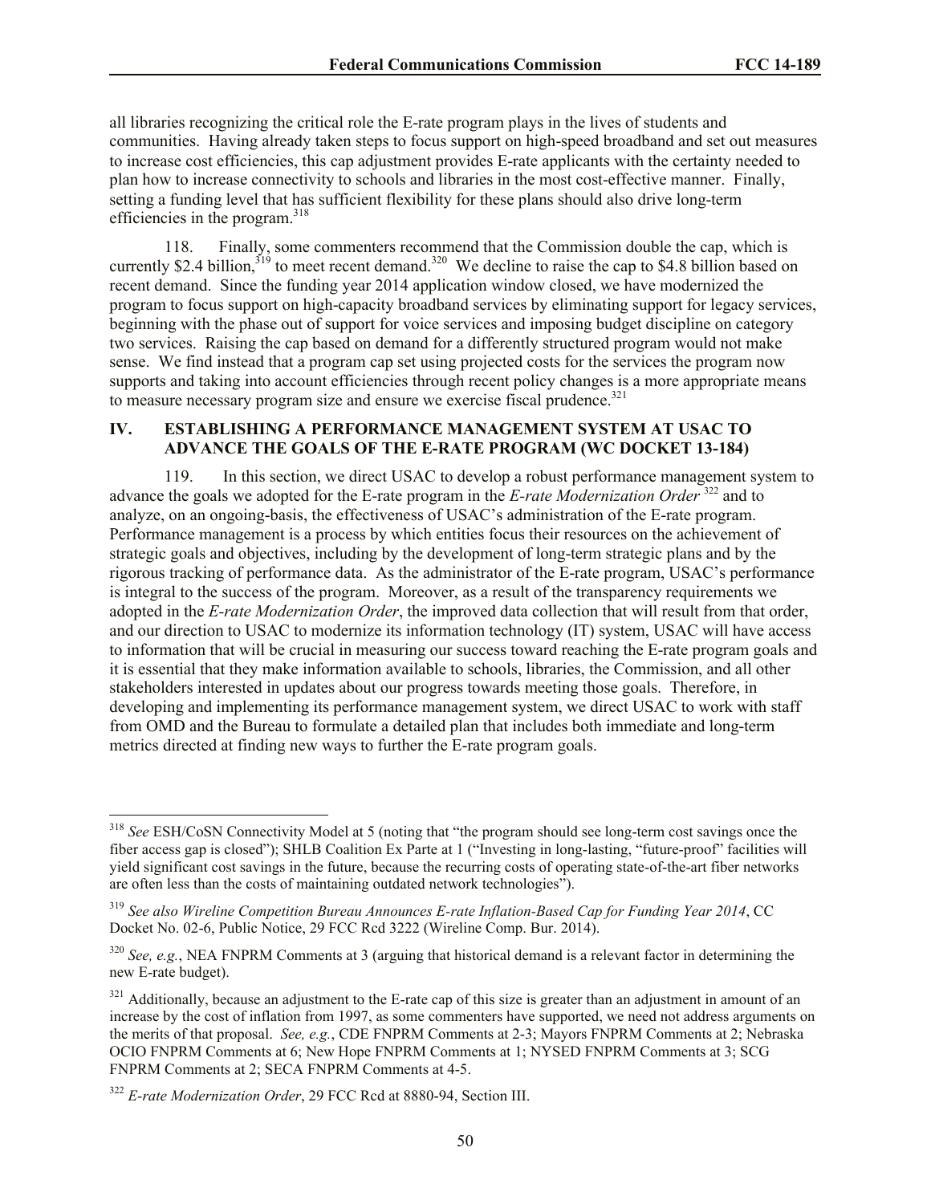all libraries recognizing the critical role the E-rate program plays in the lives of students and communities. Having already taken steps to focus support on high-speed broadband and set out measures to increase cost efficiencies, this cap adjustment provides E-rate applicants with the certainty needed to plan how to increase connectivity to schools and libraries in the most cost-effective manner. Finally, setting a funding level that has sufficient flexibility for these plans should also drive long-term efficiencies in the program.[318]

118. Finally, some commenters recommend that the Commission double the cap, which is currently $2.4 billion,[319] to meet recent demand.[320] We decline to raise the cap to $4.8 billion based on recent demand. Since the funding year 2014 application window closed, we have modernized the program to focus support on high-capacity broadband services by eliminating support for legacy services, beginning with the phase out of support for voice services and imposing budget discipline on category two services. Raising the cap based on demand for a differently structured program would not make sense. We find instead that a program cap set using projected costs for the services the program now supports and taking into account efficiencies through recent policy changes is a more appropriate means to measure necessary program size and ensure we exercise fiscal prudence.[321]

## IV. ESTABLISHING A PERFORMANCE MANAGEMENT SYSTEM AT USAC TO ADVANCE THE GOALS OF THE E-RATE PROGRAM (WC DOCKET 13-184)

119. In this section, we direct USAC to develop a robust performance management system to advance the goals we adopted for the E-rate program in the *E-rate Modernization Order*[322] and to analyze, on an ongoing-basis, the effectiveness of USAC's administration of the E-rate program. Performance management is a process by which entities focus their resources on the achievement of strategic goals and objectives, including by the development of long-term strategic plans and by the rigorous tracking of performance data. As the administrator of the E-rate program, USAC's performance is integral to the success of the program. Moreover, as a result of the transparency requirements we adopted in the *E-rate Modernization Order*, the improved data collection that will result from that order, and our direction to USAC to modernize its information technology (IT) system, USAC will have access to information that will be crucial in measuring our success toward reaching the E-rate program goals and it is essential that they make information available to schools, libraries, the Commission, and all other stakeholders interested in updates about our progress towards meeting those goals. Therefore, in developing and implementing its performance management system, we direct USAC to work with staff from OMD and the Bureau to formulate a detailed plan that includes both immediate and long-term metrics directed at finding new ways to further the E-rate program goals.

---

[318] *See* ESH/CoSN Connectivity Model at 5 (noting that "the program should see long-term cost savings once the fiber access gap is closed"); SHLB Coalition Ex Parte at 1 ("Investing in long-lasting, "future-proof" facilities will yield significant cost savings in the future, because the recurring costs of operating state-of-the-art fiber networks are often less than the costs of maintaining outdated network technologies").

[319] *See also Wireline Competition Bureau Announces E-rate Inflation-Based Cap for Funding Year 2014*, CC Docket No. 02-6, Public Notice, 29 FCC Rcd 3222 (Wireline Comp. Bur. 2014).

[320] *See, e.g.*, NEA FNPRM Comments at 3 (arguing that historical demand is a relevant factor in determining the new E-rate budget).

[321] Additionally, because an adjustment to the E-rate cap of this size is greater than an adjustment in amount of an increase by the cost of inflation from 1997, as some commenters have supported, we need not address arguments on the merits of that proposal. *See, e.g.*, CDE FNPRM Comments at 2-3; Mayors FNPRM Comments at 2; Nebraska OCIO FNPRM Comments at 6; New Hope FNPRM Comments at 1; NYSED FNPRM Comments at 3; SCG FNPRM Comments at 2; SECA FNPRM Comments at 4-5.

[322] *E-rate Modernization Order*, 29 FCC Rcd at 8880-94, Section III.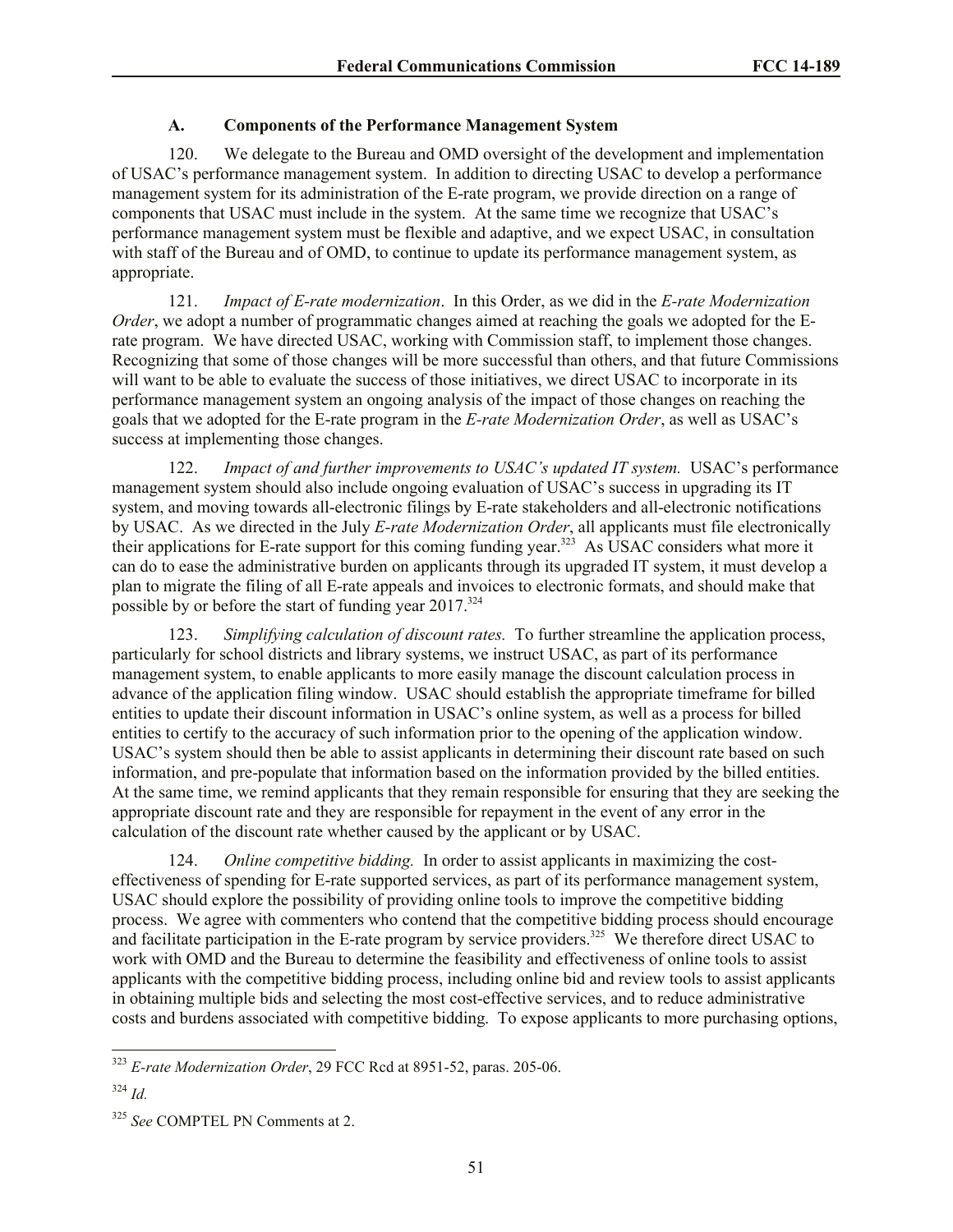### A. Components of the Performance Management System

120. We delegate to the Bureau and OMD oversight of the development and implementation of USAC's performance management system. In addition to directing USAC to develop a performance management system for its administration of the E-rate program, we provide direction on a range of components that USAC must include in the system. At the same time we recognize that USAC's performance management system must be flexible and adaptive, and we expect USAC, in consultation with staff of the Bureau and of OMD, to continue to update its performance management system, as appropriate.

121. *Impact of E-rate modernization*. In this Order, as we did in the *E-rate Modernization Order*, we adopt a number of programmatic changes aimed at reaching the goals we adopted for the E-rate program. We have directed USAC, working with Commission staff, to implement those changes. Recognizing that some of those changes will be more successful than others, and that future Commissions will want to be able to evaluate the success of those initiatives, we direct USAC to incorporate in its performance management system an ongoing analysis of the impact of those changes on reaching the goals that we adopted for the E-rate program in the *E-rate Modernization Order*, as well as USAC's success at implementing those changes.

122. *Impact of and further improvements to USAC's updated IT system.* USAC's performance management system should also include ongoing evaluation of USAC's success in upgrading its IT system, and moving towards all-electronic filings by E-rate stakeholders and all-electronic notifications by USAC. As we directed in the July *E-rate Modernization Order*, all applicants must file electronically their applications for E-rate support for this coming funding year.[323] As USAC considers what more it can do to ease the administrative burden on applicants through its upgraded IT system, it must develop a plan to migrate the filing of all E-rate appeals and invoices to electronic formats, and should make that possible by or before the start of funding year 2017.[324]

123. *Simplifying calculation of discount rates.* To further streamline the application process, particularly for school districts and library systems, we instruct USAC, as part of its performance management system, to enable applicants to more easily manage the discount calculation process in advance of the application filing window. USAC should establish the appropriate timeframe for billed entities to update their discount information in USAC's online system, as well as a process for billed entities to certify to the accuracy of such information prior to the opening of the application window. USAC's system should then be able to assist applicants in determining their discount rate based on such information, and pre-populate that information based on the information provided by the billed entities. At the same time, we remind applicants that they remain responsible for ensuring that they are seeking the appropriate discount rate and they are responsible for repayment in the event of any error in the calculation of the discount rate whether caused by the applicant or by USAC.

124. *Online competitive bidding.* In order to assist applicants in maximizing the cost-effectiveness of spending for E-rate supported services, as part of its performance management system, USAC should explore the possibility of providing online tools to improve the competitive bidding process. We agree with commenters who contend that the competitive bidding process should encourage and facilitate participation in the E-rate program by service providers.[325] We therefore direct USAC to work with OMD and the Bureau to determine the feasibility and effectiveness of online tools to assist applicants with the competitive bidding process, including online bid and review tools to assist applicants in obtaining multiple bids and selecting the most cost-effective services, and to reduce administrative costs and burdens associated with competitive bidding. To expose applicants to more purchasing options,

---

[323] *E-rate Modernization Order*, 29 FCC Rcd at 8951-52, paras. 205-06.

[324] *Id.*

[325] *See* COMPTEL PN Comments at 2.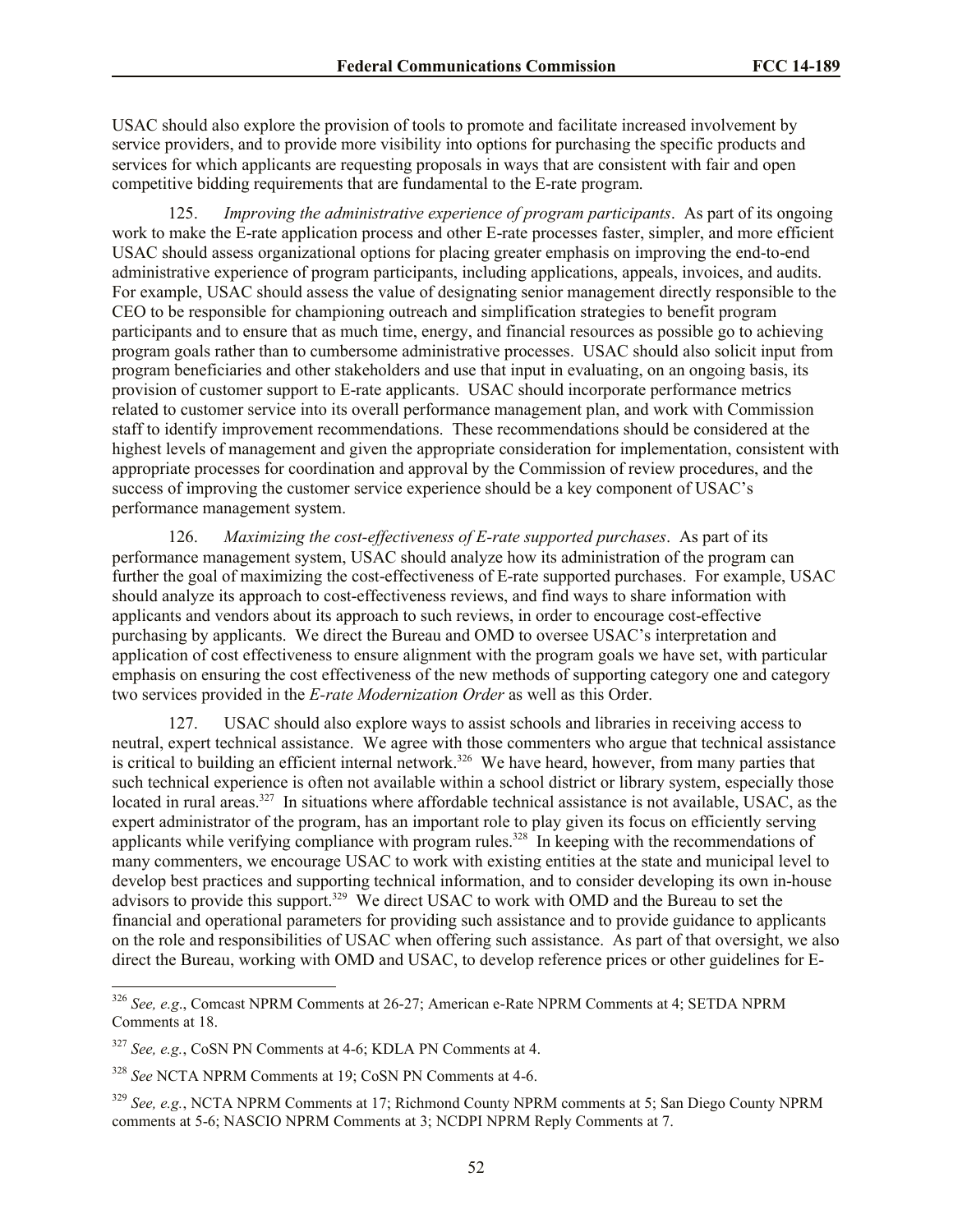USAC should also explore the provision of tools to promote and facilitate increased involvement by service providers, and to provide more visibility into options for purchasing the specific products and services for which applicants are requesting proposals in ways that are consistent with fair and open competitive bidding requirements that are fundamental to the E-rate program.

125. *Improving the administrative experience of program participants*. As part of its ongoing work to make the E-rate application process and other E-rate processes faster, simpler, and more efficient USAC should assess organizational options for placing greater emphasis on improving the end-to-end administrative experience of program participants, including applications, appeals, invoices, and audits. For example, USAC should assess the value of designating senior management directly responsible to the CEO to be responsible for championing outreach and simplification strategies to benefit program participants and to ensure that as much time, energy, and financial resources as possible go to achieving program goals rather than to cumbersome administrative processes. USAC should also solicit input from program beneficiaries and other stakeholders and use that input in evaluating, on an ongoing basis, its provision of customer support to E-rate applicants. USAC should incorporate performance metrics related to customer service into its overall performance management plan, and work with Commission staff to identify improvement recommendations. These recommendations should be considered at the highest levels of management and given the appropriate consideration for implementation, consistent with appropriate processes for coordination and approval by the Commission of review procedures, and the success of improving the customer service experience should be a key component of USAC's performance management system.

126. *Maximizing the cost-effectiveness of E-rate supported purchases*. As part of its performance management system, USAC should analyze how its administration of the program can further the goal of maximizing the cost-effectiveness of E-rate supported purchases. For example, USAC should analyze its approach to cost-effectiveness reviews, and find ways to share information with applicants and vendors about its approach to such reviews, in order to encourage cost-effective purchasing by applicants. We direct the Bureau and OMD to oversee USAC's interpretation and application of cost effectiveness to ensure alignment with the program goals we have set, with particular emphasis on ensuring the cost effectiveness of the new methods of supporting category one and category two services provided in the *E-rate Modernization Order* as well as this Order.

127. USAC should also explore ways to assist schools and libraries in receiving access to neutral, expert technical assistance. We agree with those commenters who argue that technical assistance is critical to building an efficient internal network.[326] We have heard, however, from many parties that such technical experience is often not available within a school district or library system, especially those located in rural areas.[327] In situations where affordable technical assistance is not available, USAC, as the expert administrator of the program, has an important role to play given its focus on efficiently serving applicants while verifying compliance with program rules.[328] In keeping with the recommendations of many commenters, we encourage USAC to work with existing entities at the state and municipal level to develop best practices and supporting technical information, and to consider developing its own in-house advisors to provide this support.[329] We direct USAC to work with OMD and the Bureau to set the financial and operational parameters for providing such assistance and to provide guidance to applicants on the role and responsibilities of USAC when offering such assistance. As part of that oversight, we also direct the Bureau, working with OMD and USAC, to develop reference prices or other guidelines for E-

---

[326] *See, e.g*., Comcast NPRM Comments at 26-27; American e-Rate NPRM Comments at 4; SETDA NPRM Comments at 18.

[327] *See, e.g.*, CoSN PN Comments at 4-6; KDLA PN Comments at 4.

[328] *See* NCTA NPRM Comments at 19; CoSN PN Comments at 4-6.

[329] *See, e.g.*, NCTA NPRM Comments at 17; Richmond County NPRM comments at 5; San Diego County NPRM comments at 5-6; NASCIO NPRM Comments at 3; NCDPI NPRM Reply Comments at 7.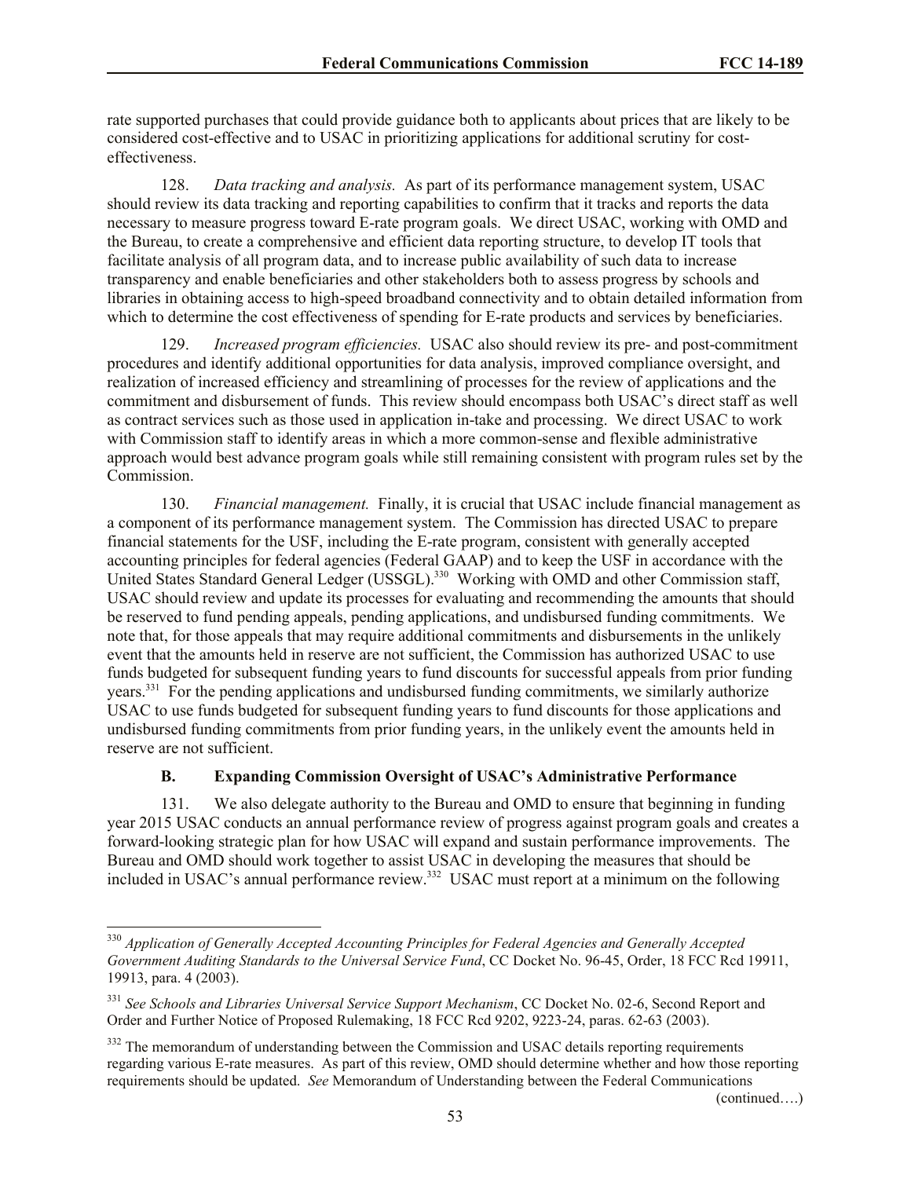rate supported purchases that could provide guidance both to applicants about prices that are likely to be considered cost-effective and to USAC in prioritizing applications for additional scrutiny for cost-effectiveness.

128. *Data tracking and analysis.* As part of its performance management system, USAC should review its data tracking and reporting capabilities to confirm that it tracks and reports the data necessary to measure progress toward E-rate program goals. We direct USAC, working with OMD and the Bureau, to create a comprehensive and efficient data reporting structure, to develop IT tools that facilitate analysis of all program data, and to increase public availability of such data to increase transparency and enable beneficiaries and other stakeholders both to assess progress by schools and libraries in obtaining access to high-speed broadband connectivity and to obtain detailed information from which to determine the cost effectiveness of spending for E-rate products and services by beneficiaries.

129. *Increased program efficiencies.* USAC also should review its pre- and post-commitment procedures and identify additional opportunities for data analysis, improved compliance oversight, and realization of increased efficiency and streamlining of processes for the review of applications and the commitment and disbursement of funds. This review should encompass both USAC's direct staff as well as contract services such as those used in application in-take and processing. We direct USAC to work with Commission staff to identify areas in which a more common-sense and flexible administrative approach would best advance program goals while still remaining consistent with program rules set by the Commission.

130. *Financial management.* Finally, it is crucial that USAC include financial management as a component of its performance management system. The Commission has directed USAC to prepare financial statements for the USF, including the E-rate program, consistent with generally accepted accounting principles for federal agencies (Federal GAAP) and to keep the USF in accordance with the United States Standard General Ledger (USSGL).[330] Working with OMD and other Commission staff, USAC should review and update its processes for evaluating and recommending the amounts that should be reserved to fund pending appeals, pending applications, and undisbursed funding commitments. We note that, for those appeals that may require additional commitments and disbursements in the unlikely event that the amounts held in reserve are not sufficient, the Commission has authorized USAC to use funds budgeted for subsequent funding years to fund discounts for successful appeals from prior funding years.[331] For the pending applications and undisbursed funding commitments, we similarly authorize USAC to use funds budgeted for subsequent funding years to fund discounts for those applications and undisbursed funding commitments from prior funding years, in the unlikely event the amounts held in reserve are not sufficient.

### B. Expanding Commission Oversight of USAC's Administrative Performance

131. We also delegate authority to the Bureau and OMD to ensure that beginning in funding year 2015 USAC conducts an annual performance review of progress against program goals and creates a forward-looking strategic plan for how USAC will expand and sustain performance improvements. The Bureau and OMD should work together to assist USAC in developing the measures that should be included in USAC's annual performance review.[332] USAC must report at a minimum on the following

---

[330] *Application of Generally Accepted Accounting Principles for Federal Agencies and Generally Accepted Government Auditing Standards to the Universal Service Fund*, CC Docket No. 96-45, Order, 18 FCC Rcd 19911, 19913, para. 4 (2003).

[331] *See Schools and Libraries Universal Service Support Mechanism*, CC Docket No. 02-6, Second Report and Order and Further Notice of Proposed Rulemaking, 18 FCC Rcd 9202, 9223-24, paras. 62-63 (2003).

[332] The memorandum of understanding between the Commission and USAC details reporting requirements regarding various E-rate measures. As part of this review, OMD should determine whether and how those reporting requirements should be updated. *See* Memorandum of Understanding between the Federal Communications

(continued….)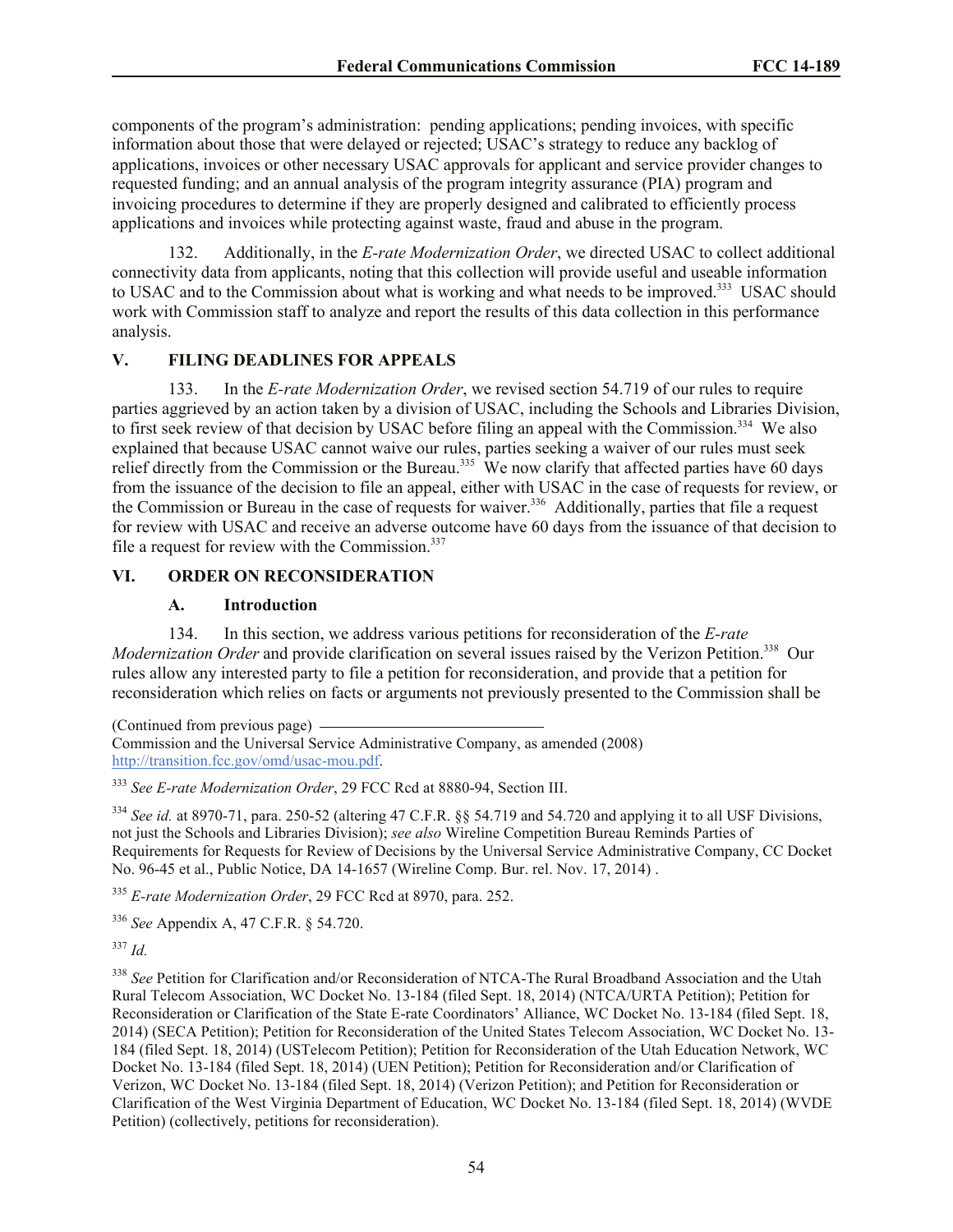components of the program's administration: pending applications; pending invoices, with specific information about those that were delayed or rejected; USAC's strategy to reduce any backlog of applications, invoices or other necessary USAC approvals for applicant and service provider changes to requested funding; and an annual analysis of the program integrity assurance (PIA) program and invoicing procedures to determine if they are properly designed and calibrated to efficiently process applications and invoices while protecting against waste, fraud and abuse in the program.

132. Additionally, in the *E-rate Modernization Order*, we directed USAC to collect additional connectivity data from applicants, noting that this collection will provide useful and useable information to USAC and to the Commission about what is working and what needs to be improved.[333] USAC should work with Commission staff to analyze and report the results of this data collection in this performance analysis.

## V. FILING DEADLINES FOR APPEALS

133. In the *E-rate Modernization Order*, we revised section 54.719 of our rules to require parties aggrieved by an action taken by a division of USAC, including the Schools and Libraries Division, to first seek review of that decision by USAC before filing an appeal with the Commission.[334] We also explained that because USAC cannot waive our rules, parties seeking a waiver of our rules must seek relief directly from the Commission or the Bureau.[335] We now clarify that affected parties have 60 days from the issuance of the decision to file an appeal, either with USAC in the case of requests for review, or the Commission or Bureau in the case of requests for waiver.[336] Additionally, parties that file a request for review with USAC and receive an adverse outcome have 60 days from the issuance of that decision to file a request for review with the Commission.[337]

## VI. ORDER ON RECONSIDERATION

### A. Introduction

134. In this section, we address various petitions for reconsideration of the *E-rate Modernization Order* and provide clarification on several issues raised by the Verizon Petition.[338] Our rules allow any interested party to file a petition for reconsideration, and provide that a petition for reconsideration which relies on facts or arguments not previously presented to the Commission shall be

(Continued from previous page) Commission and the Universal Service Administrative Company, as amended (2008) http://transition.fcc.gov/omd/usac-mou.pdf.

[333] *See E-rate Modernization Order*, 29 FCC Rcd at 8880-94, Section III.

[334] *See id.* at 8970-71, para. 250-52 (altering 47 C.F.R. §§ 54.719 and 54.720 and applying it to all USF Divisions, not just the Schools and Libraries Division); *see also* Wireline Competition Bureau Reminds Parties of Requirements for Requests for Review of Decisions by the Universal Service Administrative Company, CC Docket No. 96-45 et al., Public Notice, DA 14-1657 (Wireline Comp. Bur. rel. Nov. 17, 2014) .

[335] *E-rate Modernization Order*, 29 FCC Rcd at 8970, para. 252.

[336] *See* Appendix A, 47 C.F.R. § 54.720.

[337] *Id.*

[338] *See* Petition for Clarification and/or Reconsideration of NTCA-The Rural Broadband Association and the Utah Rural Telecom Association, WC Docket No. 13-184 (filed Sept. 18, 2014) (NTCA/URTA Petition); Petition for Reconsideration or Clarification of the State E-rate Coordinators' Alliance, WC Docket No. 13-184 (filed Sept. 18, 2014) (SECA Petition); Petition for Reconsideration of the United States Telecom Association, WC Docket No. 13-184 (filed Sept. 18, 2014) (USTelecom Petition); Petition for Reconsideration of the Utah Education Network, WC Docket No. 13-184 (filed Sept. 18, 2014) (UEN Petition); Petition for Reconsideration and/or Clarification of Verizon, WC Docket No. 13-184 (filed Sept. 18, 2014) (Verizon Petition); and Petition for Reconsideration or Clarification of the West Virginia Department of Education, WC Docket No. 13-184 (filed Sept. 18, 2014) (WVDE Petition) (collectively, petitions for reconsideration).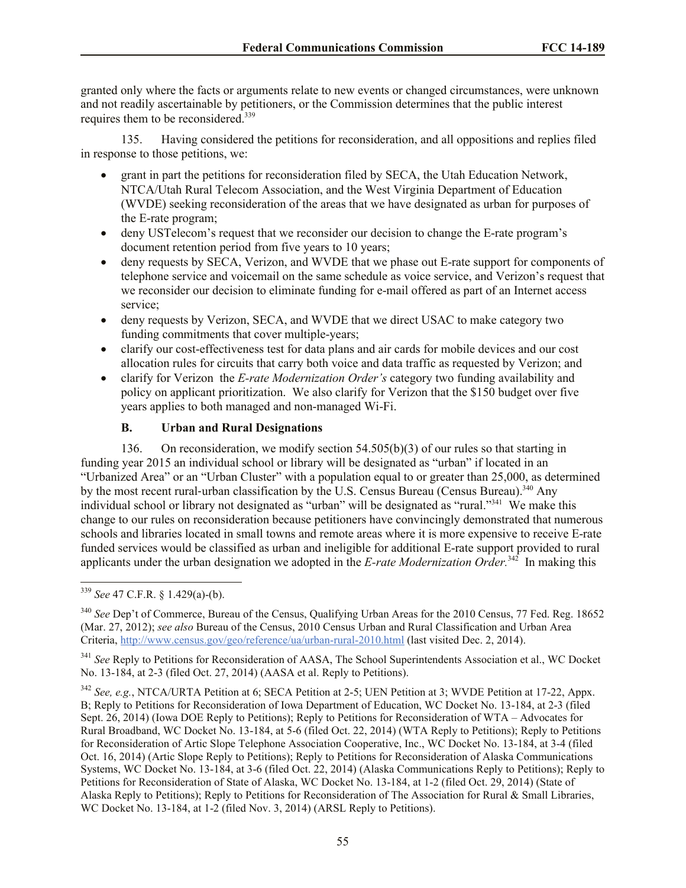granted only where the facts or arguments relate to new events or changed circumstances, were unknown and not readily ascertainable by petitioners, or the Commission determines that the public interest requires them to be reconsidered.[339]

135. Having considered the petitions for reconsideration, and all oppositions and replies filed in response to those petitions, we:

- grant in part the petitions for reconsideration filed by SECA, the Utah Education Network, NTCA/Utah Rural Telecom Association, and the West Virginia Department of Education (WVDE) seeking reconsideration of the areas that we have designated as urban for purposes of the E-rate program;
- deny USTelecom's request that we reconsider our decision to change the E-rate program's document retention period from five years to 10 years;
- deny requests by SECA, Verizon, and WVDE that we phase out E-rate support for components of telephone service and voicemail on the same schedule as voice service, and Verizon's request that we reconsider our decision to eliminate funding for e-mail offered as part of an Internet access service;
- deny requests by Verizon, SECA, and WVDE that we direct USAC to make category two funding commitments that cover multiple-years;
- clarify our cost-effectiveness test for data plans and air cards for mobile devices and our cost allocation rules for circuits that carry both voice and data traffic as requested by Verizon; and
- clarify for Verizon the *E-rate Modernization Order's* category two funding availability and policy on applicant prioritization. We also clarify for Verizon that the $150 budget over five years applies to both managed and non-managed Wi-Fi.

### B. Urban and Rural Designations

136. On reconsideration, we modify section 54.505(b)(3) of our rules so that starting in funding year 2015 an individual school or library will be designated as "urban" if located in an "Urbanized Area" or an "Urban Cluster" with a population equal to or greater than 25,000, as determined by the most recent rural-urban classification by the U.S. Census Bureau (Census Bureau).[340] Any individual school or library not designated as "urban" will be designated as "rural."[341] We make this change to our rules on reconsideration because petitioners have convincingly demonstrated that numerous schools and libraries located in small towns and remote areas where it is more expensive to receive E-rate funded services would be classified as urban and ineligible for additional E-rate support provided to rural applicants under the urban designation we adopted in the *E-rate Modernization Order.*[342] In making this

---

[339] *See* 47 C.F.R. § 1.429(a)-(b).

[340] *See* Dep't of Commerce, Bureau of the Census, Qualifying Urban Areas for the 2010 Census, 77 Fed. Reg. 18652 (Mar. 27, 2012); *see also* Bureau of the Census, 2010 Census Urban and Rural Classification and Urban Area Criteria, http://www.census.gov/geo/reference/ua/urban-rural-2010.html (last visited Dec. 2, 2014).

[341] *See* Reply to Petitions for Reconsideration of AASA, The School Superintendents Association et al., WC Docket No. 13-184, at 2-3 (filed Oct. 27, 2014) (AASA et al. Reply to Petitions).

[342] *See, e.g.*, NTCA/URTA Petition at 6; SECA Petition at 2-5; UEN Petition at 3; WVDE Petition at 17-22, Appx. B; Reply to Petitions for Reconsideration of Iowa Department of Education, WC Docket No. 13-184, at 2-3 (filed Sept. 26, 2014) (Iowa DOE Reply to Petitions); Reply to Petitions for Reconsideration of WTA – Advocates for Rural Broadband, WC Docket No. 13-184, at 5-6 (filed Oct. 22, 2014) (WTA Reply to Petitions); Reply to Petitions for Reconsideration of Artic Slope Telephone Association Cooperative, Inc., WC Docket No. 13-184, at 3-4 (filed Oct. 16, 2014) (Artic Slope Reply to Petitions); Reply to Petitions for Reconsideration of Alaska Communications Systems, WC Docket No. 13-184, at 3-6 (filed Oct. 22, 2014) (Alaska Communications Reply to Petitions); Reply to Petitions for Reconsideration of State of Alaska, WC Docket No. 13-184, at 1-2 (filed Oct. 29, 2014) (State of Alaska Reply to Petitions); Reply to Petitions for Reconsideration of The Association for Rural & Small Libraries, WC Docket No. 13-184, at 1-2 (filed Nov. 3, 2014) (ARSL Reply to Petitions).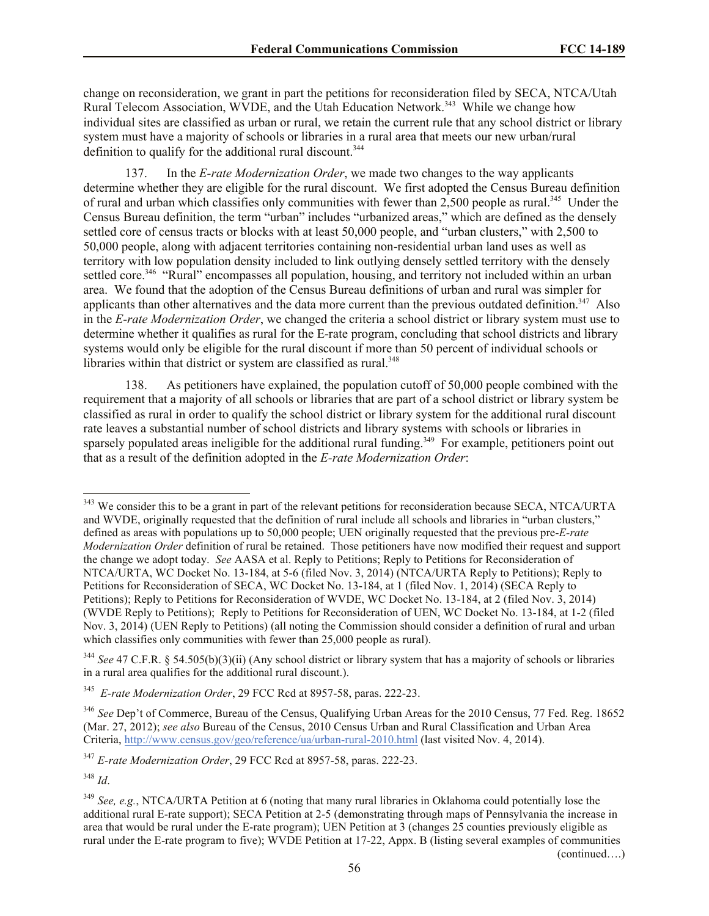change on reconsideration, we grant in part the petitions for reconsideration filed by SECA, NTCA/Utah Rural Telecom Association, WVDE, and the Utah Education Network.[343] While we change how individual sites are classified as urban or rural, we retain the current rule that any school district or library system must have a majority of schools or libraries in a rural area that meets our new urban/rural definition to qualify for the additional rural discount.[344]

137. In the *E-rate Modernization Order*, we made two changes to the way applicants determine whether they are eligible for the rural discount. We first adopted the Census Bureau definition of rural and urban which classifies only communities with fewer than 2,500 people as rural.[345] Under the Census Bureau definition, the term "urban" includes "urbanized areas," which are defined as the densely settled core of census tracts or blocks with at least 50,000 people, and "urban clusters," with 2,500 to 50,000 people, along with adjacent territories containing non-residential urban land uses as well as territory with low population density included to link outlying densely settled territory with the densely settled core.[346] "Rural" encompasses all population, housing, and territory not included within an urban area. We found that the adoption of the Census Bureau definitions of urban and rural was simpler for applicants than other alternatives and the data more current than the previous outdated definition.[347] Also in the *E-rate Modernization Order*, we changed the criteria a school district or library system must use to determine whether it qualifies as rural for the E-rate program, concluding that school districts and library systems would only be eligible for the rural discount if more than 50 percent of individual schools or libraries within that district or system are classified as rural.[348]

138. As petitioners have explained, the population cutoff of 50,000 people combined with the requirement that a majority of all schools or libraries that are part of a school district or library system be classified as rural in order to qualify the school district or library system for the additional rural discount rate leaves a substantial number of school districts and library systems with schools or libraries in sparsely populated areas ineligible for the additional rural funding.[349] For example, petitioners point out that as a result of the definition adopted in the *E-rate Modernization Order*:

---

[343] We consider this to be a grant in part of the relevant petitions for reconsideration because SECA, NTCA/URTA and WVDE, originally requested that the definition of rural include all schools and libraries in "urban clusters," defined as areas with populations up to 50,000 people; UEN originally requested that the previous pre-*E-rate Modernization Order* definition of rural be retained. Those petitioners have now modified their request and support the change we adopt today. *See* AASA et al. Reply to Petitions; Reply to Petitions for Reconsideration of NTCA/URTA, WC Docket No. 13-184, at 5-6 (filed Nov. 3, 2014) (NTCA/URTA Reply to Petitions); Reply to Petitions for Reconsideration of SECA, WC Docket No. 13-184, at 1 (filed Nov. 1, 2014) (SECA Reply to Petitions); Reply to Petitions for Reconsideration of WVDE, WC Docket No. 13-184, at 2 (filed Nov. 3, 2014) (WVDE Reply to Petitions); Reply to Petitions for Reconsideration of UEN, WC Docket No. 13-184, at 1-2 (filed Nov. 3, 2014) (UEN Reply to Petitions) (all noting the Commission should consider a definition of rural and urban which classifies only communities with fewer than 25,000 people as rural).

[344] *See* 47 C.F.R. § 54.505(b)(3)(ii) (Any school district or library system that has a majority of schools or libraries in a rural area qualifies for the additional rural discount.).

[345] *E-rate Modernization Order*, 29 FCC Rcd at 8957-58, paras. 222-23.

[346] *See* Dep't of Commerce, Bureau of the Census, Qualifying Urban Areas for the 2010 Census, 77 Fed. Reg. 18652 (Mar. 27, 2012); *see also* Bureau of the Census, 2010 Census Urban and Rural Classification and Urban Area Criteria, http://www.census.gov/geo/reference/ua/urban-rural-2010.html (last visited Nov. 4, 2014).

[347] *E-rate Modernization Order*, 29 FCC Rcd at 8957-58, paras. 222-23.

[348] *Id*.

[349] *See, e.g.*, NTCA/URTA Petition at 6 (noting that many rural libraries in Oklahoma could potentially lose the additional rural E-rate support); SECA Petition at 2-5 (demonstrating through maps of Pennsylvania the increase in area that would be rural under the E-rate program); UEN Petition at 3 (changes 25 counties previously eligible as rural under the E-rate program to five); WVDE Petition at 17-22, Appx. B (listing several examples of communities

(continued….)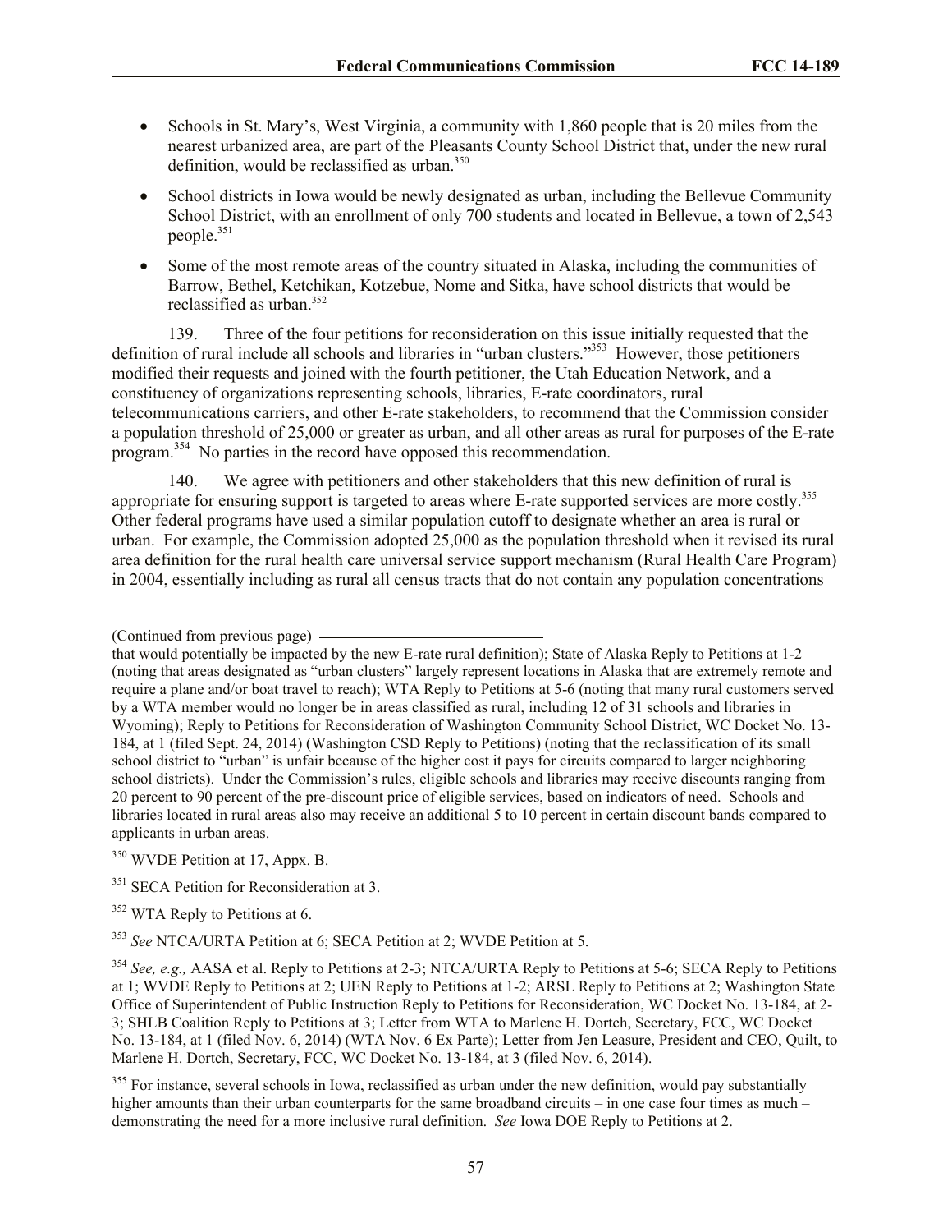- Schools in St. Mary's, West Virginia, a community with 1,860 people that is 20 miles from the nearest urbanized area, are part of the Pleasants County School District that, under the new rural definition, would be reclassified as urban.[350]
- School districts in Iowa would be newly designated as urban, including the Bellevue Community School District, with an enrollment of only 700 students and located in Bellevue, a town of 2,543 people.[351]
- Some of the most remote areas of the country situated in Alaska, including the communities of Barrow, Bethel, Ketchikan, Kotzebue, Nome and Sitka, have school districts that would be reclassified as urban.[352]

139. Three of the four petitions for reconsideration on this issue initially requested that the definition of rural include all schools and libraries in "urban clusters."[353] However, those petitioners modified their requests and joined with the fourth petitioner, the Utah Education Network, and a constituency of organizations representing schools, libraries, E-rate coordinators, rural telecommunications carriers, and other E-rate stakeholders, to recommend that the Commission consider a population threshold of 25,000 or greater as urban, and all other areas as rural for purposes of the E-rate program.[354] No parties in the record have opposed this recommendation.

140. We agree with petitioners and other stakeholders that this new definition of rural is appropriate for ensuring support is targeted to areas where E-rate supported services are more costly.[355] Other federal programs have used a similar population cutoff to designate whether an area is rural or urban. For example, the Commission adopted 25,000 as the population threshold when it revised its rural area definition for the rural health care universal service support mechanism (Rural Health Care Program) in 2004, essentially including as rural all census tracts that do not contain any population concentrations

(Continued from previous page)

that would potentially be impacted by the new E-rate rural definition); State of Alaska Reply to Petitions at 1-2 (noting that areas designated as "urban clusters" largely represent locations in Alaska that are extremely remote and require a plane and/or boat travel to reach); WTA Reply to Petitions at 5-6 (noting that many rural customers served by a WTA member would no longer be in areas classified as rural, including 12 of 31 schools and libraries in Wyoming); Reply to Petitions for Reconsideration of Washington Community School District, WC Docket No. 13-184, at 1 (filed Sept. 24, 2014) (Washington CSD Reply to Petitions) (noting that the reclassification of its small school district to "urban" is unfair because of the higher cost it pays for circuits compared to larger neighboring school districts). Under the Commission's rules, eligible schools and libraries may receive discounts ranging from 20 percent to 90 percent of the pre-discount price of eligible services, based on indicators of need. Schools and libraries located in rural areas also may receive an additional 5 to 10 percent in certain discount bands compared to applicants in urban areas.

[350] WVDE Petition at 17, Appx. B.

[351] SECA Petition for Reconsideration at 3.

[352] WTA Reply to Petitions at 6.

[353] *See* NTCA/URTA Petition at 6; SECA Petition at 2; WVDE Petition at 5.

[354] *See, e.g.,* AASA et al. Reply to Petitions at 2-3; NTCA/URTA Reply to Petitions at 5-6; SECA Reply to Petitions at 1; WVDE Reply to Petitions at 2; UEN Reply to Petitions at 1-2; ARSL Reply to Petitions at 2; Washington State Office of Superintendent of Public Instruction Reply to Petitions for Reconsideration, WC Docket No. 13-184, at 2-3; SHLB Coalition Reply to Petitions at 3; Letter from WTA to Marlene H. Dortch, Secretary, FCC, WC Docket No. 13-184, at 1 (filed Nov. 6, 2014) (WTA Nov. 6 Ex Parte); Letter from Jen Leasure, President and CEO, Quilt, to Marlene H. Dortch, Secretary, FCC, WC Docket No. 13-184, at 3 (filed Nov. 6, 2014).

[355] For instance, several schools in Iowa, reclassified as urban under the new definition, would pay substantially higher amounts than their urban counterparts for the same broadband circuits – in one case four times as much – demonstrating the need for a more inclusive rural definition. *See* Iowa DOE Reply to Petitions at 2.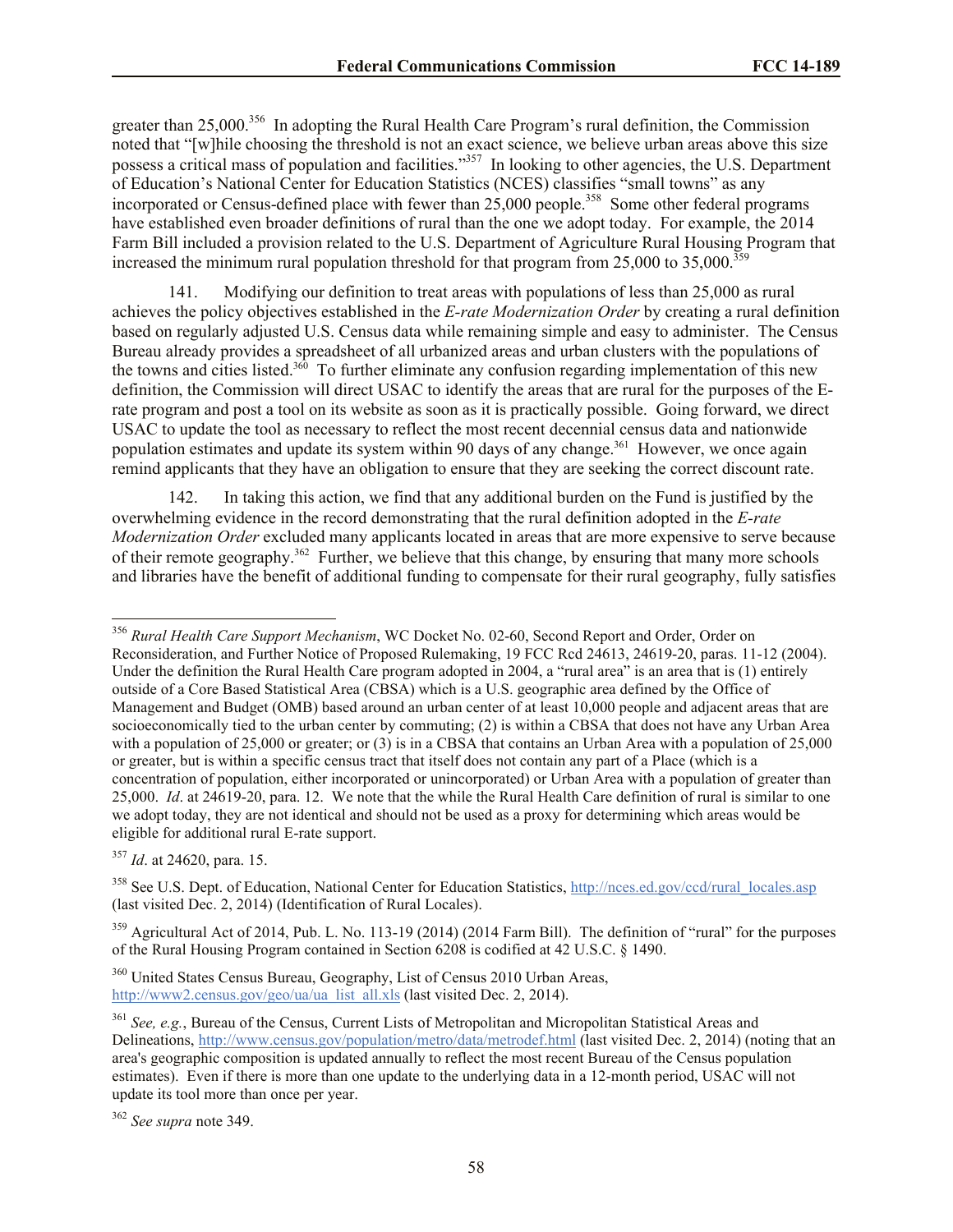greater than 25,000.[356] In adopting the Rural Health Care Program's rural definition, the Commission noted that "[w]hile choosing the threshold is not an exact science, we believe urban areas above this size possess a critical mass of population and facilities."[357] In looking to other agencies, the U.S. Department of Education's National Center for Education Statistics (NCES) classifies "small towns" as any incorporated or Census-defined place with fewer than 25,000 people.[358] Some other federal programs have established even broader definitions of rural than the one we adopt today. For example, the 2014 Farm Bill included a provision related to the U.S. Department of Agriculture Rural Housing Program that increased the minimum rural population threshold for that program from 25,000 to 35,000.[359]

141. Modifying our definition to treat areas with populations of less than 25,000 as rural achieves the policy objectives established in the *E-rate Modernization Order* by creating a rural definition based on regularly adjusted U.S. Census data while remaining simple and easy to administer. The Census Bureau already provides a spreadsheet of all urbanized areas and urban clusters with the populations of the towns and cities listed.[360] To further eliminate any confusion regarding implementation of this new definition, the Commission will direct USAC to identify the areas that are rural for the purposes of the E-rate program and post a tool on its website as soon as it is practically possible. Going forward, we direct USAC to update the tool as necessary to reflect the most recent decennial census data and nationwide population estimates and update its system within 90 days of any change.[361] However, we once again remind applicants that they have an obligation to ensure that they are seeking the correct discount rate.

142. In taking this action, we find that any additional burden on the Fund is justified by the overwhelming evidence in the record demonstrating that the rural definition adopted in the *E-rate Modernization Order* excluded many applicants located in areas that are more expensive to serve because of their remote geography.[362] Further, we believe that this change, by ensuring that many more schools and libraries have the benefit of additional funding to compensate for their rural geography, fully satisfies

---

[356] *Rural Health Care Support Mechanism*, WC Docket No. 02-60, Second Report and Order, Order on Reconsideration, and Further Notice of Proposed Rulemaking, 19 FCC Rcd 24613, 24619-20, paras. 11-12 (2004). Under the definition the Rural Health Care program adopted in 2004, a "rural area" is an area that is (1) entirely outside of a Core Based Statistical Area (CBSA) which is a U.S. geographic area defined by the Office of Management and Budget (OMB) based around an urban center of at least 10,000 people and adjacent areas that are socioeconomically tied to the urban center by commuting; (2) is within a CBSA that does not have any Urban Area with a population of 25,000 or greater; or (3) is in a CBSA that contains an Urban Area with a population of 25,000 or greater, but is within a specific census tract that itself does not contain any part of a Place (which is a concentration of population, either incorporated or unincorporated) or Urban Area with a population of greater than 25,000. *Id*. at 24619-20, para. 12. We note that the while the Rural Health Care definition of rural is similar to one we adopt today, they are not identical and should not be used as a proxy for determining which areas would be eligible for additional rural E-rate support.

[357] *Id*. at 24620, para. 15.

[358] See U.S. Dept. of Education, National Center for Education Statistics, http://nces.ed.gov/ccd/rural_locales.asp (last visited Dec. 2, 2014) (Identification of Rural Locales).

[359] Agricultural Act of 2014, Pub. L. No. 113-19 (2014) (2014 Farm Bill). The definition of "rural" for the purposes of the Rural Housing Program contained in Section 6208 is codified at 42 U.S.C. § 1490.

[360] United States Census Bureau, Geography, List of Census 2010 Urban Areas, http://www2.census.gov/geo/ua/ua_list_all.xls (last visited Dec. 2, 2014).

[361] *See, e.g.*, Bureau of the Census, Current Lists of Metropolitan and Micropolitan Statistical Areas and Delineations, http://www.census.gov/population/metro/data/metrodef.html (last visited Dec. 2, 2014) (noting that an area's geographic composition is updated annually to reflect the most recent Bureau of the Census population estimates). Even if there is more than one update to the underlying data in a 12-month period, USAC will not update its tool more than once per year.

[362] *See supra* note 349.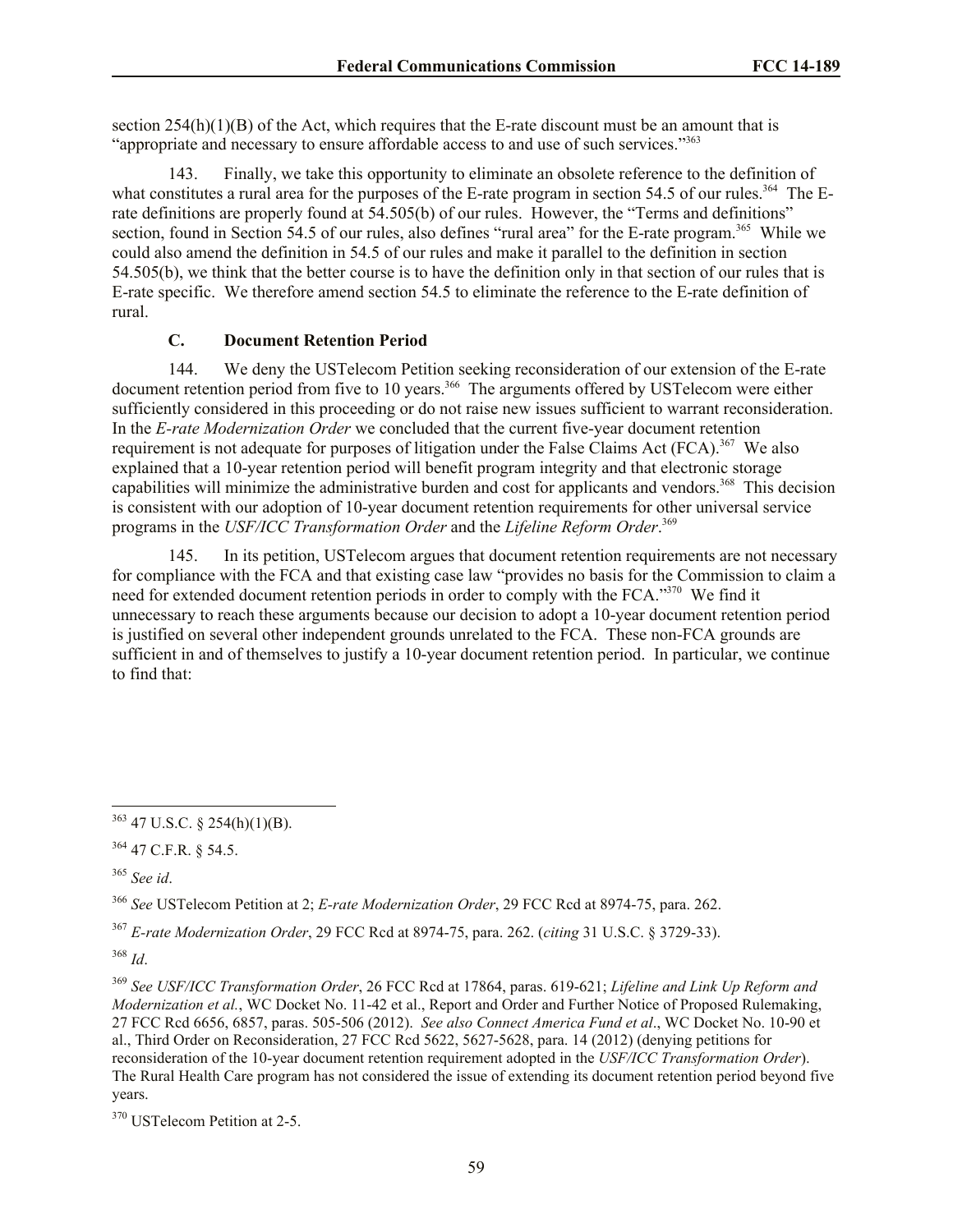section 254(h)(1)(B) of the Act, which requires that the E-rate discount must be an amount that is "appropriate and necessary to ensure affordable access to and use of such services."[363]

143. Finally, we take this opportunity to eliminate an obsolete reference to the definition of what constitutes a rural area for the purposes of the E-rate program in section 54.5 of our rules.[364] The E-rate definitions are properly found at 54.505(b) of our rules. However, the "Terms and definitions" section, found in Section 54.5 of our rules, also defines "rural area" for the E-rate program.[365] While we could also amend the definition in 54.5 of our rules and make it parallel to the definition in section 54.505(b), we think that the better course is to have the definition only in that section of our rules that is E-rate specific. We therefore amend section 54.5 to eliminate the reference to the E-rate definition of rural.

### C. Document Retention Period

144. We deny the USTelecom Petition seeking reconsideration of our extension of the E-rate document retention period from five to 10 years.[366] The arguments offered by USTelecom were either sufficiently considered in this proceeding or do not raise new issues sufficient to warrant reconsideration. In the *E-rate Modernization Order* we concluded that the current five-year document retention requirement is not adequate for purposes of litigation under the False Claims Act (FCA).[367] We also explained that a 10-year retention period will benefit program integrity and that electronic storage capabilities will minimize the administrative burden and cost for applicants and vendors.[368] This decision is consistent with our adoption of 10-year document retention requirements for other universal service programs in the *USF/ICC Transformation Order* and the *Lifeline Reform Order*.[369]

145. In its petition, USTelecom argues that document retention requirements are not necessary for compliance with the FCA and that existing case law "provides no basis for the Commission to claim a need for extended document retention periods in order to comply with the FCA."[370] We find it unnecessary to reach these arguments because our decision to adopt a 10-year document retention period is justified on several other independent grounds unrelated to the FCA. These non-FCA grounds are sufficient in and of themselves to justify a 10-year document retention period. In particular, we continue to find that:

---

[363] 47 U.S.C. § 254(h)(1)(B).

[364] 47 C.F.R. § 54.5.

[365] *See id*.

[366] *See* USTelecom Petition at 2; *E-rate Modernization Order*, 29 FCC Rcd at 8974-75, para. 262.

[367] *E-rate Modernization Order*, 29 FCC Rcd at 8974-75, para. 262. (*citing* 31 U.S.C. § 3729-33).

[368] *Id*.

[369] *See USF/ICC Transformation Order*, 26 FCC Rcd at 17864, paras. 619-621; *Lifeline and Link Up Reform and Modernization et al.*, WC Docket No. 11-42 et al., Report and Order and Further Notice of Proposed Rulemaking, 27 FCC Rcd 6656, 6857, paras. 505-506 (2012). *See also Connect America Fund et al*., WC Docket No. 10-90 et al., Third Order on Reconsideration, 27 FCC Rcd 5622, 5627-5628, para. 14 (2012) (denying petitions for reconsideration of the 10-year document retention requirement adopted in the *USF/ICC Transformation Order*). The Rural Health Care program has not considered the issue of extending its document retention period beyond five years.

[370] USTelecom Petition at 2-5.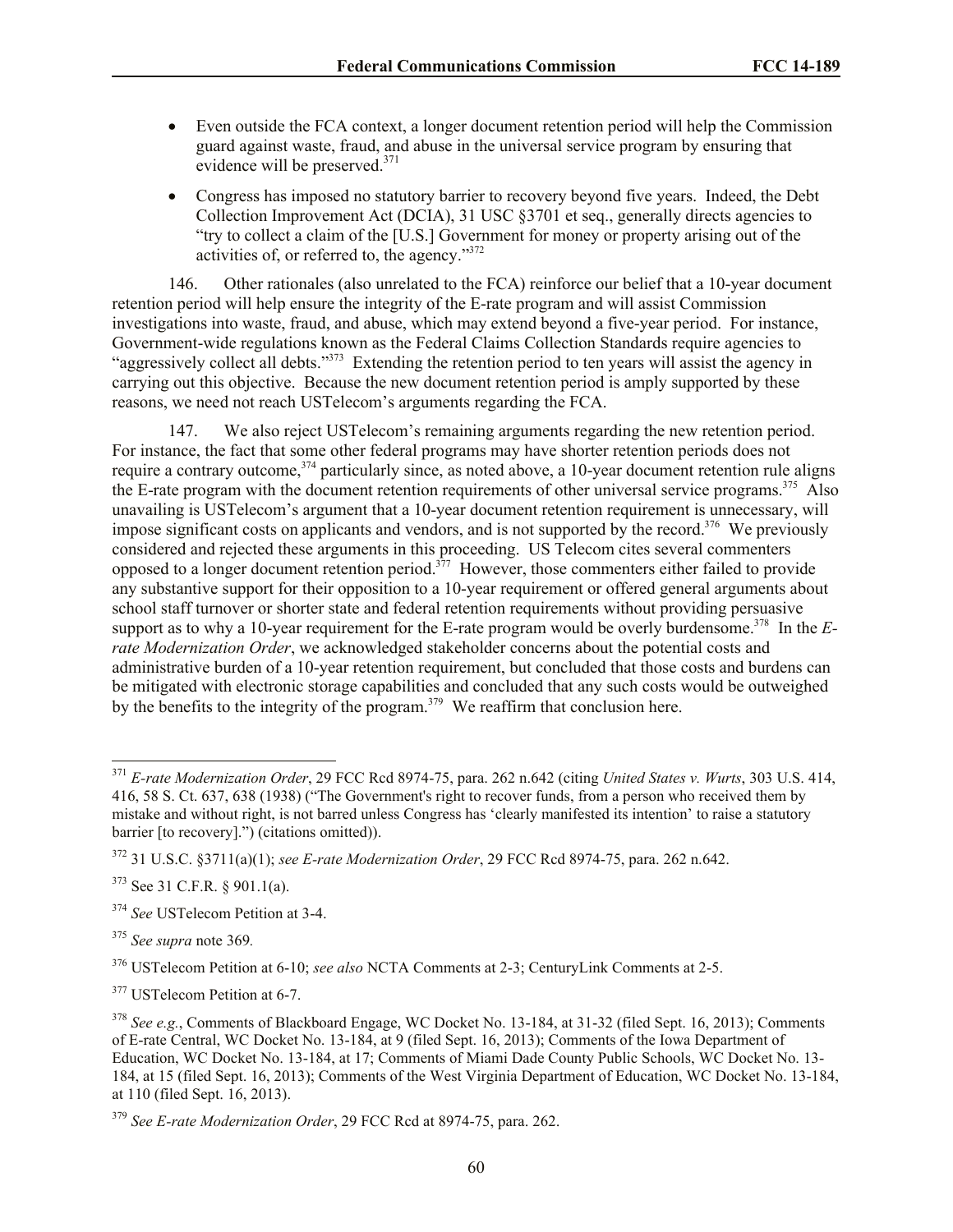- Even outside the FCA context, a longer document retention period will help the Commission guard against waste, fraud, and abuse in the universal service program by ensuring that evidence will be preserved.[371]
- Congress has imposed no statutory barrier to recovery beyond five years. Indeed, the Debt Collection Improvement Act (DCIA), 31 USC §3701 et seq., generally directs agencies to "try to collect a claim of the [U.S.] Government for money or property arising out of the activities of, or referred to, the agency."[372]

146. Other rationales (also unrelated to the FCA) reinforce our belief that a 10-year document retention period will help ensure the integrity of the E-rate program and will assist Commission investigations into waste, fraud, and abuse, which may extend beyond a five-year period. For instance, Government-wide regulations known as the Federal Claims Collection Standards require agencies to "aggressively collect all debts."[373] Extending the retention period to ten years will assist the agency in carrying out this objective. Because the new document retention period is amply supported by these reasons, we need not reach USTelecom's arguments regarding the FCA.

147. We also reject USTelecom's remaining arguments regarding the new retention period. For instance, the fact that some other federal programs may have shorter retention periods does not require a contrary outcome,[374] particularly since, as noted above, a 10-year document retention rule aligns the E-rate program with the document retention requirements of other universal service programs.[375] Also unavailing is USTelecom's argument that a 10-year document retention requirement is unnecessary, will impose significant costs on applicants and vendors, and is not supported by the record.[376] We previously considered and rejected these arguments in this proceeding. US Telecom cites several commenters opposed to a longer document retention period.[377] However, those commenters either failed to provide any substantive support for their opposition to a 10-year requirement or offered general arguments about school staff turnover or shorter state and federal retention requirements without providing persuasive support as to why a 10-year requirement for the E-rate program would be overly burdensome.[378] In the *E-rate Modernization Order*, we acknowledged stakeholder concerns about the potential costs and administrative burden of a 10-year retention requirement, but concluded that those costs and burdens can be mitigated with electronic storage capabilities and concluded that any such costs would be outweighed by the benefits to the integrity of the program.[379] We reaffirm that conclusion here.

---

[371] *E-rate Modernization Order*, 29 FCC Rcd 8974-75, para. 262 n.642 (citing *United States v. Wurts*, 303 U.S. 414, 416, 58 S. Ct. 637, 638 (1938) ("The Government's right to recover funds, from a person who received them by mistake and without right, is not barred unless Congress has 'clearly manifested its intention' to raise a statutory barrier [to recovery].") (citations omitted)).

[372] 31 U.S.C. §3711(a)(1); *see E-rate Modernization Order*, 29 FCC Rcd 8974-75, para. 262 n.642.

[373] See 31 C.F.R. § 901.1(a).

[374] *See* USTelecom Petition at 3-4.

[375] *See supra* note 369.

[376] USTelecom Petition at 6-10; *see also* NCTA Comments at 2-3; CenturyLink Comments at 2-5.

[377] USTelecom Petition at 6-7.

[378] *See e.g.*, Comments of Blackboard Engage, WC Docket No. 13-184, at 31-32 (filed Sept. 16, 2013); Comments of E-rate Central, WC Docket No. 13-184, at 9 (filed Sept. 16, 2013); Comments of the Iowa Department of Education, WC Docket No. 13-184, at 17; Comments of Miami Dade County Public Schools, WC Docket No. 13-184, at 15 (filed Sept. 16, 2013); Comments of the West Virginia Department of Education, WC Docket No. 13-184, at 110 (filed Sept. 16, 2013).

[379] *See E-rate Modernization Order*, 29 FCC Rcd at 8974-75, para. 262.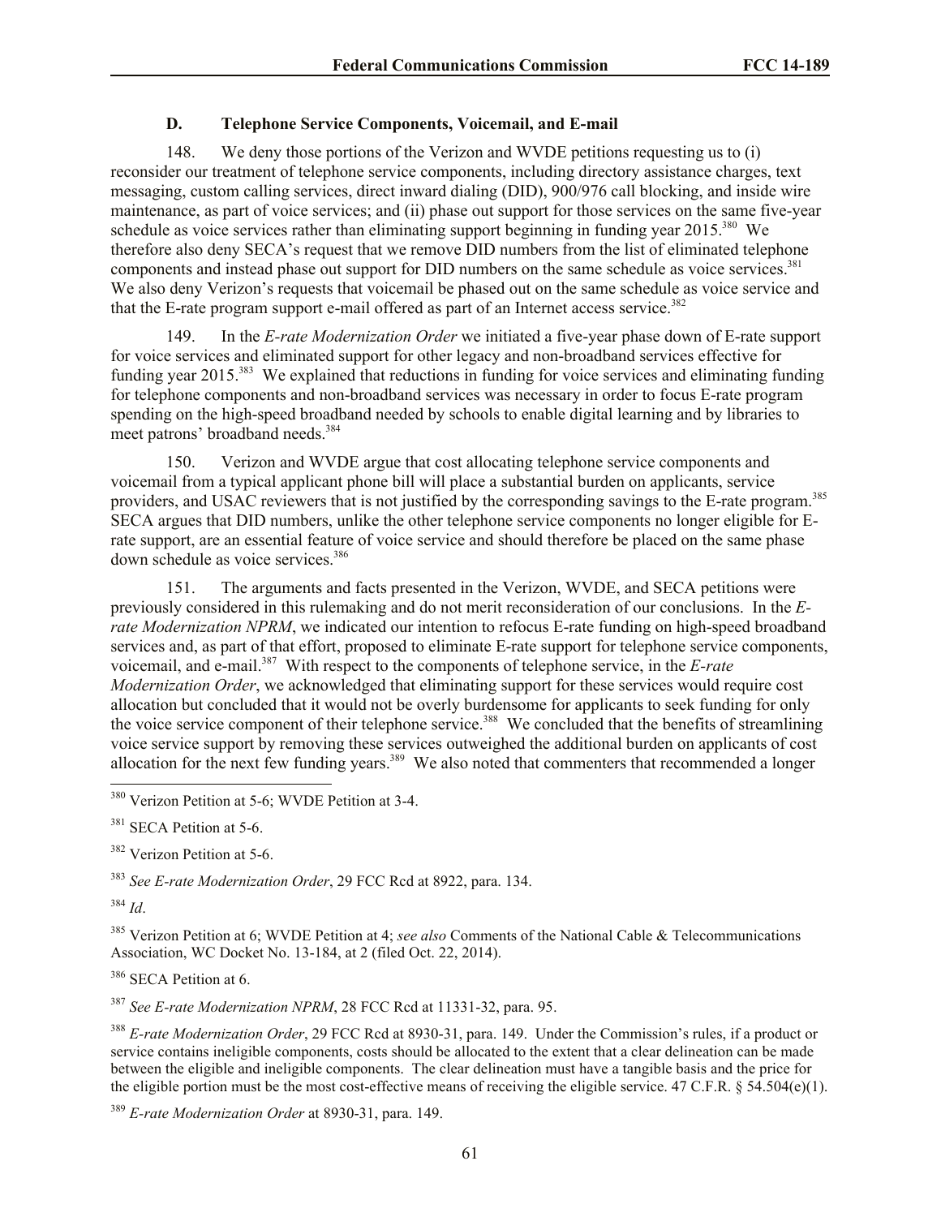### D. Telephone Service Components, Voicemail, and E-mail

148. We deny those portions of the Verizon and WVDE petitions requesting us to (i) reconsider our treatment of telephone service components, including directory assistance charges, text messaging, custom calling services, direct inward dialing (DID), 900/976 call blocking, and inside wire maintenance, as part of voice services; and (ii) phase out support for those services on the same five-year schedule as voice services rather than eliminating support beginning in funding year 2015.[380] We therefore also deny SECA's request that we remove DID numbers from the list of eliminated telephone components and instead phase out support for DID numbers on the same schedule as voice services.[381] We also deny Verizon's requests that voicemail be phased out on the same schedule as voice service and that the E-rate program support e-mail offered as part of an Internet access service.[382]

149. In the *E-rate Modernization Order* we initiated a five-year phase down of E-rate support for voice services and eliminated support for other legacy and non-broadband services effective for funding year 2015.[383] We explained that reductions in funding for voice services and eliminating funding for telephone components and non-broadband services was necessary in order to focus E-rate program spending on the high-speed broadband needed by schools to enable digital learning and by libraries to meet patrons' broadband needs.[384]

150. Verizon and WVDE argue that cost allocating telephone service components and voicemail from a typical applicant phone bill will place a substantial burden on applicants, service providers, and USAC reviewers that is not justified by the corresponding savings to the E-rate program.[385] SECA argues that DID numbers, unlike the other telephone service components no longer eligible for E-rate support, are an essential feature of voice service and should therefore be placed on the same phase down schedule as voice services.[386]

151. The arguments and facts presented in the Verizon, WVDE, and SECA petitions were previously considered in this rulemaking and do not merit reconsideration of our conclusions. In the *E-rate Modernization NPRM*, we indicated our intention to refocus E-rate funding on high-speed broadband services and, as part of that effort, proposed to eliminate E-rate support for telephone service components, voicemail, and e-mail.[387] With respect to the components of telephone service, in the *E-rate Modernization Order*, we acknowledged that eliminating support for these services would require cost allocation but concluded that it would not be overly burdensome for applicants to seek funding for only the voice service component of their telephone service.[388] We concluded that the benefits of streamlining voice service support by removing these services outweighed the additional burden on applicants of cost allocation for the next few funding years.[389] We also noted that commenters that recommended a longer

---

[380] Verizon Petition at 5-6; WVDE Petition at 3-4.

[381] SECA Petition at 5-6.

[382] Verizon Petition at 5-6.

[383] *See E-rate Modernization Order*, 29 FCC Rcd at 8922, para. 134.

[384] *Id*.

[385] Verizon Petition at 6; WVDE Petition at 4; *see also* Comments of the National Cable & Telecommunications Association, WC Docket No. 13-184, at 2 (filed Oct. 22, 2014).

[386] SECA Petition at 6.

[387] *See E-rate Modernization NPRM*, 28 FCC Rcd at 11331-32, para. 95.

[388] *E-rate Modernization Order*, 29 FCC Rcd at 8930-31, para. 149. Under the Commission's rules, if a product or service contains ineligible components, costs should be allocated to the extent that a clear delineation can be made between the eligible and ineligible components. The clear delineation must have a tangible basis and the price for the eligible portion must be the most cost-effective means of receiving the eligible service. 47 C.F.R. § 54.504(e)(1).

[389] *E-rate Modernization Order* at 8930-31, para. 149.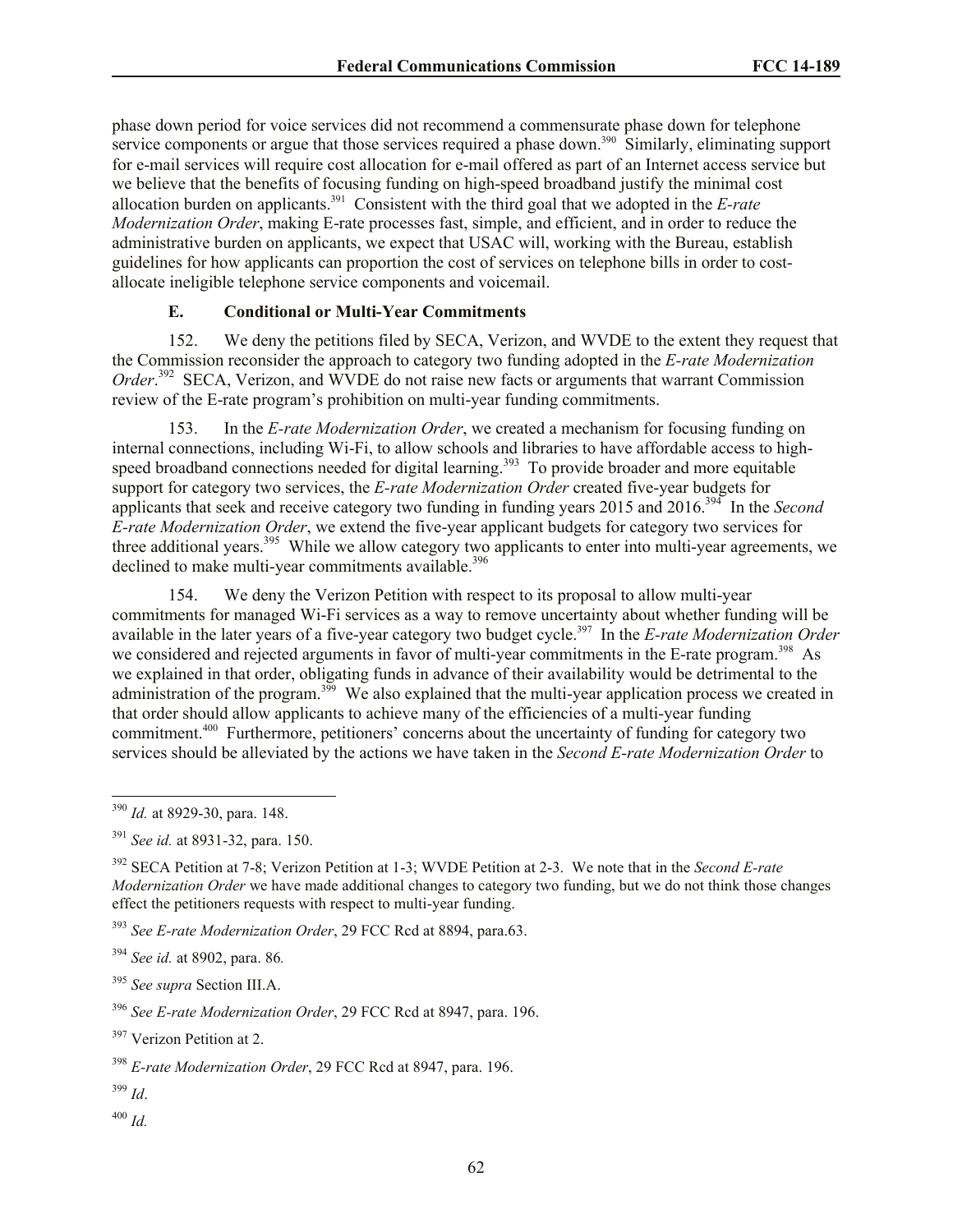phase down period for voice services did not recommend a commensurate phase down for telephone service components or argue that those services required a phase down.[390] Similarly, eliminating support for e-mail services will require cost allocation for e-mail offered as part of an Internet access service but we believe that the benefits of focusing funding on high-speed broadband justify the minimal cost allocation burden on applicants.[391] Consistent with the third goal that we adopted in the *E-rate Modernization Order*, making E-rate processes fast, simple, and efficient, and in order to reduce the administrative burden on applicants, we expect that USAC will, working with the Bureau, establish guidelines for how applicants can proportion the cost of services on telephone bills in order to cost-allocate ineligible telephone service components and voicemail.

### E. Conditional or Multi-Year Commitments

152. We deny the petitions filed by SECA, Verizon, and WVDE to the extent they request that the Commission reconsider the approach to category two funding adopted in the *E-rate Modernization Order*.[392] SECA, Verizon, and WVDE do not raise new facts or arguments that warrant Commission review of the E-rate program's prohibition on multi-year funding commitments.

153. In the *E-rate Modernization Order*, we created a mechanism for focusing funding on internal connections, including Wi-Fi, to allow schools and libraries to have affordable access to high-speed broadband connections needed for digital learning.[393] To provide broader and more equitable support for category two services, the *E-rate Modernization Order* created five-year budgets for applicants that seek and receive category two funding in funding years 2015 and 2016.[394] In the *Second E-rate Modernization Order*, we extend the five-year applicant budgets for category two services for three additional years.[395] While we allow category two applicants to enter into multi-year agreements, we declined to make multi-year commitments available.[396]

154. We deny the Verizon Petition with respect to its proposal to allow multi-year commitments for managed Wi-Fi services as a way to remove uncertainty about whether funding will be available in the later years of a five-year category two budget cycle.[397] In the *E-rate Modernization Order* we considered and rejected arguments in favor of multi-year commitments in the E-rate program.[398] As we explained in that order, obligating funds in advance of their availability would be detrimental to the administration of the program.[399] We also explained that the multi-year application process we created in that order should allow applicants to achieve many of the efficiencies of a multi-year funding commitment.[400] Furthermore, petitioners' concerns about the uncertainty of funding for category two services should be alleviated by the actions we have taken in the *Second E-rate Modernization Order* to

---

[390] *Id.* at 8929-30, para. 148.

[391] *See id.* at 8931-32, para. 150.

[392] SECA Petition at 7-8; Verizon Petition at 1-3; WVDE Petition at 2-3. We note that in the *Second E-rate Modernization Order* we have made additional changes to category two funding, but we do not think those changes effect the petitioners requests with respect to multi-year funding.

[393] *See E-rate Modernization Order*, 29 FCC Rcd at 8894, para.63.

[394] *See id.* at 8902, para. 86*.*

[395] *See supra* Section III.A.

[396] *See E-rate Modernization Order*, 29 FCC Rcd at 8947, para. 196.

[397] Verizon Petition at 2.

[398] *E-rate Modernization Order*, 29 FCC Rcd at 8947, para. 196.

[399] *Id*.

[400] *Id.*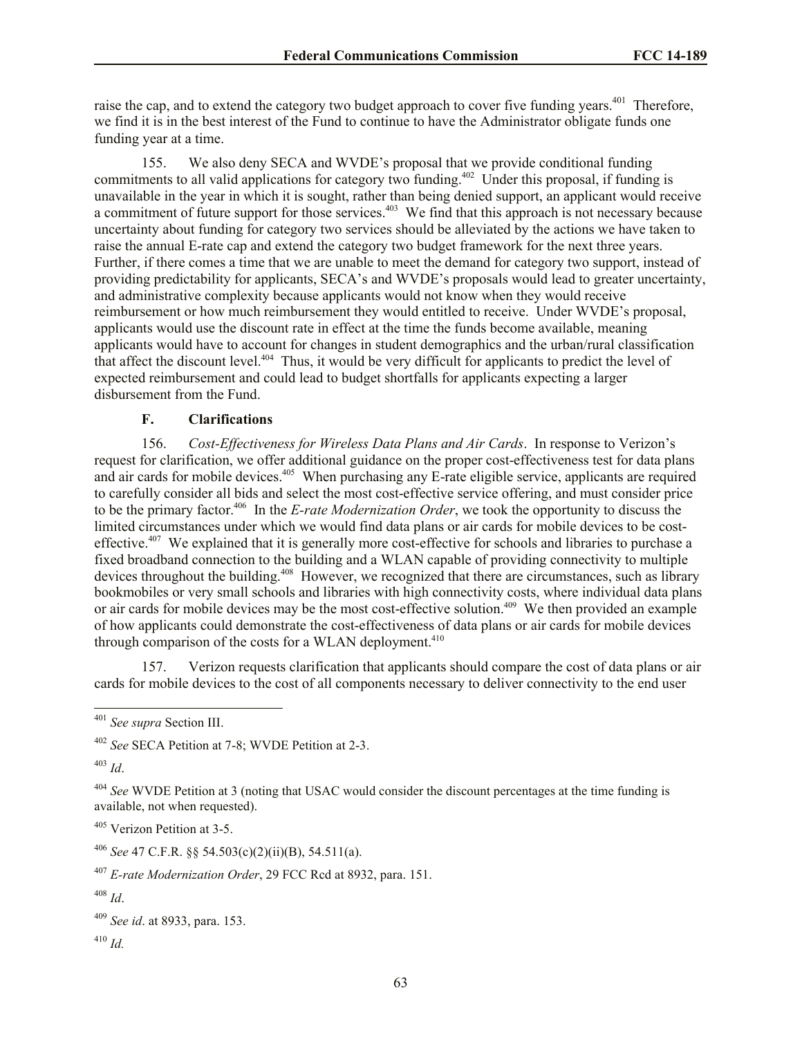raise the cap, and to extend the category two budget approach to cover five funding years.[401] Therefore, we find it is in the best interest of the Fund to continue to have the Administrator obligate funds one funding year at a time.

155. We also deny SECA and WVDE's proposal that we provide conditional funding commitments to all valid applications for category two funding.[402] Under this proposal, if funding is unavailable in the year in which it is sought, rather than being denied support, an applicant would receive a commitment of future support for those services.[403] We find that this approach is not necessary because uncertainty about funding for category two services should be alleviated by the actions we have taken to raise the annual E-rate cap and extend the category two budget framework for the next three years. Further, if there comes a time that we are unable to meet the demand for category two support, instead of providing predictability for applicants, SECA's and WVDE's proposals would lead to greater uncertainty, and administrative complexity because applicants would not know when they would receive reimbursement or how much reimbursement they would entitled to receive. Under WVDE's proposal, applicants would use the discount rate in effect at the time the funds become available, meaning applicants would have to account for changes in student demographics and the urban/rural classification that affect the discount level.[404] Thus, it would be very difficult for applicants to predict the level of expected reimbursement and could lead to budget shortfalls for applicants expecting a larger disbursement from the Fund.

### F. Clarifications

156. *Cost-Effectiveness for Wireless Data Plans and Air Cards*. In response to Verizon's request for clarification, we offer additional guidance on the proper cost-effectiveness test for data plans and air cards for mobile devices.[405] When purchasing any E-rate eligible service, applicants are required to carefully consider all bids and select the most cost-effective service offering, and must consider price to be the primary factor.[406] In the *E-rate Modernization Order*, we took the opportunity to discuss the limited circumstances under which we would find data plans or air cards for mobile devices to be cost-effective.[407] We explained that it is generally more cost-effective for schools and libraries to purchase a fixed broadband connection to the building and a WLAN capable of providing connectivity to multiple devices throughout the building.[408] However, we recognized that there are circumstances, such as library bookmobiles or very small schools and libraries with high connectivity costs, where individual data plans or air cards for mobile devices may be the most cost-effective solution.[409] We then provided an example of how applicants could demonstrate the cost-effectiveness of data plans or air cards for mobile devices through comparison of the costs for a WLAN deployment.[410]

157. Verizon requests clarification that applicants should compare the cost of data plans or air cards for mobile devices to the cost of all components necessary to deliver connectivity to the end user

---

[401] *See supra* Section III.

[402] *See* SECA Petition at 7-8; WVDE Petition at 2-3.

[403] *Id*.

[404] *See* WVDE Petition at 3 (noting that USAC would consider the discount percentages at the time funding is available, not when requested).

[405] Verizon Petition at 3-5.

[406] *See* 47 C.F.R. §§ 54.503(c)(2)(ii)(B), 54.511(a).

[407] *E-rate Modernization Order*, 29 FCC Rcd at 8932, para. 151.

[408] *Id*.

[409] *See id*. at 8933, para. 153.

[410] *Id.*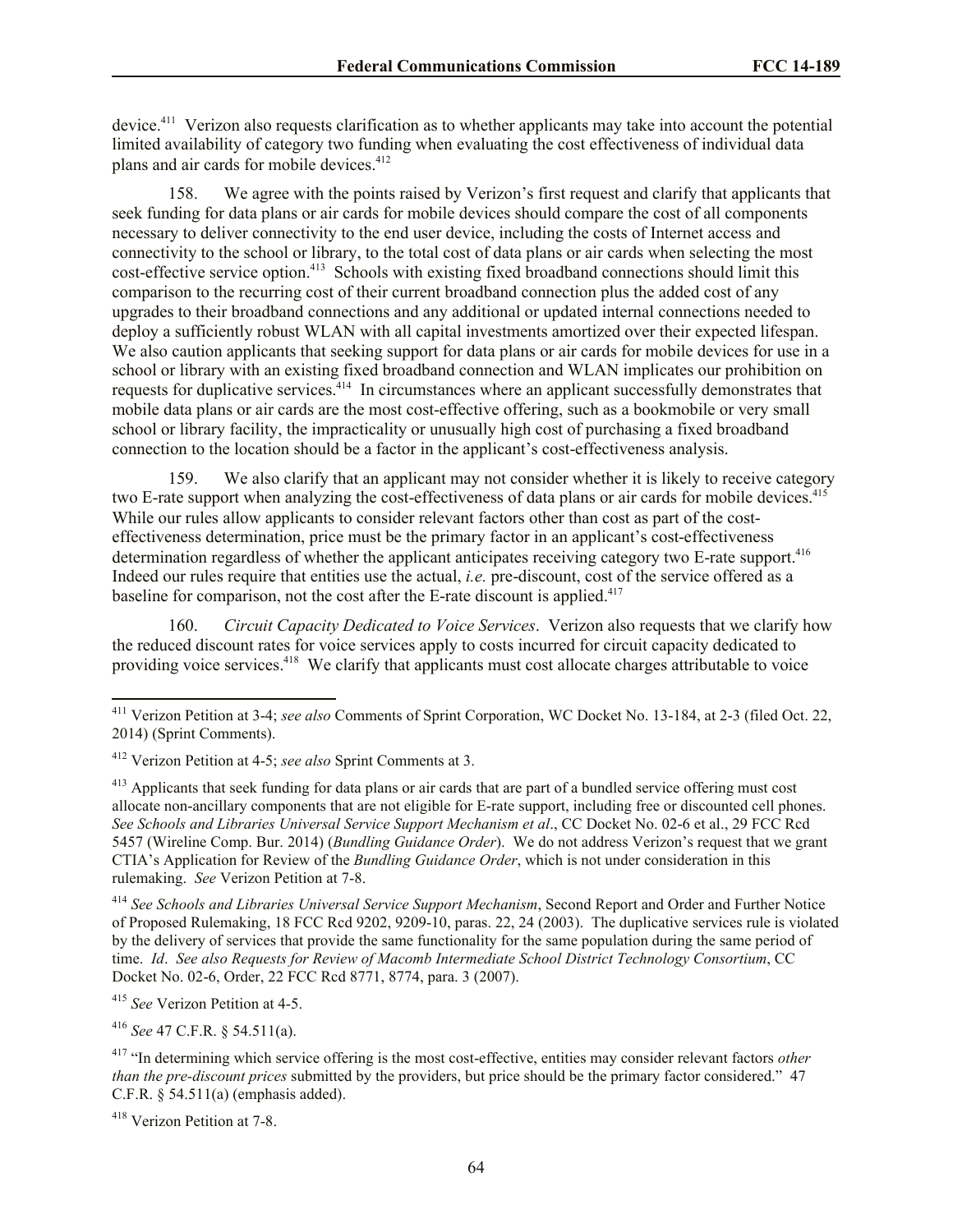device.[411] Verizon also requests clarification as to whether applicants may take into account the potential limited availability of category two funding when evaluating the cost effectiveness of individual data plans and air cards for mobile devices.[412]

158. We agree with the points raised by Verizon's first request and clarify that applicants that seek funding for data plans or air cards for mobile devices should compare the cost of all components necessary to deliver connectivity to the end user device, including the costs of Internet access and connectivity to the school or library, to the total cost of data plans or air cards when selecting the most cost-effective service option.[413] Schools with existing fixed broadband connections should limit this comparison to the recurring cost of their current broadband connection plus the added cost of any upgrades to their broadband connections and any additional or updated internal connections needed to deploy a sufficiently robust WLAN with all capital investments amortized over their expected lifespan. We also caution applicants that seeking support for data plans or air cards for mobile devices for use in a school or library with an existing fixed broadband connection and WLAN implicates our prohibition on requests for duplicative services.[414] In circumstances where an applicant successfully demonstrates that mobile data plans or air cards are the most cost-effective offering, such as a bookmobile or very small school or library facility, the impracticality or unusually high cost of purchasing a fixed broadband connection to the location should be a factor in the applicant's cost-effectiveness analysis.

159. We also clarify that an applicant may not consider whether it is likely to receive category two E-rate support when analyzing the cost-effectiveness of data plans or air cards for mobile devices.[415] While our rules allow applicants to consider relevant factors other than cost as part of the cost-effectiveness determination, price must be the primary factor in an applicant's cost-effectiveness determination regardless of whether the applicant anticipates receiving category two E-rate support.[416] Indeed our rules require that entities use the actual, *i.e.* pre-discount, cost of the service offered as a baseline for comparison, not the cost after the E-rate discount is applied.[417]

160. *Circuit Capacity Dedicated to Voice Services*. Verizon also requests that we clarify how the reduced discount rates for voice services apply to costs incurred for circuit capacity dedicated to providing voice services.[418] We clarify that applicants must cost allocate charges attributable to voice

---

[411] Verizon Petition at 3-4; *see also* Comments of Sprint Corporation, WC Docket No. 13-184, at 2-3 (filed Oct. 22, 2014) (Sprint Comments).

[412] Verizon Petition at 4-5; *see also* Sprint Comments at 3.

[413] Applicants that seek funding for data plans or air cards that are part of a bundled service offering must cost allocate non-ancillary components that are not eligible for E-rate support, including free or discounted cell phones. *See Schools and Libraries Universal Service Support Mechanism et al*., CC Docket No. 02-6 et al., 29 FCC Rcd 5457 (Wireline Comp. Bur. 2014) (*Bundling Guidance Order*). We do not address Verizon's request that we grant CTIA's Application for Review of the *Bundling Guidance Order*, which is not under consideration in this rulemaking. *See* Verizon Petition at 7-8.

[414] *See Schools and Libraries Universal Service Support Mechanism*, Second Report and Order and Further Notice of Proposed Rulemaking, 18 FCC Rcd 9202, 9209-10, paras. 22, 24 (2003). The duplicative services rule is violated by the delivery of services that provide the same functionality for the same population during the same period of time. *Id*. *See also Requests for Review of Macomb Intermediate School District Technology Consortium*, CC Docket No. 02-6, Order, 22 FCC Rcd 8771, 8774, para. 3 (2007).

[415] *See* Verizon Petition at 4-5.

[416] *See* 47 C.F.R. § 54.511(a).

[417] "In determining which service offering is the most cost-effective, entities may consider relevant factors *other than the pre-discount prices* submitted by the providers, but price should be the primary factor considered." 47 C.F.R. § 54.511(a) (emphasis added).

[418] Verizon Petition at 7-8.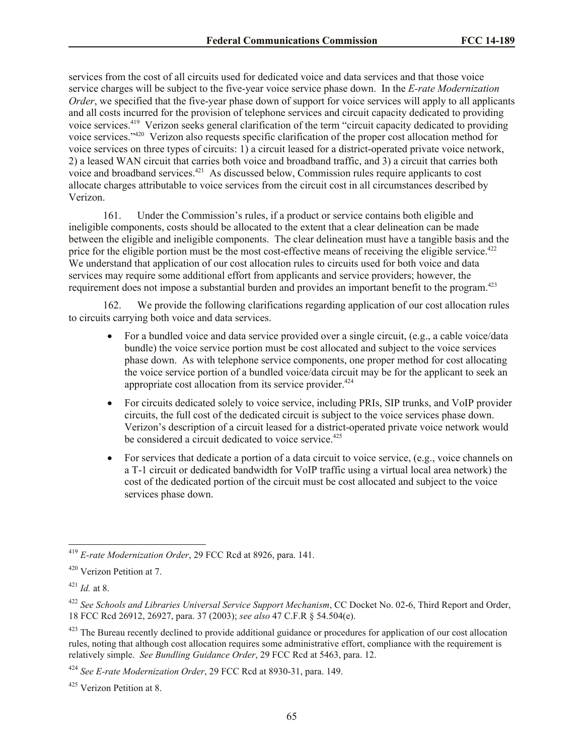services from the cost of all circuits used for dedicated voice and data services and that those voice service charges will be subject to the five-year voice service phase down. In the *E-rate Modernization Order*, we specified that the five-year phase down of support for voice services will apply to all applicants and all costs incurred for the provision of telephone services and circuit capacity dedicated to providing voice services.[419] Verizon seeks general clarification of the term "circuit capacity dedicated to providing voice services."[420] Verizon also requests specific clarification of the proper cost allocation method for voice services on three types of circuits: 1) a circuit leased for a district-operated private voice network, 2) a leased WAN circuit that carries both voice and broadband traffic, and 3) a circuit that carries both voice and broadband services.[421] As discussed below, Commission rules require applicants to cost allocate charges attributable to voice services from the circuit cost in all circumstances described by Verizon.

161. Under the Commission's rules, if a product or service contains both eligible and ineligible components, costs should be allocated to the extent that a clear delineation can be made between the eligible and ineligible components. The clear delineation must have a tangible basis and the price for the eligible portion must be the most cost-effective means of receiving the eligible service.[422] We understand that application of our cost allocation rules to circuits used for both voice and data services may require some additional effort from applicants and service providers; however, the requirement does not impose a substantial burden and provides an important benefit to the program.[423]

162. We provide the following clarifications regarding application of our cost allocation rules to circuits carrying both voice and data services.

- For a bundled voice and data service provided over a single circuit, (e.g., a cable voice/data bundle) the voice service portion must be cost allocated and subject to the voice services phase down. As with telephone service components, one proper method for cost allocating the voice service portion of a bundled voice/data circuit may be for the applicant to seek an appropriate cost allocation from its service provider.[424]
- For circuits dedicated solely to voice service, including PRIs, SIP trunks, and VoIP provider circuits, the full cost of the dedicated circuit is subject to the voice services phase down. Verizon's description of a circuit leased for a district-operated private voice network would be considered a circuit dedicated to voice service.[425]
- For services that dedicate a portion of a data circuit to voice service, (e.g., voice channels on a T-1 circuit or dedicated bandwidth for VoIP traffic using a virtual local area network) the cost of the dedicated portion of the circuit must be cost allocated and subject to the voice services phase down.

---

[419] *E-rate Modernization Order*, 29 FCC Rcd at 8926, para. 141.

[420] Verizon Petition at 7.

[421] *Id.* at 8.

[422] *See Schools and Libraries Universal Service Support Mechanism*, CC Docket No. 02-6, Third Report and Order, 18 FCC Rcd 26912, 26927, para. 37 (2003); *see also* 47 C.F.R § 54.504(e).

[423] The Bureau recently declined to provide additional guidance or procedures for application of our cost allocation rules, noting that although cost allocation requires some administrative effort, compliance with the requirement is relatively simple. *See Bundling Guidance Order*, 29 FCC Rcd at 5463, para. 12.

[424] *See E-rate Modernization Order*, 29 FCC Rcd at 8930-31, para. 149.

[425] Verizon Petition at 8.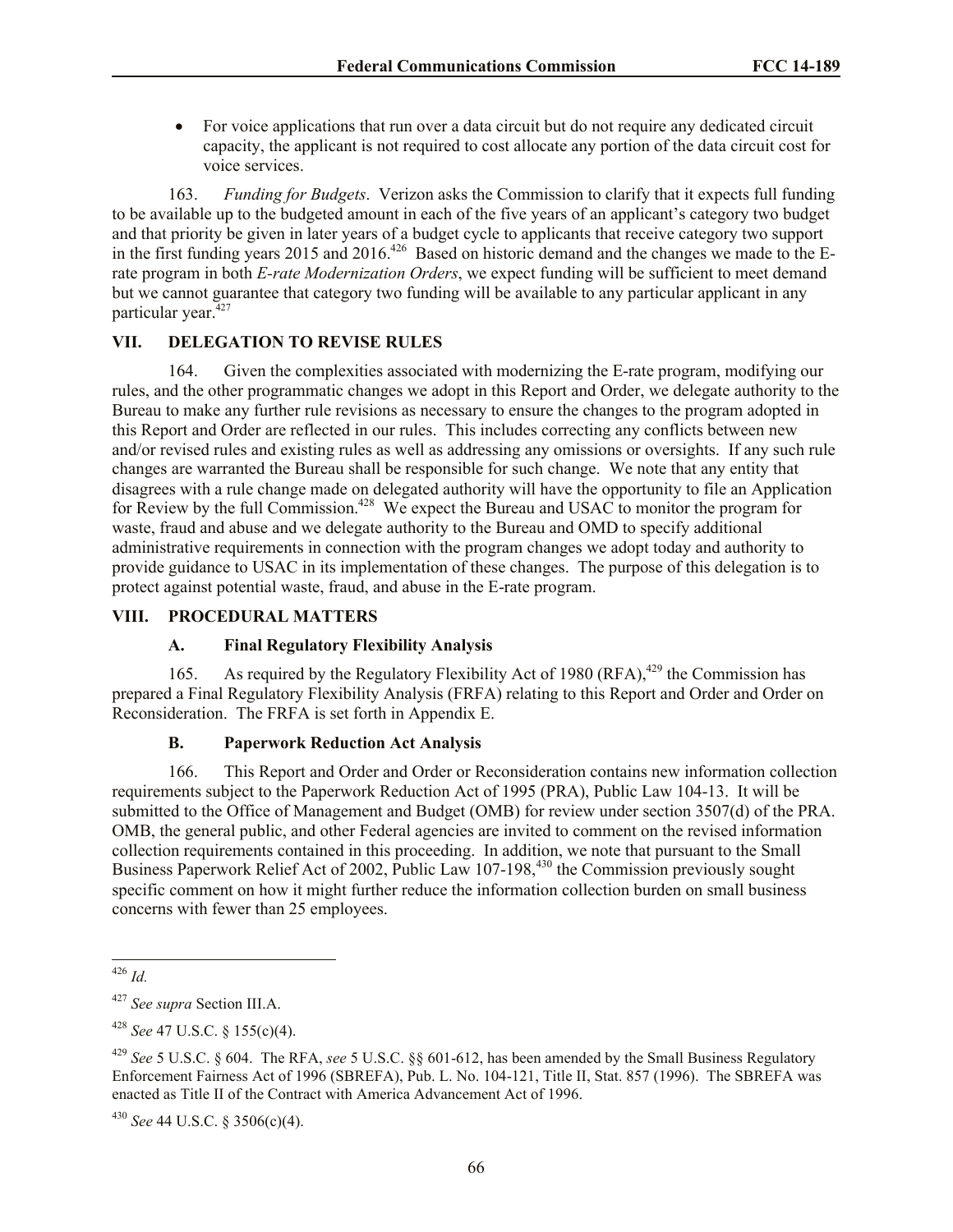- For voice applications that run over a data circuit but do not require any dedicated circuit capacity, the applicant is not required to cost allocate any portion of the data circuit cost for voice services.

163. *Funding for Budgets*. Verizon asks the Commission to clarify that it expects full funding to be available up to the budgeted amount in each of the five years of an applicant's category two budget and that priority be given in later years of a budget cycle to applicants that receive category two support in the first funding years 2015 and 2016.[426] Based on historic demand and the changes we made to the E-rate program in both *E-rate Modernization Orders*, we expect funding will be sufficient to meet demand but we cannot guarantee that category two funding will be available to any particular applicant in any particular year.[427]

## VII. DELEGATION TO REVISE RULES

164. Given the complexities associated with modernizing the E-rate program, modifying our rules, and the other programmatic changes we adopt in this Report and Order, we delegate authority to the Bureau to make any further rule revisions as necessary to ensure the changes to the program adopted in this Report and Order are reflected in our rules. This includes correcting any conflicts between new and/or revised rules and existing rules as well as addressing any omissions or oversights. If any such rule changes are warranted the Bureau shall be responsible for such change. We note that any entity that disagrees with a rule change made on delegated authority will have the opportunity to file an Application for Review by the full Commission.[428] We expect the Bureau and USAC to monitor the program for waste, fraud and abuse and we delegate authority to the Bureau and OMD to specify additional administrative requirements in connection with the program changes we adopt today and authority to provide guidance to USAC in its implementation of these changes. The purpose of this delegation is to protect against potential waste, fraud, and abuse in the E-rate program.

## VIII. PROCEDURAL MATTERS

### A. Final Regulatory Flexibility Analysis

165. As required by the Regulatory Flexibility Act of 1980 (RFA),[429] the Commission has prepared a Final Regulatory Flexibility Analysis (FRFA) relating to this Report and Order and Order on Reconsideration. The FRFA is set forth in Appendix E.

### B. Paperwork Reduction Act Analysis

166. This Report and Order and Order or Reconsideration contains new information collection requirements subject to the Paperwork Reduction Act of 1995 (PRA), Public Law 104-13. It will be submitted to the Office of Management and Budget (OMB) for review under section 3507(d) of the PRA. OMB, the general public, and other Federal agencies are invited to comment on the revised information collection requirements contained in this proceeding. In addition, we note that pursuant to the Small Business Paperwork Relief Act of 2002, Public Law 107-198,[430] the Commission previously sought specific comment on how it might further reduce the information collection burden on small business concerns with fewer than 25 employees.

---

[426] *Id.*

[427] *See supra* Section III.A.

[428] *See* 47 U.S.C. § 155(c)(4).

[429] *See* 5 U.S.C. § 604. The RFA, *see* 5 U.S.C. §§ 601-612, has been amended by the Small Business Regulatory Enforcement Fairness Act of 1996 (SBREFA), Pub. L. No. 104-121, Title II, Stat. 857 (1996). The SBREFA was enacted as Title II of the Contract with America Advancement Act of 1996.

[430] *See* 44 U.S.C. § 3506(c)(4).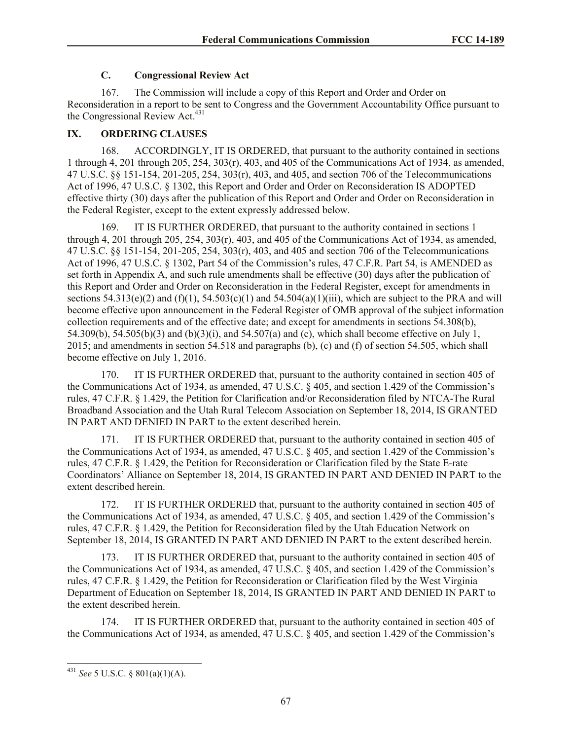### C. Congressional Review Act

167. The Commission will include a copy of this Report and Order and Order on Reconsideration in a report to be sent to Congress and the Government Accountability Office pursuant to the Congressional Review Act.[431]

## IX. ORDERING CLAUSES

168. ACCORDINGLY, IT IS ORDERED, that pursuant to the authority contained in sections 1 through 4, 201 through 205, 254, 303(r), 403, and 405 of the Communications Act of 1934, as amended, 47 U.S.C. §§ 151-154, 201-205, 254, 303(r), 403, and 405, and section 706 of the Telecommunications Act of 1996, 47 U.S.C. § 1302, this Report and Order and Order on Reconsideration IS ADOPTED effective thirty (30) days after the publication of this Report and Order and Order on Reconsideration in the Federal Register, except to the extent expressly addressed below.

169. IT IS FURTHER ORDERED, that pursuant to the authority contained in sections 1 through 4, 201 through 205, 254, 303(r), 403, and 405 of the Communications Act of 1934, as amended, 47 U.S.C. §§ 151-154, 201-205, 254, 303(r), 403, and 405 and section 706 of the Telecommunications Act of 1996, 47 U.S.C. § 1302, Part 54 of the Commission's rules, 47 C.F.R. Part 54, is AMENDED as set forth in Appendix A, and such rule amendments shall be effective (30) days after the publication of this Report and Order and Order on Reconsideration in the Federal Register, except for amendments in sections 54.313(e)(2) and (f)(1), 54.503(c)(1) and 54.504(a)(1)(iii), which are subject to the PRA and will become effective upon announcement in the Federal Register of OMB approval of the subject information collection requirements and of the effective date; and except for amendments in sections 54.308(b), 54.309(b), 54.505(b)(3) and (b)(3)(i), and 54.507(a) and (c), which shall become effective on July 1, 2015; and amendments in section 54.518 and paragraphs (b), (c) and (f) of section 54.505, which shall become effective on July 1, 2016.

170. IT IS FURTHER ORDERED that, pursuant to the authority contained in section 405 of the Communications Act of 1934, as amended, 47 U.S.C. § 405, and section 1.429 of the Commission's rules, 47 C.F.R. § 1.429, the Petition for Clarification and/or Reconsideration filed by NTCA-The Rural Broadband Association and the Utah Rural Telecom Association on September 18, 2014, IS GRANTED IN PART AND DENIED IN PART to the extent described herein.

171. IT IS FURTHER ORDERED that, pursuant to the authority contained in section 405 of the Communications Act of 1934, as amended, 47 U.S.C. § 405, and section 1.429 of the Commission's rules, 47 C.F.R. § 1.429, the Petition for Reconsideration or Clarification filed by the State E-rate Coordinators' Alliance on September 18, 2014, IS GRANTED IN PART AND DENIED IN PART to the extent described herein.

172. IT IS FURTHER ORDERED that, pursuant to the authority contained in section 405 of the Communications Act of 1934, as amended, 47 U.S.C. § 405, and section 1.429 of the Commission's rules, 47 C.F.R. § 1.429, the Petition for Reconsideration filed by the Utah Education Network on September 18, 2014, IS GRANTED IN PART AND DENIED IN PART to the extent described herein.

173. IT IS FURTHER ORDERED that, pursuant to the authority contained in section 405 of the Communications Act of 1934, as amended, 47 U.S.C. § 405, and section 1.429 of the Commission's rules, 47 C.F.R. § 1.429, the Petition for Reconsideration or Clarification filed by the West Virginia Department of Education on September 18, 2014, IS GRANTED IN PART AND DENIED IN PART to the extent described herein.

174. IT IS FURTHER ORDERED that, pursuant to the authority contained in section 405 of the Communications Act of 1934, as amended, 47 U.S.C. § 405, and section 1.429 of the Commission's

[431] *See* 5 U.S.C. § 801(a)(1)(A).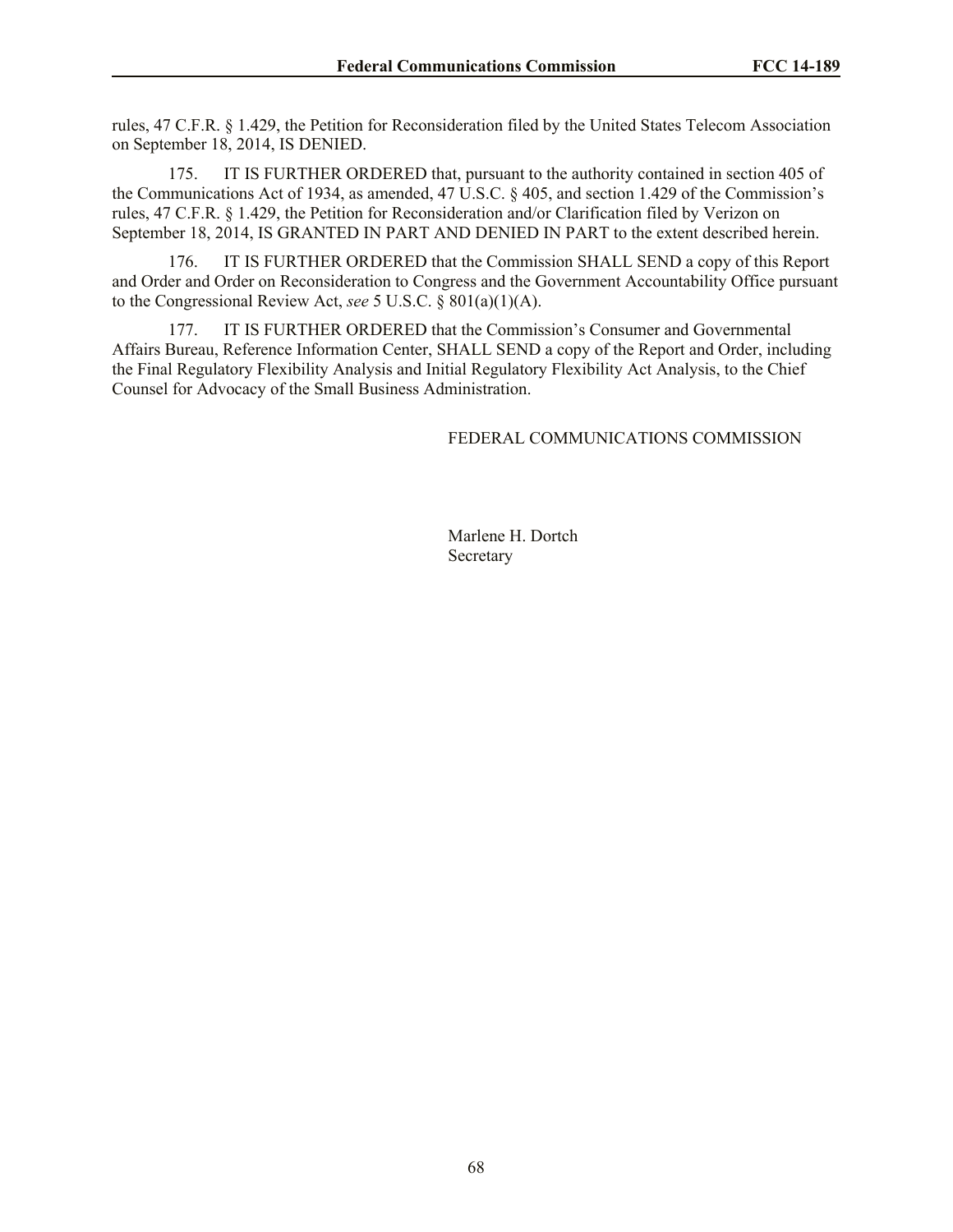rules, 47 C.F.R. § 1.429, the Petition for Reconsideration filed by the United States Telecom Association on September 18, 2014, IS DENIED.

175. IT IS FURTHER ORDERED that, pursuant to the authority contained in section 405 of the Communications Act of 1934, as amended, 47 U.S.C. § 405, and section 1.429 of the Commission's rules, 47 C.F.R. § 1.429, the Petition for Reconsideration and/or Clarification filed by Verizon on September 18, 2014, IS GRANTED IN PART AND DENIED IN PART to the extent described herein.

176. IT IS FURTHER ORDERED that the Commission SHALL SEND a copy of this Report and Order and Order on Reconsideration to Congress and the Government Accountability Office pursuant to the Congressional Review Act, *see* 5 U.S.C. § 801(a)(1)(A).

177. IT IS FURTHER ORDERED that the Commission's Consumer and Governmental Affairs Bureau, Reference Information Center, SHALL SEND a copy of the Report and Order, including the Final Regulatory Flexibility Analysis and Initial Regulatory Flexibility Act Analysis, to the Chief Counsel for Advocacy of the Small Business Administration.

FEDERAL COMMUNICATIONS COMMISSION

Marlene H. Dortch
Secretary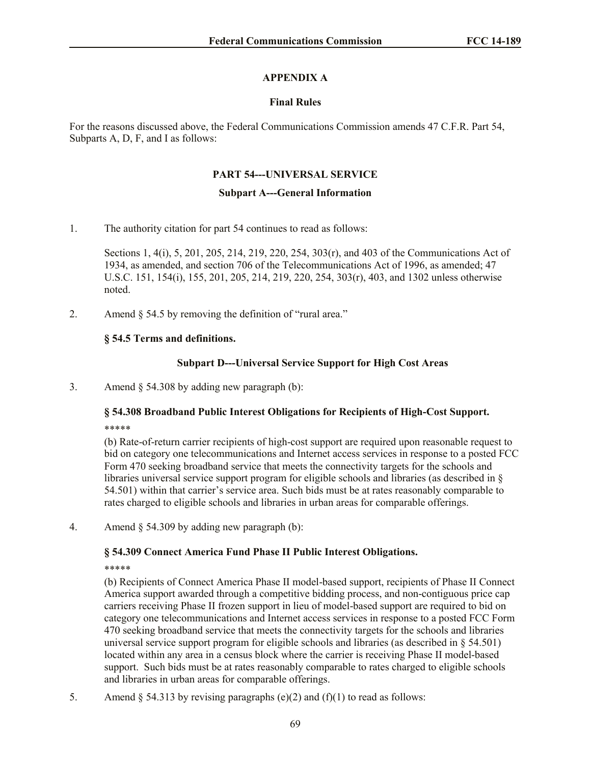## APPENDIX A

### Final Rules

For the reasons discussed above, the Federal Communications Commission amends 47 C.F.R. Part 54, Subparts A, D, F, and I as follows:

### PART 54---UNIVERSAL SERVICE

#### Subpart A---General Information

1. The authority citation for part 54 continues to read as follows:

   Sections 1, 4(i), 5, 201, 205, 214, 219, 220, 254, 303(r), and 403 of the Communications Act of 1934, as amended, and section 706 of the Telecommunications Act of 1996, as amended; 47 U.S.C. 151, 154(i), 155, 201, 205, 214, 219, 220, 254, 303(r), 403, and 1302 unless otherwise noted.

2. Amend § 54.5 by removing the definition of "rural area."

   **§ 54.5 Terms and definitions.**

#### Subpart D---Universal Service Support for High Cost Areas

3. Amend § 54.308 by adding new paragraph (b):

   **§ 54.308 Broadband Public Interest Obligations for Recipients of High-Cost Support.**

   *****

   (b) Rate-of-return carrier recipients of high-cost support are required upon reasonable request to bid on category one telecommunications and Internet access services in response to a posted FCC Form 470 seeking broadband service that meets the connectivity targets for the schools and libraries universal service support program for eligible schools and libraries (as described in § 54.501) within that carrier's service area. Such bids must be at rates reasonably comparable to rates charged to eligible schools and libraries in urban areas for comparable offerings.

4. Amend § 54.309 by adding new paragraph (b):

   **§ 54.309 Connect America Fund Phase II Public Interest Obligations.**

   *****

   (b) Recipients of Connect America Phase II model-based support, recipients of Phase II Connect America support awarded through a competitive bidding process, and non-contiguous price cap carriers receiving Phase II frozen support in lieu of model-based support are required to bid on category one telecommunications and Internet access services in response to a posted FCC Form 470 seeking broadband service that meets the connectivity targets for the schools and libraries universal service support program for eligible schools and libraries (as described in § 54.501) located within any area in a census block where the carrier is receiving Phase II model-based support. Such bids must be at rates reasonably comparable to rates charged to eligible schools and libraries in urban areas for comparable offerings.

5. Amend § 54.313 by revising paragraphs (e)(2) and (f)(1) to read as follows: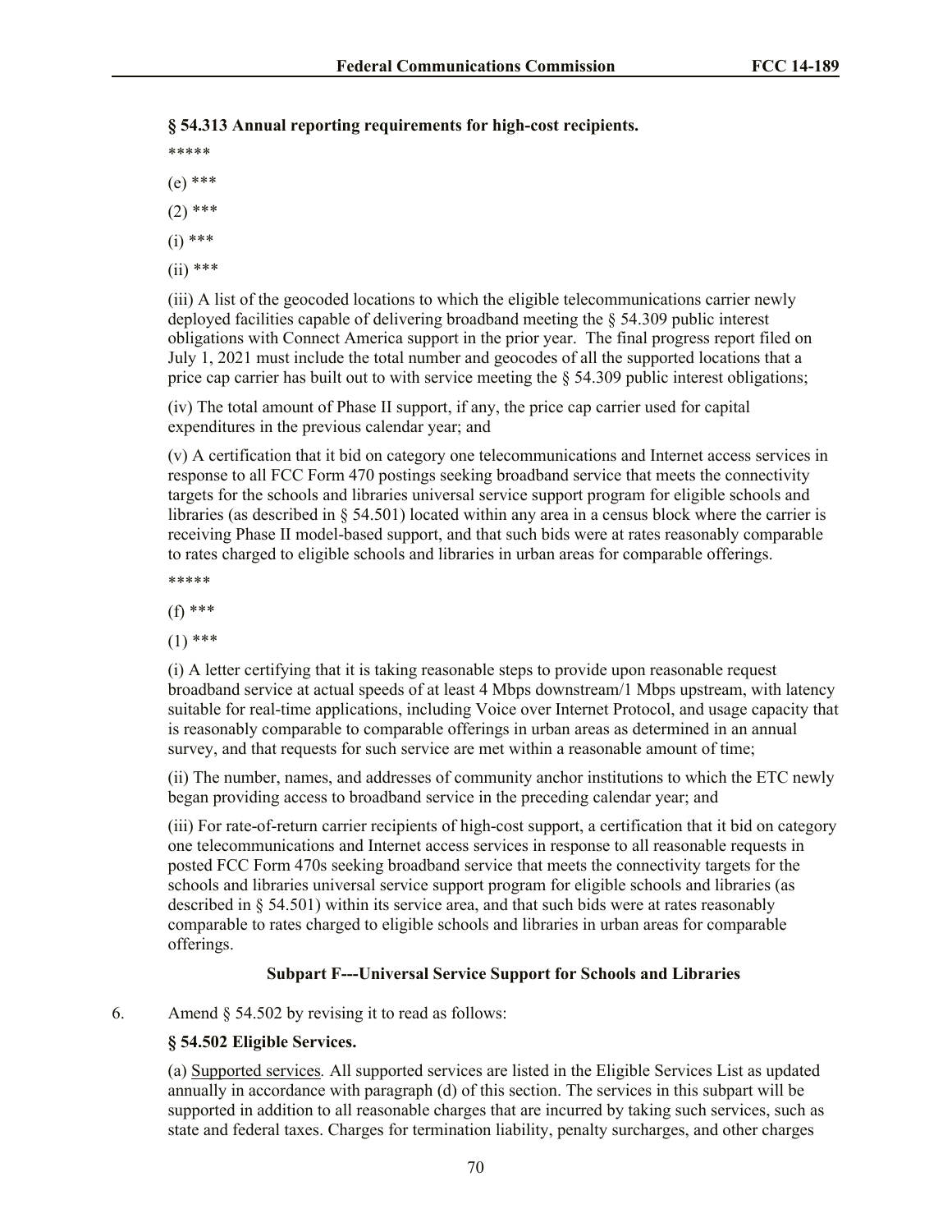**§ 54.313 Annual reporting requirements for high-cost recipients.**

*****

(e) ***

(2) ***

(i) ***

(ii) ***

(iii) A list of the geocoded locations to which the eligible telecommunications carrier newly deployed facilities capable of delivering broadband meeting the § 54.309 public interest obligations with Connect America support in the prior year. The final progress report filed on July 1, 2021 must include the total number and geocodes of all the supported locations that a price cap carrier has built out to with service meeting the § 54.309 public interest obligations;

(iv) The total amount of Phase II support, if any, the price cap carrier used for capital expenditures in the previous calendar year; and

(v) A certification that it bid on category one telecommunications and Internet access services in response to all FCC Form 470 postings seeking broadband service that meets the connectivity targets for the schools and libraries universal service support program for eligible schools and libraries (as described in § 54.501) located within any area in a census block where the carrier is receiving Phase II model-based support, and that such bids were at rates reasonably comparable to rates charged to eligible schools and libraries in urban areas for comparable offerings.

*****

(f) ***

(1) ***

(i) A letter certifying that it is taking reasonable steps to provide upon reasonable request broadband service at actual speeds of at least 4 Mbps downstream/1 Mbps upstream, with latency suitable for real-time applications, including Voice over Internet Protocol, and usage capacity that is reasonably comparable to comparable offerings in urban areas as determined in an annual survey, and that requests for such service are met within a reasonable amount of time;

(ii) The number, names, and addresses of community anchor institutions to which the ETC newly began providing access to broadband service in the preceding calendar year; and

(iii) For rate-of-return carrier recipients of high-cost support, a certification that it bid on category one telecommunications and Internet access services in response to all reasonable requests in posted FCC Form 470s seeking broadband service that meets the connectivity targets for the schools and libraries universal service support program for eligible schools and libraries (as described in § 54.501) within its service area, and that such bids were at rates reasonably comparable to rates charged to eligible schools and libraries in urban areas for comparable offerings.

**Subpart F---Universal Service Support for Schools and Libraries**

6. Amend § 54.502 by revising it to read as follows:

**§ 54.502 Eligible Services.**

(a) Supported services*.* All supported services are listed in the Eligible Services List as updated annually in accordance with paragraph (d) of this section. The services in this subpart will be supported in addition to all reasonable charges that are incurred by taking such services, such as state and federal taxes. Charges for termination liability, penalty surcharges, and other charges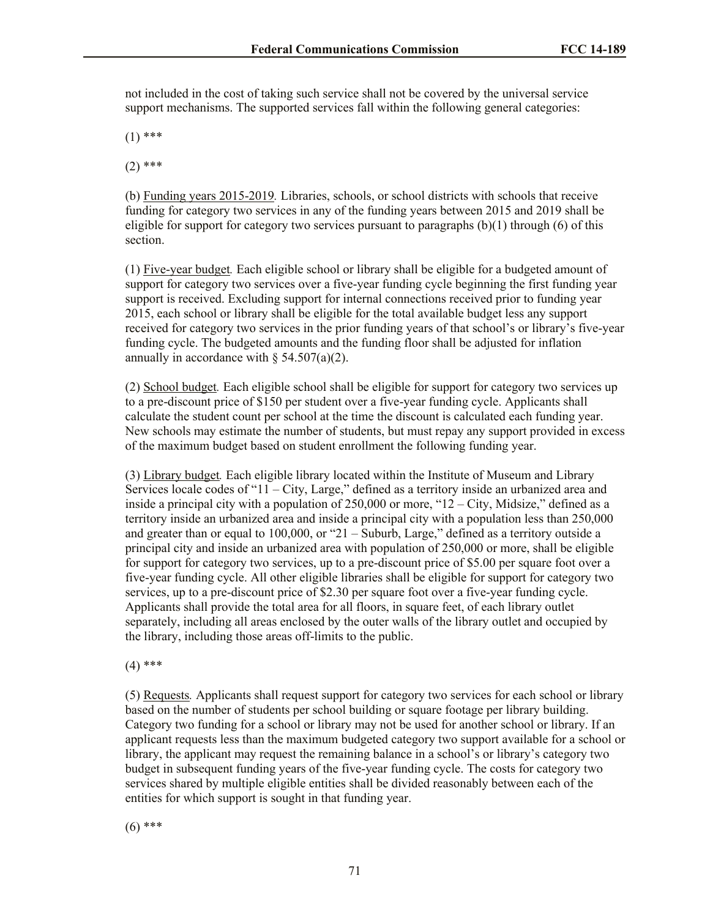not included in the cost of taking such service shall not be covered by the universal service support mechanisms. The supported services fall within the following general categories:

(1) ***

(2) ***

(b) Funding years 2015-2019. Libraries, schools, or school districts with schools that receive funding for category two services in any of the funding years between 2015 and 2019 shall be eligible for support for category two services pursuant to paragraphs (b)(1) through (6) of this section.

(1) Five-year budget. Each eligible school or library shall be eligible for a budgeted amount of support for category two services over a five-year funding cycle beginning the first funding year support is received. Excluding support for internal connections received prior to funding year 2015, each school or library shall be eligible for the total available budget less any support received for category two services in the prior funding years of that school's or library's five-year funding cycle. The budgeted amounts and the funding floor shall be adjusted for inflation annually in accordance with § 54.507(a)(2).

(2) School budget. Each eligible school shall be eligible for support for category two services up to a pre-discount price of $150 per student over a five-year funding cycle. Applicants shall calculate the student count per school at the time the discount is calculated each funding year. New schools may estimate the number of students, but must repay any support provided in excess of the maximum budget based on student enrollment the following funding year.

(3) Library budget. Each eligible library located within the Institute of Museum and Library Services locale codes of "11 – City, Large," defined as a territory inside an urbanized area and inside a principal city with a population of 250,000 or more, "12 – City, Midsize," defined as a territory inside an urbanized area and inside a principal city with a population less than 250,000 and greater than or equal to 100,000, or "21 – Suburb, Large," defined as a territory outside a principal city and inside an urbanized area with population of 250,000 or more, shall be eligible for support for category two services, up to a pre-discount price of $5.00 per square foot over a five-year funding cycle. All other eligible libraries shall be eligible for support for category two services, up to a pre-discount price of $2.30 per square foot over a five-year funding cycle. Applicants shall provide the total area for all floors, in square feet, of each library outlet separately, including all areas enclosed by the outer walls of the library outlet and occupied by the library, including those areas off-limits to the public.

(4) ***

(5) Requests. Applicants shall request support for category two services for each school or library based on the number of students per school building or square footage per library building. Category two funding for a school or library may not be used for another school or library. If an applicant requests less than the maximum budgeted category two support available for a school or library, the applicant may request the remaining balance in a school's or library's category two budget in subsequent funding years of the five-year funding cycle. The costs for category two services shared by multiple eligible entities shall be divided reasonably between each of the entities for which support is sought in that funding year.

(6) ***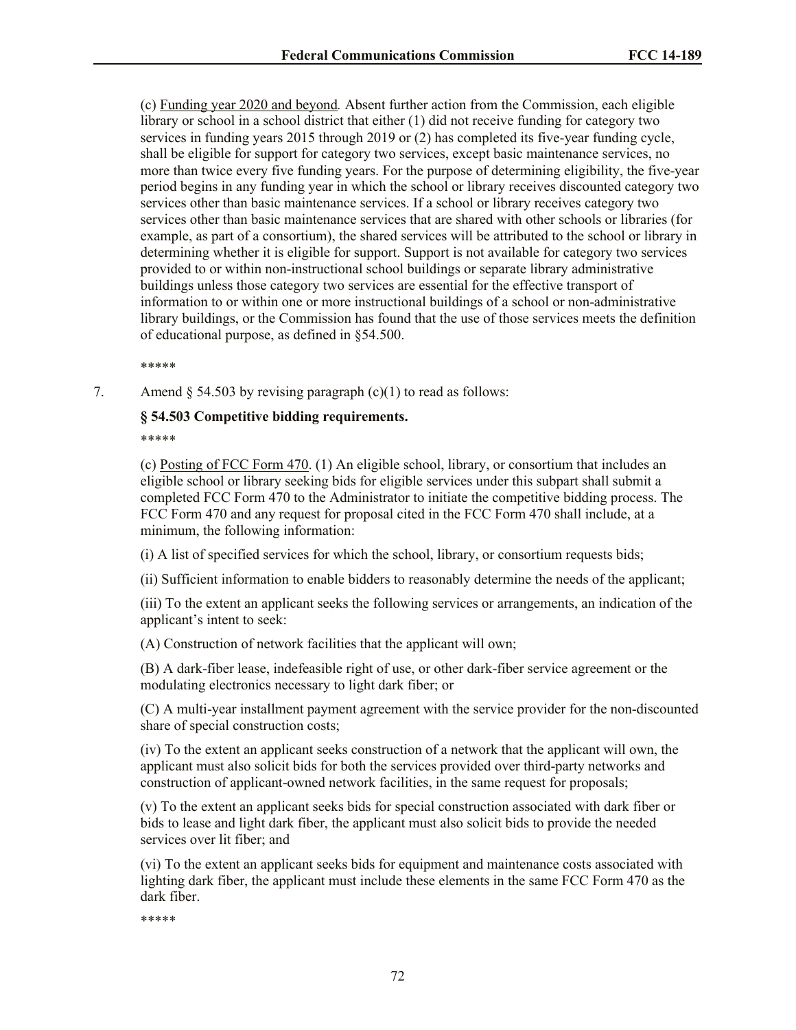(c) Funding year 2020 and beyond*.* Absent further action from the Commission, each eligible library or school in a school district that either (1) did not receive funding for category two services in funding years 2015 through 2019 or (2) has completed its five-year funding cycle, shall be eligible for support for category two services, except basic maintenance services, no more than twice every five funding years. For the purpose of determining eligibility, the five-year period begins in any funding year in which the school or library receives discounted category two services other than basic maintenance services. If a school or library receives category two services other than basic maintenance services that are shared with other schools or libraries (for example, as part of a consortium), the shared services will be attributed to the school or library in determining whether it is eligible for support. Support is not available for category two services provided to or within non-instructional school buildings or separate library administrative buildings unless those category two services are essential for the effective transport of information to or within one or more instructional buildings of a school or non-administrative library buildings, or the Commission has found that the use of those services meets the definition of educational purpose, as defined in §54.500.

*****

7. Amend § 54.503 by revising paragraph (c)(1) to read as follows:

**§ 54.503 Competitive bidding requirements.**

*****

(c) Posting of FCC Form 470. (1) An eligible school, library, or consortium that includes an eligible school or library seeking bids for eligible services under this subpart shall submit a completed FCC Form 470 to the Administrator to initiate the competitive bidding process. The FCC Form 470 and any request for proposal cited in the FCC Form 470 shall include, at a minimum, the following information:

(i) A list of specified services for which the school, library, or consortium requests bids;

(ii) Sufficient information to enable bidders to reasonably determine the needs of the applicant;

(iii) To the extent an applicant seeks the following services or arrangements, an indication of the applicant's intent to seek:

(A) Construction of network facilities that the applicant will own;

(B) A dark-fiber lease, indefeasible right of use, or other dark-fiber service agreement or the modulating electronics necessary to light dark fiber; or

(C) A multi-year installment payment agreement with the service provider for the non-discounted share of special construction costs;

(iv) To the extent an applicant seeks construction of a network that the applicant will own, the applicant must also solicit bids for both the services provided over third-party networks and construction of applicant-owned network facilities, in the same request for proposals;

(v) To the extent an applicant seeks bids for special construction associated with dark fiber or bids to lease and light dark fiber, the applicant must also solicit bids to provide the needed services over lit fiber; and

(vi) To the extent an applicant seeks bids for equipment and maintenance costs associated with lighting dark fiber, the applicant must include these elements in the same FCC Form 470 as the dark fiber.

*****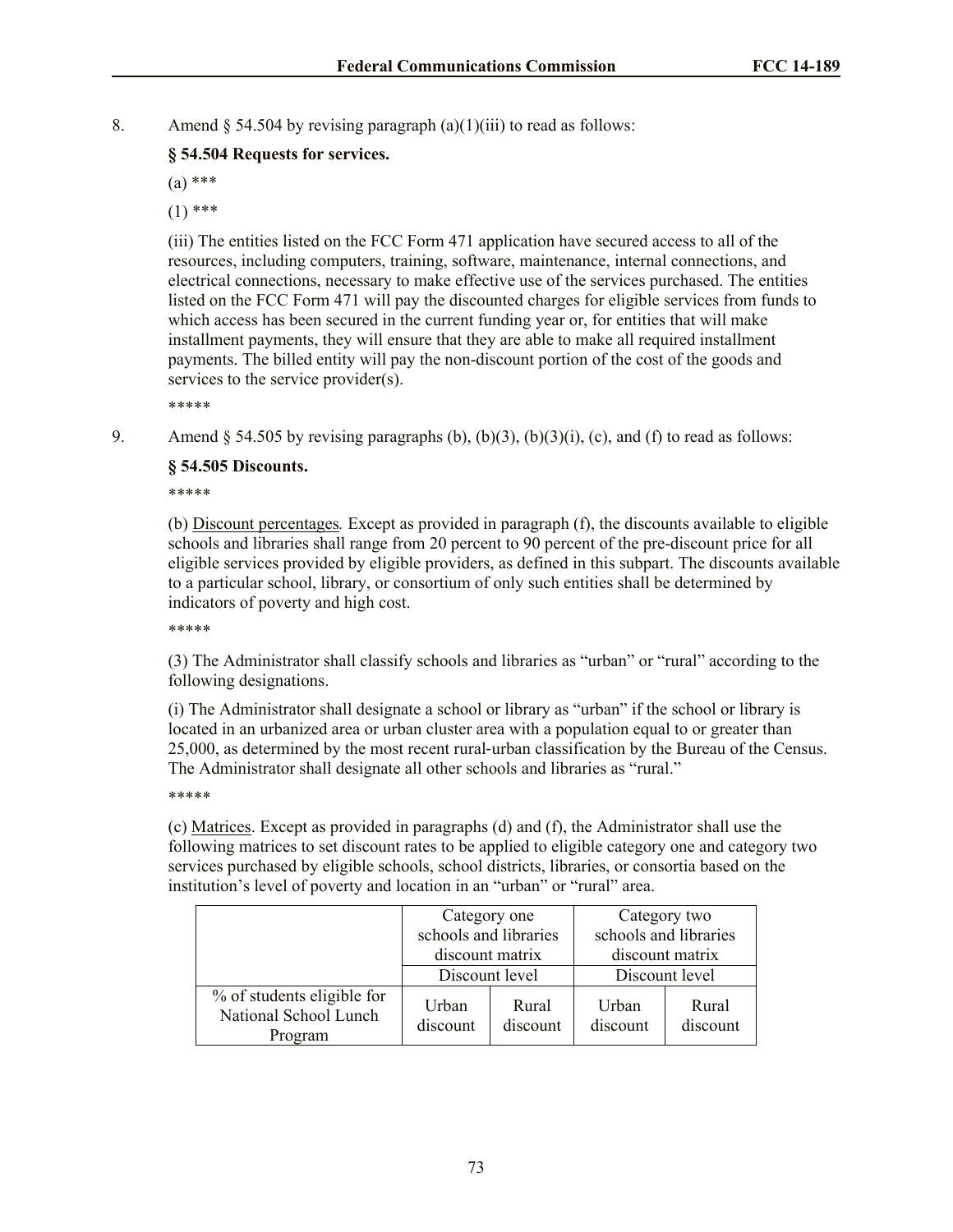8. Amend § 54.504 by revising paragraph (a)(1)(iii) to read as follows:

**§ 54.504 Requests for services.**

(a) ***

(1) ***

(iii) The entities listed on the FCC Form 471 application have secured access to all of the resources, including computers, training, software, maintenance, internal connections, and electrical connections, necessary to make effective use of the services purchased. The entities listed on the FCC Form 471 will pay the discounted charges for eligible services from funds to which access has been secured in the current funding year or, for entities that will make installment payments, they will ensure that they are able to make all required installment payments. The billed entity will pay the non-discount portion of the cost of the goods and services to the service provider(s).

*****

9. Amend § 54.505 by revising paragraphs (b), (b)(3), (b)(3)(i), (c), and (f) to read as follows:

**§ 54.505 Discounts.**

*****

(b) Discount percentages*.* Except as provided in paragraph (f), the discounts available to eligible schools and libraries shall range from 20 percent to 90 percent of the pre-discount price for all eligible services provided by eligible providers, as defined in this subpart. The discounts available to a particular school, library, or consortium of only such entities shall be determined by indicators of poverty and high cost.

*****

(3) The Administrator shall classify schools and libraries as "urban" or "rural" according to the following designations.

(i) The Administrator shall designate a school or library as "urban" if the school or library is located in an urbanized area or urban cluster area with a population equal to or greater than 25,000, as determined by the most recent rural-urban classification by the Bureau of the Census. The Administrator shall designate all other schools and libraries as "rural."

*****

(c) Matrices. Except as provided in paragraphs (d) and (f), the Administrator shall use the following matrices to set discount rates to be applied to eligible category one and category two services purchased by eligible schools, school districts, libraries, or consortia based on the institution's level of poverty and location in an "urban" or "rural" area.

| | Category one schools and libraries discount matrix | | Category two schools and libraries discount matrix | |
|---|---|---|---|---|
| | Discount level | | Discount level | |
| % of students eligible for National School Lunch Program | Urban discount | Rural discount | Urban discount | Rural discount |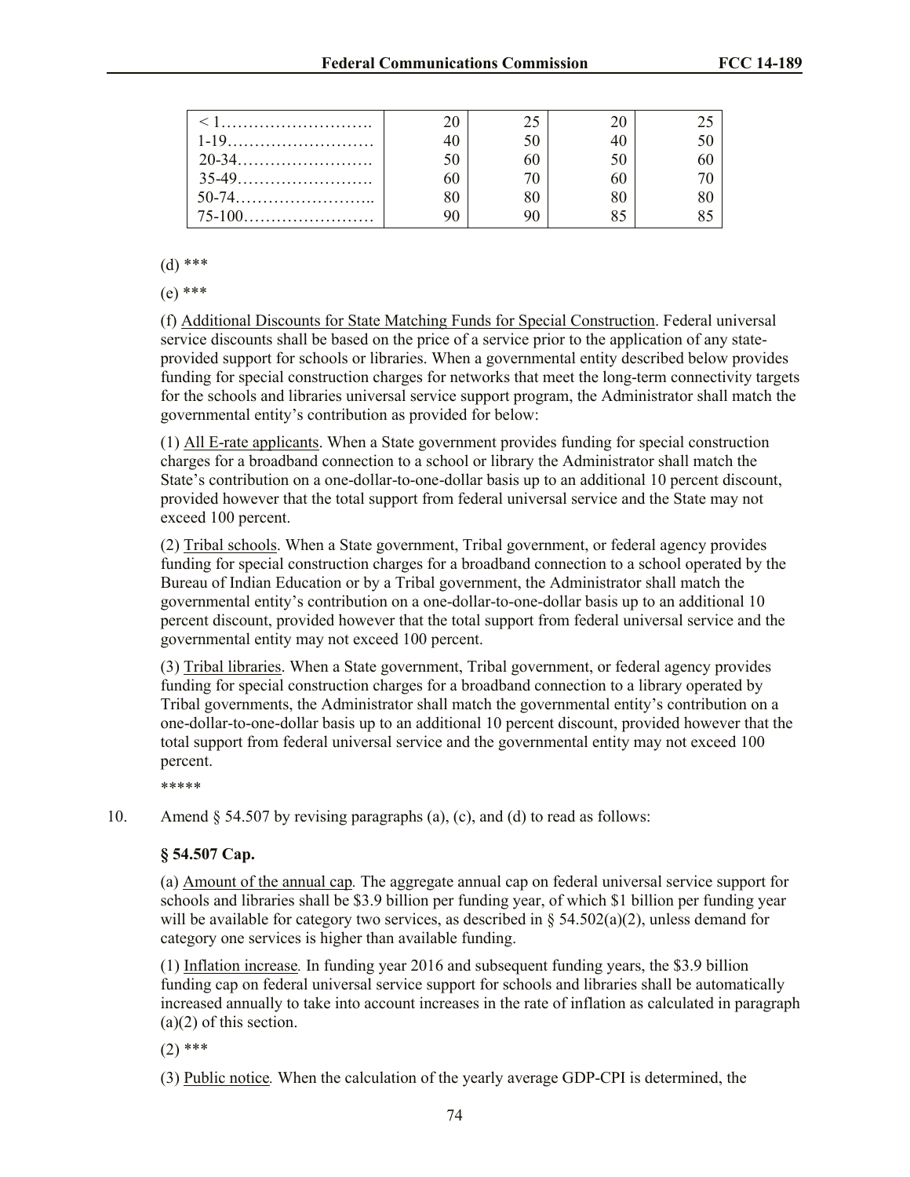| | | | | |
|---|---|---|---|---|
| < 1………………………. | 20 | 25 | 20 | 25 |
| 1-19……………………… | 40 | 50 | 40 | 50 |
| 20-34……………………. | 50 | 60 | 50 | 60 |
| 35-49……………………. | 60 | 70 | 60 | 70 |
| 50-74…………………….. | 80 | 80 | 80 | 80 |
| 75-100…………………… | 90 | 90 | 85 | 85 |

(d) ***

(e) ***

(f) Additional Discounts for State Matching Funds for Special Construction. Federal universal service discounts shall be based on the price of a service prior to the application of any state-provided support for schools or libraries. When a governmental entity described below provides funding for special construction charges for networks that meet the long-term connectivity targets for the schools and libraries universal service support program, the Administrator shall match the governmental entity's contribution as provided for below:

(1) All E-rate applicants. When a State government provides funding for special construction charges for a broadband connection to a school or library the Administrator shall match the State's contribution on a one-dollar-to-one-dollar basis up to an additional 10 percent discount, provided however that the total support from federal universal service and the State may not exceed 100 percent.

(2) Tribal schools. When a State government, Tribal government, or federal agency provides funding for special construction charges for a broadband connection to a school operated by the Bureau of Indian Education or by a Tribal government, the Administrator shall match the governmental entity's contribution on a one-dollar-to-one-dollar basis up to an additional 10 percent discount, provided however that the total support from federal universal service and the governmental entity may not exceed 100 percent.

(3) Tribal libraries. When a State government, Tribal government, or federal agency provides funding for special construction charges for a broadband connection to a library operated by Tribal governments, the Administrator shall match the governmental entity's contribution on a one-dollar-to-one-dollar basis up to an additional 10 percent discount, provided however that the total support from federal universal service and the governmental entity may not exceed 100 percent.

*****

10. Amend § 54.507 by revising paragraphs (a), (c), and (d) to read as follows:

**§ 54.507 Cap.**

(a) Amount of the annual cap*.* The aggregate annual cap on federal universal service support for schools and libraries shall be $3.9 billion per funding year, of which $1 billion per funding year will be available for category two services, as described in § 54.502(a)(2), unless demand for category one services is higher than available funding.

(1) Inflation increase*.* In funding year 2016 and subsequent funding years, the $3.9 billion funding cap on federal universal service support for schools and libraries shall be automatically increased annually to take into account increases in the rate of inflation as calculated in paragraph (a)(2) of this section.

(2) ***

(3) Public notice*.* When the calculation of the yearly average GDP-CPI is determined, the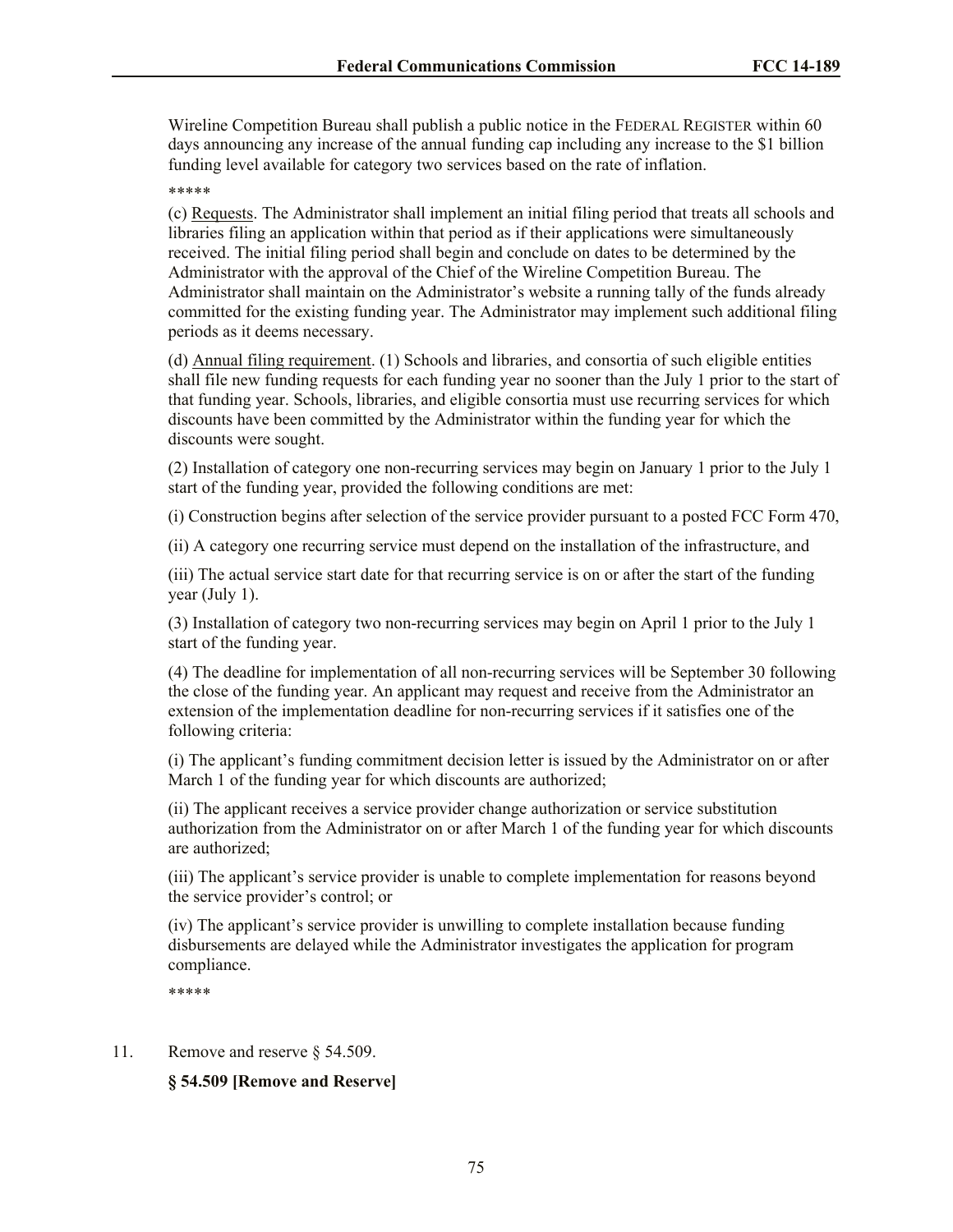Wireline Competition Bureau shall publish a public notice in the FEDERAL REGISTER within 60 days announcing any increase of the annual funding cap including any increase to the $1 billion funding level available for category two services based on the rate of inflation.

*****

(c) Requests. The Administrator shall implement an initial filing period that treats all schools and libraries filing an application within that period as if their applications were simultaneously received. The initial filing period shall begin and conclude on dates to be determined by the Administrator with the approval of the Chief of the Wireline Competition Bureau. The Administrator shall maintain on the Administrator's website a running tally of the funds already committed for the existing funding year. The Administrator may implement such additional filing periods as it deems necessary.

(d) Annual filing requirement. (1) Schools and libraries, and consortia of such eligible entities shall file new funding requests for each funding year no sooner than the July 1 prior to the start of that funding year. Schools, libraries, and eligible consortia must use recurring services for which discounts have been committed by the Administrator within the funding year for which the discounts were sought.

(2) Installation of category one non-recurring services may begin on January 1 prior to the July 1 start of the funding year, provided the following conditions are met:

(i) Construction begins after selection of the service provider pursuant to a posted FCC Form 470,

(ii) A category one recurring service must depend on the installation of the infrastructure, and

(iii) The actual service start date for that recurring service is on or after the start of the funding year (July 1).

(3) Installation of category two non-recurring services may begin on April 1 prior to the July 1 start of the funding year.

(4) The deadline for implementation of all non-recurring services will be September 30 following the close of the funding year. An applicant may request and receive from the Administrator an extension of the implementation deadline for non-recurring services if it satisfies one of the following criteria:

(i) The applicant's funding commitment decision letter is issued by the Administrator on or after March 1 of the funding year for which discounts are authorized;

(ii) The applicant receives a service provider change authorization or service substitution authorization from the Administrator on or after March 1 of the funding year for which discounts are authorized;

(iii) The applicant's service provider is unable to complete implementation for reasons beyond the service provider's control; or

(iv) The applicant's service provider is unwilling to complete installation because funding disbursements are delayed while the Administrator investigates the application for program compliance.

*****

11. Remove and reserve § 54.509.

**§ 54.509 [Remove and Reserve]**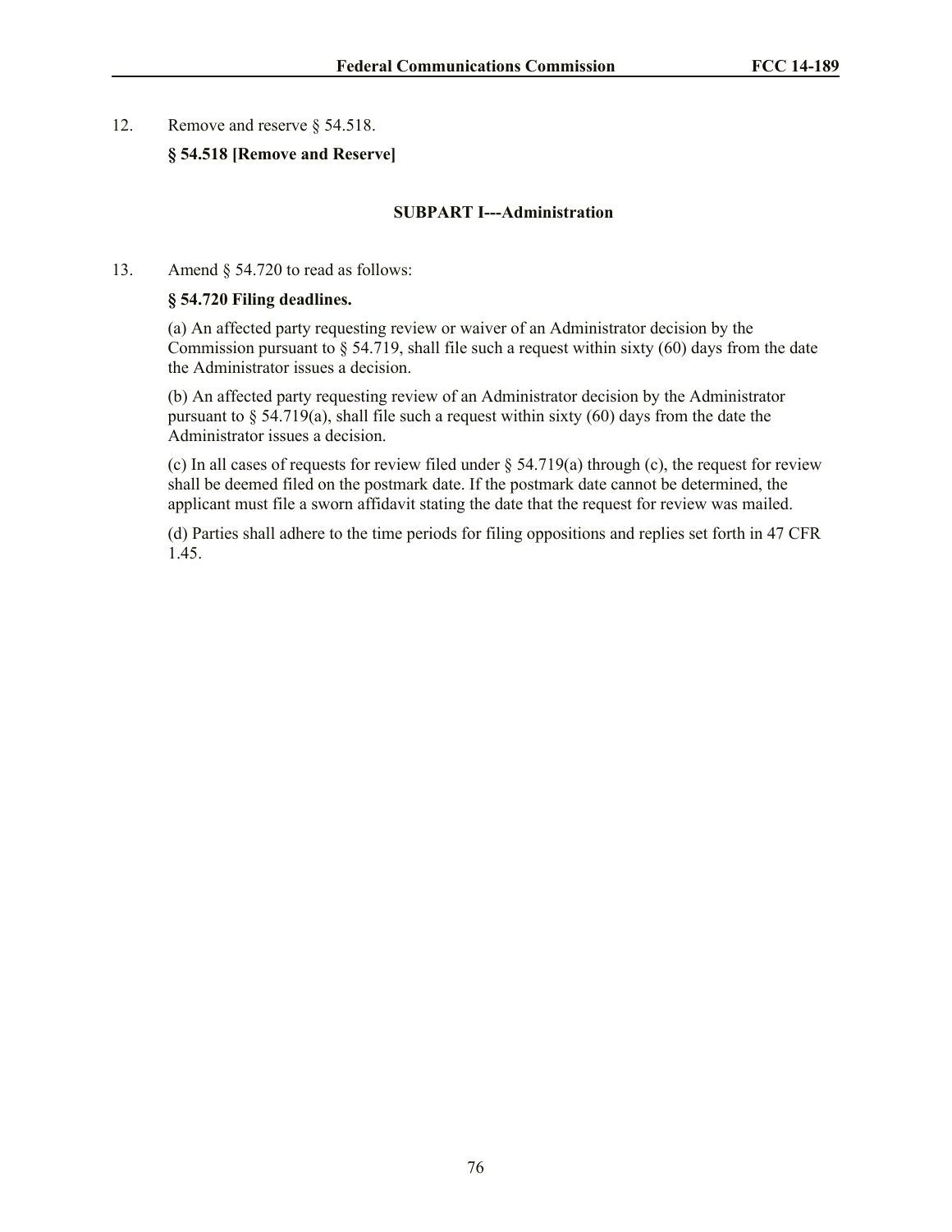12. Remove and reserve § 54.518.

**§ 54.518 [Remove and Reserve]**

**SUBPART I---Administration**

13. Amend § 54.720 to read as follows:

**§ 54.720 Filing deadlines.**

(a) An affected party requesting review or waiver of an Administrator decision by the Commission pursuant to § 54.719, shall file such a request within sixty (60) days from the date the Administrator issues a decision.

(b) An affected party requesting review of an Administrator decision by the Administrator pursuant to § 54.719(a), shall file such a request within sixty (60) days from the date the Administrator issues a decision.

(c) In all cases of requests for review filed under § 54.719(a) through (c), the request for review shall be deemed filed on the postmark date. If the postmark date cannot be determined, the applicant must file a sworn affidavit stating the date that the request for review was mailed.

(d) Parties shall adhere to the time periods for filing oppositions and replies set forth in 47 CFR 1.45.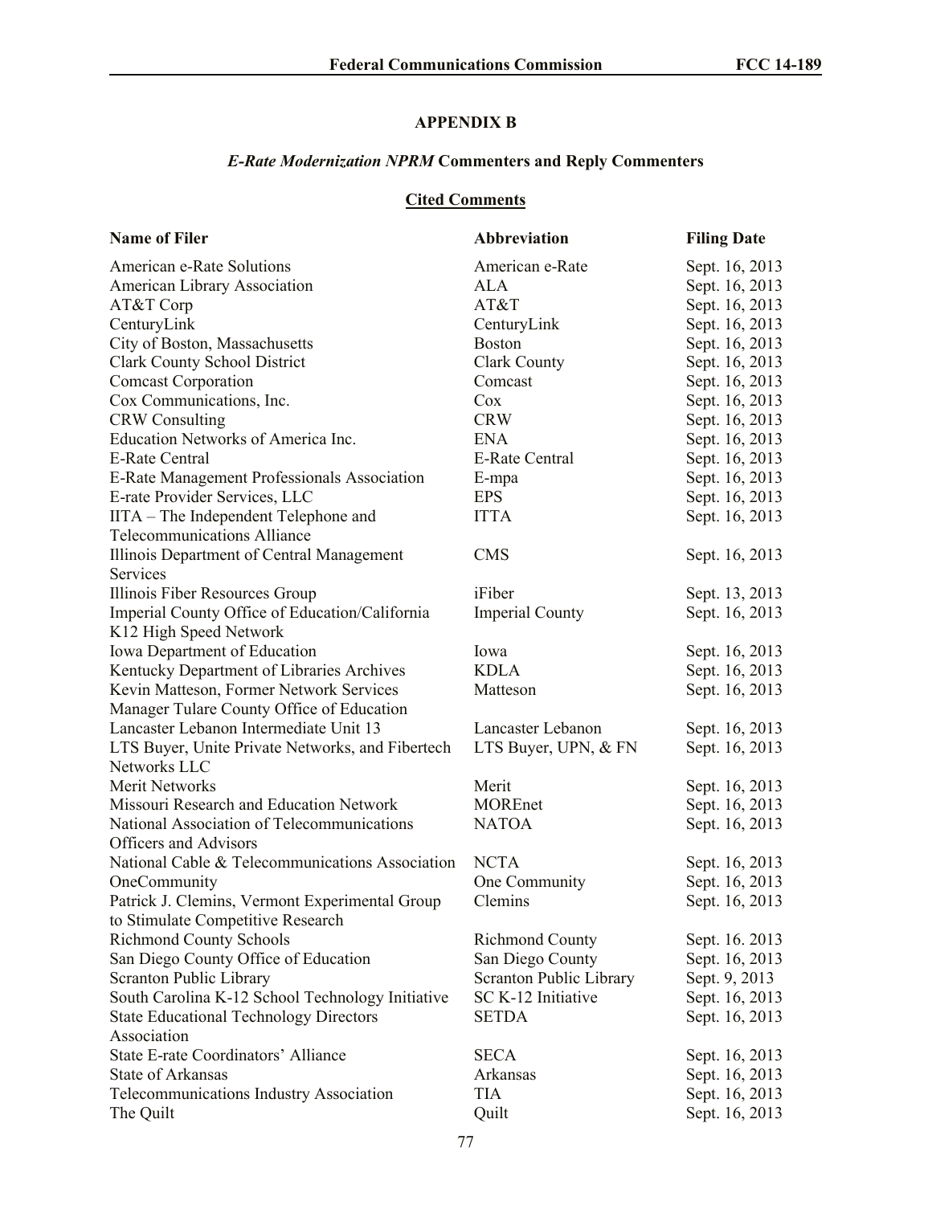## APPENDIX B

### *E-Rate Modernization NPRM* Commenters and Reply Commenters

#### Cited Comments

| Name of Filer | Abbreviation | Filing Date |
|---|---|---|
| American e-Rate Solutions | American e-Rate | Sept. 16, 2013 |
| American Library Association | ALA | Sept. 16, 2013 |
| AT&T Corp | AT&T | Sept. 16, 2013 |
| CenturyLink | CenturyLink | Sept. 16, 2013 |
| City of Boston, Massachusetts | Boston | Sept. 16, 2013 |
| Clark County School District | Clark County | Sept. 16, 2013 |
| Comcast Corporation | Comcast | Sept. 16, 2013 |
| Cox Communications, Inc. | Cox | Sept. 16, 2013 |
| CRW Consulting | CRW | Sept. 16, 2013 |
| Education Networks of America Inc. | ENA | Sept. 16, 2013 |
| E-Rate Central | E-Rate Central | Sept. 16, 2013 |
| E-Rate Management Professionals Association | E-mpa | Sept. 16, 2013 |
| E-rate Provider Services, LLC | EPS | Sept. 16, 2013 |
| IITA – The Independent Telephone and Telecommunications Alliance | ITTA | Sept. 16, 2013 |
| Illinois Department of Central Management Services | CMS | Sept. 16, 2013 |
| Illinois Fiber Resources Group | iFiber | Sept. 13, 2013 |
| Imperial County Office of Education/California K12 High Speed Network | Imperial County | Sept. 16, 2013 |
| Iowa Department of Education | Iowa | Sept. 16, 2013 |
| Kentucky Department of Libraries Archives | KDLA | Sept. 16, 2013 |
| Kevin Matteson, Former Network Services Manager Tulare County Office of Education | Matteson | Sept. 16, 2013 |
| Lancaster Lebanon Intermediate Unit 13 | Lancaster Lebanon | Sept. 16, 2013 |
| LTS Buyer, Unite Private Networks, and Fibertech Networks LLC | LTS Buyer, UPN, & FN | Sept. 16, 2013 |
| Merit Networks | Merit | Sept. 16, 2013 |
| Missouri Research and Education Network | MOREnet | Sept. 16, 2013 |
| National Association of Telecommunications Officers and Advisors | NATOA | Sept. 16, 2013 |
| National Cable & Telecommunications Association | NCTA | Sept. 16, 2013 |
| OneCommunity | One Community | Sept. 16, 2013 |
| Patrick J. Clemins, Vermont Experimental Group to Stimulate Competitive Research | Clemins | Sept. 16, 2013 |
| Richmond County Schools | Richmond County | Sept. 16. 2013 |
| San Diego County Office of Education | San Diego County | Sept. 16, 2013 |
| Scranton Public Library | Scranton Public Library | Sept. 9, 2013 |
| South Carolina K-12 School Technology Initiative | SC K-12 Initiative | Sept. 16, 2013 |
| State Educational Technology Directors Association | SETDA | Sept. 16, 2013 |
| State E-rate Coordinators' Alliance | SECA | Sept. 16, 2013 |
| State of Arkansas | Arkansas | Sept. 16, 2013 |
| Telecommunications Industry Association | TIA | Sept. 16, 2013 |
| The Quilt | Quilt | Sept. 16, 2013 |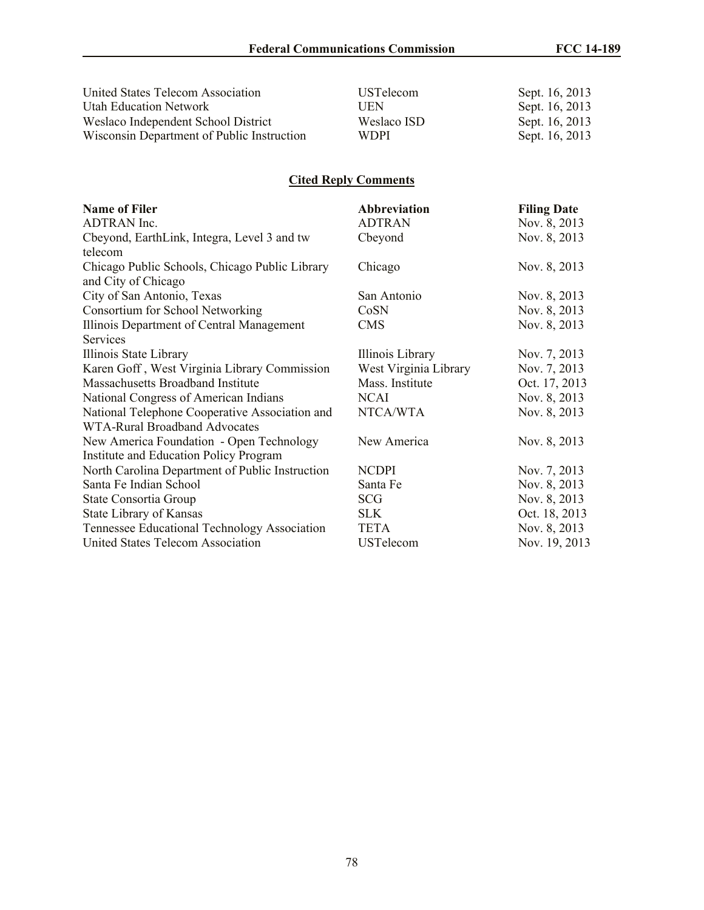| | | |
|---|---|---|
| United States Telecom Association | USTelecom | Sept. 16, 2013 |
| Utah Education Network | UEN | Sept. 16, 2013 |
| Weslaco Independent School District | Weslaco ISD | Sept. 16, 2013 |
| Wisconsin Department of Public Instruction | WDPI | Sept. 16, 2013 |

## Cited Reply Comments

| Name of Filer | Abbreviation | Filing Date |
|---|---|---|
| ADTRAN Inc. | ADTRAN | Nov. 8, 2013 |
| Cbeyond, EarthLink, Integra, Level 3 and tw telecom | Cbeyond | Nov. 8, 2013 |
| Chicago Public Schools, Chicago Public Library and City of Chicago | Chicago | Nov. 8, 2013 |
| City of San Antonio, Texas | San Antonio | Nov. 8, 2013 |
| Consortium for School Networking | CoSN | Nov. 8, 2013 |
| Illinois Department of Central Management Services | CMS | Nov. 8, 2013 |
| Illinois State Library | Illinois Library | Nov. 7, 2013 |
| Karen Goff , West Virginia Library Commission | West Virginia Library | Nov. 7, 2013 |
| Massachusetts Broadband Institute | Mass. Institute | Oct. 17, 2013 |
| National Congress of American Indians | NCAI | Nov. 8, 2013 |
| National Telephone Cooperative Association and WTA-Rural Broadband Advocates | NTCA/WTA | Nov. 8, 2013 |
| New America Foundation - Open Technology Institute and Education Policy Program | New America | Nov. 8, 2013 |
| North Carolina Department of Public Instruction | NCDPI | Nov. 7, 2013 |
| Santa Fe Indian School | Santa Fe | Nov. 8, 2013 |
| State Consortia Group | SCG | Nov. 8, 2013 |
| State Library of Kansas | SLK | Oct. 18, 2013 |
| Tennessee Educational Technology Association | TETA | Nov. 8, 2013 |
| United States Telecom Association | USTelecom | Nov. 19, 2013 |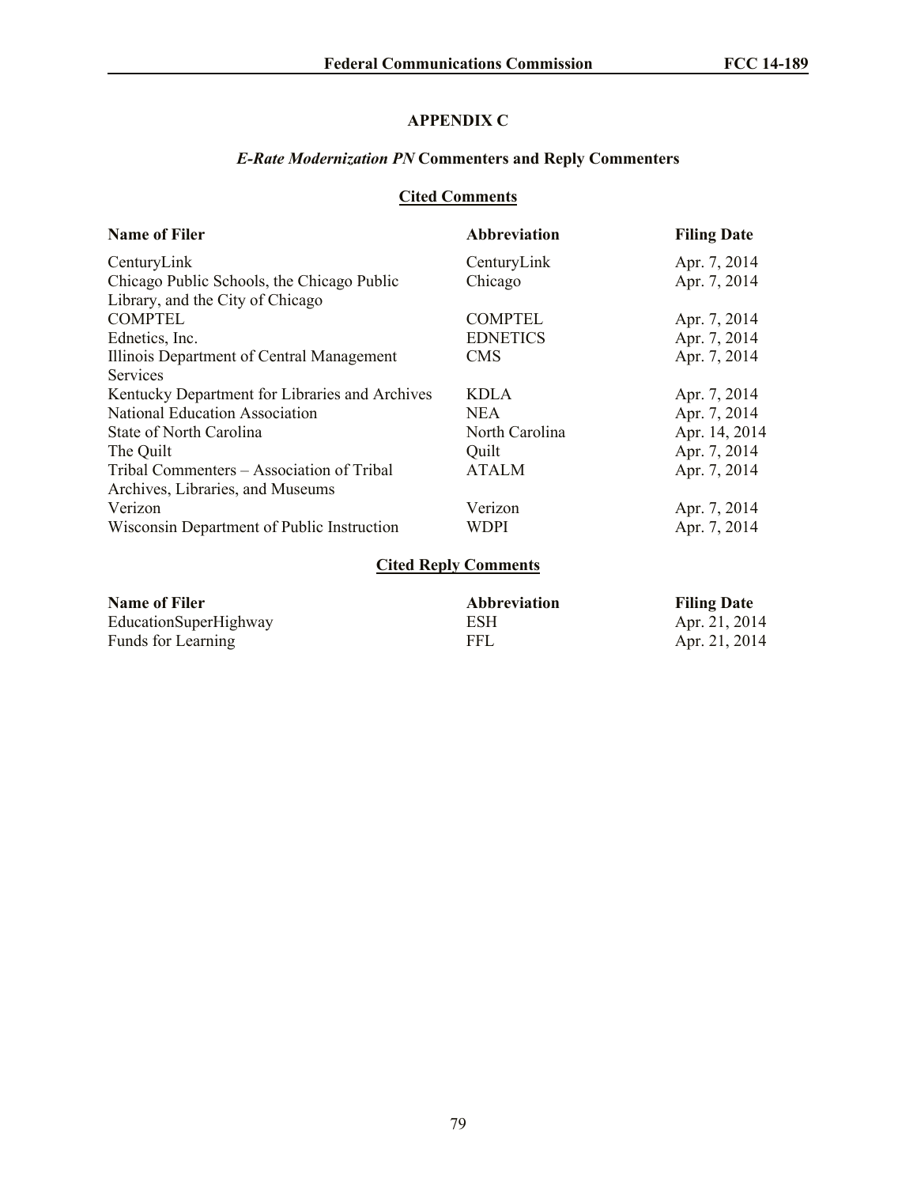## APPENDIX C

### *E-Rate Modernization PN* Commenters and Reply Commenters

#### Cited Comments

| Name of Filer | Abbreviation | Filing Date |
|---|---|---|
| CenturyLink | CenturyLink | Apr. 7, 2014 |
| Chicago Public Schools, the Chicago Public Library, and the City of Chicago | Chicago | Apr. 7, 2014 |
| COMPTEL | COMPTEL | Apr. 7, 2014 |
| Ednetics, Inc. | EDNETICS | Apr. 7, 2014 |
| Illinois Department of Central Management Services | CMS | Apr. 7, 2014 |
| Kentucky Department for Libraries and Archives | KDLA | Apr. 7, 2014 |
| National Education Association | NEA | Apr. 7, 2014 |
| State of North Carolina | North Carolina | Apr. 14, 2014 |
| The Quilt | Quilt | Apr. 7, 2014 |
| Tribal Commenters – Association of Tribal Archives, Libraries, and Museums | ATALM | Apr. 7, 2014 |
| Verizon | Verizon | Apr. 7, 2014 |
| Wisconsin Department of Public Instruction | WDPI | Apr. 7, 2014 |

#### Cited Reply Comments

| Name of Filer | Abbreviation | Filing Date |
|---|---|---|
| EducationSuperHighway | ESH | Apr. 21, 2014 |
| Funds for Learning | FFL | Apr. 21, 2014 |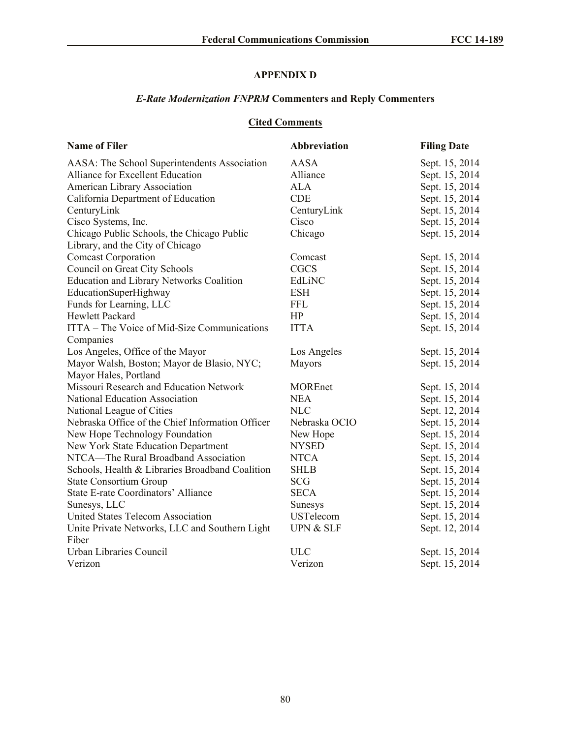## APPENDIX D

### *E-Rate Modernization FNPRM* Commenters and Reply Commenters

#### Cited Comments

| Name of Filer | Abbreviation | Filing Date |
|---|---|---|
| AASA: The School Superintendents Association | AASA | Sept. 15, 2014 |
| Alliance for Excellent Education | Alliance | Sept. 15, 2014 |
| American Library Association | ALA | Sept. 15, 2014 |
| California Department of Education | CDE | Sept. 15, 2014 |
| CenturyLink | CenturyLink | Sept. 15, 2014 |
| Cisco Systems, Inc. | Cisco | Sept. 15, 2014 |
| Chicago Public Schools, the Chicago Public Library, and the City of Chicago | Chicago | Sept. 15, 2014 |
| Comcast Corporation | Comcast | Sept. 15, 2014 |
| Council on Great City Schools | CGCS | Sept. 15, 2014 |
| Education and Library Networks Coalition | EdLiNC | Sept. 15, 2014 |
| EducationSuperHighway | ESH | Sept. 15, 2014 |
| Funds for Learning, LLC | FFL | Sept. 15, 2014 |
| Hewlett Packard | HP | Sept. 15, 2014 |
| ITTA – The Voice of Mid-Size Communications Companies | ITTA | Sept. 15, 2014 |
| Los Angeles, Office of the Mayor | Los Angeles | Sept. 15, 2014 |
| Mayor Walsh, Boston; Mayor de Blasio, NYC; Mayor Hales, Portland | Mayors | Sept. 15, 2014 |
| Missouri Research and Education Network | MOREnet | Sept. 15, 2014 |
| National Education Association | NEA | Sept. 15, 2014 |
| National League of Cities | NLC | Sept. 12, 2014 |
| Nebraska Office of the Chief Information Officer | Nebraska OCIO | Sept. 15, 2014 |
| New Hope Technology Foundation | New Hope | Sept. 15, 2014 |
| New York State Education Department | NYSED | Sept. 15, 2014 |
| NTCA—The Rural Broadband Association | NTCA | Sept. 15, 2014 |
| Schools, Health & Libraries Broadband Coalition | SHLB | Sept. 15, 2014 |
| State Consortium Group | SCG | Sept. 15, 2014 |
| State E-rate Coordinators' Alliance | SECA | Sept. 15, 2014 |
| Sunesys, LLC | Sunesys | Sept. 15, 2014 |
| United States Telecom Association | USTelecom | Sept. 15, 2014 |
| Unite Private Networks, LLC and Southern Light Fiber | UPN & SLF | Sept. 12, 2014 |
| Urban Libraries Council | ULC | Sept. 15, 2014 |
| Verizon | Verizon | Sept. 15, 2014 |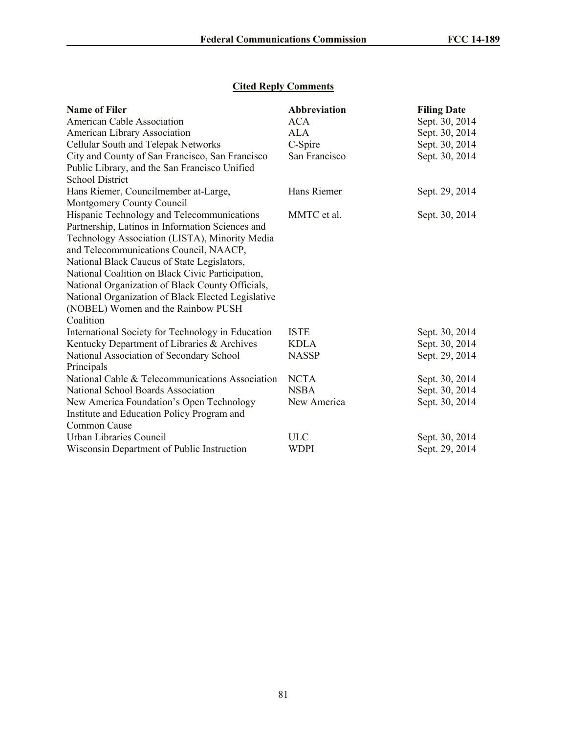## Cited Reply Comments

| Name of Filer | Abbreviation | Filing Date |
| --- | --- | --- |
| American Cable Association | ACA | Sept. 30, 2014 |
| American Library Association | ALA | Sept. 30, 2014 |
| Cellular South and Telepak Networks | C-Spire | Sept. 30, 2014 |
| City and County of San Francisco, San Francisco Public Library, and the San Francisco Unified School District | San Francisco | Sept. 30, 2014 |
| Hans Riemer, Councilmember at-Large, Montgomery County Council | Hans Riemer | Sept. 29, 2014 |
| Hispanic Technology and Telecommunications Partnership, Latinos in Information Sciences and Technology Association (LISTA), Minority Media and Telecommunications Council, NAACP, National Black Caucus of State Legislators, National Coalition on Black Civic Participation, National Organization of Black County Officials, National Organization of Black Elected Legislative (NOBEL) Women and the Rainbow PUSH Coalition | MMTC et al. | Sept. 30, 2014 |
| International Society for Technology in Education | ISTE | Sept. 30, 2014 |
| Kentucky Department of Libraries & Archives | KDLA | Sept. 30, 2014 |
| National Association of Secondary School Principals | NASSP | Sept. 29, 2014 |
| National Cable & Telecommunications Association | NCTA | Sept. 30, 2014 |
| National School Boards Association | NSBA | Sept. 30, 2014 |
| New America Foundation's Open Technology Institute and Education Policy Program and Common Cause | New America | Sept. 30, 2014 |
| Urban Libraries Council | ULC | Sept. 30, 2014 |
| Wisconsin Department of Public Instruction | WDPI | Sept. 29, 2014 |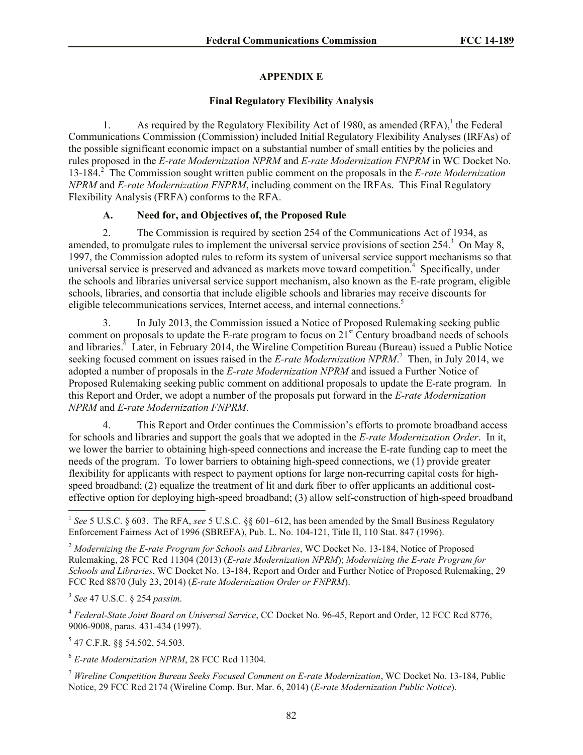## APPENDIX E

### Final Regulatory Flexibility Analysis

1. As required by the Regulatory Flexibility Act of 1980, as amended (RFA),[1] the Federal Communications Commission (Commission) included Initial Regulatory Flexibility Analyses (IRFAs) of the possible significant economic impact on a substantial number of small entities by the policies and rules proposed in the *E-rate Modernization NPRM* and *E-rate Modernization FNPRM* in WC Docket No. 13-184.[2] The Commission sought written public comment on the proposals in the *E-rate Modernization NPRM* and *E-rate Modernization FNPRM*, including comment on the IRFAs. This Final Regulatory Flexibility Analysis (FRFA) conforms to the RFA.

#### A. Need for, and Objectives of, the Proposed Rule

2. The Commission is required by section 254 of the Communications Act of 1934, as amended, to promulgate rules to implement the universal service provisions of section 254.[3] On May 8, 1997, the Commission adopted rules to reform its system of universal service support mechanisms so that universal service is preserved and advanced as markets move toward competition.[4] Specifically, under the schools and libraries universal service support mechanism, also known as the E-rate program, eligible schools, libraries, and consortia that include eligible schools and libraries may receive discounts for eligible telecommunications services, Internet access, and internal connections.[5]

3. In July 2013, the Commission issued a Notice of Proposed Rulemaking seeking public comment on proposals to update the E-rate program to focus on 21st Century broadband needs of schools and libraries.[6] Later, in February 2014, the Wireline Competition Bureau (Bureau) issued a Public Notice seeking focused comment on issues raised in the *E-rate Modernization NPRM*.[7] Then, in July 2014, we adopted a number of proposals in the *E-rate Modernization NPRM* and issued a Further Notice of Proposed Rulemaking seeking public comment on additional proposals to update the E-rate program. In this Report and Order, we adopt a number of the proposals put forward in the *E-rate Modernization NPRM* and *E-rate Modernization FNPRM*.

4. This Report and Order continues the Commission's efforts to promote broadband access for schools and libraries and support the goals that we adopted in the *E-rate Modernization Order*. In it, we lower the barrier to obtaining high-speed connections and increase the E-rate funding cap to meet the needs of the program. To lower barriers to obtaining high-speed connections, we (1) provide greater flexibility for applicants with respect to payment options for large non-recurring capital costs for high-speed broadband; (2) equalize the treatment of lit and dark fiber to offer applicants an additional cost-effective option for deploying high-speed broadband; (3) allow self-construction of high-speed broadband

---

[1] *See* 5 U.S.C. § 603. The RFA, *see* 5 U.S.C. §§ 601–612, has been amended by the Small Business Regulatory Enforcement Fairness Act of 1996 (SBREFA), Pub. L. No. 104-121, Title II, 110 Stat. 847 (1996).

[2] *Modernizing the E-rate Program for Schools and Libraries*, WC Docket No. 13-184, Notice of Proposed Rulemaking, 28 FCC Rcd 11304 (2013) (*E-rate Modernization NPRM*); *Modernizing the E-rate Program for Schools and Libraries*, WC Docket No. 13-184, Report and Order and Further Notice of Proposed Rulemaking, 29 FCC Rcd 8870 (July 23, 2014) (*E-rate Modernization Order or FNPRM*).

[3] *See* 47 U.S.C. § 254 *passim*.

[4] *Federal-State Joint Board on Universal Service*, CC Docket No. 96-45, Report and Order, 12 FCC Rcd 8776, 9006-9008, paras. 431-434 (1997).

[5] 47 C.F.R. §§ 54.502, 54.503.

[6] *E-rate Modernization NPRM*, 28 FCC Rcd 11304.

[7] *Wireline Competition Bureau Seeks Focused Comment on E-rate Modernization*, WC Docket No. 13-184, Public Notice, 29 FCC Rcd 2174 (Wireline Comp. Bur. Mar. 6, 2014) (*E-rate Modernization Public Notice*).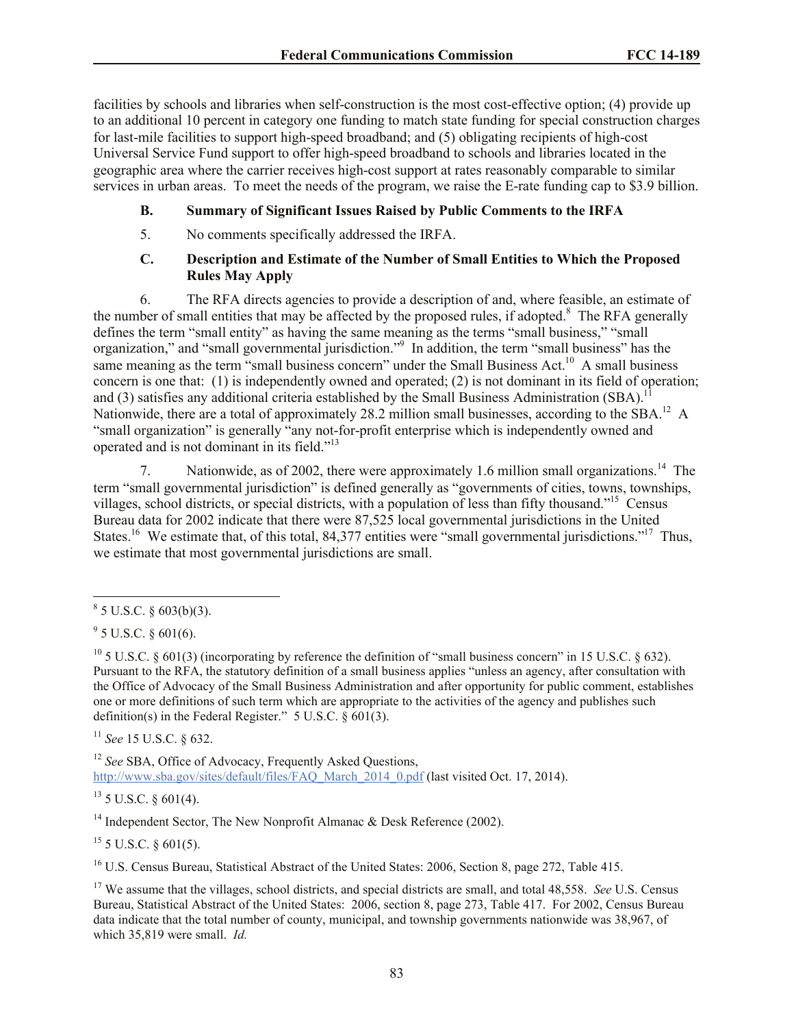facilities by schools and libraries when self-construction is the most cost-effective option; (4) provide up to an additional 10 percent in category one funding to match state funding for special construction charges for last-mile facilities to support high-speed broadband; and (5) obligating recipients of high-cost Universal Service Fund support to offer high-speed broadband to schools and libraries located in the geographic area where the carrier receives high-cost support at rates reasonably comparable to similar services in urban areas. To meet the needs of the program, we raise the E-rate funding cap to $3.9 billion.

### B. Summary of Significant Issues Raised by Public Comments to the IRFA

5. No comments specifically addressed the IRFA.

### C. Description and Estimate of the Number of Small Entities to Which the Proposed Rules May Apply

6. The RFA directs agencies to provide a description of and, where feasible, an estimate of the number of small entities that may be affected by the proposed rules, if adopted.[8] The RFA generally defines the term "small entity" as having the same meaning as the terms "small business," "small organization," and "small governmental jurisdiction."[9] In addition, the term "small business" has the same meaning as the term "small business concern" under the Small Business Act.[10] A small business concern is one that: (1) is independently owned and operated; (2) is not dominant in its field of operation; and (3) satisfies any additional criteria established by the Small Business Administration (SBA).[11] Nationwide, there are a total of approximately 28.2 million small businesses, according to the SBA.[12] A "small organization" is generally "any not-for-profit enterprise which is independently owned and operated and is not dominant in its field."[13]

7. Nationwide, as of 2002, there were approximately 1.6 million small organizations.[14] The term "small governmental jurisdiction" is defined generally as "governments of cities, towns, townships, villages, school districts, or special districts, with a population of less than fifty thousand."[15] Census Bureau data for 2002 indicate that there were 87,525 local governmental jurisdictions in the United States.[16] We estimate that, of this total, 84,377 entities were "small governmental jurisdictions."[17] Thus, we estimate that most governmental jurisdictions are small.

---

[8] 5 U.S.C. § 603(b)(3).

[9] 5 U.S.C. § 601(6).

[10] 5 U.S.C. § 601(3) (incorporating by reference the definition of "small business concern" in 15 U.S.C. § 632). Pursuant to the RFA, the statutory definition of a small business applies "unless an agency, after consultation with the Office of Advocacy of the Small Business Administration and after opportunity for public comment, establishes one or more definitions of such term which are appropriate to the activities of the agency and publishes such definition(s) in the Federal Register." 5 U.S.C. § 601(3).

[11] *See* 15 U.S.C. § 632.

[12] *See* SBA, Office of Advocacy, Frequently Asked Questions, http://www.sba.gov/sites/default/files/FAQ_March_2014_0.pdf (last visited Oct. 17, 2014).

[13] 5 U.S.C. § 601(4).

[14] Independent Sector, The New Nonprofit Almanac & Desk Reference (2002).

[15] 5 U.S.C. § 601(5).

[16] U.S. Census Bureau, Statistical Abstract of the United States: 2006, Section 8, page 272, Table 415.

[17] We assume that the villages, school districts, and special districts are small, and total 48,558. *See* U.S. Census Bureau, Statistical Abstract of the United States: 2006, section 8, page 273, Table 417. For 2002, Census Bureau data indicate that the total number of county, municipal, and township governments nationwide was 38,967, of which 35,819 were small. *Id.*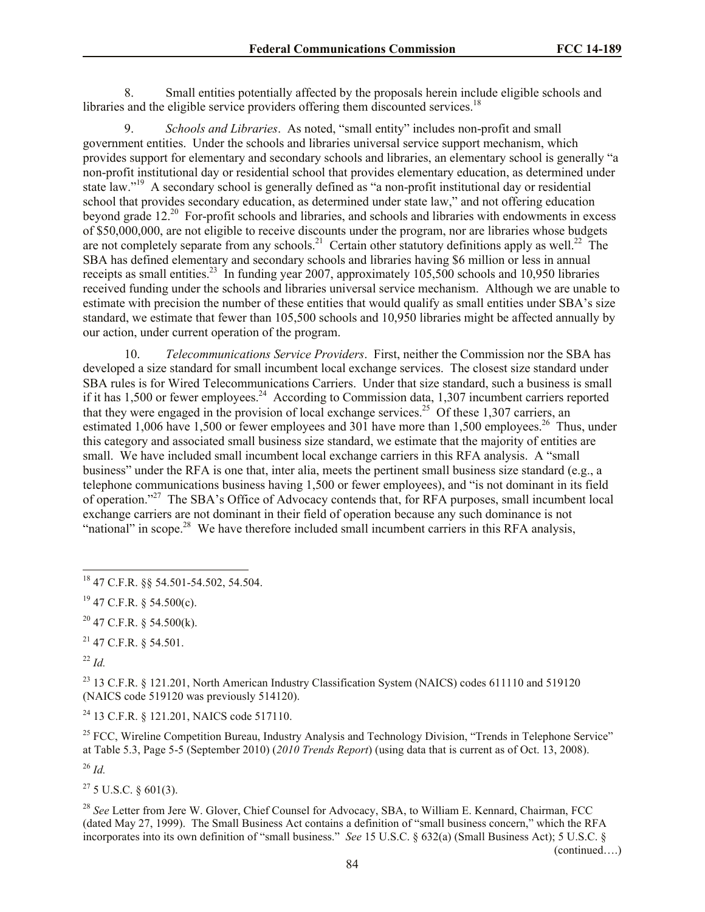8. Small entities potentially affected by the proposals herein include eligible schools and libraries and the eligible service providers offering them discounted services.[18]

9. *Schools and Libraries*. As noted, "small entity" includes non-profit and small government entities. Under the schools and libraries universal service support mechanism, which provides support for elementary and secondary schools and libraries, an elementary school is generally "a non-profit institutional day or residential school that provides elementary education, as determined under state law."[19] A secondary school is generally defined as "a non-profit institutional day or residential school that provides secondary education, as determined under state law," and not offering education beyond grade 12.[20] For-profit schools and libraries, and schools and libraries with endowments in excess of $50,000,000, are not eligible to receive discounts under the program, nor are libraries whose budgets are not completely separate from any schools.[21] Certain other statutory definitions apply as well.[22] The SBA has defined elementary and secondary schools and libraries having $6 million or less in annual receipts as small entities.[23] In funding year 2007, approximately 105,500 schools and 10,950 libraries received funding under the schools and libraries universal service mechanism. Although we are unable to estimate with precision the number of these entities that would qualify as small entities under SBA's size standard, we estimate that fewer than 105,500 schools and 10,950 libraries might be affected annually by our action, under current operation of the program.

10. *Telecommunications Service Providers*. First, neither the Commission nor the SBA has developed a size standard for small incumbent local exchange services. The closest size standard under SBA rules is for Wired Telecommunications Carriers. Under that size standard, such a business is small if it has 1,500 or fewer employees.[24] According to Commission data, 1,307 incumbent carriers reported that they were engaged in the provision of local exchange services.[25] Of these 1,307 carriers, an estimated 1,006 have 1,500 or fewer employees and 301 have more than 1,500 employees.[26] Thus, under this category and associated small business size standard, we estimate that the majority of entities are small. We have included small incumbent local exchange carriers in this RFA analysis. A "small business" under the RFA is one that, inter alia, meets the pertinent small business size standard (e.g., a telephone communications business having 1,500 or fewer employees), and "is not dominant in its field of operation."[27] The SBA's Office of Advocacy contends that, for RFA purposes, small incumbent local exchange carriers are not dominant in their field of operation because any such dominance is not "national" in scope.[28] We have therefore included small incumbent carriers in this RFA analysis,

---

[18] 47 C.F.R. §§ 54.501-54.502, 54.504.

[19] 47 C.F.R. § 54.500(c).

[20] 47 C.F.R. § 54.500(k).

[21] 47 C.F.R. § 54.501.

[22] *Id.*

[23] 13 C.F.R. § 121.201, North American Industry Classification System (NAICS) codes 611110 and 519120 (NAICS code 519120 was previously 514120).

[24] 13 C.F.R. § 121.201, NAICS code 517110.

[25] FCC, Wireline Competition Bureau, Industry Analysis and Technology Division, "Trends in Telephone Service" at Table 5.3, Page 5-5 (September 2010) (*2010 Trends Report*) (using data that is current as of Oct. 13, 2008).

[26] *Id.*

[27] 5 U.S.C. § 601(3).

[28] *See* Letter from Jere W. Glover, Chief Counsel for Advocacy, SBA, to William E. Kennard, Chairman, FCC (dated May 27, 1999). The Small Business Act contains a definition of "small business concern," which the RFA incorporates into its own definition of "small business." *See* 15 U.S.C. § 632(a) (Small Business Act); 5 U.S.C. §

(continued….)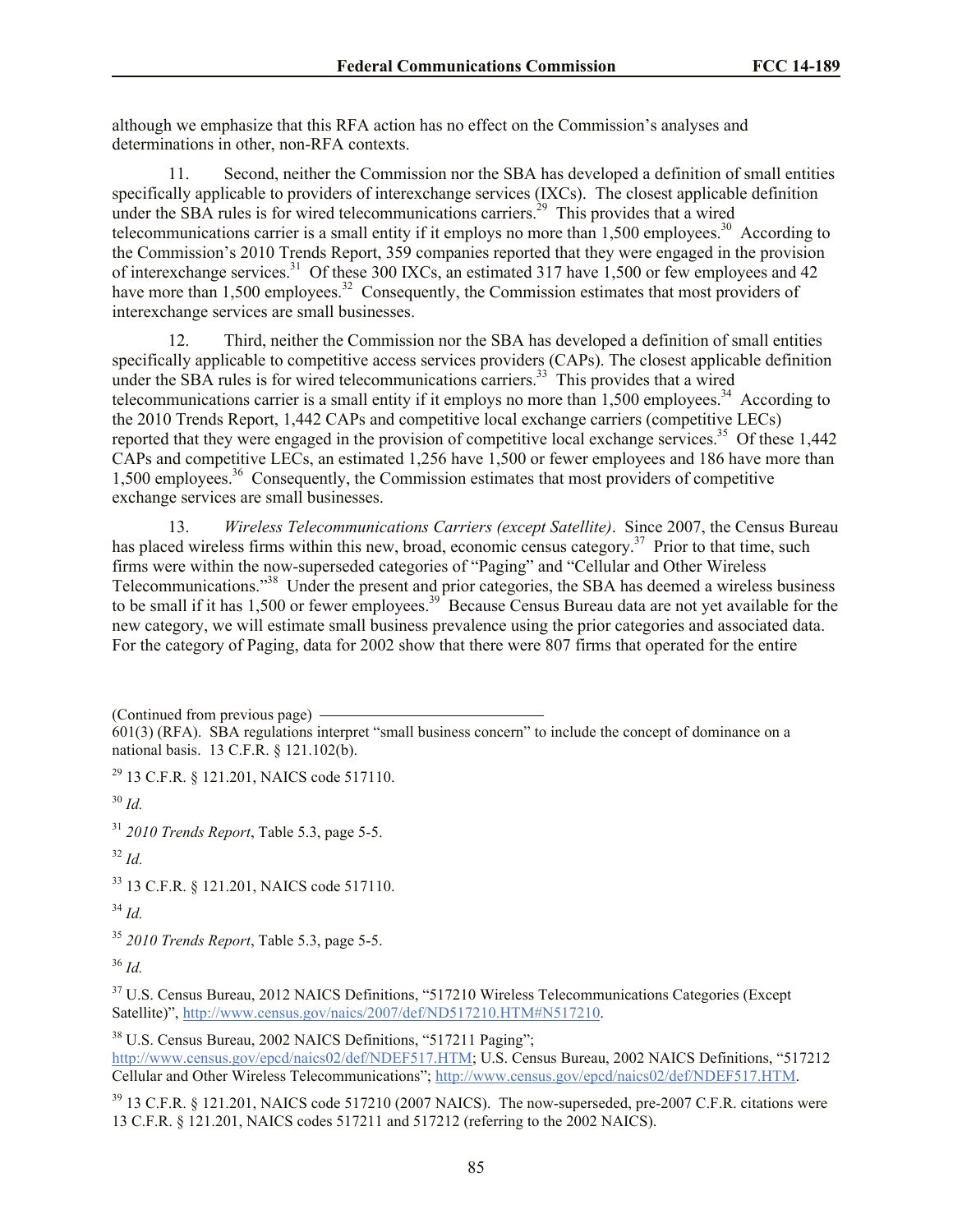although we emphasize that this RFA action has no effect on the Commission's analyses and determinations in other, non-RFA contexts.

11. Second, neither the Commission nor the SBA has developed a definition of small entities specifically applicable to providers of interexchange services (IXCs). The closest applicable definition under the SBA rules is for wired telecommunications carriers.[29] This provides that a wired telecommunications carrier is a small entity if it employs no more than 1,500 employees.[30] According to the Commission's 2010 Trends Report, 359 companies reported that they were engaged in the provision of interexchange services.[31] Of these 300 IXCs, an estimated 317 have 1,500 or few employees and 42 have more than 1,500 employees.[32] Consequently, the Commission estimates that most providers of interexchange services are small businesses.

12. Third, neither the Commission nor the SBA has developed a definition of small entities specifically applicable to competitive access services providers (CAPs). The closest applicable definition under the SBA rules is for wired telecommunications carriers.[33] This provides that a wired telecommunications carrier is a small entity if it employs no more than 1,500 employees.[34] According to the 2010 Trends Report, 1,442 CAPs and competitive local exchange carriers (competitive LECs) reported that they were engaged in the provision of competitive local exchange services.[35] Of these 1,442 CAPs and competitive LECs, an estimated 1,256 have 1,500 or fewer employees and 186 have more than 1,500 employees.[36] Consequently, the Commission estimates that most providers of competitive exchange services are small businesses.

13. *Wireless Telecommunications Carriers (except Satellite)*. Since 2007, the Census Bureau has placed wireless firms within this new, broad, economic census category.[37] Prior to that time, such firms were within the now-superseded categories of "Paging" and "Cellular and Other Wireless Telecommunications."[38] Under the present and prior categories, the SBA has deemed a wireless business to be small if it has 1,500 or fewer employees.[39] Because Census Bureau data are not yet available for the new category, we will estimate small business prevalence using the prior categories and associated data. For the category of Paging, data for 2002 show that there were 807 firms that operated for the entire

(Continued from previous page)
601(3) (RFA). SBA regulations interpret "small business concern" to include the concept of dominance on a national basis. 13 C.F.R. § 121.102(b).

[29] 13 C.F.R. § 121.201, NAICS code 517110.

[30] *Id.*

[31] *2010 Trends Report*, Table 5.3, page 5-5.

[32] *Id.*

[33] 13 C.F.R. § 121.201, NAICS code 517110.

[34] *Id.*

[35] *2010 Trends Report*, Table 5.3, page 5-5.

[36] *Id.*

[37] U.S. Census Bureau, 2012 NAICS Definitions, "517210 Wireless Telecommunications Categories (Except Satellite)", http://www.census.gov/naics/2007/def/ND517210.HTM#N517210.

[38] U.S. Census Bureau, 2002 NAICS Definitions, "517211 Paging"; http://www.census.gov/epcd/naics02/def/NDEF517.HTM; U.S. Census Bureau, 2002 NAICS Definitions, "517212 Cellular and Other Wireless Telecommunications"; http://www.census.gov/epcd/naics02/def/NDEF517.HTM.

[39] 13 C.F.R. § 121.201, NAICS code 517210 (2007 NAICS). The now-superseded, pre-2007 C.F.R. citations were 13 C.F.R. § 121.201, NAICS codes 517211 and 517212 (referring to the 2002 NAICS).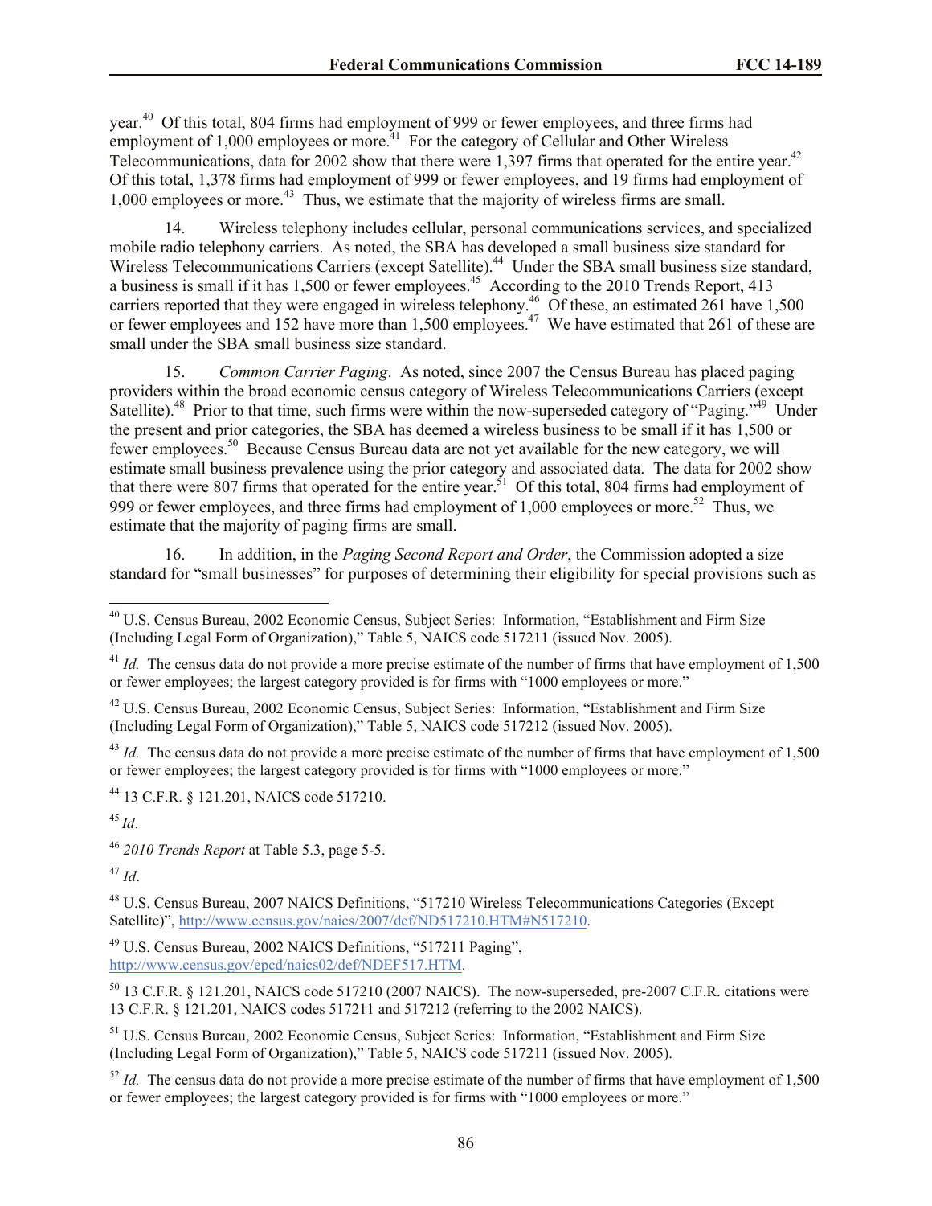year.[40] Of this total, 804 firms had employment of 999 or fewer employees, and three firms had employment of 1,000 employees or more.[41] For the category of Cellular and Other Wireless Telecommunications, data for 2002 show that there were 1,397 firms that operated for the entire year.[42] Of this total, 1,378 firms had employment of 999 or fewer employees, and 19 firms had employment of 1,000 employees or more.[43] Thus, we estimate that the majority of wireless firms are small.

14. Wireless telephony includes cellular, personal communications services, and specialized mobile radio telephony carriers. As noted, the SBA has developed a small business size standard for Wireless Telecommunications Carriers (except Satellite).[44] Under the SBA small business size standard, a business is small if it has 1,500 or fewer employees.[45] According to the 2010 Trends Report, 413 carriers reported that they were engaged in wireless telephony.[46] Of these, an estimated 261 have 1,500 or fewer employees and 152 have more than 1,500 employees.[47] We have estimated that 261 of these are small under the SBA small business size standard.

15. *Common Carrier Paging*. As noted, since 2007 the Census Bureau has placed paging providers within the broad economic census category of Wireless Telecommunications Carriers (except Satellite).[48] Prior to that time, such firms were within the now-superseded category of "Paging."[49] Under the present and prior categories, the SBA has deemed a wireless business to be small if it has 1,500 or fewer employees.[50] Because Census Bureau data are not yet available for the new category, we will estimate small business prevalence using the prior category and associated data. The data for 2002 show that there were 807 firms that operated for the entire year.[51] Of this total, 804 firms had employment of 999 or fewer employees, and three firms had employment of 1,000 employees or more.[52] Thus, we estimate that the majority of paging firms are small.

16. In addition, in the *Paging Second Report and Order*, the Commission adopted a size standard for "small businesses" for purposes of determining their eligibility for special provisions such as

---

[40] U.S. Census Bureau, 2002 Economic Census, Subject Series: Information, "Establishment and Firm Size (Including Legal Form of Organization)," Table 5, NAICS code 517211 (issued Nov. 2005).

[41] *Id.* The census data do not provide a more precise estimate of the number of firms that have employment of 1,500 or fewer employees; the largest category provided is for firms with "1000 employees or more."

[42] U.S. Census Bureau, 2002 Economic Census, Subject Series: Information, "Establishment and Firm Size (Including Legal Form of Organization)," Table 5, NAICS code 517212 (issued Nov. 2005).

[43] *Id.* The census data do not provide a more precise estimate of the number of firms that have employment of 1,500 or fewer employees; the largest category provided is for firms with "1000 employees or more."

[44] 13 C.F.R. § 121.201, NAICS code 517210.

[45] *Id*.

[46] *2010 Trends Report* at Table 5.3, page 5-5.

[47] *Id*.

[48] U.S. Census Bureau, 2007 NAICS Definitions, "517210 Wireless Telecommunications Categories (Except Satellite)", http://www.census.gov/naics/2007/def/ND517210.HTM#N517210.

[49] U.S. Census Bureau, 2002 NAICS Definitions, "517211 Paging", http://www.census.gov/epcd/naics02/def/NDEF517.HTM.

[50] 13 C.F.R. § 121.201, NAICS code 517210 (2007 NAICS). The now-superseded, pre-2007 C.F.R. citations were 13 C.F.R. § 121.201, NAICS codes 517211 and 517212 (referring to the 2002 NAICS).

[51] U.S. Census Bureau, 2002 Economic Census, Subject Series: Information, "Establishment and Firm Size (Including Legal Form of Organization)," Table 5, NAICS code 517211 (issued Nov. 2005).

[52] *Id.* The census data do not provide a more precise estimate of the number of firms that have employment of 1,500 or fewer employees; the largest category provided is for firms with "1000 employees or more."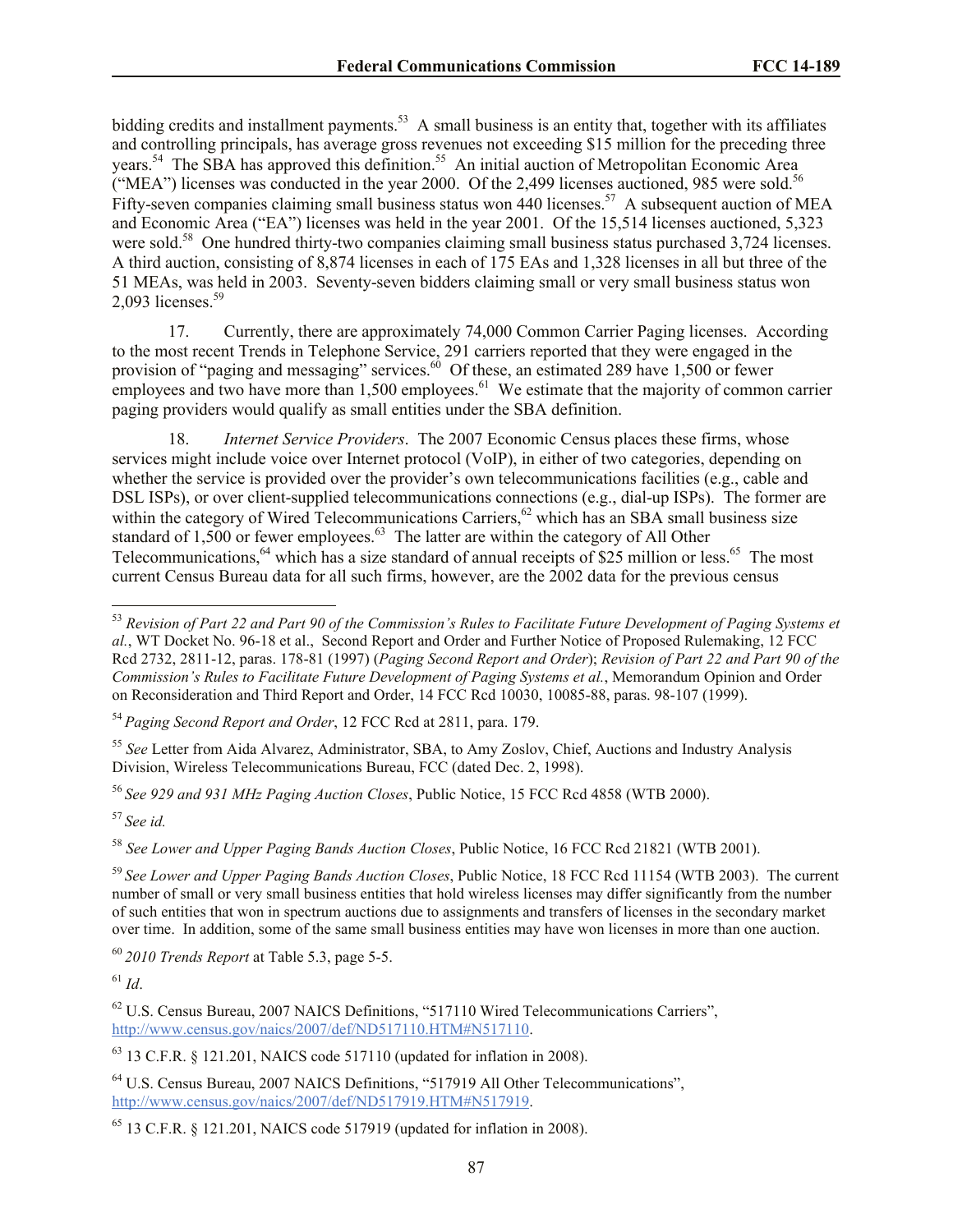bidding credits and installment payments.[53] A small business is an entity that, together with its affiliates and controlling principals, has average gross revenues not exceeding $15 million for the preceding three years.[54] The SBA has approved this definition.[55] An initial auction of Metropolitan Economic Area ("MEA") licenses was conducted in the year 2000. Of the 2,499 licenses auctioned, 985 were sold.[56] Fifty-seven companies claiming small business status won 440 licenses.[57] A subsequent auction of MEA and Economic Area ("EA") licenses was held in the year 2001. Of the 15,514 licenses auctioned, 5,323 were sold.[58] One hundred thirty-two companies claiming small business status purchased 3,724 licenses. A third auction, consisting of 8,874 licenses in each of 175 EAs and 1,328 licenses in all but three of the 51 MEAs, was held in 2003. Seventy-seven bidders claiming small or very small business status won 2,093 licenses.[59]

17. Currently, there are approximately 74,000 Common Carrier Paging licenses. According to the most recent Trends in Telephone Service, 291 carriers reported that they were engaged in the provision of "paging and messaging" services.[60] Of these, an estimated 289 have 1,500 or fewer employees and two have more than 1,500 employees.[61] We estimate that the majority of common carrier paging providers would qualify as small entities under the SBA definition.

18. *Internet Service Providers*. The 2007 Economic Census places these firms, whose services might include voice over Internet protocol (VoIP), in either of two categories, depending on whether the service is provided over the provider's own telecommunications facilities (e.g., cable and DSL ISPs), or over client-supplied telecommunications connections (e.g., dial-up ISPs). The former are within the category of Wired Telecommunications Carriers,[62] which has an SBA small business size standard of 1,500 or fewer employees.[63] The latter are within the category of All Other Telecommunications,[64] which has a size standard of annual receipts of $25 million or less.[65] The most current Census Bureau data for all such firms, however, are the 2002 data for the previous census

---

[53] *Revision of Part 22 and Part 90 of the Commission's Rules to Facilitate Future Development of Paging Systems et al.*, WT Docket No. 96-18 et al., Second Report and Order and Further Notice of Proposed Rulemaking, 12 FCC Rcd 2732, 2811-12, paras. 178-81 (1997) (*Paging Second Report and Order*); *Revision of Part 22 and Part 90 of the Commission's Rules to Facilitate Future Development of Paging Systems et al.*, Memorandum Opinion and Order on Reconsideration and Third Report and Order, 14 FCC Rcd 10030, 10085-88, paras. 98-107 (1999).

[54] *Paging Second Report and Order*, 12 FCC Rcd at 2811, para. 179.

[55] *See* Letter from Aida Alvarez, Administrator, SBA, to Amy Zoslov, Chief, Auctions and Industry Analysis Division, Wireless Telecommunications Bureau, FCC (dated Dec. 2, 1998).

[56] *See 929 and 931 MHz Paging Auction Closes*, Public Notice, 15 FCC Rcd 4858 (WTB 2000).

[57] *See id.*

[58] *See Lower and Upper Paging Bands Auction Closes*, Public Notice, 16 FCC Rcd 21821 (WTB 2001).

[59] *See Lower and Upper Paging Bands Auction Closes*, Public Notice, 18 FCC Rcd 11154 (WTB 2003). The current number of small or very small business entities that hold wireless licenses may differ significantly from the number of such entities that won in spectrum auctions due to assignments and transfers of licenses in the secondary market over time. In addition, some of the same small business entities may have won licenses in more than one auction.

[60] *2010 Trends Report* at Table 5.3, page 5-5.

[61] *Id*.

[62] U.S. Census Bureau, 2007 NAICS Definitions, "517110 Wired Telecommunications Carriers", http://www.census.gov/naics/2007/def/ND517110.HTM#N517110.

[63] 13 C.F.R. § 121.201, NAICS code 517110 (updated for inflation in 2008).

[64] U.S. Census Bureau, 2007 NAICS Definitions, "517919 All Other Telecommunications", http://www.census.gov/naics/2007/def/ND517919.HTM#N517919.

[65] 13 C.F.R. § 121.201, NAICS code 517919 (updated for inflation in 2008).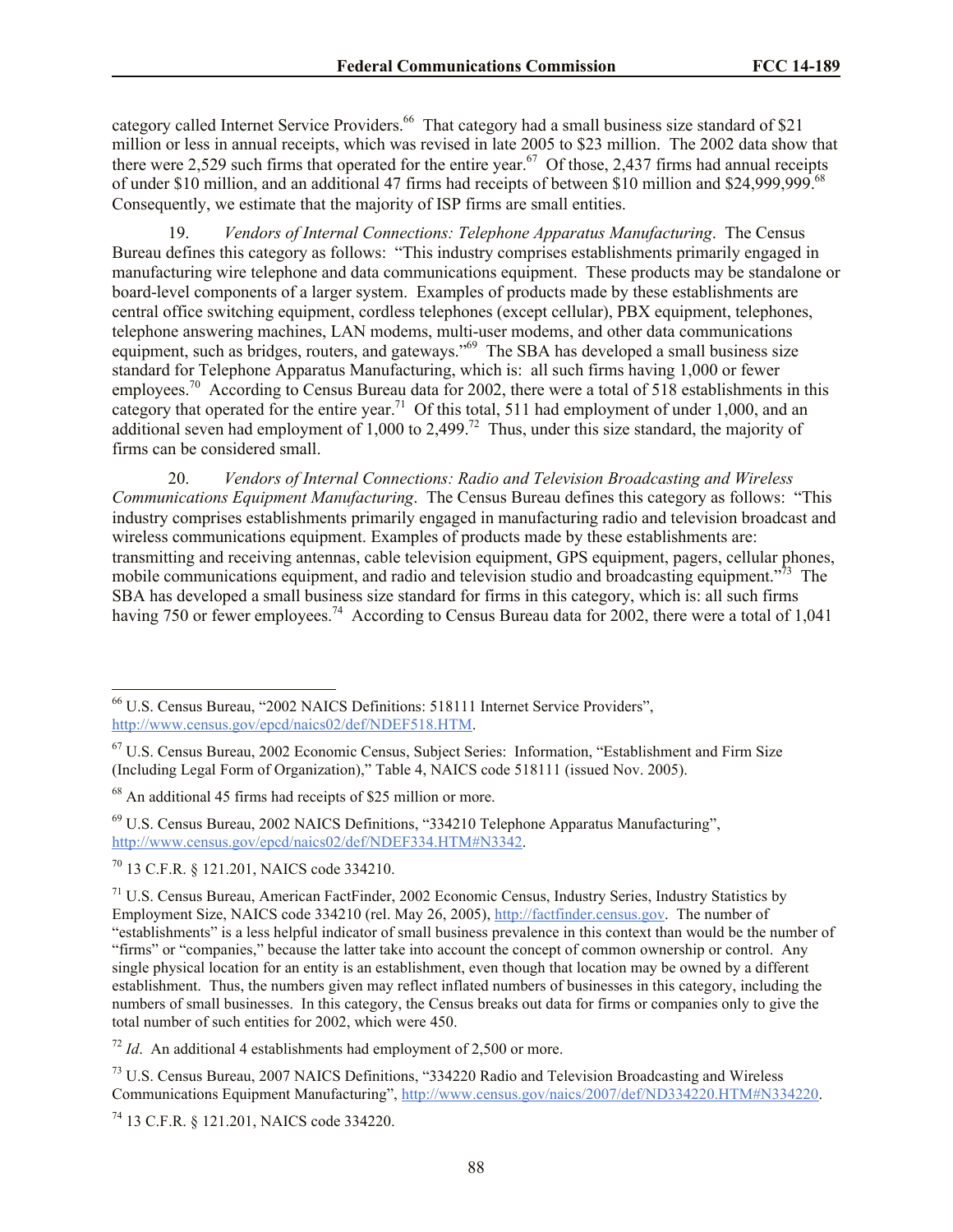category called Internet Service Providers.[66] That category had a small business size standard of $21 million or less in annual receipts, which was revised in late 2005 to $23 million. The 2002 data show that there were 2,529 such firms that operated for the entire year.[67] Of those, 2,437 firms had annual receipts of under $10 million, and an additional 47 firms had receipts of between $10 million and $24,999,999.[68] Consequently, we estimate that the majority of ISP firms are small entities.

19. *Vendors of Internal Connections: Telephone Apparatus Manufacturing*. The Census Bureau defines this category as follows: "This industry comprises establishments primarily engaged in manufacturing wire telephone and data communications equipment. These products may be standalone or board-level components of a larger system. Examples of products made by these establishments are central office switching equipment, cordless telephones (except cellular), PBX equipment, telephones, telephone answering machines, LAN modems, multi-user modems, and other data communications equipment, such as bridges, routers, and gateways."[69] The SBA has developed a small business size standard for Telephone Apparatus Manufacturing, which is: all such firms having 1,000 or fewer employees.[70] According to Census Bureau data for 2002, there were a total of 518 establishments in this category that operated for the entire year.[71] Of this total, 511 had employment of under 1,000, and an additional seven had employment of 1,000 to 2,499.[72] Thus, under this size standard, the majority of firms can be considered small.

20. *Vendors of Internal Connections: Radio and Television Broadcasting and Wireless Communications Equipment Manufacturing*. The Census Bureau defines this category as follows: "This industry comprises establishments primarily engaged in manufacturing radio and television broadcast and wireless communications equipment. Examples of products made by these establishments are: transmitting and receiving antennas, cable television equipment, GPS equipment, pagers, cellular phones, mobile communications equipment, and radio and television studio and broadcasting equipment."[73] The SBA has developed a small business size standard for firms in this category, which is: all such firms having 750 or fewer employees.[74] According to Census Bureau data for 2002, there were a total of 1,041

---

[66] U.S. Census Bureau, "2002 NAICS Definitions: 518111 Internet Service Providers", http://www.census.gov/epcd/naics02/def/NDEF518.HTM.

[67] U.S. Census Bureau, 2002 Economic Census, Subject Series: Information, "Establishment and Firm Size (Including Legal Form of Organization)," Table 4, NAICS code 518111 (issued Nov. 2005).

[68] An additional 45 firms had receipts of $25 million or more.

[69] U.S. Census Bureau, 2002 NAICS Definitions, "334210 Telephone Apparatus Manufacturing", http://www.census.gov/epcd/naics02/def/NDEF334.HTM#N3342.

[70] 13 C.F.R. § 121.201, NAICS code 334210.

[71] U.S. Census Bureau, American FactFinder, 2002 Economic Census, Industry Series, Industry Statistics by Employment Size, NAICS code 334210 (rel. May 26, 2005), http://factfinder.census.gov. The number of "establishments" is a less helpful indicator of small business prevalence in this context than would be the number of "firms" or "companies," because the latter take into account the concept of common ownership or control. Any single physical location for an entity is an establishment, even though that location may be owned by a different establishment. Thus, the numbers given may reflect inflated numbers of businesses in this category, including the numbers of small businesses. In this category, the Census breaks out data for firms or companies only to give the total number of such entities for 2002, which were 450.

[72] *Id*. An additional 4 establishments had employment of 2,500 or more.

[73] U.S. Census Bureau, 2007 NAICS Definitions, "334220 Radio and Television Broadcasting and Wireless Communications Equipment Manufacturing", http://www.census.gov/naics/2007/def/ND334220.HTM#N334220.

[74] 13 C.F.R. § 121.201, NAICS code 334220.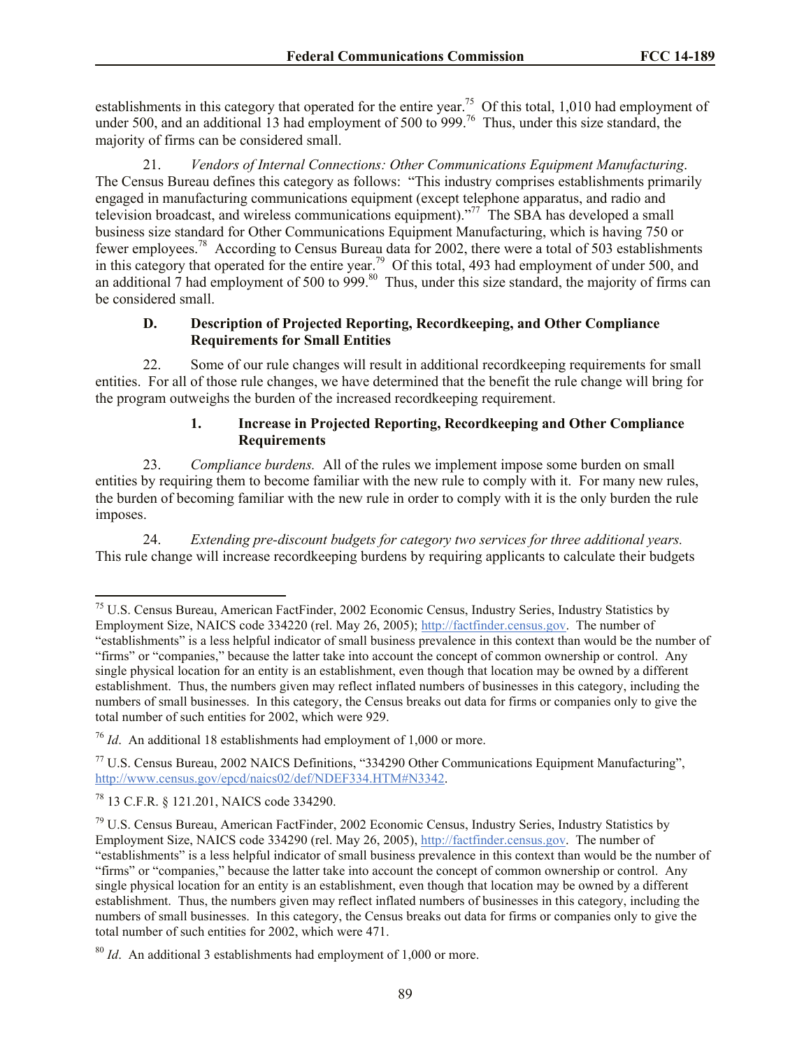establishments in this category that operated for the entire year.[75] Of this total, 1,010 had employment of under 500, and an additional 13 had employment of 500 to 999.[76] Thus, under this size standard, the majority of firms can be considered small.

21. *Vendors of Internal Connections: Other Communications Equipment Manufacturing*. The Census Bureau defines this category as follows: "This industry comprises establishments primarily engaged in manufacturing communications equipment (except telephone apparatus, and radio and television broadcast, and wireless communications equipment)."[77] The SBA has developed a small business size standard for Other Communications Equipment Manufacturing, which is having 750 or fewer employees.[78] According to Census Bureau data for 2002, there were a total of 503 establishments in this category that operated for the entire year.[79] Of this total, 493 had employment of under 500, and an additional 7 had employment of 500 to 999.[80] Thus, under this size standard, the majority of firms can be considered small.

### D. Description of Projected Reporting, Recordkeeping, and Other Compliance Requirements for Small Entities

22. Some of our rule changes will result in additional recordkeeping requirements for small entities. For all of those rule changes, we have determined that the benefit the rule change will bring for the program outweighs the burden of the increased recordkeeping requirement.

#### 1. Increase in Projected Reporting, Recordkeeping and Other Compliance Requirements

23. *Compliance burdens.* All of the rules we implement impose some burden on small entities by requiring them to become familiar with the new rule to comply with it. For many new rules, the burden of becoming familiar with the new rule in order to comply with it is the only burden the rule imposes.

24. *Extending pre-discount budgets for category two services for three additional years.* This rule change will increase recordkeeping burdens by requiring applicants to calculate their budgets

---

[75] U.S. Census Bureau, American FactFinder, 2002 Economic Census, Industry Series, Industry Statistics by Employment Size, NAICS code 334220 (rel. May 26, 2005); http://factfinder.census.gov. The number of "establishments" is a less helpful indicator of small business prevalence in this context than would be the number of "firms" or "companies," because the latter take into account the concept of common ownership or control. Any single physical location for an entity is an establishment, even though that location may be owned by a different establishment. Thus, the numbers given may reflect inflated numbers of businesses in this category, including the numbers of small businesses. In this category, the Census breaks out data for firms or companies only to give the total number of such entities for 2002, which were 929.

[76] *Id*. An additional 18 establishments had employment of 1,000 or more.

[77] U.S. Census Bureau, 2002 NAICS Definitions, "334290 Other Communications Equipment Manufacturing", http://www.census.gov/epcd/naics02/def/NDEF334.HTM#N3342.

[78] 13 C.F.R. § 121.201, NAICS code 334290.

[79] U.S. Census Bureau, American FactFinder, 2002 Economic Census, Industry Series, Industry Statistics by Employment Size, NAICS code 334290 (rel. May 26, 2005), http://factfinder.census.gov. The number of "establishments" is a less helpful indicator of small business prevalence in this context than would be the number of "firms" or "companies," because the latter take into account the concept of common ownership or control. Any single physical location for an entity is an establishment, even though that location may be owned by a different establishment. Thus, the numbers given may reflect inflated numbers of businesses in this category, including the numbers of small businesses. In this category, the Census breaks out data for firms or companies only to give the total number of such entities for 2002, which were 471.

[80] *Id*. An additional 3 establishments had employment of 1,000 or more.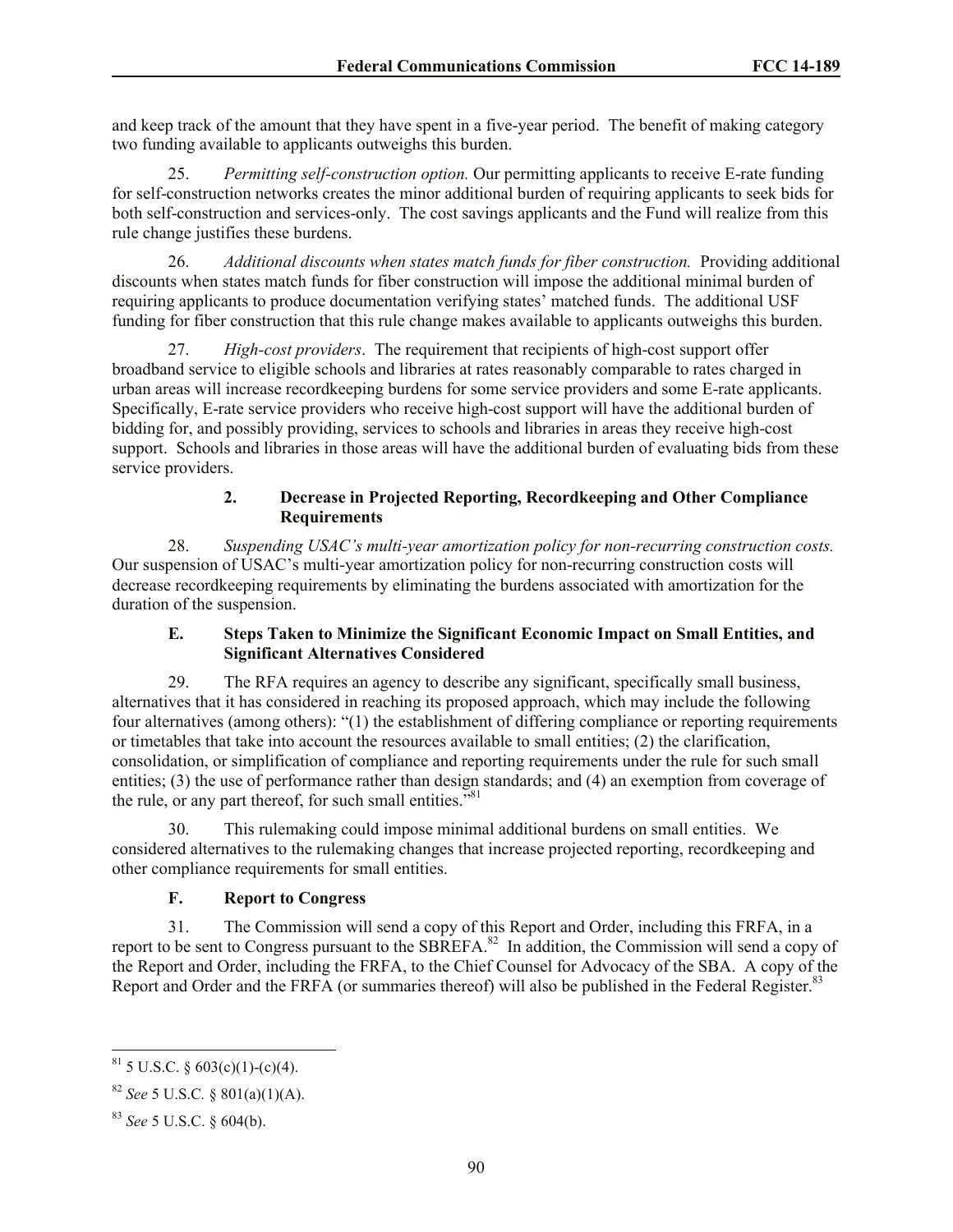and keep track of the amount that they have spent in a five-year period. The benefit of making category two funding available to applicants outweighs this burden.

25. *Permitting self-construction option.* Our permitting applicants to receive E-rate funding for self-construction networks creates the minor additional burden of requiring applicants to seek bids for both self-construction and services-only. The cost savings applicants and the Fund will realize from this rule change justifies these burdens.

26. *Additional discounts when states match funds for fiber construction.* Providing additional discounts when states match funds for fiber construction will impose the additional minimal burden of requiring applicants to produce documentation verifying states' matched funds. The additional USF funding for fiber construction that this rule change makes available to applicants outweighs this burden.

27. *High-cost providers*. The requirement that recipients of high-cost support offer broadband service to eligible schools and libraries at rates reasonably comparable to rates charged in urban areas will increase recordkeeping burdens for some service providers and some E-rate applicants. Specifically, E-rate service providers who receive high-cost support will have the additional burden of bidding for, and possibly providing, services to schools and libraries in areas they receive high-cost support. Schools and libraries in those areas will have the additional burden of evaluating bids from these service providers.

### 2. Decrease in Projected Reporting, Recordkeeping and Other Compliance Requirements

28. *Suspending USAC's multi-year amortization policy for non-recurring construction costs.* Our suspension of USAC's multi-year amortization policy for non-recurring construction costs will decrease recordkeeping requirements by eliminating the burdens associated with amortization for the duration of the suspension.

## E. Steps Taken to Minimize the Significant Economic Impact on Small Entities, and Significant Alternatives Considered

29. The RFA requires an agency to describe any significant, specifically small business, alternatives that it has considered in reaching its proposed approach, which may include the following four alternatives (among others): "(1) the establishment of differing compliance or reporting requirements or timetables that take into account the resources available to small entities; (2) the clarification, consolidation, or simplification of compliance and reporting requirements under the rule for such small entities; (3) the use of performance rather than design standards; and (4) an exemption from coverage of the rule, or any part thereof, for such small entities."[81]

30. This rulemaking could impose minimal additional burdens on small entities. We considered alternatives to the rulemaking changes that increase projected reporting, recordkeeping and other compliance requirements for small entities.

## F. Report to Congress

31. The Commission will send a copy of this Report and Order, including this FRFA, in a report to be sent to Congress pursuant to the SBREFA.[82] In addition, the Commission will send a copy of the Report and Order, including the FRFA, to the Chief Counsel for Advocacy of the SBA. A copy of the Report and Order and the FRFA (or summaries thereof) will also be published in the Federal Register.[83]

---

[81] 5 U.S.C. § 603(c)(1)-(c)(4).

[82] *See* 5 U.S.C. § 801(a)(1)(A).

[83] *See* 5 U.S.C. § 604(b).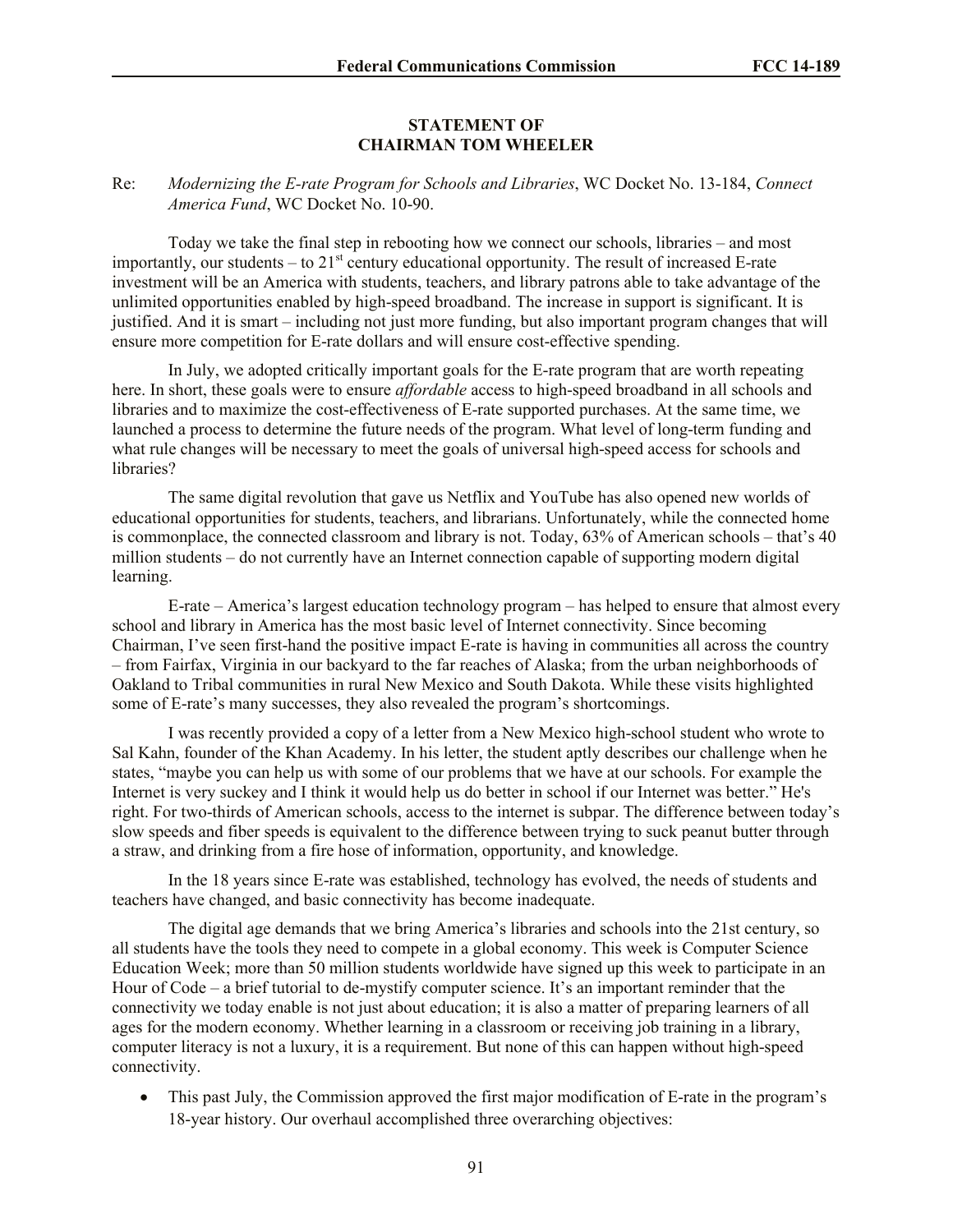**STATEMENT OF**
**CHAIRMAN TOM WHEELER**

Re: *Modernizing the E-rate Program for Schools and Libraries*, WC Docket No. 13-184, *Connect America Fund*, WC Docket No. 10-90.

Today we take the final step in rebooting how we connect our schools, libraries – and most importantly, our students – to 21st century educational opportunity. The result of increased E-rate investment will be an America with students, teachers, and library patrons able to take advantage of the unlimited opportunities enabled by high-speed broadband. The increase in support is significant. It is justified. And it is smart – including not just more funding, but also important program changes that will ensure more competition for E-rate dollars and will ensure cost-effective spending.

In July, we adopted critically important goals for the E-rate program that are worth repeating here. In short, these goals were to ensure *affordable* access to high-speed broadband in all schools and libraries and to maximize the cost-effectiveness of E-rate supported purchases. At the same time, we launched a process to determine the future needs of the program. What level of long-term funding and what rule changes will be necessary to meet the goals of universal high-speed access for schools and libraries?

The same digital revolution that gave us Netflix and YouTube has also opened new worlds of educational opportunities for students, teachers, and librarians. Unfortunately, while the connected home is commonplace, the connected classroom and library is not. Today, 63% of American schools – that's 40 million students – do not currently have an Internet connection capable of supporting modern digital learning.

E-rate – America's largest education technology program – has helped to ensure that almost every school and library in America has the most basic level of Internet connectivity. Since becoming Chairman, I've seen first-hand the positive impact E-rate is having in communities all across the country – from Fairfax, Virginia in our backyard to the far reaches of Alaska; from the urban neighborhoods of Oakland to Tribal communities in rural New Mexico and South Dakota. While these visits highlighted some of E-rate's many successes, they also revealed the program's shortcomings.

I was recently provided a copy of a letter from a New Mexico high-school student who wrote to Sal Kahn, founder of the Khan Academy. In his letter, the student aptly describes our challenge when he states, "maybe you can help us with some of our problems that we have at our schools. For example the Internet is very suckey and I think it would help us do better in school if our Internet was better." He's right. For two-thirds of American schools, access to the internet is subpar. The difference between today's slow speeds and fiber speeds is equivalent to the difference between trying to suck peanut butter through a straw, and drinking from a fire hose of information, opportunity, and knowledge.

In the 18 years since E-rate was established, technology has evolved, the needs of students and teachers have changed, and basic connectivity has become inadequate.

The digital age demands that we bring America's libraries and schools into the 21st century, so all students have the tools they need to compete in a global economy. This week is Computer Science Education Week; more than 50 million students worldwide have signed up this week to participate in an Hour of Code – a brief tutorial to de-mystify computer science. It's an important reminder that the connectivity we today enable is not just about education; it is also a matter of preparing learners of all ages for the modern economy. Whether learning in a classroom or receiving job training in a library, computer literacy is not a luxury, it is a requirement. But none of this can happen without high-speed connectivity.

- This past July, the Commission approved the first major modification of E-rate in the program's 18-year history. Our overhaul accomplished three overarching objectives: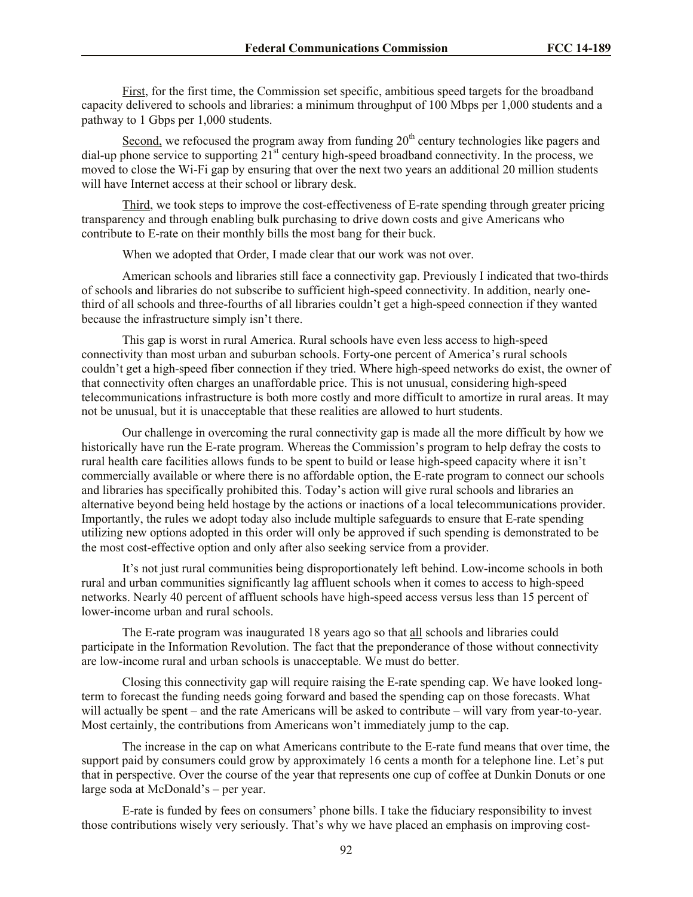First, for the first time, the Commission set specific, ambitious speed targets for the broadband capacity delivered to schools and libraries: a minimum throughput of 100 Mbps per 1,000 students and a pathway to 1 Gbps per 1,000 students.

Second, we refocused the program away from funding 20th century technologies like pagers and dial-up phone service to supporting 21st century high-speed broadband connectivity. In the process, we moved to close the Wi-Fi gap by ensuring that over the next two years an additional 20 million students will have Internet access at their school or library desk.

Third, we took steps to improve the cost-effectiveness of E-rate spending through greater pricing transparency and through enabling bulk purchasing to drive down costs and give Americans who contribute to E-rate on their monthly bills the most bang for their buck.

When we adopted that Order, I made clear that our work was not over.

American schools and libraries still face a connectivity gap. Previously I indicated that two-thirds of schools and libraries do not subscribe to sufficient high-speed connectivity. In addition, nearly one-third of all schools and three-fourths of all libraries couldn't get a high-speed connection if they wanted because the infrastructure simply isn't there.

This gap is worst in rural America. Rural schools have even less access to high-speed connectivity than most urban and suburban schools. Forty-one percent of America's rural schools couldn't get a high-speed fiber connection if they tried. Where high-speed networks do exist, the owner of that connectivity often charges an unaffordable price. This is not unusual, considering high-speed telecommunications infrastructure is both more costly and more difficult to amortize in rural areas. It may not be unusual, but it is unacceptable that these realities are allowed to hurt students.

Our challenge in overcoming the rural connectivity gap is made all the more difficult by how we historically have run the E-rate program. Whereas the Commission's program to help defray the costs to rural health care facilities allows funds to be spent to build or lease high-speed capacity where it isn't commercially available or where there is no affordable option, the E-rate program to connect our schools and libraries has specifically prohibited this. Today's action will give rural schools and libraries an alternative beyond being held hostage by the actions or inactions of a local telecommunications provider. Importantly, the rules we adopt today also include multiple safeguards to ensure that E-rate spending utilizing new options adopted in this order will only be approved if such spending is demonstrated to be the most cost-effective option and only after also seeking service from a provider.

It's not just rural communities being disproportionately left behind. Low-income schools in both rural and urban communities significantly lag affluent schools when it comes to access to high-speed networks. Nearly 40 percent of affluent schools have high-speed access versus less than 15 percent of lower-income urban and rural schools.

The E-rate program was inaugurated 18 years ago so that all schools and libraries could participate in the Information Revolution. The fact that the preponderance of those without connectivity are low-income rural and urban schools is unacceptable. We must do better.

Closing this connectivity gap will require raising the E-rate spending cap. We have looked long-term to forecast the funding needs going forward and based the spending cap on those forecasts. What will actually be spent – and the rate Americans will be asked to contribute – will vary from year-to-year. Most certainly, the contributions from Americans won't immediately jump to the cap.

The increase in the cap on what Americans contribute to the E-rate fund means that over time, the support paid by consumers could grow by approximately 16 cents a month for a telephone line. Let's put that in perspective. Over the course of the year that represents one cup of coffee at Dunkin Donuts or one large soda at McDonald's – per year.

E-rate is funded by fees on consumers' phone bills. I take the fiduciary responsibility to invest those contributions wisely very seriously. That's why we have placed an emphasis on improving cost-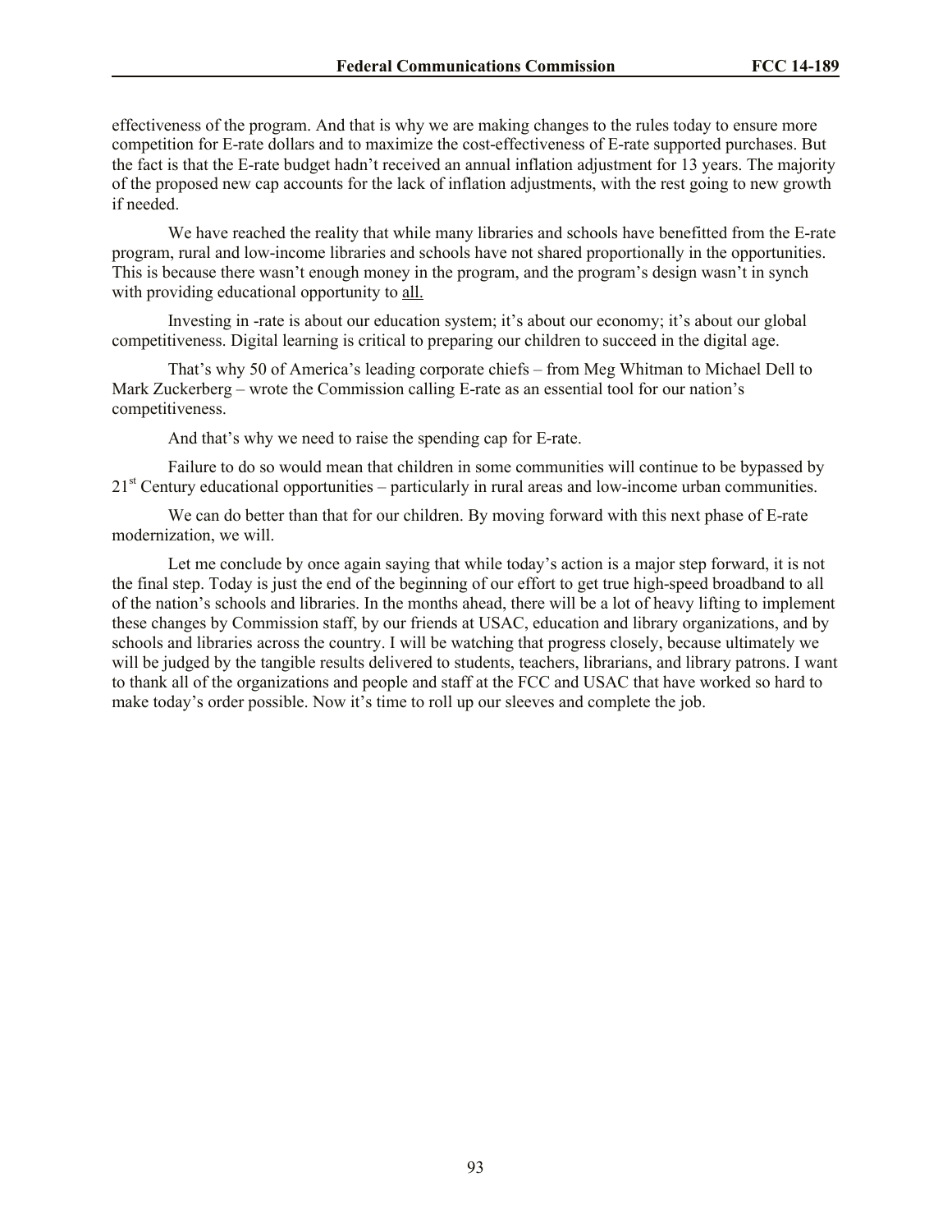effectiveness of the program. And that is why we are making changes to the rules today to ensure more competition for E-rate dollars and to maximize the cost-effectiveness of E-rate supported purchases. But the fact is that the E-rate budget hadn't received an annual inflation adjustment for 13 years. The majority of the proposed new cap accounts for the lack of inflation adjustments, with the rest going to new growth if needed.

We have reached the reality that while many libraries and schools have benefitted from the E-rate program, rural and low-income libraries and schools have not shared proportionally in the opportunities. This is because there wasn't enough money in the program, and the program's design wasn't in synch with providing educational opportunity to all.

Investing in -rate is about our education system; it's about our economy; it's about our global competitiveness. Digital learning is critical to preparing our children to succeed in the digital age.

That's why 50 of America's leading corporate chiefs – from Meg Whitman to Michael Dell to Mark Zuckerberg – wrote the Commission calling E-rate as an essential tool for our nation's competitiveness.

And that's why we need to raise the spending cap for E-rate.

Failure to do so would mean that children in some communities will continue to be bypassed by 21st Century educational opportunities – particularly in rural areas and low-income urban communities.

We can do better than that for our children. By moving forward with this next phase of E-rate modernization, we will.

Let me conclude by once again saying that while today's action is a major step forward, it is not the final step. Today is just the end of the beginning of our effort to get true high-speed broadband to all of the nation's schools and libraries. In the months ahead, there will be a lot of heavy lifting to implement these changes by Commission staff, by our friends at USAC, education and library organizations, and by schools and libraries across the country. I will be watching that progress closely, because ultimately we will be judged by the tangible results delivered to students, teachers, librarians, and library patrons. I want to thank all of the organizations and people and staff at the FCC and USAC that have worked so hard to make today's order possible. Now it's time to roll up our sleeves and complete the job.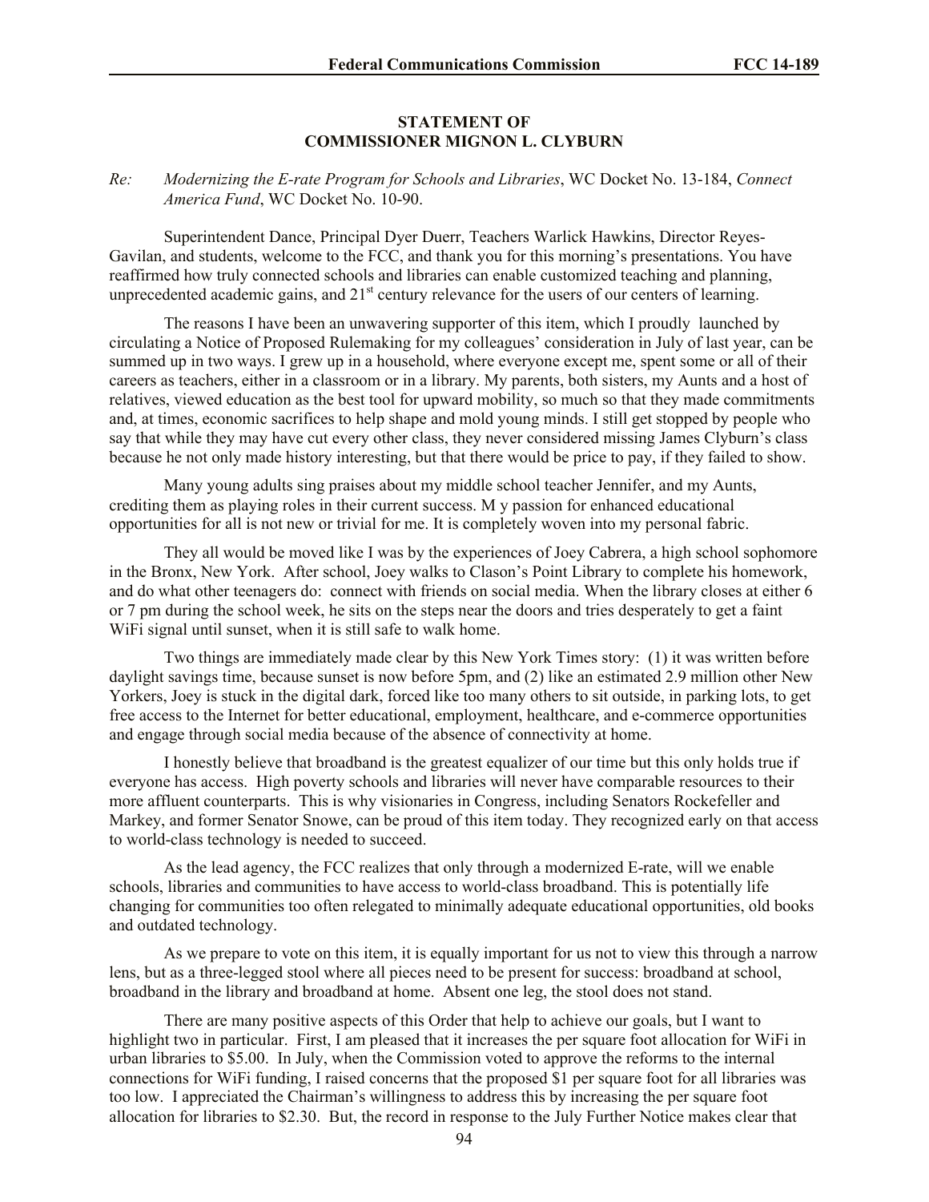**STATEMENT OF**
**COMMISSIONER MIGNON L. CLYBURN**

*Re: Modernizing the E-rate Program for Schools and Libraries*, WC Docket No. 13-184, *Connect America Fund*, WC Docket No. 10-90.

Superintendent Dance, Principal Dyer Duerr, Teachers Warlick Hawkins, Director Reyes-Gavilan, and students, welcome to the FCC, and thank you for this morning's presentations. You have reaffirmed how truly connected schools and libraries can enable customized teaching and planning, unprecedented academic gains, and 21st century relevance for the users of our centers of learning.

The reasons I have been an unwavering supporter of this item, which I proudly launched by circulating a Notice of Proposed Rulemaking for my colleagues' consideration in July of last year, can be summed up in two ways. I grew up in a household, where everyone except me, spent some or all of their careers as teachers, either in a classroom or in a library. My parents, both sisters, my Aunts and a host of relatives, viewed education as the best tool for upward mobility, so much so that they made commitments and, at times, economic sacrifices to help shape and mold young minds. I still get stopped by people who say that while they may have cut every other class, they never considered missing James Clyburn's class because he not only made history interesting, but that there would be price to pay, if they failed to show.

Many young adults sing praises about my middle school teacher Jennifer, and my Aunts, crediting them as playing roles in their current success. M y passion for enhanced educational opportunities for all is not new or trivial for me. It is completely woven into my personal fabric.

They all would be moved like I was by the experiences of Joey Cabrera, a high school sophomore in the Bronx, New York. After school, Joey walks to Clason's Point Library to complete his homework, and do what other teenagers do: connect with friends on social media. When the library closes at either 6 or 7 pm during the school week, he sits on the steps near the doors and tries desperately to get a faint WiFi signal until sunset, when it is still safe to walk home.

Two things are immediately made clear by this New York Times story: (1) it was written before daylight savings time, because sunset is now before 5pm, and (2) like an estimated 2.9 million other New Yorkers, Joey is stuck in the digital dark, forced like too many others to sit outside, in parking lots, to get free access to the Internet for better educational, employment, healthcare, and e-commerce opportunities and engage through social media because of the absence of connectivity at home.

I honestly believe that broadband is the greatest equalizer of our time but this only holds true if everyone has access. High poverty schools and libraries will never have comparable resources to their more affluent counterparts. This is why visionaries in Congress, including Senators Rockefeller and Markey, and former Senator Snowe, can be proud of this item today. They recognized early on that access to world-class technology is needed to succeed.

As the lead agency, the FCC realizes that only through a modernized E-rate, will we enable schools, libraries and communities to have access to world-class broadband. This is potentially life changing for communities too often relegated to minimally adequate educational opportunities, old books and outdated technology.

As we prepare to vote on this item, it is equally important for us not to view this through a narrow lens, but as a three-legged stool where all pieces need to be present for success: broadband at school, broadband in the library and broadband at home. Absent one leg, the stool does not stand.

There are many positive aspects of this Order that help to achieve our goals, but I want to highlight two in particular. First, I am pleased that it increases the per square foot allocation for WiFi in urban libraries to $5.00. In July, when the Commission voted to approve the reforms to the internal connections for WiFi funding, I raised concerns that the proposed $1 per square foot for all libraries was too low. I appreciated the Chairman's willingness to address this by increasing the per square foot allocation for libraries to $2.30. But, the record in response to the July Further Notice makes clear that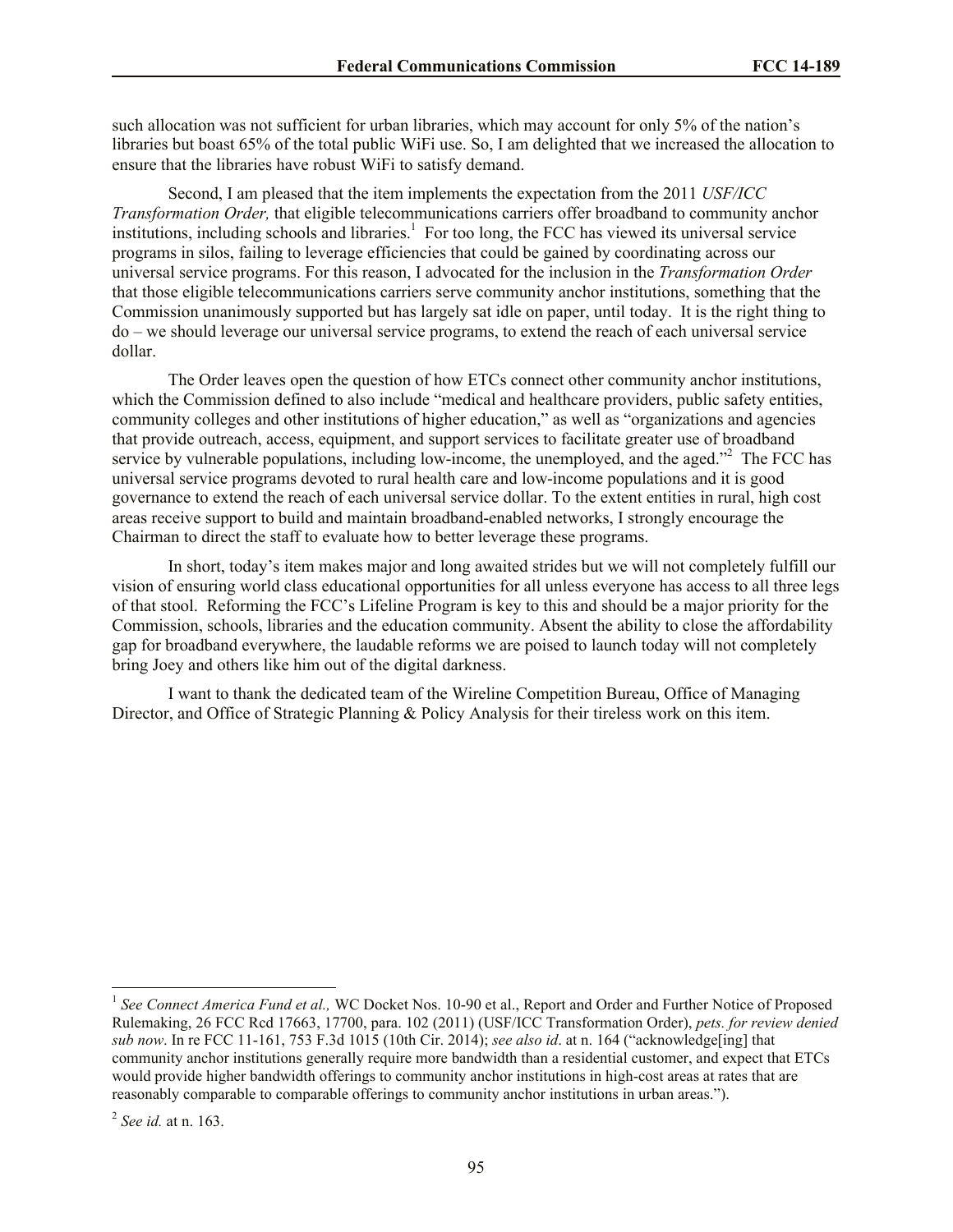such allocation was not sufficient for urban libraries, which may account for only 5% of the nation's libraries but boast 65% of the total public WiFi use. So, I am delighted that we increased the allocation to ensure that the libraries have robust WiFi to satisfy demand.

Second, I am pleased that the item implements the expectation from the 2011 *USF/ICC Transformation Order,* that eligible telecommunications carriers offer broadband to community anchor institutions, including schools and libraries.[1] For too long, the FCC has viewed its universal service programs in silos, failing to leverage efficiencies that could be gained by coordinating across our universal service programs. For this reason, I advocated for the inclusion in the *Transformation Order* that those eligible telecommunications carriers serve community anchor institutions, something that the Commission unanimously supported but has largely sat idle on paper, until today. It is the right thing to do – we should leverage our universal service programs, to extend the reach of each universal service dollar.

The Order leaves open the question of how ETCs connect other community anchor institutions, which the Commission defined to also include "medical and healthcare providers, public safety entities, community colleges and other institutions of higher education," as well as "organizations and agencies that provide outreach, access, equipment, and support services to facilitate greater use of broadband service by vulnerable populations, including low-income, the unemployed, and the aged."[2] The FCC has universal service programs devoted to rural health care and low-income populations and it is good governance to extend the reach of each universal service dollar. To the extent entities in rural, high cost areas receive support to build and maintain broadband-enabled networks, I strongly encourage the Chairman to direct the staff to evaluate how to better leverage these programs.

In short, today's item makes major and long awaited strides but we will not completely fulfill our vision of ensuring world class educational opportunities for all unless everyone has access to all three legs of that stool. Reforming the FCC's Lifeline Program is key to this and should be a major priority for the Commission, schools, libraries and the education community. Absent the ability to close the affordability gap for broadband everywhere, the laudable reforms we are poised to launch today will not completely bring Joey and others like him out of the digital darkness.

I want to thank the dedicated team of the Wireline Competition Bureau, Office of Managing Director, and Office of Strategic Planning & Policy Analysis for their tireless work on this item.

---

[1] *See Connect America Fund et al.,* WC Docket Nos. 10-90 et al., Report and Order and Further Notice of Proposed Rulemaking, 26 FCC Rcd 17663, 17700, para. 102 (2011) (USF/ICC Transformation Order), *pets. for review denied sub now*. In re FCC 11-161, 753 F.3d 1015 (10th Cir. 2014); *see also id*. at n. 164 ("acknowledge[ing] that community anchor institutions generally require more bandwidth than a residential customer, and expect that ETCs would provide higher bandwidth offerings to community anchor institutions in high-cost areas at rates that are reasonably comparable to comparable offerings to community anchor institutions in urban areas.").

[2] *See id.* at n. 163.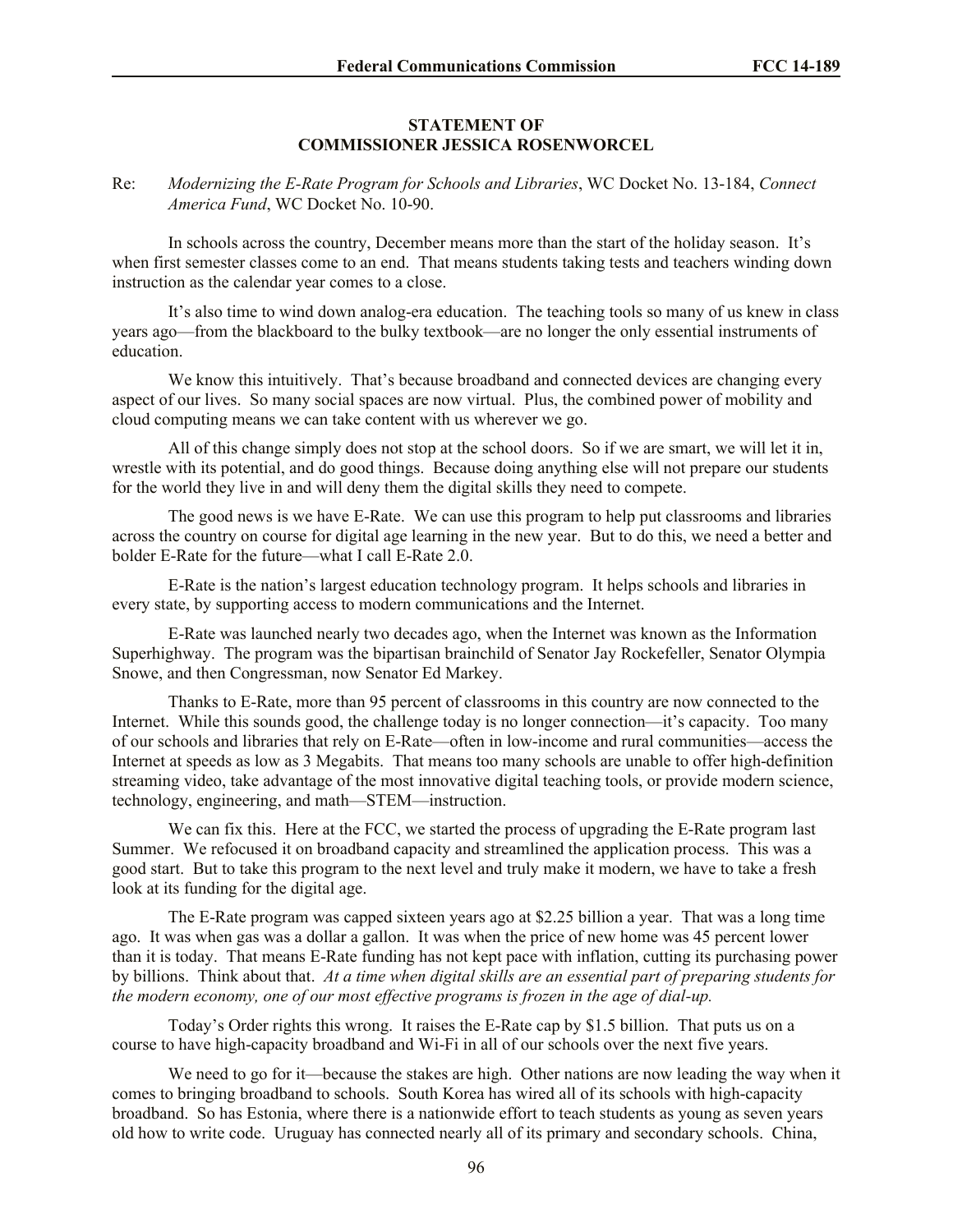**STATEMENT OF**
**COMMISSIONER JESSICA ROSENWORCEL**

Re: *Modernizing the E-Rate Program for Schools and Libraries*, WC Docket No. 13-184, *Connect America Fund*, WC Docket No. 10-90.

In schools across the country, December means more than the start of the holiday season. It's when first semester classes come to an end. That means students taking tests and teachers winding down instruction as the calendar year comes to a close.

It's also time to wind down analog-era education. The teaching tools so many of us knew in class years ago—from the blackboard to the bulky textbook—are no longer the only essential instruments of education.

We know this intuitively. That's because broadband and connected devices are changing every aspect of our lives. So many social spaces are now virtual. Plus, the combined power of mobility and cloud computing means we can take content with us wherever we go.

All of this change simply does not stop at the school doors. So if we are smart, we will let it in, wrestle with its potential, and do good things. Because doing anything else will not prepare our students for the world they live in and will deny them the digital skills they need to compete.

The good news is we have E-Rate. We can use this program to help put classrooms and libraries across the country on course for digital age learning in the new year. But to do this, we need a better and bolder E-Rate for the future—what I call E-Rate 2.0.

E-Rate is the nation's largest education technology program. It helps schools and libraries in every state, by supporting access to modern communications and the Internet.

E-Rate was launched nearly two decades ago, when the Internet was known as the Information Superhighway. The program was the bipartisan brainchild of Senator Jay Rockefeller, Senator Olympia Snowe, and then Congressman, now Senator Ed Markey.

Thanks to E-Rate, more than 95 percent of classrooms in this country are now connected to the Internet. While this sounds good, the challenge today is no longer connection—it's capacity. Too many of our schools and libraries that rely on E-Rate—often in low-income and rural communities—access the Internet at speeds as low as 3 Megabits. That means too many schools are unable to offer high-definition streaming video, take advantage of the most innovative digital teaching tools, or provide modern science, technology, engineering, and math—STEM—instruction.

We can fix this. Here at the FCC, we started the process of upgrading the E-Rate program last Summer. We refocused it on broadband capacity and streamlined the application process. This was a good start. But to take this program to the next level and truly make it modern, we have to take a fresh look at its funding for the digital age.

The E-Rate program was capped sixteen years ago at $2.25 billion a year. That was a long time ago. It was when gas was a dollar a gallon. It was when the price of new home was 45 percent lower than it is today. That means E-Rate funding has not kept pace with inflation, cutting its purchasing power by billions. Think about that. *At a time when digital skills are an essential part of preparing students for the modern economy, one of our most effective programs is frozen in the age of dial-up.*

Today's Order rights this wrong. It raises the E-Rate cap by $1.5 billion. That puts us on a course to have high-capacity broadband and Wi-Fi in all of our schools over the next five years.

We need to go for it—because the stakes are high. Other nations are now leading the way when it comes to bringing broadband to schools. South Korea has wired all of its schools with high-capacity broadband. So has Estonia, where there is a nationwide effort to teach students as young as seven years old how to write code. Uruguay has connected nearly all of its primary and secondary schools. China,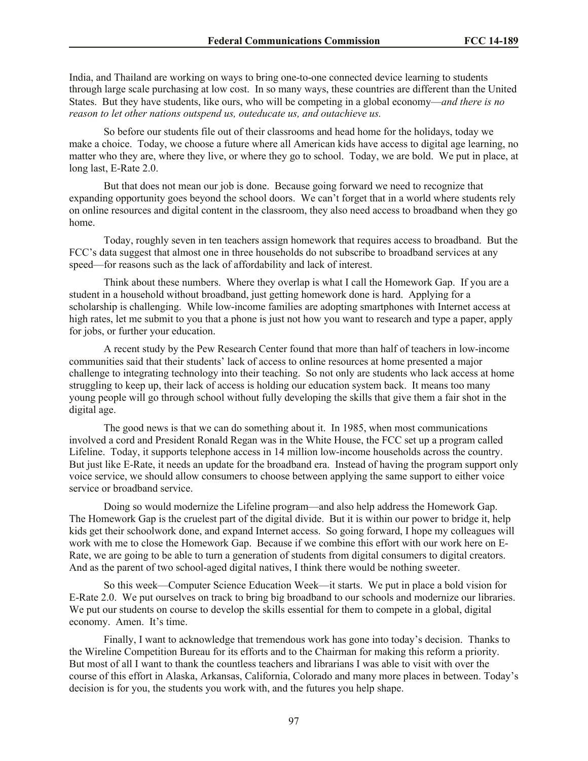India, and Thailand are working on ways to bring one-to-one connected device learning to students through large scale purchasing at low cost. In so many ways, these countries are different than the United States. But they have students, like ours, who will be competing in a global economy—*and there is no reason to let other nations outspend us, outeducate us, and outachieve us.*

So before our students file out of their classrooms and head home for the holidays, today we make a choice. Today, we choose a future where all American kids have access to digital age learning, no matter who they are, where they live, or where they go to school. Today, we are bold. We put in place, at long last, E-Rate 2.0.

But that does not mean our job is done. Because going forward we need to recognize that expanding opportunity goes beyond the school doors. We can't forget that in a world where students rely on online resources and digital content in the classroom, they also need access to broadband when they go home.

Today, roughly seven in ten teachers assign homework that requires access to broadband. But the FCC's data suggest that almost one in three households do not subscribe to broadband services at any speed—for reasons such as the lack of affordability and lack of interest.

Think about these numbers. Where they overlap is what I call the Homework Gap. If you are a student in a household without broadband, just getting homework done is hard. Applying for a scholarship is challenging. While low-income families are adopting smartphones with Internet access at high rates, let me submit to you that a phone is just not how you want to research and type a paper, apply for jobs, or further your education.

A recent study by the Pew Research Center found that more than half of teachers in low-income communities said that their students' lack of access to online resources at home presented a major challenge to integrating technology into their teaching. So not only are students who lack access at home struggling to keep up, their lack of access is holding our education system back. It means too many young people will go through school without fully developing the skills that give them a fair shot in the digital age.

The good news is that we can do something about it. In 1985, when most communications involved a cord and President Ronald Regan was in the White House, the FCC set up a program called Lifeline. Today, it supports telephone access in 14 million low-income households across the country. But just like E-Rate, it needs an update for the broadband era. Instead of having the program support only voice service, we should allow consumers to choose between applying the same support to either voice service or broadband service.

Doing so would modernize the Lifeline program—and also help address the Homework Gap. The Homework Gap is the cruelest part of the digital divide. But it is within our power to bridge it, help kids get their schoolwork done, and expand Internet access. So going forward, I hope my colleagues will work with me to close the Homework Gap. Because if we combine this effort with our work here on E-Rate, we are going to be able to turn a generation of students from digital consumers to digital creators. And as the parent of two school-aged digital natives, I think there would be nothing sweeter.

So this week—Computer Science Education Week—it starts. We put in place a bold vision for E-Rate 2.0. We put ourselves on track to bring big broadband to our schools and modernize our libraries. We put our students on course to develop the skills essential for them to compete in a global, digital economy. Amen. It's time.

Finally, I want to acknowledge that tremendous work has gone into today's decision. Thanks to the Wireline Competition Bureau for its efforts and to the Chairman for making this reform a priority. But most of all I want to thank the countless teachers and librarians I was able to visit with over the course of this effort in Alaska, Arkansas, California, Colorado and many more places in between. Today's decision is for you, the students you work with, and the futures you help shape.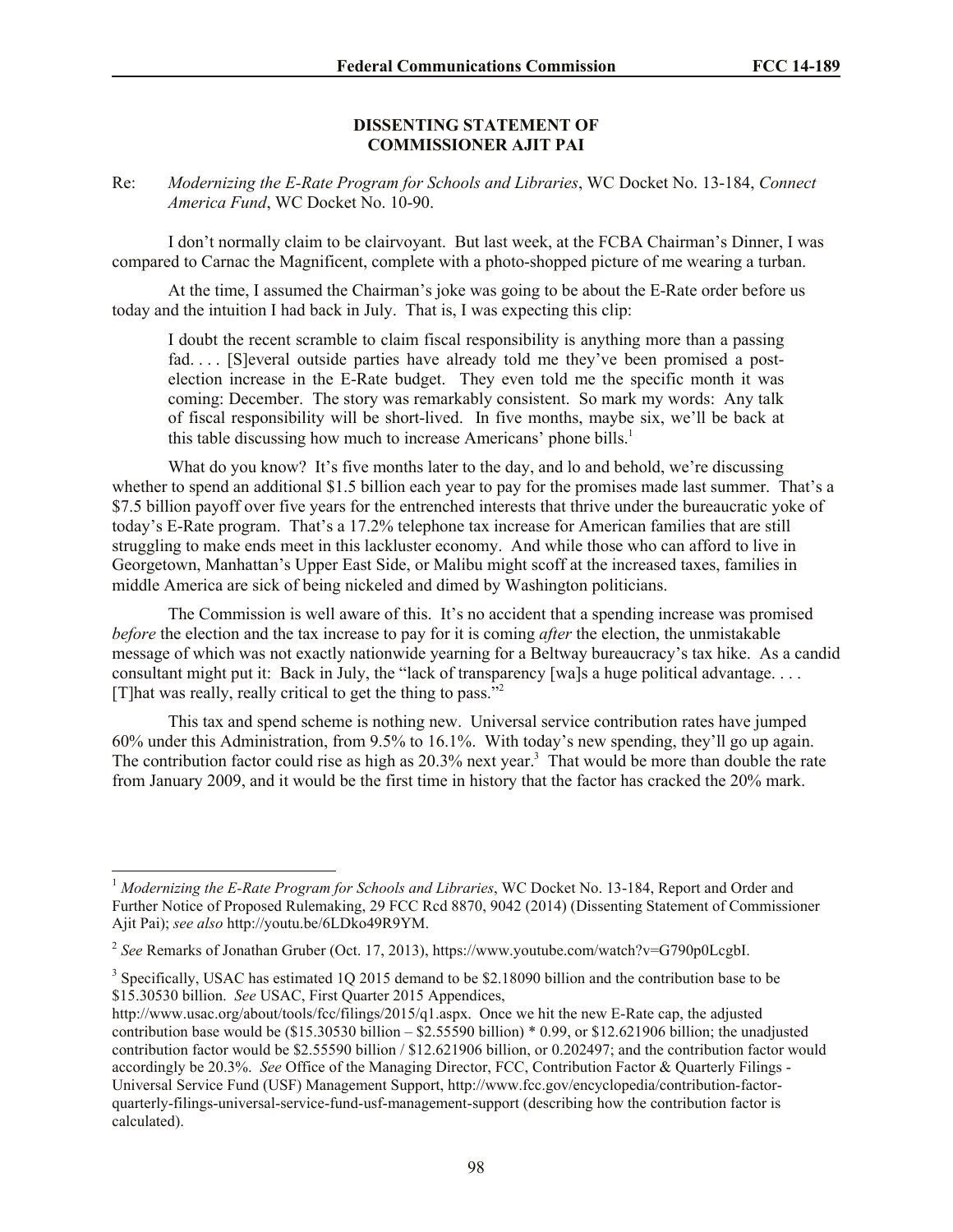**DISSENTING STATEMENT OF**
**COMMISSIONER AJIT PAI**

Re: *Modernizing the E-Rate Program for Schools and Libraries*, WC Docket No. 13-184, *Connect America Fund*, WC Docket No. 10-90.

I don't normally claim to be clairvoyant. But last week, at the FCBA Chairman's Dinner, I was compared to Carnac the Magnificent, complete with a photo-shopped picture of me wearing a turban.

At the time, I assumed the Chairman's joke was going to be about the E-Rate order before us today and the intuition I had back in July. That is, I was expecting this clip:

> I doubt the recent scramble to claim fiscal responsibility is anything more than a passing fad. . . . [S]everal outside parties have already told me they've been promised a post-election increase in the E-Rate budget. They even told me the specific month it was coming: December. The story was remarkably consistent. So mark my words: Any talk of fiscal responsibility will be short-lived. In five months, maybe six, we'll be back at this table discussing how much to increase Americans' phone bills.[1]

What do you know? It's five months later to the day, and lo and behold, we're discussing whether to spend an additional $1.5 billion each year to pay for the promises made last summer. That's a $7.5 billion payoff over five years for the entrenched interests that thrive under the bureaucratic yoke of today's E-Rate program. That's a 17.2% telephone tax increase for American families that are still struggling to make ends meet in this lackluster economy. And while those who can afford to live in Georgetown, Manhattan's Upper East Side, or Malibu might scoff at the increased taxes, families in middle America are sick of being nickeled and dimed by Washington politicians.

The Commission is well aware of this. It's no accident that a spending increase was promised *before* the election and the tax increase to pay for it is coming *after* the election, the unmistakable message of which was not exactly nationwide yearning for a Beltway bureaucracy's tax hike. As a candid consultant might put it: Back in July, the "lack of transparency [wa]s a huge political advantage. . . . [T]hat was really, really critical to get the thing to pass."[2]

This tax and spend scheme is nothing new. Universal service contribution rates have jumped 60% under this Administration, from 9.5% to 16.1%. With today's new spending, they'll go up again. The contribution factor could rise as high as 20.3% next year.[3] That would be more than double the rate from January 2009, and it would be the first time in history that the factor has cracked the 20% mark.

---

[1] *Modernizing the E-Rate Program for Schools and Libraries*, WC Docket No. 13-184, Report and Order and Further Notice of Proposed Rulemaking, 29 FCC Rcd 8870, 9042 (2014) (Dissenting Statement of Commissioner Ajit Pai); *see also* http://youtu.be/6LDko49R9YM.

[2] *See* Remarks of Jonathan Gruber (Oct. 17, 2013), https://www.youtube.com/watch?v=G790p0LcgbI.

[3] Specifically, USAC has estimated 1Q 2015 demand to be $2.18090 billion and the contribution base to be $15.30530 billion. *See* USAC, First Quarter 2015 Appendices, http://www.usac.org/about/tools/fcc/filings/2015/q1.aspx. Once we hit the new E-Rate cap, the adjusted contribution base would be ($15.30530 billion – $2.55590 billion) * 0.99, or $12.621906 billion; the unadjusted contribution factor would be $2.55590 billion / $12.621906 billion, or 0.202497; and the contribution factor would accordingly be 20.3%. *See* Office of the Managing Director, FCC, Contribution Factor & Quarterly Filings - Universal Service Fund (USF) Management Support, http://www.fcc.gov/encyclopedia/contribution-factor-quarterly-filings-universal-service-fund-usf-management-support (describing how the contribution factor is calculated).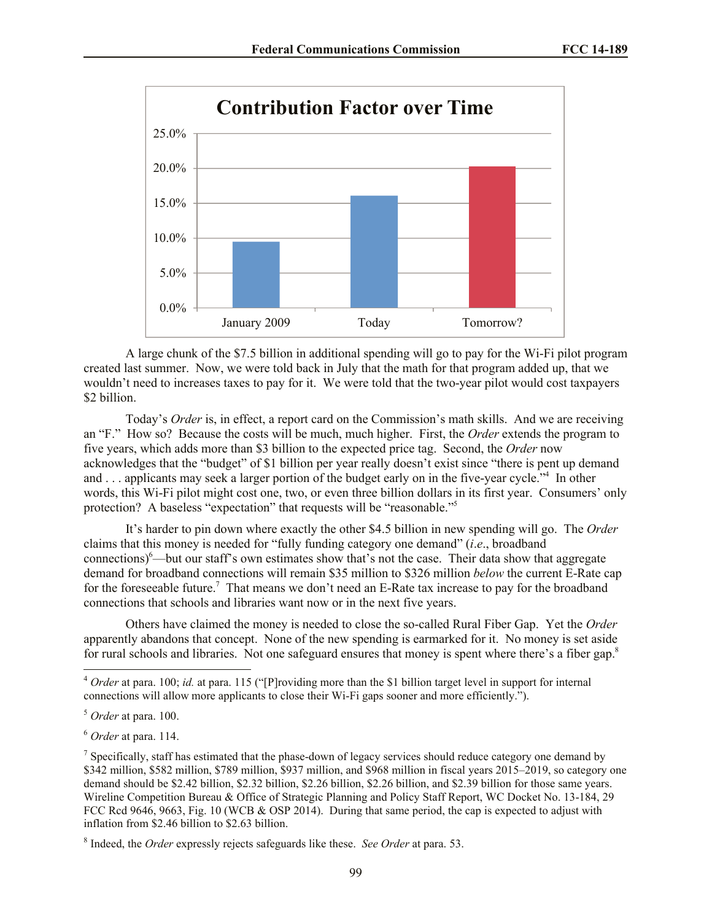**Contribution Factor over Time**

| | Contribution Factor |
|---|---|
| January 2009 | ~9.5% |
| Today | ~16.1% |
| Tomorrow? | ~20.3% |

A large chunk of the $7.5 billion in additional spending will go to pay for the Wi-Fi pilot program created last summer. Now, we were told back in July that the math for that program added up, that we wouldn't need to increases taxes to pay for it. We were told that the two-year pilot would cost taxpayers $2 billion.

Today's *Order* is, in effect, a report card on the Commission's math skills. And we are receiving an "F." How so? Because the costs will be much, much higher. First, the *Order* extends the program to five years, which adds more than $3 billion to the expected price tag. Second, the *Order* now acknowledges that the "budget" of $1 billion per year really doesn't exist since "there is pent up demand and . . . applicants may seek a larger portion of the budget early on in the five-year cycle."[4] In other words, this Wi-Fi pilot might cost one, two, or even three billion dollars in its first year. Consumers' only protection? A baseless "expectation" that requests will be "reasonable."[5]

It's harder to pin down where exactly the other $4.5 billion in new spending will go. The *Order* claims that this money is needed for "fully funding category one demand" (*i.e*., broadband connections)[6]—but our staff's own estimates show that's not the case. Their data show that aggregate demand for broadband connections will remain $35 million to $326 million *below* the current E-Rate cap for the foreseeable future.[7] That means we don't need an E-Rate tax increase to pay for the broadband connections that schools and libraries want now or in the next five years.

Others have claimed the money is needed to close the so-called Rural Fiber Gap. Yet the *Order* apparently abandons that concept. None of the new spending is earmarked for it. No money is set aside for rural schools and libraries. Not one safeguard ensures that money is spent where there's a fiber gap.[8]

---

[4] *Order* at para. 100; *id.* at para. 115 ("[P]roviding more than the $1 billion target level in support for internal connections will allow more applicants to close their Wi-Fi gaps sooner and more efficiently.").

[5] *Order* at para. 100.

[6] *Order* at para. 114.

[7] Specifically, staff has estimated that the phase-down of legacy services should reduce category one demand by $342 million, $582 million, $789 million, $937 million, and $968 million in fiscal years 2015–2019, so category one demand should be $2.42 billion, $2.32 billion, $2.26 billion, $2.26 billion, and $2.39 billion for those same years. Wireline Competition Bureau & Office of Strategic Planning and Policy Staff Report, WC Docket No. 13-184, 29 FCC Rcd 9646, 9663, Fig. 10 (WCB & OSP 2014). During that same period, the cap is expected to adjust with inflation from $2.46 billion to $2.63 billion.

[8] Indeed, the *Order* expressly rejects safeguards like these. *See Order* at para. 53.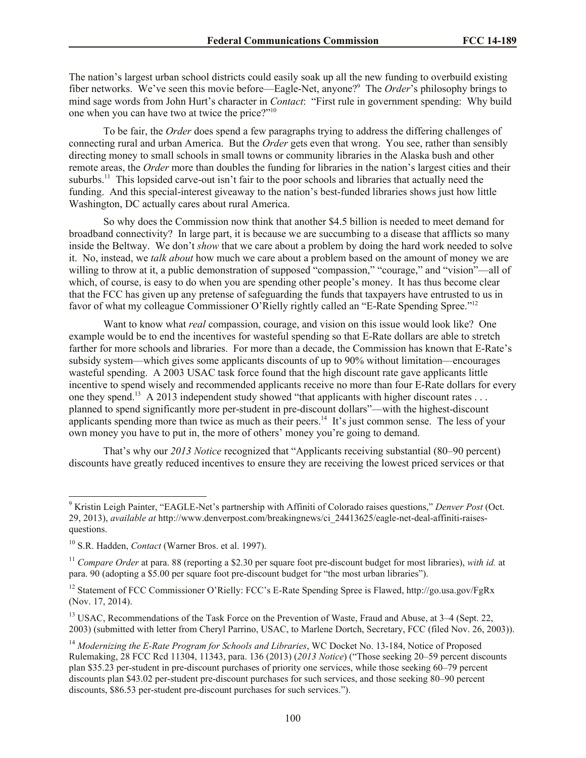The nation's largest urban school districts could easily soak up all the new funding to overbuild existing fiber networks. We've seen this movie before—Eagle-Net, anyone?[9] The *Order*'s philosophy brings to mind sage words from John Hurt's character in *Contact*: "First rule in government spending: Why build one when you can have two at twice the price?"[10]

To be fair, the *Order* does spend a few paragraphs trying to address the differing challenges of connecting rural and urban America. But the *Order* gets even that wrong. You see, rather than sensibly directing money to small schools in small towns or community libraries in the Alaska bush and other remote areas, the *Order* more than doubles the funding for libraries in the nation's largest cities and their suburbs.[11] This lopsided carve-out isn't fair to the poor schools and libraries that actually need the funding. And this special-interest giveaway to the nation's best-funded libraries shows just how little Washington, DC actually cares about rural America.

So why does the Commission now think that another $4.5 billion is needed to meet demand for broadband connectivity? In large part, it is because we are succumbing to a disease that afflicts so many inside the Beltway. We don't *show* that we care about a problem by doing the hard work needed to solve it. No, instead, we *talk about* how much we care about a problem based on the amount of money we are willing to throw at it, a public demonstration of supposed "compassion," "courage," and "vision"—all of which, of course, is easy to do when you are spending other people's money. It has thus become clear that the FCC has given up any pretense of safeguarding the funds that taxpayers have entrusted to us in favor of what my colleague Commissioner O'Rielly rightly called an "E-Rate Spending Spree."[12]

Want to know what *real* compassion, courage, and vision on this issue would look like? One example would be to end the incentives for wasteful spending so that E-Rate dollars are able to stretch farther for more schools and libraries. For more than a decade, the Commission has known that E-Rate's subsidy system—which gives some applicants discounts of up to 90% without limitation—encourages wasteful spending. A 2003 USAC task force found that the high discount rate gave applicants little incentive to spend wisely and recommended applicants receive no more than four E-Rate dollars for every one they spend.[13] A 2013 independent study showed "that applicants with higher discount rates . . . planned to spend significantly more per-student in pre-discount dollars"—with the highest-discount applicants spending more than twice as much as their peers.[14] It's just common sense. The less of your own money you have to put in, the more of others' money you're going to demand.

That's why our *2013 Notice* recognized that "Applicants receiving substantial (80–90 percent) discounts have greatly reduced incentives to ensure they are receiving the lowest priced services or that

---

[9] Kristin Leigh Painter, "EAGLE-Net's partnership with Affiniti of Colorado raises questions," *Denver Post* (Oct. 29, 2013), *available at* http://www.denverpost.com/breakingnews/ci_24413625/eagle-net-deal-affiniti-raises-questions.

[10] S.R. Hadden, *Contact* (Warner Bros. et al. 1997).

[11] *Compare Order* at para. 88 (reporting a $2.30 per square foot pre-discount budget for most libraries), *with id.* at para. 90 (adopting a $5.00 per square foot pre-discount budget for "the most urban libraries").

[12] Statement of FCC Commissioner O'Rielly: FCC's E-Rate Spending Spree is Flawed, http://go.usa.gov/FgRx (Nov. 17, 2014).

[13] USAC, Recommendations of the Task Force on the Prevention of Waste, Fraud and Abuse, at 3–4 (Sept. 22, 2003) (submitted with letter from Cheryl Parrino, USAC, to Marlene Dortch, Secretary, FCC (filed Nov. 26, 2003)).

[14] *Modernizing the E-Rate Program for Schools and Libraries*, WC Docket No. 13-184, Notice of Proposed Rulemaking, 28 FCC Rcd 11304, 11343, para. 136 (2013) (*2013 Notice*) ("Those seeking 20–59 percent discounts plan $35.23 per-student in pre-discount purchases of priority one services, while those seeking 60–79 percent discounts plan $43.02 per-student pre-discount purchases for such services, and those seeking 80–90 percent discounts, $86.53 per-student pre-discount purchases for such services.").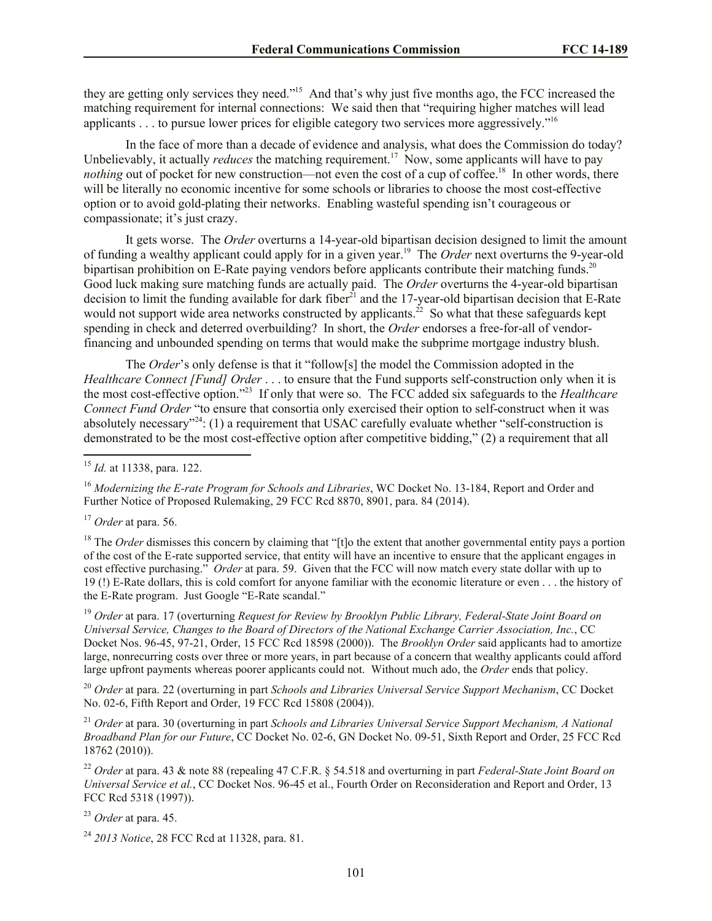they are getting only services they need."[15] And that's why just five months ago, the FCC increased the matching requirement for internal connections: We said then that "requiring higher matches will lead applicants . . . to pursue lower prices for eligible category two services more aggressively."[16]

In the face of more than a decade of evidence and analysis, what does the Commission do today? Unbelievably, it actually *reduces* the matching requirement.[17] Now, some applicants will have to pay *nothing* out of pocket for new construction—not even the cost of a cup of coffee.[18] In other words, there will be literally no economic incentive for some schools or libraries to choose the most cost-effective option or to avoid gold-plating their networks. Enabling wasteful spending isn't courageous or compassionate; it's just crazy.

It gets worse. The *Order* overturns a 14-year-old bipartisan decision designed to limit the amount of funding a wealthy applicant could apply for in a given year.[19] The *Order* next overturns the 9-year-old bipartisan prohibition on E-Rate paying vendors before applicants contribute their matching funds.[20] Good luck making sure matching funds are actually paid. The *Order* overturns the 4-year-old bipartisan decision to limit the funding available for dark fiber[21] and the 17-year-old bipartisan decision that E-Rate would not support wide area networks constructed by applicants.[22] So what that these safeguards kept spending in check and deterred overbuilding? In short, the *Order* endorses a free-for-all of vendor-financing and unbounded spending on terms that would make the subprime mortgage industry blush.

The *Order*'s only defense is that it "follow[s] the model the Commission adopted in the *Healthcare Connect [Fund] Order* . . . to ensure that the Fund supports self-construction only when it is the most cost-effective option."[23] If only that were so. The FCC added six safeguards to the *Healthcare Connect Fund Order* "to ensure that consortia only exercised their option to self-construct when it was absolutely necessary"[24]: (1) a requirement that USAC carefully evaluate whether "self-construction is demonstrated to be the most cost-effective option after competitive bidding," (2) a requirement that all

---

[15] *Id.* at 11338, para. 122.

[16] *Modernizing the E-rate Program for Schools and Libraries*, WC Docket No. 13-184, Report and Order and Further Notice of Proposed Rulemaking, 29 FCC Rcd 8870, 8901, para. 84 (2014).

[17] *Order* at para. 56.

[18] The *Order* dismisses this concern by claiming that "[t]o the extent that another governmental entity pays a portion of the cost of the E-rate supported service, that entity will have an incentive to ensure that the applicant engages in cost effective purchasing." *Order* at para. 59. Given that the FCC will now match every state dollar with up to 19 (!) E-Rate dollars, this is cold comfort for anyone familiar with the economic literature or even . . . the history of the E-Rate program. Just Google "E-Rate scandal."

[19] *Order* at para. 17 (overturning *Request for Review by Brooklyn Public Library, Federal-State Joint Board on Universal Service, Changes to the Board of Directors of the National Exchange Carrier Association, Inc.*, CC Docket Nos. 96-45, 97-21, Order, 15 FCC Rcd 18598 (2000)). The *Brooklyn Order* said applicants had to amortize large, nonrecurring costs over three or more years, in part because of a concern that wealthy applicants could afford large upfront payments whereas poorer applicants could not. Without much ado, the *Order* ends that policy.

[20] *Order* at para. 22 (overturning in part *Schools and Libraries Universal Service Support Mechanism*, CC Docket No. 02-6, Fifth Report and Order, 19 FCC Rcd 15808 (2004)).

[21] *Order* at para. 30 (overturning in part *Schools and Libraries Universal Service Support Mechanism, A National Broadband Plan for our Future*, CC Docket No. 02-6, GN Docket No. 09-51, Sixth Report and Order, 25 FCC Rcd 18762 (2010)).

[22] *Order* at para. 43 & note 88 (repealing 47 C.F.R. § 54.518 and overturning in part *Federal-State Joint Board on Universal Service et al.*, CC Docket Nos. 96-45 et al., Fourth Order on Reconsideration and Report and Order, 13 FCC Rcd 5318 (1997)).

[23] *Order* at para. 45.

[24] *2013 Notice*, 28 FCC Rcd at 11328, para. 81.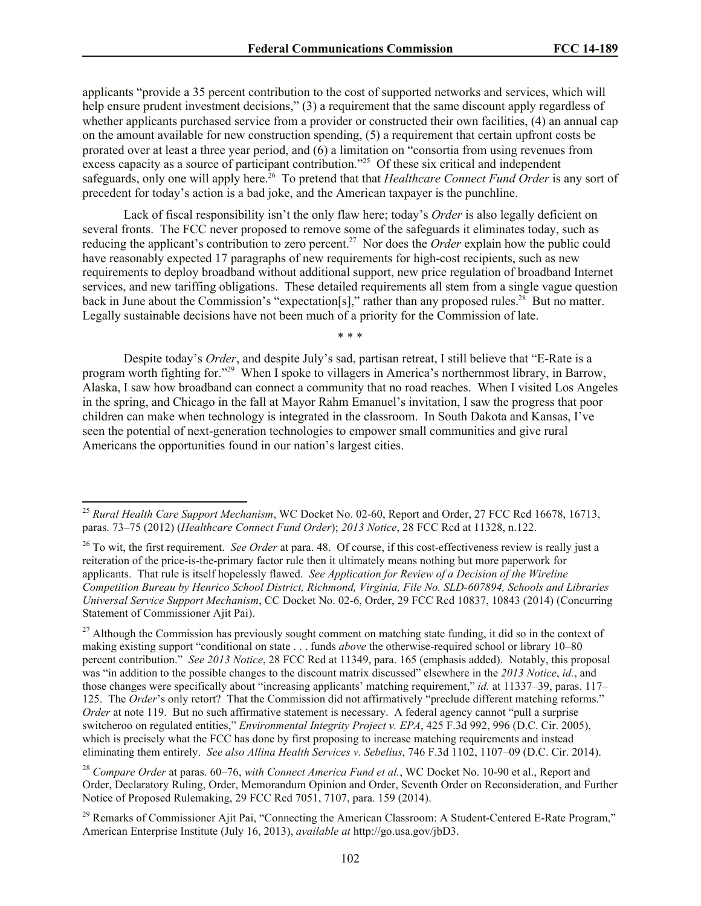applicants "provide a 35 percent contribution to the cost of supported networks and services, which will help ensure prudent investment decisions," (3) a requirement that the same discount apply regardless of whether applicants purchased service from a provider or constructed their own facilities, (4) an annual cap on the amount available for new construction spending, (5) a requirement that certain upfront costs be prorated over at least a three year period, and (6) a limitation on "consortia from using revenues from excess capacity as a source of participant contribution."[25] Of these six critical and independent safeguards, only one will apply here.[26] To pretend that that *Healthcare Connect Fund Order* is any sort of precedent for today's action is a bad joke, and the American taxpayer is the punchline.

Lack of fiscal responsibility isn't the only flaw here; today's *Order* is also legally deficient on several fronts. The FCC never proposed to remove some of the safeguards it eliminates today, such as reducing the applicant's contribution to zero percent.[27] Nor does the *Order* explain how the public could have reasonably expected 17 paragraphs of new requirements for high-cost recipients, such as new requirements to deploy broadband without additional support, new price regulation of broadband Internet services, and new tariffing obligations. These detailed requirements all stem from a single vague question back in June about the Commission's "expectation[s]," rather than any proposed rules.[28] But no matter. Legally sustainable decisions have not been much of a priority for the Commission of late.

\* \* \*

Despite today's *Order*, and despite July's sad, partisan retreat, I still believe that "E-Rate is a program worth fighting for."[29] When I spoke to villagers in America's northernmost library, in Barrow, Alaska, I saw how broadband can connect a community that no road reaches. When I visited Los Angeles in the spring, and Chicago in the fall at Mayor Rahm Emanuel's invitation, I saw the progress that poor children can make when technology is integrated in the classroom. In South Dakota and Kansas, I've seen the potential of next-generation technologies to empower small communities and give rural Americans the opportunities found in our nation's largest cities.

---

[25] *Rural Health Care Support Mechanism*, WC Docket No. 02-60, Report and Order, 27 FCC Rcd 16678, 16713, paras. 73–75 (2012) (*Healthcare Connect Fund Order*); *2013 Notice*, 28 FCC Rcd at 11328, n.122.

[26] To wit, the first requirement. *See Order* at para. 48. Of course, if this cost-effectiveness review is really just a reiteration of the price-is-the-primary factor rule then it ultimately means nothing but more paperwork for applicants. That rule is itself hopelessly flawed. *See Application for Review of a Decision of the Wireline Competition Bureau by Henrico School District, Richmond, Virginia, File No. SLD-607894, Schools and Libraries Universal Service Support Mechanism*, CC Docket No. 02-6, Order, 29 FCC Rcd 10837, 10843 (2014) (Concurring Statement of Commissioner Ajit Pai).

[27] Although the Commission has previously sought comment on matching state funding, it did so in the context of making existing support "conditional on state . . . funds *above* the otherwise-required school or library 10–80 percent contribution." *See 2013 Notice*, 28 FCC Rcd at 11349, para. 165 (emphasis added). Notably, this proposal was "in addition to the possible changes to the discount matrix discussed" elsewhere in the *2013 Notice*, *id.*, and those changes were specifically about "increasing applicants' matching requirement," *id.* at 11337–39, paras. 117–125. The *Order*'s only retort? That the Commission did not affirmatively "preclude different matching reforms." *Order* at note 119. But no such affirmative statement is necessary. A federal agency cannot "pull a surprise switcheroo on regulated entities," *Environmental Integrity Project v. EPA*, 425 F.3d 992, 996 (D.C. Cir. 2005), which is precisely what the FCC has done by first proposing to increase matching requirements and instead eliminating them entirely. *See also Allina Health Services v. Sebelius*, 746 F.3d 1102, 1107–09 (D.C. Cir. 2014).

[28] *Compare Order* at paras. 60–76, *with Connect America Fund et al.*, WC Docket No. 10-90 et al., Report and Order, Declaratory Ruling, Order, Memorandum Opinion and Order, Seventh Order on Reconsideration, and Further Notice of Proposed Rulemaking, 29 FCC Rcd 7051, 7107, para. 159 (2014).

[29] Remarks of Commissioner Ajit Pai, "Connecting the American Classroom: A Student-Centered E-Rate Program," American Enterprise Institute (July 16, 2013), *available at* http://go.usa.gov/jbD3.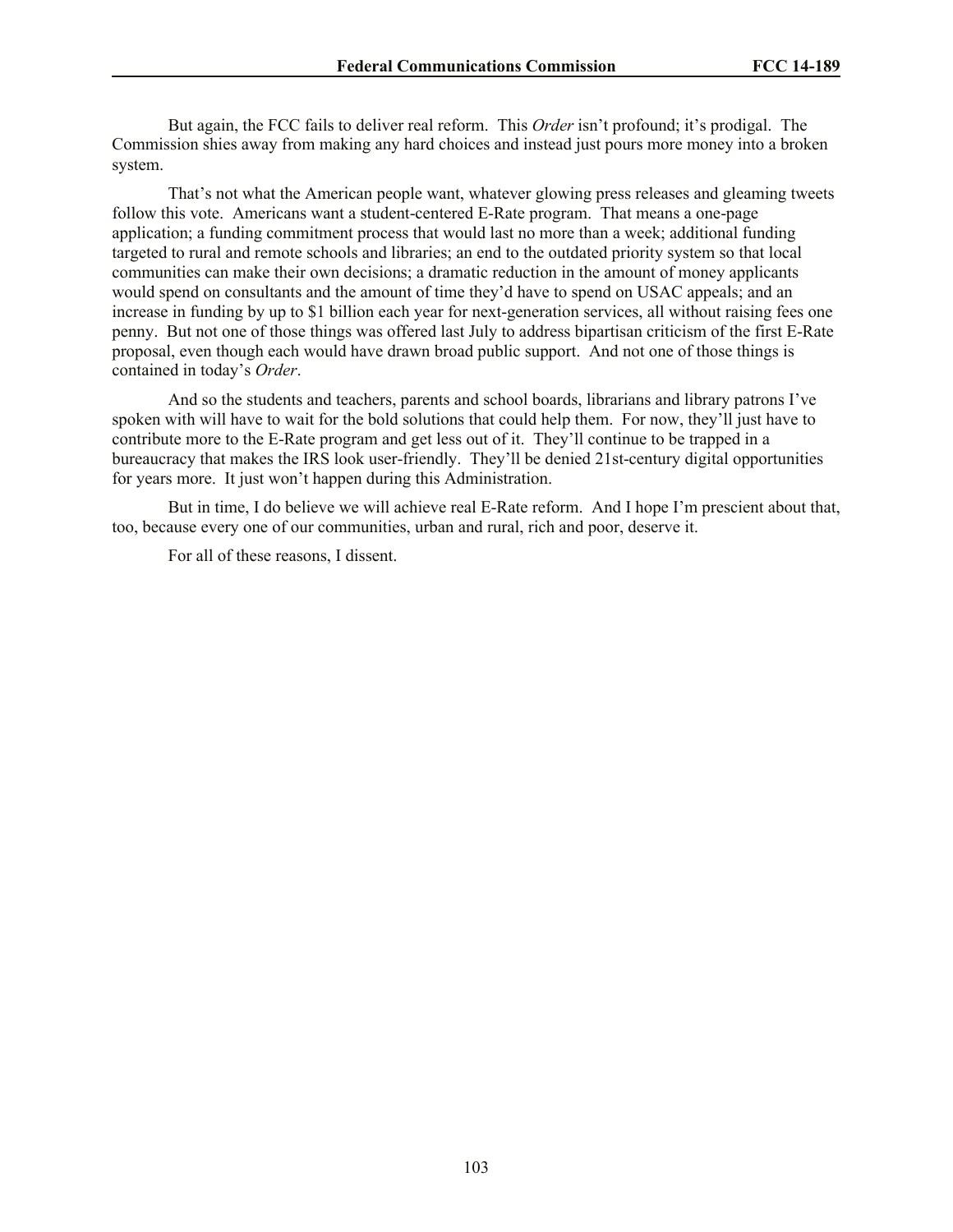But again, the FCC fails to deliver real reform. This *Order* isn't profound; it's prodigal. The Commission shies away from making any hard choices and instead just pours more money into a broken system.

That's not what the American people want, whatever glowing press releases and gleaming tweets follow this vote. Americans want a student-centered E-Rate program. That means a one-page application; a funding commitment process that would last no more than a week; additional funding targeted to rural and remote schools and libraries; an end to the outdated priority system so that local communities can make their own decisions; a dramatic reduction in the amount of money applicants would spend on consultants and the amount of time they'd have to spend on USAC appeals; and an increase in funding by up to \$1 billion each year for next-generation services, all without raising fees one penny. But not one of those things was offered last July to address bipartisan criticism of the first E-Rate proposal, even though each would have drawn broad public support. And not one of those things is contained in today's *Order*.

And so the students and teachers, parents and school boards, librarians and library patrons I've spoken with will have to wait for the bold solutions that could help them. For now, they'll just have to contribute more to the E-Rate program and get less out of it. They'll continue to be trapped in a bureaucracy that makes the IRS look user-friendly. They'll be denied 21st-century digital opportunities for years more. It just won't happen during this Administration.

But in time, I do believe we will achieve real E-Rate reform. And I hope I'm prescient about that, too, because every one of our communities, urban and rural, rich and poor, deserve it.

For all of these reasons, I dissent.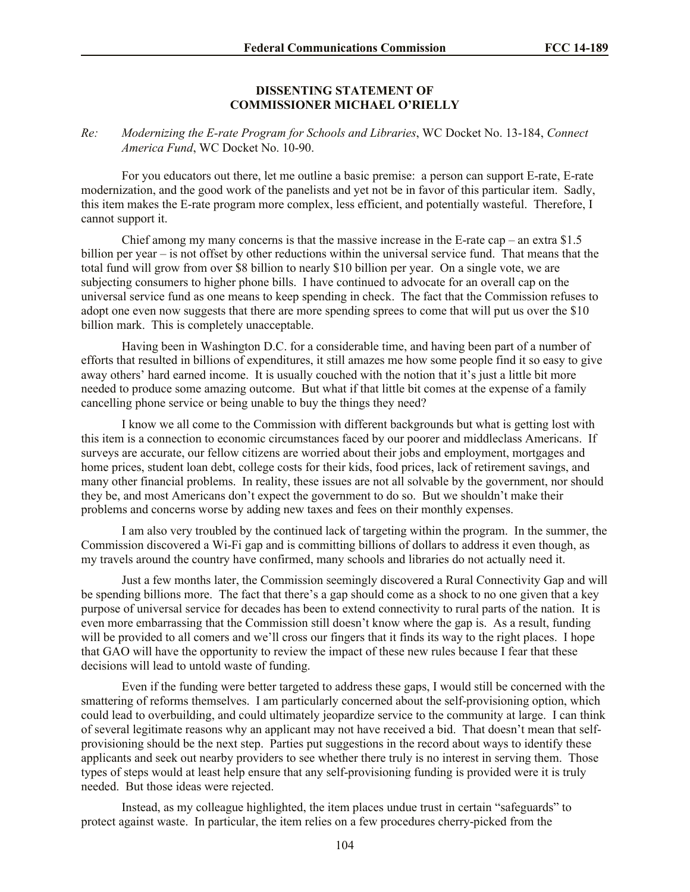**DISSENTING STATEMENT OF**
**COMMISSIONER MICHAEL O'RIELLY**

*Re:* *Modernizing the E-rate Program for Schools and Libraries*, WC Docket No. 13-184, *Connect America Fund*, WC Docket No. 10-90.

For you educators out there, let me outline a basic premise: a person can support E-rate, E-rate modernization, and the good work of the panelists and yet not be in favor of this particular item. Sadly, this item makes the E-rate program more complex, less efficient, and potentially wasteful. Therefore, I cannot support it.

Chief among my many concerns is that the massive increase in the E-rate cap – an extra $1.5 billion per year – is not offset by other reductions within the universal service fund. That means that the total fund will grow from over $8 billion to nearly $10 billion per year. On a single vote, we are subjecting consumers to higher phone bills. I have continued to advocate for an overall cap on the universal service fund as one means to keep spending in check. The fact that the Commission refuses to adopt one even now suggests that there are more spending sprees to come that will put us over the $10 billion mark. This is completely unacceptable.

Having been in Washington D.C. for a considerable time, and having been part of a number of efforts that resulted in billions of expenditures, it still amazes me how some people find it so easy to give away others' hard earned income. It is usually couched with the notion that it's just a little bit more needed to produce some amazing outcome. But what if that little bit comes at the expense of a family cancelling phone service or being unable to buy the things they need?

I know we all come to the Commission with different backgrounds but what is getting lost with this item is a connection to economic circumstances faced by our poorer and middleclass Americans. If surveys are accurate, our fellow citizens are worried about their jobs and employment, mortgages and home prices, student loan debt, college costs for their kids, food prices, lack of retirement savings, and many other financial problems. In reality, these issues are not all solvable by the government, nor should they be, and most Americans don't expect the government to do so. But we shouldn't make their problems and concerns worse by adding new taxes and fees on their monthly expenses.

I am also very troubled by the continued lack of targeting within the program. In the summer, the Commission discovered a Wi-Fi gap and is committing billions of dollars to address it even though, as my travels around the country have confirmed, many schools and libraries do not actually need it.

Just a few months later, the Commission seemingly discovered a Rural Connectivity Gap and will be spending billions more. The fact that there's a gap should come as a shock to no one given that a key purpose of universal service for decades has been to extend connectivity to rural parts of the nation. It is even more embarrassing that the Commission still doesn't know where the gap is. As a result, funding will be provided to all comers and we'll cross our fingers that it finds its way to the right places. I hope that GAO will have the opportunity to review the impact of these new rules because I fear that these decisions will lead to untold waste of funding.

Even if the funding were better targeted to address these gaps, I would still be concerned with the smattering of reforms themselves. I am particularly concerned about the self-provisioning option, which could lead to overbuilding, and could ultimately jeopardize service to the community at large. I can think of several legitimate reasons why an applicant may not have received a bid. That doesn't mean that self-provisioning should be the next step. Parties put suggestions in the record about ways to identify these applicants and seek out nearby providers to see whether there truly is no interest in serving them. Those types of steps would at least help ensure that any self-provisioning funding is provided were it is truly needed. But those ideas were rejected.

Instead, as my colleague highlighted, the item places undue trust in certain "safeguards" to protect against waste. In particular, the item relies on a few procedures cherry-picked from the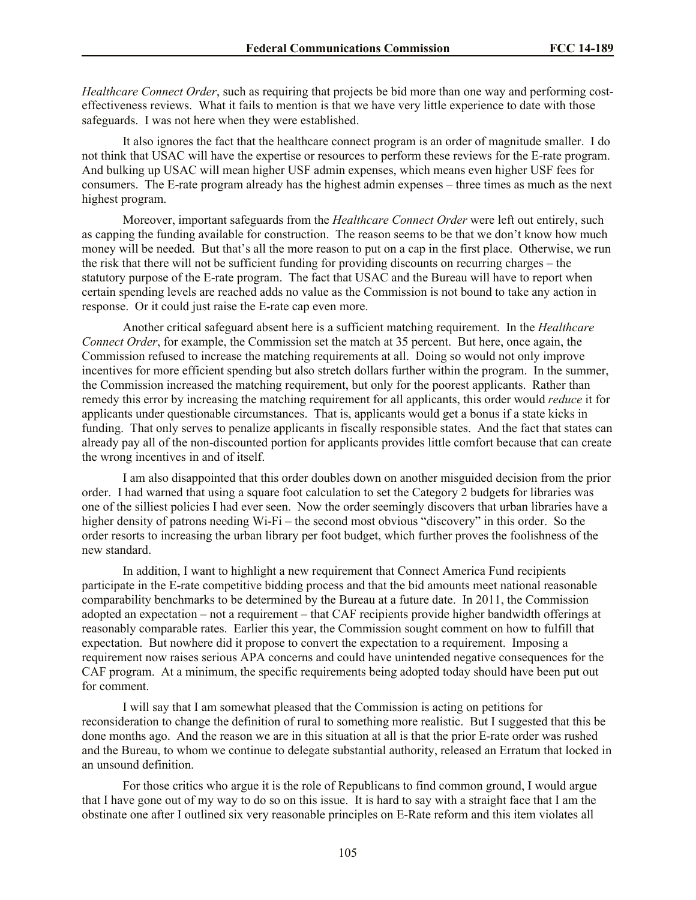*Healthcare Connect Order*, such as requiring that projects be bid more than one way and performing cost-effectiveness reviews. What it fails to mention is that we have very little experience to date with those safeguards. I was not here when they were established.

It also ignores the fact that the healthcare connect program is an order of magnitude smaller. I do not think that USAC will have the expertise or resources to perform these reviews for the E-rate program. And bulking up USAC will mean higher USF admin expenses, which means even higher USF fees for consumers. The E-rate program already has the highest admin expenses – three times as much as the next highest program.

Moreover, important safeguards from the *Healthcare Connect Order* were left out entirely, such as capping the funding available for construction. The reason seems to be that we don't know how much money will be needed. But that's all the more reason to put on a cap in the first place. Otherwise, we run the risk that there will not be sufficient funding for providing discounts on recurring charges – the statutory purpose of the E-rate program. The fact that USAC and the Bureau will have to report when certain spending levels are reached adds no value as the Commission is not bound to take any action in response. Or it could just raise the E-rate cap even more.

Another critical safeguard absent here is a sufficient matching requirement. In the *Healthcare Connect Order*, for example, the Commission set the match at 35 percent. But here, once again, the Commission refused to increase the matching requirements at all. Doing so would not only improve incentives for more efficient spending but also stretch dollars further within the program. In the summer, the Commission increased the matching requirement, but only for the poorest applicants. Rather than remedy this error by increasing the matching requirement for all applicants, this order would *reduce* it for applicants under questionable circumstances. That is, applicants would get a bonus if a state kicks in funding. That only serves to penalize applicants in fiscally responsible states. And the fact that states can already pay all of the non-discounted portion for applicants provides little comfort because that can create the wrong incentives in and of itself.

I am also disappointed that this order doubles down on another misguided decision from the prior order. I had warned that using a square foot calculation to set the Category 2 budgets for libraries was one of the silliest policies I had ever seen. Now the order seemingly discovers that urban libraries have a higher density of patrons needing Wi-Fi – the second most obvious "discovery" in this order. So the order resorts to increasing the urban library per foot budget, which further proves the foolishness of the new standard.

In addition, I want to highlight a new requirement that Connect America Fund recipients participate in the E-rate competitive bidding process and that the bid amounts meet national reasonable comparability benchmarks to be determined by the Bureau at a future date. In 2011, the Commission adopted an expectation – not a requirement – that CAF recipients provide higher bandwidth offerings at reasonably comparable rates. Earlier this year, the Commission sought comment on how to fulfill that expectation. But nowhere did it propose to convert the expectation to a requirement. Imposing a requirement now raises serious APA concerns and could have unintended negative consequences for the CAF program. At a minimum, the specific requirements being adopted today should have been put out for comment.

I will say that I am somewhat pleased that the Commission is acting on petitions for reconsideration to change the definition of rural to something more realistic. But I suggested that this be done months ago. And the reason we are in this situation at all is that the prior E-rate order was rushed and the Bureau, to whom we continue to delegate substantial authority, released an Erratum that locked in an unsound definition.

For those critics who argue it is the role of Republicans to find common ground, I would argue that I have gone out of my way to do so on this issue. It is hard to say with a straight face that I am the obstinate one after I outlined six very reasonable principles on E-Rate reform and this item violates all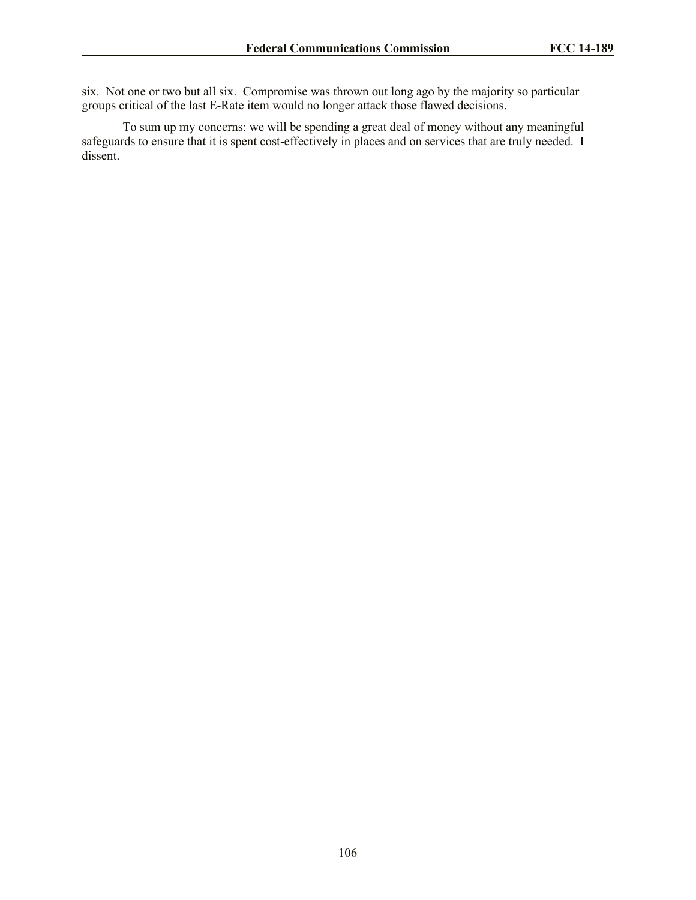six. Not one or two but all six. Compromise was thrown out long ago by the majority so particular groups critical of the last E-Rate item would no longer attack those flawed decisions.

To sum up my concerns: we will be spending a great deal of money without any meaningful safeguards to ensure that it is spent cost-effectively in places and on services that are truly needed. I dissent.